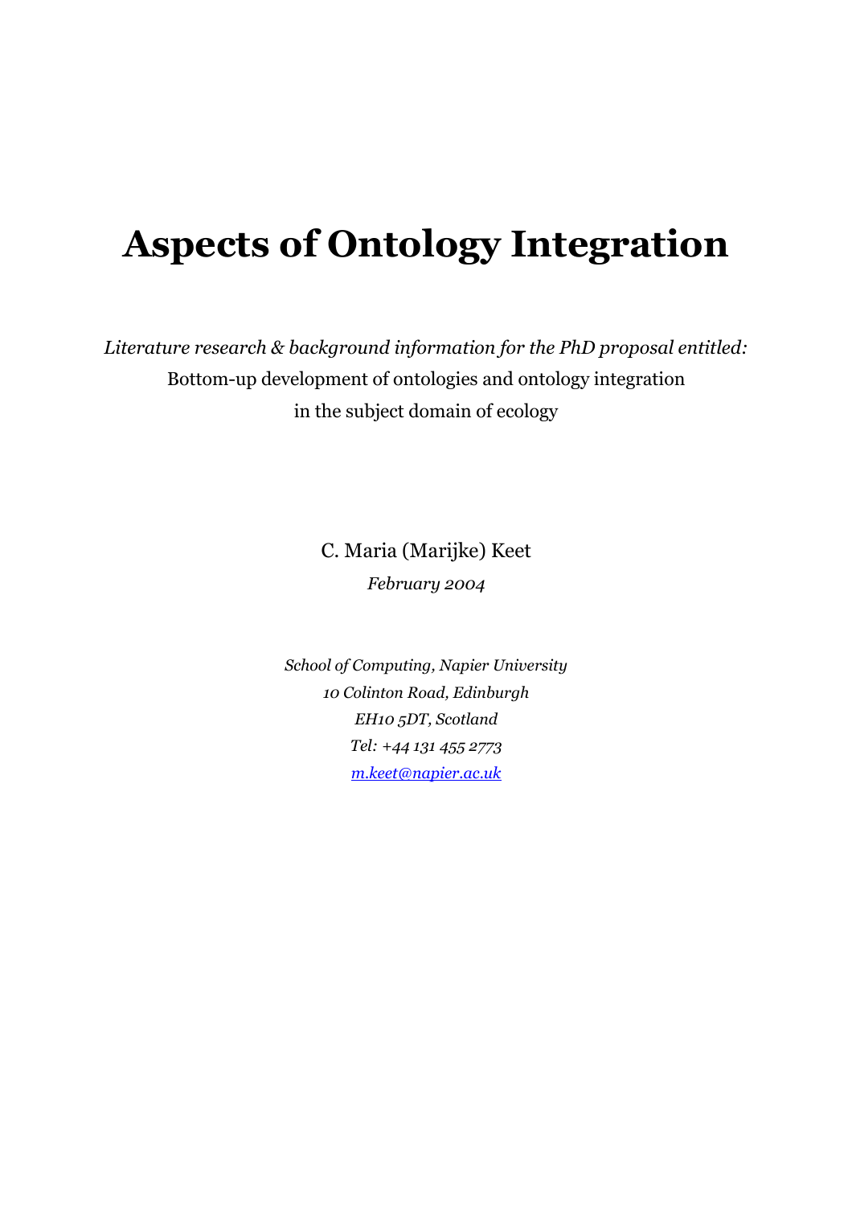# Aspects of Ontology Integration

*Literature research & background information for the PhD proposal entitled:*

Bottom-up development of ontologies and ontology integration in the subject domain of ecology

C. Maria (Marijke) Keet

*February 2004*

*School of Computing, Napier University*
*10 Colinton Road, Edinburgh*
*EH10 5DT, Scotland*
*Tel: +44 131 455 2773*
*m.keet@napier.ac.uk*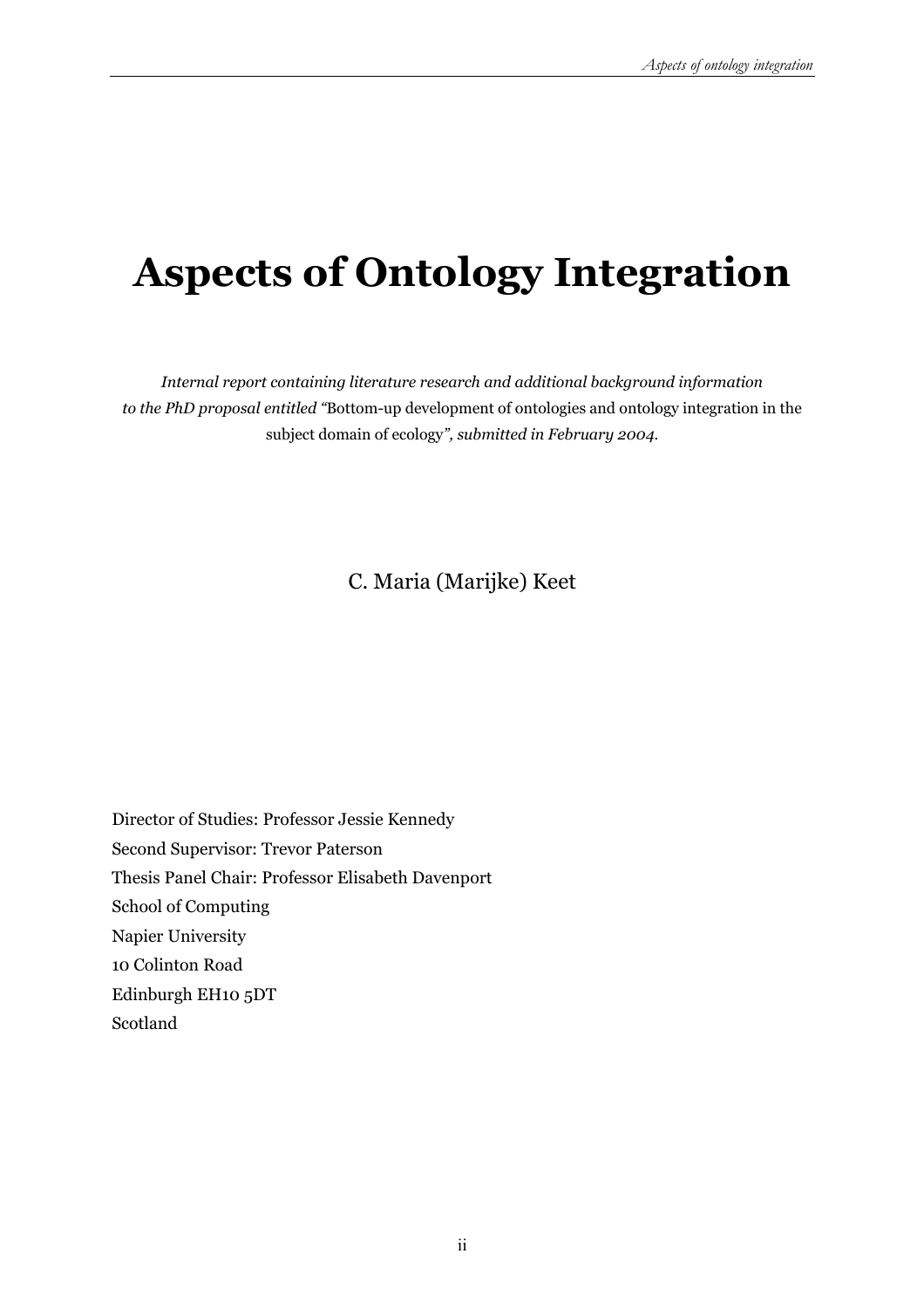# Aspects of Ontology Integration

*Internal report containing literature research and additional background information to the PhD proposal entitled "*Bottom-up development of ontologies and ontology integration in the subject domain of ecology*", submitted in February 2004.*

C. Maria (Marijke) Keet

Director of Studies: Professor Jessie Kennedy
Second Supervisor: Trevor Paterson
Thesis Panel Chair: Professor Elisabeth Davenport
School of Computing
Napier University
10 Colinton Road
Edinburgh EH10 5DT
Scotland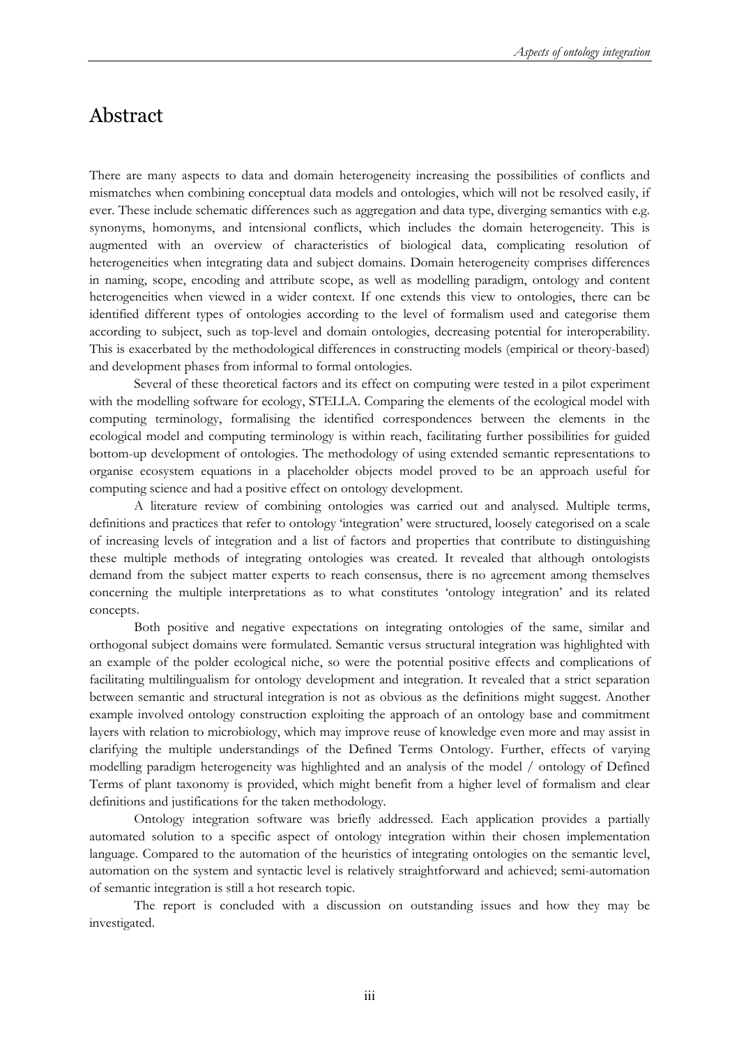# Abstract

There are many aspects to data and domain heterogeneity increasing the possibilities of conflicts and mismatches when combining conceptual data models and ontologies, which will not be resolved easily, if ever. These include schematic differences such as aggregation and data type, diverging semantics with e.g. synonyms, homonyms, and intensional conflicts, which includes the domain heterogeneity. This is augmented with an overview of characteristics of biological data, complicating resolution of heterogeneities when integrating data and subject domains. Domain heterogeneity comprises differences in naming, scope, encoding and attribute scope, as well as modelling paradigm, ontology and content heterogeneities when viewed in a wider context. If one extends this view to ontologies, there can be identified different types of ontologies according to the level of formalism used and categorise them according to subject, such as top-level and domain ontologies, decreasing potential for interoperability. This is exacerbated by the methodological differences in constructing models (empirical or theory-based) and development phases from informal to formal ontologies.

Several of these theoretical factors and its effect on computing were tested in a pilot experiment with the modelling software for ecology, STELLA. Comparing the elements of the ecological model with computing terminology, formalising the identified correspondences between the elements in the ecological model and computing terminology is within reach, facilitating further possibilities for guided bottom-up development of ontologies. The methodology of using extended semantic representations to organise ecosystem equations in a placeholder objects model proved to be an approach useful for computing science and had a positive effect on ontology development.

A literature review of combining ontologies was carried out and analysed. Multiple terms, definitions and practices that refer to ontology 'integration' were structured, loosely categorised on a scale of increasing levels of integration and a list of factors and properties that contribute to distinguishing these multiple methods of integrating ontologies was created. It revealed that although ontologists demand from the subject matter experts to reach consensus, there is no agreement among themselves concerning the multiple interpretations as to what constitutes 'ontology integration' and its related concepts.

Both positive and negative expectations on integrating ontologies of the same, similar and orthogonal subject domains were formulated. Semantic versus structural integration was highlighted with an example of the polder ecological niche, so were the potential positive effects and complications of facilitating multilingualism for ontology development and integration. It revealed that a strict separation between semantic and structural integration is not as obvious as the definitions might suggest. Another example involved ontology construction exploiting the approach of an ontology base and commitment layers with relation to microbiology, which may improve reuse of knowledge even more and may assist in clarifying the multiple understandings of the Defined Terms Ontology. Further, effects of varying modelling paradigm heterogeneity was highlighted and an analysis of the model / ontology of Defined Terms of plant taxonomy is provided, which might benefit from a higher level of formalism and clear definitions and justifications for the taken methodology.

Ontology integration software was briefly addressed. Each application provides a partially automated solution to a specific aspect of ontology integration within their chosen implementation language. Compared to the automation of the heuristics of integrating ontologies on the semantic level, automation on the system and syntactic level is relatively straightforward and achieved; semi-automation of semantic integration is still a hot research topic.

The report is concluded with a discussion on outstanding issues and how they may be investigated.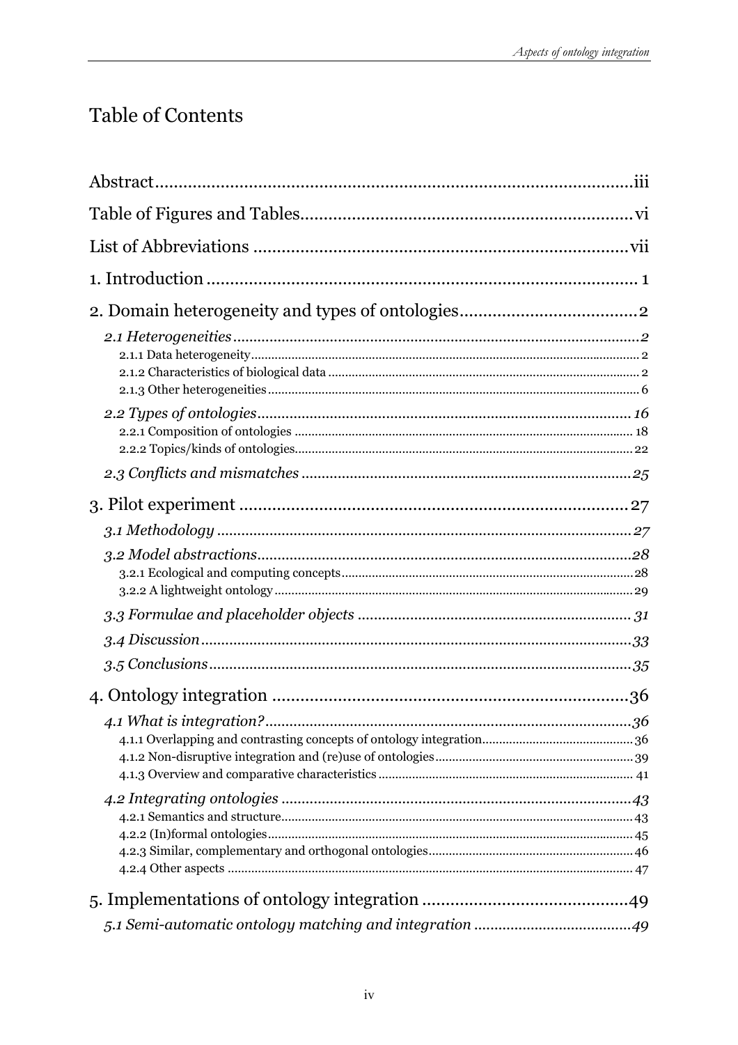# Table of Contents

Abstract ........................................................................................................ iii

Table of Figures and Tables ........................................................................ vi

List of Abbreviations ................................................................................. vii

1. Introduction ............................................................................................. 1

2. Domain heterogeneity and types of ontologies ........................................ 2

*2.1 Heterogeneities* .......................................................................................... *2*

2.1.1 Data heterogeneity ........................................................................................ 2

2.1.2 Characteristics of biological data ................................................................. 2

2.1.3 Other heterogeneities .................................................................................... 6

*2.2 Types of ontologies* .................................................................................. *16*

2.2.1 Composition of ontologies .......................................................................... 18

2.2.2 Topics/kinds of ontologies ........................................................................... 22

*2.3 Conflicts and mismatches* ........................................................................ *25*

3. Pilot experiment ....................................................................................... 27

*3.1 Methodology* ............................................................................................ *27*

*3.2 Model abstractions* ................................................................................... *28*

3.2.1 Ecological and computing concepts ............................................................ 28

3.2.2 A lightweight ontology ................................................................................. 29

*3.3 Formulae and placeholder objects* ........................................................... *31*

*3.4 Discussion* ................................................................................................ *33*

*3.5 Conclusions* .............................................................................................. *35*

4. Ontology integration ................................................................................ 36

*4.1 What is integration?* ................................................................................ *36*

4.1.1 Overlapping and contrasting concepts of ontology integration .................. 36

4.1.2 Non-disruptive integration and (re)use of ontologies ................................. 39

4.1.3 Overview and comparative characteristics ................................................. 41

*4.2 Integrating ontologies* ............................................................................. *43*

4.2.1 Semantics and structure .............................................................................. 43

4.2.2 (In)formal ontologies ................................................................................... 45

4.2.3 Similar, complementary and orthogonal ontologies ................................... 46

4.2.4 Other aspects ............................................................................................... 47

5. Implementations of ontology integration ................................................ 49

*5.1 Semi-automatic ontology matching and integration* ............................... *49*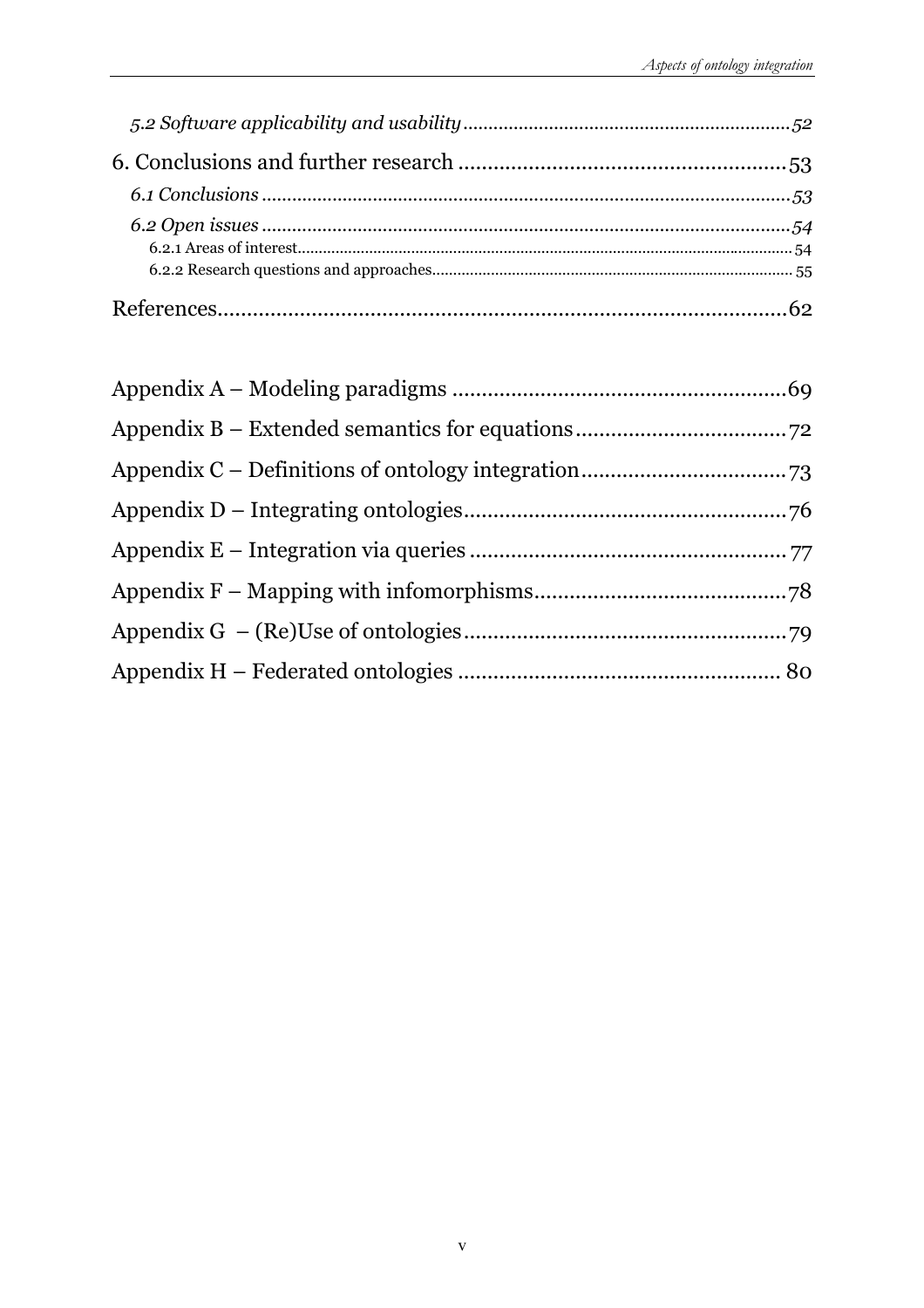*5.2 Software applicability and usability* ........................................................ *52*

6. Conclusions and further research ........................................................ 53

*6.1 Conclusions* ........................................................ *53*

*6.2 Open issues* ........................................................ *54*

6.2.1 Areas of interest........................................................ 54

6.2.2 Research questions and approaches........................................................ 55

References........................................................ 62

Appendix A – Modeling paradigms ........................................................ 69

Appendix B – Extended semantics for equations........................................................ 72

Appendix C – Definitions of ontology integration........................................................ 73

Appendix D – Integrating ontologies........................................................ 76

Appendix E – Integration via queries ........................................................ 77

Appendix F – Mapping with infomorphisms........................................................ 78

Appendix G – (Re)Use of ontologies........................................................ 79

Appendix H – Federated ontologies ........................................................ 80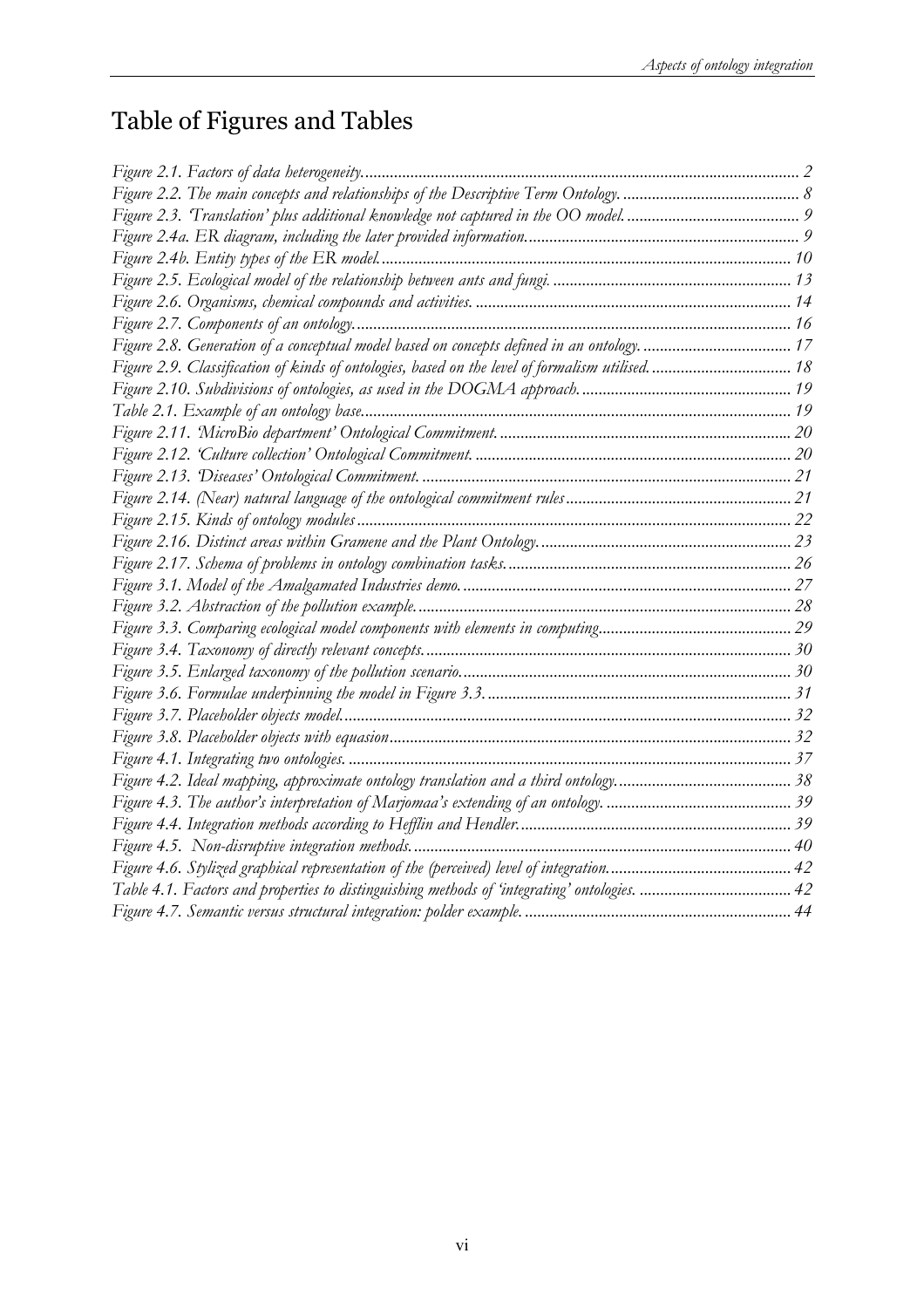# Table of Figures and Tables

*Figure 2.1. Factors of data heterogeneity.* 2
*Figure 2.2. The main concepts and relationships of the Descriptive Term Ontology.* 8
*Figure 2.3. 'Translation' plus additional knowledge not captured in the OO model.* 9
*Figure 2.4a. ER diagram, including the later provided information.* 9
*Figure 2.4b. Entity types of the ER model.* 10
*Figure 2.5. Ecological model of the relationship between ants and fungi.* 13
*Figure 2.6. Organisms, chemical compounds and activities.* 14
*Figure 2.7. Components of an ontology.* 16
*Figure 2.8. Generation of a conceptual model based on concepts defined in an ontology.* 17
*Figure 2.9. Classification of kinds of ontologies, based on the level of formalism utilised.* 18
*Figure 2.10. Subdivisions of ontologies, as used in the DOGMA approach.* 19
*Table 2.1. Example of an ontology base.* 19
*Figure 2.11. 'MicroBio department' Ontological Commitment.* 20
*Figure 2.12. 'Culture collection' Ontological Commitment.* 20
*Figure 2.13. 'Diseases' Ontological Commitment.* 21
*Figure 2.14. (Near) natural language of the ontological commitment rules* 21
*Figure 2.15. Kinds of ontology modules* 22
*Figure 2.16. Distinct areas within Gramene and the Plant Ontology.* 23
*Figure 2.17. Schema of problems in ontology combination tasks.* 26
*Figure 3.1. Model of the Amalgamated Industries demo.* 27
*Figure 3.2. Abstraction of the pollution example.* 28
*Figure 3.3. Comparing ecological model components with elements in computing.* 29
*Figure 3.4. Taxonomy of directly relevant concepts.* 30
*Figure 3.5. Enlarged taxonomy of the pollution scenario.* 30
*Figure 3.6. Formulae underpinning the model in Figure 3.3.* 31
*Figure 3.7. Placeholder objects model.* 32
*Figure 3.8. Placeholder objects with equasion* 32
*Figure 4.1. Integrating two ontologies.* 37
*Figure 4.2. Ideal mapping, approximate ontology translation and a third ontology.* 38
*Figure 4.3. The author's interpretation of Marjomaa's extending of an ontology.* 39
*Figure 4.4. Integration methods according to Hefflin and Hendler.* 39
*Figure 4.5. Non-disruptive integration methods.* 40
*Figure 4.6. Stylized graphical representation of the (perceived) level of integration.* 42
*Table 4.1. Factors and properties to distinguishing methods of 'integrating' ontologies.* 42
*Figure 4.7. Semantic versus structural integration: polder example.* 44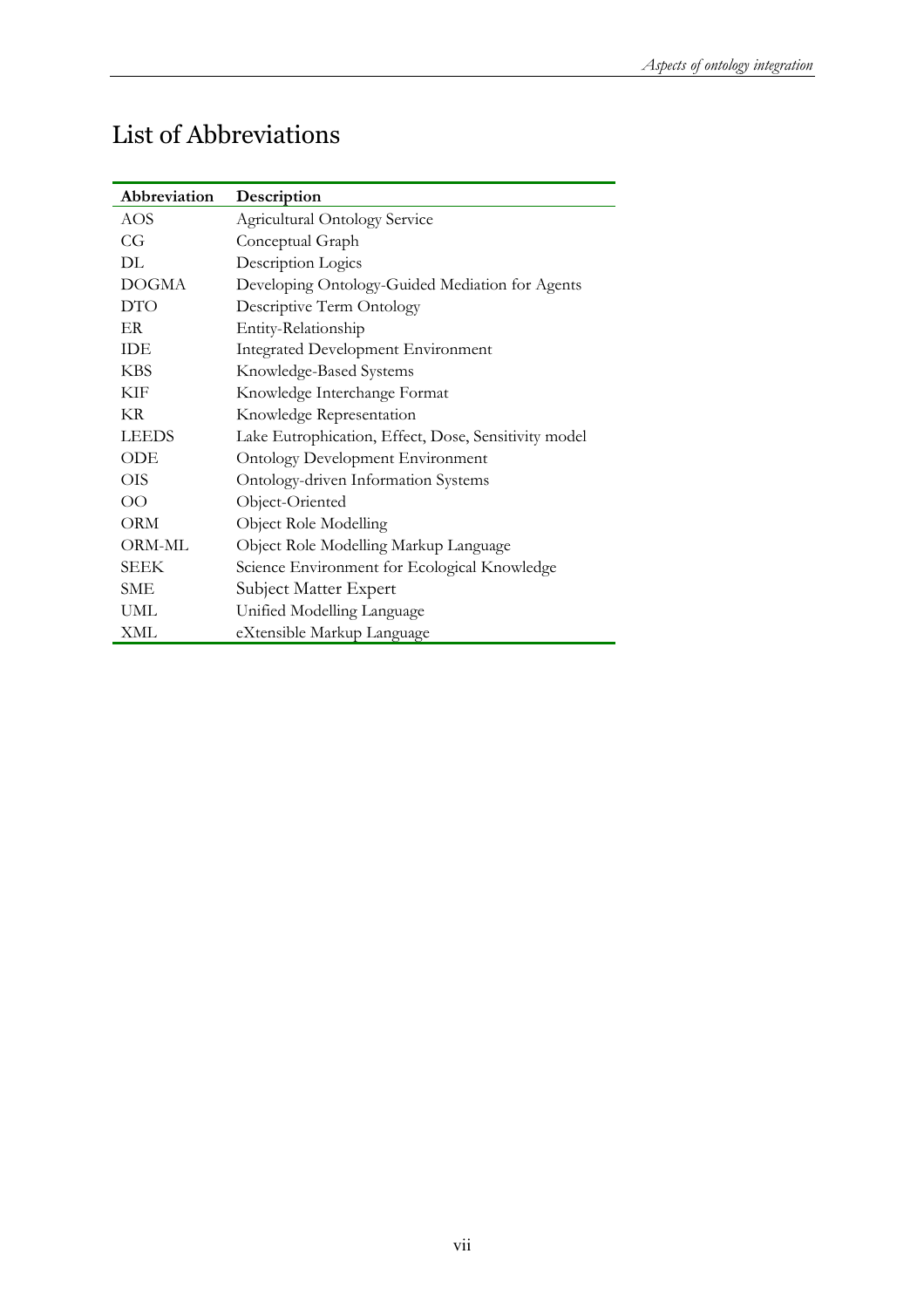# List of Abbreviations

| Abbreviation | Description |
|---|---|
| AOS | Agricultural Ontology Service |
| CG | Conceptual Graph |
| DL | Description Logics |
| DOGMA | Developing Ontology-Guided Mediation for Agents |
| DTO | Descriptive Term Ontology |
| ER | Entity-Relationship |
| IDE | Integrated Development Environment |
| KBS | Knowledge-Based Systems |
| KIF | Knowledge Interchange Format |
| KR | Knowledge Representation |
| LEEDS | Lake Eutrophication, Effect, Dose, Sensitivity model |
| ODE | Ontology Development Environment |
| OIS | Ontology-driven Information Systems |
| OO | Object-Oriented |
| ORM | Object Role Modelling |
| ORM-ML | Object Role Modelling Markup Language |
| SEEK | Science Environment for Ecological Knowledge |
| SME | Subject Matter Expert |
| UML | Unified Modelling Language |
| XML | eXtensible Markup Language |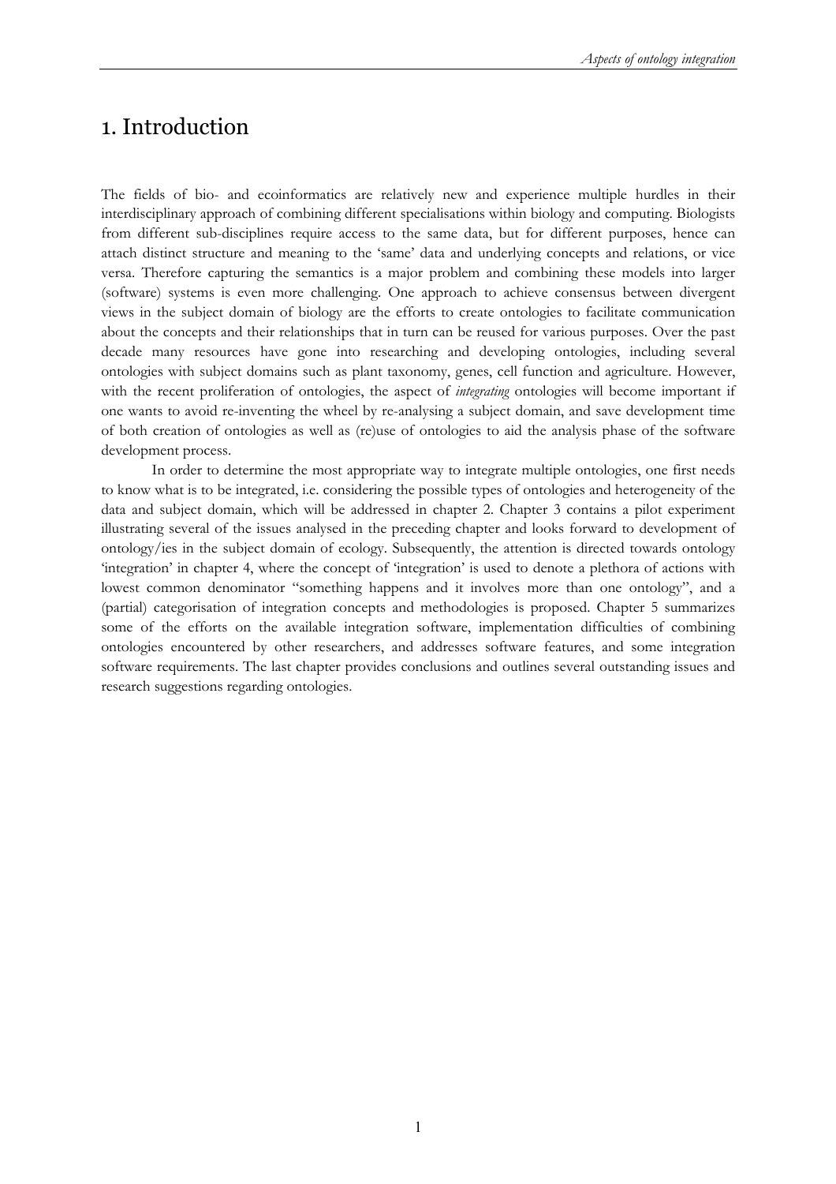# 1. Introduction

The fields of bio- and ecoinformatics are relatively new and experience multiple hurdles in their interdisciplinary approach of combining different specialisations within biology and computing. Biologists from different sub-disciplines require access to the same data, but for different purposes, hence can attach distinct structure and meaning to the 'same' data and underlying concepts and relations, or vice versa. Therefore capturing the semantics is a major problem and combining these models into larger (software) systems is even more challenging. One approach to achieve consensus between divergent views in the subject domain of biology are the efforts to create ontologies to facilitate communication about the concepts and their relationships that in turn can be reused for various purposes. Over the past decade many resources have gone into researching and developing ontologies, including several ontologies with subject domains such as plant taxonomy, genes, cell function and agriculture. However, with the recent proliferation of ontologies, the aspect of *integrating* ontologies will become important if one wants to avoid re-inventing the wheel by re-analysing a subject domain, and save development time of both creation of ontologies as well as (re)use of ontologies to aid the analysis phase of the software development process.

In order to determine the most appropriate way to integrate multiple ontologies, one first needs to know what is to be integrated, i.e. considering the possible types of ontologies and heterogeneity of the data and subject domain, which will be addressed in chapter 2. Chapter 3 contains a pilot experiment illustrating several of the issues analysed in the preceding chapter and looks forward to development of ontology/ies in the subject domain of ecology. Subsequently, the attention is directed towards ontology 'integration' in chapter 4, where the concept of 'integration' is used to denote a plethora of actions with lowest common denominator "something happens and it involves more than one ontology", and a (partial) categorisation of integration concepts and methodologies is proposed. Chapter 5 summarizes some of the efforts on the available integration software, implementation difficulties of combining ontologies encountered by other researchers, and addresses software features, and some integration software requirements. The last chapter provides conclusions and outlines several outstanding issues and research suggestions regarding ontologies.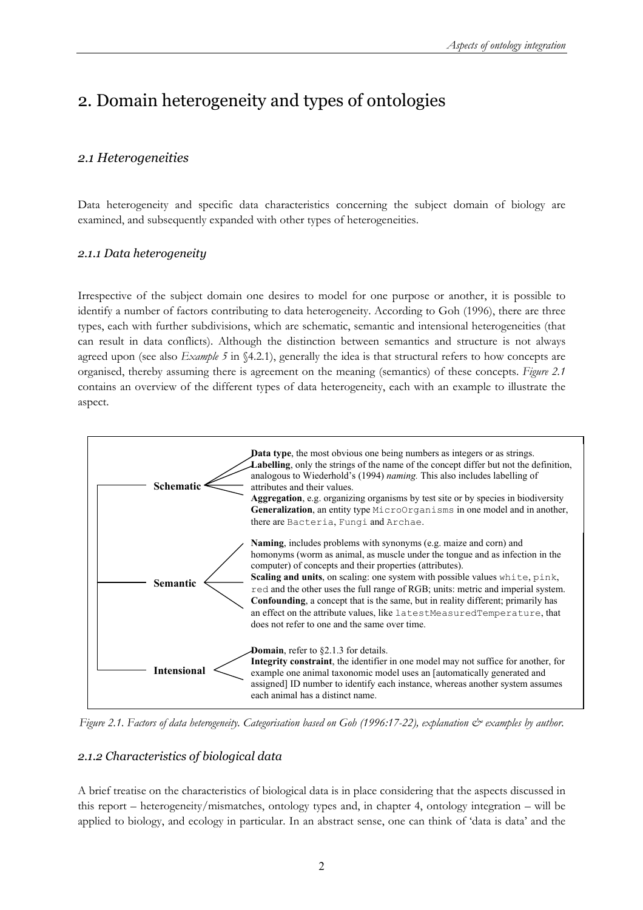# 2. Domain heterogeneity and types of ontologies

## *2.1 Heterogeneities*

Data heterogeneity and specific data characteristics concerning the subject domain of biology are examined, and subsequently expanded with other types of heterogeneities.

### *2.1.1 Data heterogeneity*

Irrespective of the subject domain one desires to model for one purpose or another, it is possible to identify a number of factors contributing to data heterogeneity. According to Goh (1996), there are three types, each with further subdivisions, which are schematic, semantic and intensional heterogeneities (that can result in data conflicts). Although the distinction between semantics and structure is not always agreed upon (see also *Example 5* in §4.2.1), generally the idea is that structural refers to how concepts are organised, thereby assuming there is agreement on the meaning (semantics) of these concepts. *Figure 2.1* contains an overview of the different types of data heterogeneity, each with an example to illustrate the aspect.

**Schematic**

- **Data type**, the most obvious one being numbers as integers or as strings.
- **Labelling**, only the strings of the name of the concept differ but not the definition, analogous to Wiederhold's (1994) *naming.* This also includes labelling of attributes and their values.
- **Aggregation**, e.g. organizing organisms by test site or by species in biodiversity
- **Generalization**, an entity type `MicroOrganisms` in one model and in another, there are `Bacteria`, `Fungi` and `Archae`.

**Semantic**

- **Naming**, includes problems with synonyms (e.g. maize and corn) and homonyms (worm as animal, as muscle under the tongue and as infection in the computer) of concepts and their properties (attributes).
- **Scaling and units**, on scaling: one system with possible values `white`, `pink`, `red` and the other uses the full range of RGB; units: metric and imperial system.
- **Confounding**, a concept that is the same, but in reality different; primarily has an effect on the attribute values, like `latestMeasuredTemperature`, that does not refer to one and the same over time.

**Intensional**

- **Domain**, refer to §2.1.3 for details.
- **Integrity constraint**, the identifier in one model may not suffice for another, for example one animal taxonomic model uses an [automatically generated and assigned] ID number to identify each instance, whereas another system assumes each animal has a distinct name.

*Figure 2.1. Factors of data heterogeneity. Categorisation based on Goh (1996:17-22), explanation & examples by author.*

### *2.1.2 Characteristics of biological data*

A brief treatise on the characteristics of biological data is in place considering that the aspects discussed in this report – heterogeneity/mismatches, ontology types and, in chapter 4, ontology integration – will be applied to biology, and ecology in particular. In an abstract sense, one can think of 'data is data' and the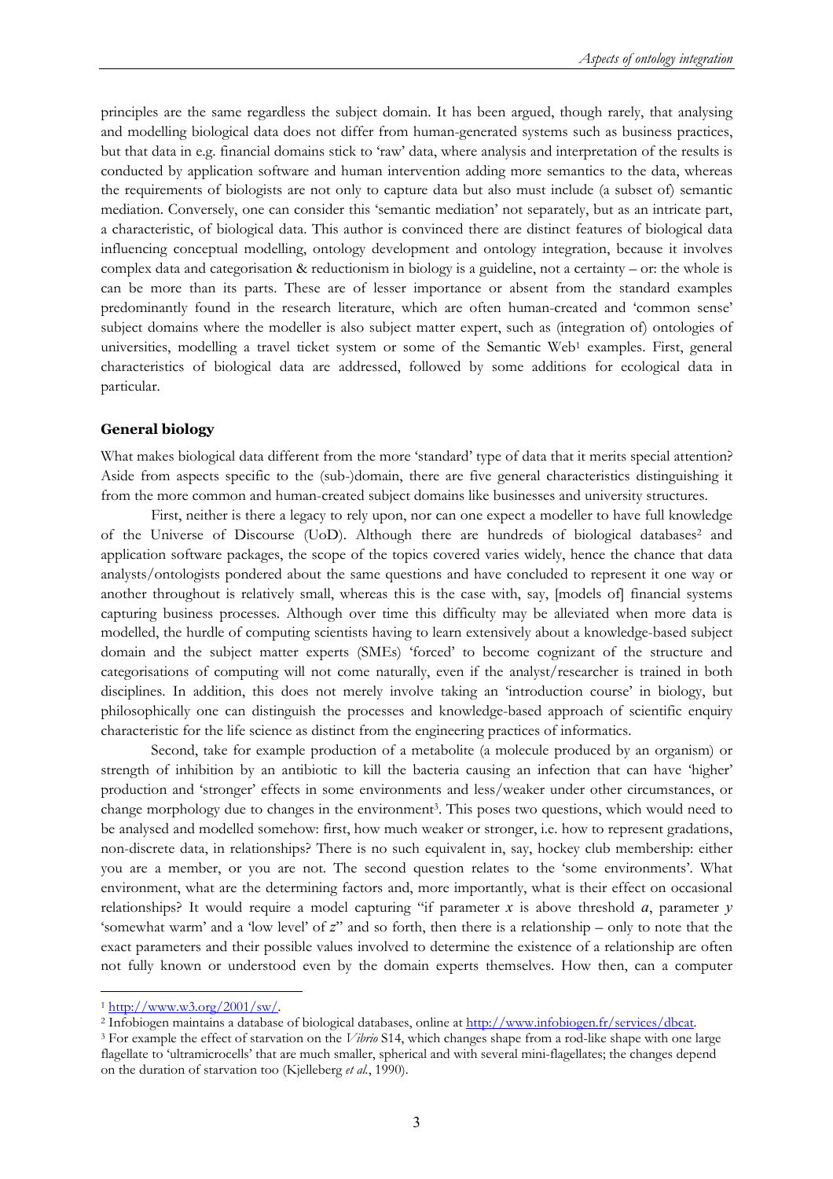principles are the same regardless the subject domain. It has been argued, though rarely, that analysing and modelling biological data does not differ from human-generated systems such as business practices, but that data in e.g. financial domains stick to 'raw' data, where analysis and interpretation of the results is conducted by application software and human intervention adding more semantics to the data, whereas the requirements of biologists are not only to capture data but also must include (a subset of) semantic mediation. Conversely, one can consider this 'semantic mediation' not separately, but as an intricate part, a characteristic, of biological data. This author is convinced there are distinct features of biological data influencing conceptual modelling, ontology development and ontology integration, because it involves complex data and categorisation & reductionism in biology is a guideline, not a certainty – or: the whole is can be more than its parts. These are of lesser importance or absent from the standard examples predominantly found in the research literature, which are often human-created and 'common sense' subject domains where the modeller is also subject matter expert, such as (integration of) ontologies of universities, modelling a travel ticket system or some of the Semantic Web[1] examples. First, general characteristics of biological data are addressed, followed by some additions for ecological data in particular.

### General biology

What makes biological data different from the more 'standard' type of data that it merits special attention? Aside from aspects specific to the (sub-)domain, there are five general characteristics distinguishing it from the more common and human-created subject domains like businesses and university structures.

First, neither is there a legacy to rely upon, nor can one expect a modeller to have full knowledge of the Universe of Discourse (UoD). Although there are hundreds of biological databases[2] and application software packages, the scope of the topics covered varies widely, hence the chance that data analysts/ontologists pondered about the same questions and have concluded to represent it one way or another throughout is relatively small, whereas this is the case with, say, [models of] financial systems capturing business processes. Although over time this difficulty may be alleviated when more data is modelled, the hurdle of computing scientists having to learn extensively about a knowledge-based subject domain and the subject matter experts (SMEs) 'forced' to become cognizant of the structure and categorisations of computing will not come naturally, even if the analyst/researcher is trained in both disciplines. In addition, this does not merely involve taking an 'introduction course' in biology, but philosophically one can distinguish the processes and knowledge-based approach of scientific enquiry characteristic for the life science as distinct from the engineering practices of informatics.

Second, take for example production of a metabolite (a molecule produced by an organism) or strength of inhibition by an antibiotic to kill the bacteria causing an infection that can have 'higher' production and 'stronger' effects in some environments and less/weaker under other circumstances, or change morphology due to changes in the environment[3]. This poses two questions, which would need to be analysed and modelled somehow: first, how much weaker or stronger, i.e. how to represent gradations, non-discrete data, in relationships? There is no such equivalent in, say, hockey club membership: either you are a member, or you are not. The second question relates to the 'some environments'. What environment, what are the determining factors and, more importantly, what is their effect on occasional relationships? It would require a model capturing "if parameter $x$ is above threshold $a$, parameter $y$ 'somewhat warm' and a 'low level' of $z$" and so forth, then there is a relationship – only to note that the exact parameters and their possible values involved to determine the existence of a relationship are often not fully known or understood even by the domain experts themselves. How then, can a computer

---

[1] http://www.w3.org/2001/sw/.

[2] Infobiogen maintains a database of biological databases, online at http://www.infobiogen.fr/services/dbcat.

[3] For example the effect of starvation on the *Vibrio* S14, which changes shape from a rod-like shape with one large flagellate to 'ultramicrocells' that are much smaller, spherical and with several mini-flagellates; the changes depend on the duration of starvation too (Kjelleberg *et al.*, 1990).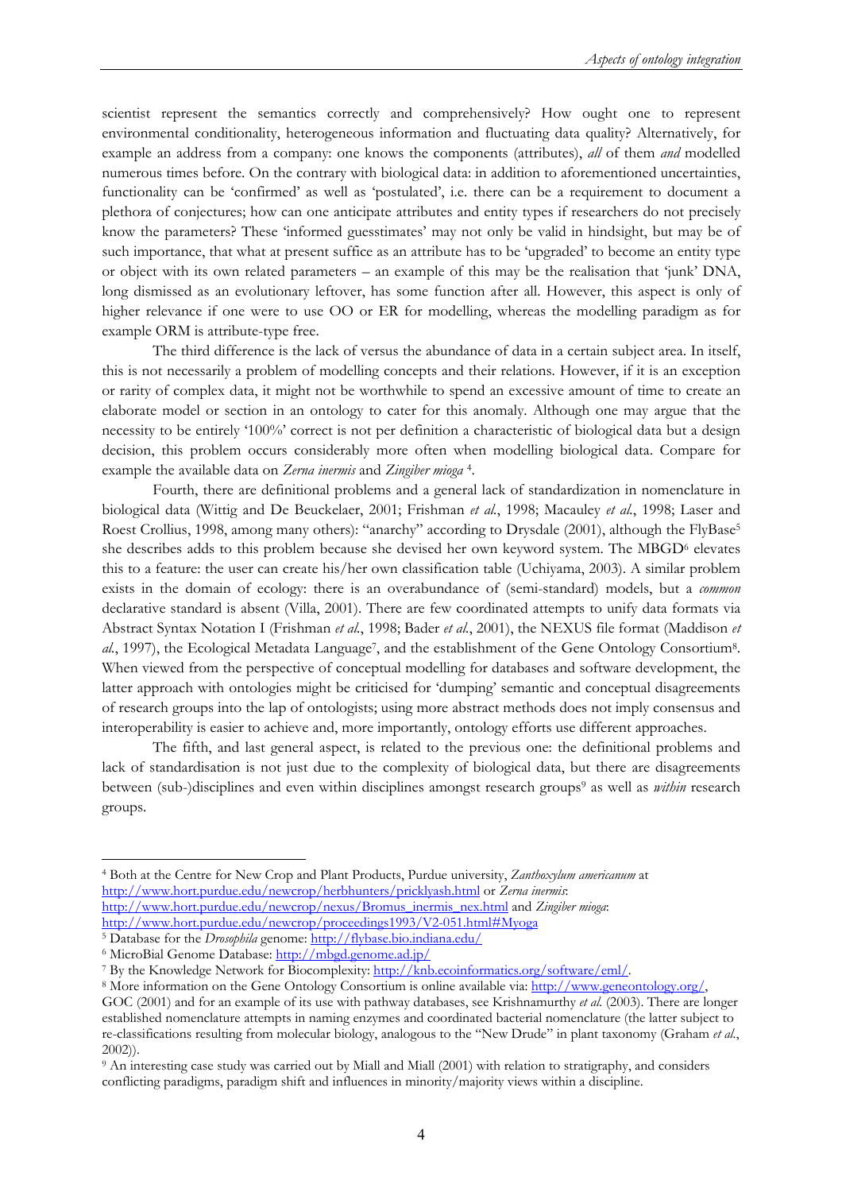scientist represent the semantics correctly and comprehensively? How ought one to represent environmental conditionality, heterogeneous information and fluctuating data quality? Alternatively, for example an address from a company: one knows the components (attributes), *all* of them *and* modelled numerous times before. On the contrary with biological data: in addition to aforementioned uncertainties, functionality can be 'confirmed' as well as 'postulated', i.e. there can be a requirement to document a plethora of conjectures; how can one anticipate attributes and entity types if researchers do not precisely know the parameters? These 'informed guesstimates' may not only be valid in hindsight, but may be of such importance, that what at present suffice as an attribute has to be 'upgraded' to become an entity type or object with its own related parameters – an example of this may be the realisation that 'junk' DNA, long dismissed as an evolutionary leftover, has some function after all. However, this aspect is only of higher relevance if one were to use OO or ER for modelling, whereas the modelling paradigm as for example ORM is attribute-type free.

The third difference is the lack of versus the abundance of data in a certain subject area. In itself, this is not necessarily a problem of modelling concepts and their relations. However, if it is an exception or rarity of complex data, it might not be worthwhile to spend an excessive amount of time to create an elaborate model or section in an ontology to cater for this anomaly. Although one may argue that the necessity to be entirely '100%' correct is not per definition a characteristic of biological data but a design decision, this problem occurs considerably more often when modelling biological data. Compare for example the available data on *Zerna inermis* and *Zingiber mioga* [4].

Fourth, there are definitional problems and a general lack of standardization in nomenclature in biological data (Wittig and De Beuckelaer, 2001; Frishman *et al.*, 1998; Macauley *et al.*, 1998; Laser and Roest Crollius, 1998, among many others): "anarchy" according to Drysdale (2001), although the FlyBase[5] she describes adds to this problem because she devised her own keyword system. The MBGD[6] elevates this to a feature: the user can create his/her own classification table (Uchiyama, 2003). A similar problem exists in the domain of ecology: there is an overabundance of (semi-standard) models, but a *common* declarative standard is absent (Villa, 2001). There are few coordinated attempts to unify data formats via Abstract Syntax Notation I (Frishman *et al.*, 1998; Bader *et al.*, 2001), the NEXUS file format (Maddison *et al.*, 1997), the Ecological Metadata Language[7], and the establishment of the Gene Ontology Consortium[8]. When viewed from the perspective of conceptual modelling for databases and software development, the latter approach with ontologies might be criticised for 'dumping' semantic and conceptual disagreements of research groups into the lap of ontologists; using more abstract methods does not imply consensus and interoperability is easier to achieve and, more importantly, ontology efforts use different approaches.

The fifth, and last general aspect, is related to the previous one: the definitional problems and lack of standardisation is not just due to the complexity of biological data, but there are disagreements between (sub-)disciplines and even within disciplines amongst research groups[9] as well as *within* research groups.

---

[4] Both at the Centre for New Crop and Plant Products, Purdue university, *Zanthoxylum americanum* at http://www.hort.purdue.edu/newcrop/herbhunters/pricklyash.html or *Zerna inermis*: http://www.hort.purdue.edu/newcrop/nexus/Bromus_inermis_nex.html and *Zingiber mioga*: http://www.hort.purdue.edu/newcrop/proceedings1993/V2-051.html#Myoga

[5] Database for the *Drosophila* genome: http://flybase.bio.indiana.edu/

[6] MicroBial Genome Database: http://mbgd.genome.ad.jp/

[7] By the Knowledge Network for Biocomplexity: http://knb.ecoinformatics.org/software/eml/.

[8] More information on the Gene Ontology Consortium is online available via: http://www.geneontology.org/, GOC (2001) and for an example of its use with pathway databases, see Krishnamurthy *et al.* (2003). There are longer established nomenclature attempts in naming enzymes and coordinated bacterial nomenclature (the latter subject to re-classifications resulting from molecular biology, analogous to the "New Drude" in plant taxonomy (Graham *et al.*, 2002)).

[9] An interesting case study was carried out by Miall and Miall (2001) with relation to stratigraphy, and considers conflicting paradigms, paradigm shift and influences in minority/majority views within a discipline.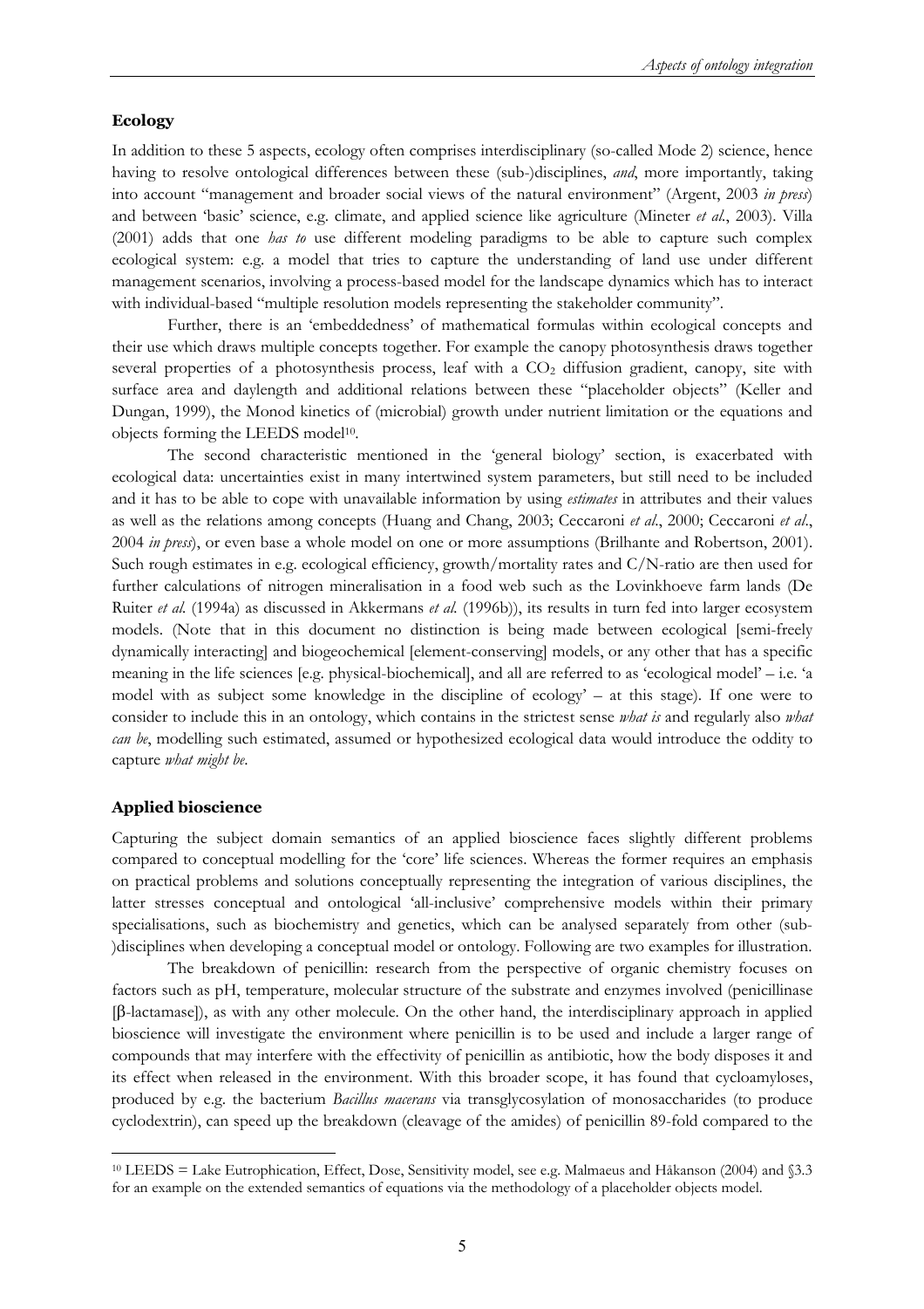### Ecology

In addition to these 5 aspects, ecology often comprises interdisciplinary (so-called Mode 2) science, hence having to resolve ontological differences between these (sub-)disciplines, *and*, more importantly, taking into account "management and broader social views of the natural environment" (Argent, 2003 *in press*) and between 'basic' science, e.g. climate, and applied science like agriculture (Mineter *et al.*, 2003). Villa (2001) adds that one *has to* use different modeling paradigms to be able to capture such complex ecological system: e.g. a model that tries to capture the understanding of land use under different management scenarios, involving a process-based model for the landscape dynamics which has to interact with individual-based "multiple resolution models representing the stakeholder community".

Further, there is an 'embeddedness' of mathematical formulas within ecological concepts and their use which draws multiple concepts together. For example the canopy photosynthesis draws together several properties of a photosynthesis process, leaf with a $CO_2$ diffusion gradient, canopy, site with surface area and daylength and additional relations between these "placeholder objects" (Keller and Dungan, 1999), the Monod kinetics of (microbial) growth under nutrient limitation or the equations and objects forming the LEEDS model[10].

The second characteristic mentioned in the 'general biology' section, is exacerbated with ecological data: uncertainties exist in many intertwined system parameters, but still need to be included and it has to be able to cope with unavailable information by using *estimates* in attributes and their values as well as the relations among concepts (Huang and Chang, 2003; Ceccaroni *et al.*, 2000; Ceccaroni *et al.*, 2004 *in press*), or even base a whole model on one or more assumptions (Brilhante and Robertson, 2001). Such rough estimates in e.g. ecological efficiency, growth/mortality rates and C/N-ratio are then used for further calculations of nitrogen mineralisation in a food web such as the Lovinkhoeve farm lands (De Ruiter *et al.* (1994a) as discussed in Akkermans *et al.* (1996b)), its results in turn fed into larger ecosystem models. (Note that in this document no distinction is being made between ecological [semi-freely dynamically interacting] and biogeochemical [element-conserving] models, or any other that has a specific meaning in the life sciences [e.g. physical-biochemical], and all are referred to as 'ecological model' – i.e. 'a model with as subject some knowledge in the discipline of ecology' – at this stage). If one were to consider to include this in an ontology, which contains in the strictest sense *what is* and regularly also *what can be*, modelling such estimated, assumed or hypothesized ecological data would introduce the oddity to capture *what might be*.

### Applied bioscience

Capturing the subject domain semantics of an applied bioscience faces slightly different problems compared to conceptual modelling for the 'core' life sciences. Whereas the former requires an emphasis on practical problems and solutions conceptually representing the integration of various disciplines, the latter stresses conceptual and ontological 'all-inclusive' comprehensive models within their primary specialisations, such as biochemistry and genetics, which can be analysed separately from other (sub-)disciplines when developing a conceptual model or ontology. Following are two examples for illustration.

The breakdown of penicillin: research from the perspective of organic chemistry focuses on factors such as pH, temperature, molecular structure of the substrate and enzymes involved (penicillinase [β-lactamase]), as with any other molecule. On the other hand, the interdisciplinary approach in applied bioscience will investigate the environment where penicillin is to be used and include a larger range of compounds that may interfere with the effectivity of penicillin as antibiotic, how the body disposes it and its effect when released in the environment. With this broader scope, it has found that cycloamyloses, produced by e.g. the bacterium *Bacillus macerans* via transglycosylation of monosaccharides (to produce cyclodextrin), can speed up the breakdown (cleavage of the amides) of penicillin 89-fold compared to the

---

[10] LEEDS = Lake Eutrophication, Effect, Dose, Sensitivity model, see e.g. Malmaeus and Håkanson (2004) and §3.3 for an example on the extended semantics of equations via the methodology of a placeholder objects model.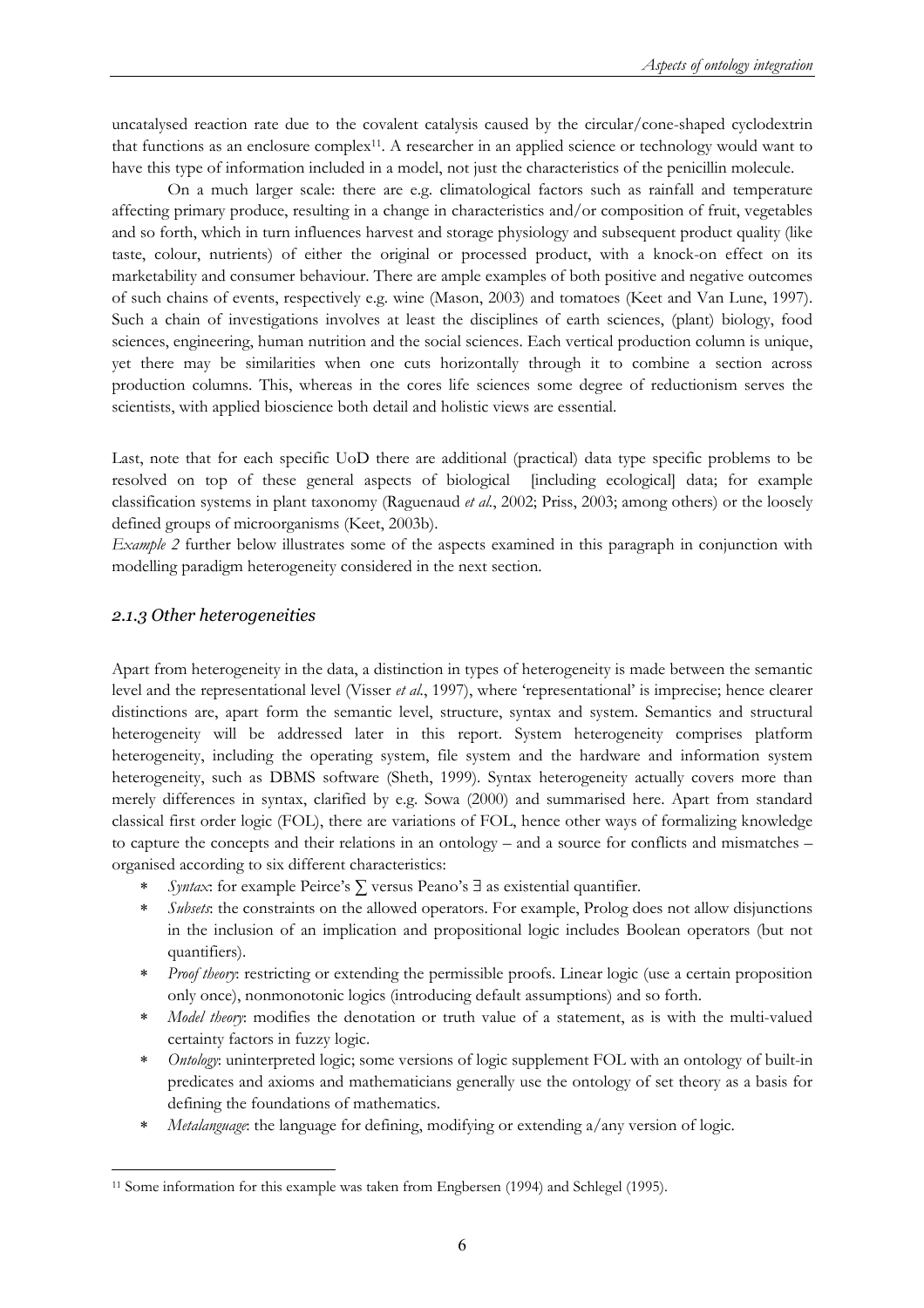uncatalysed reaction rate due to the covalent catalysis caused by the circular/cone-shaped cyclodextrin that functions as an enclosure complex[11]. A researcher in an applied science or technology would want to have this type of information included in a model, not just the characteristics of the penicillin molecule.

On a much larger scale: there are e.g. climatological factors such as rainfall and temperature affecting primary produce, resulting in a change in characteristics and/or composition of fruit, vegetables and so forth, which in turn influences harvest and storage physiology and subsequent product quality (like taste, colour, nutrients) of either the original or processed product, with a knock-on effect on its marketability and consumer behaviour. There are ample examples of both positive and negative outcomes of such chains of events, respectively e.g. wine (Mason, 2003) and tomatoes (Keet and Van Lune, 1997). Such a chain of investigations involves at least the disciplines of earth sciences, (plant) biology, food sciences, engineering, human nutrition and the social sciences. Each vertical production column is unique, yet there may be similarities when one cuts horizontally through it to combine a section across production columns. This, whereas in the cores life sciences some degree of reductionism serves the scientists, with applied bioscience both detail and holistic views are essential.

Last, note that for each specific UoD there are additional (practical) data type specific problems to be resolved on top of these general aspects of biological [including ecological] data; for example classification systems in plant taxonomy (Raguenaud *et al.*, 2002; Priss, 2003; among others) or the loosely defined groups of microorganisms (Keet, 2003b).

*Example 2* further below illustrates some of the aspects examined in this paragraph in conjunction with modelling paradigm heterogeneity considered in the next section.

### *2.1.3 Other heterogeneities*

Apart from heterogeneity in the data, a distinction in types of heterogeneity is made between the semantic level and the representational level (Visser *et al.*, 1997), where 'representational' is imprecise; hence clearer distinctions are, apart form the semantic level, structure, syntax and system. Semantics and structural heterogeneity will be addressed later in this report. System heterogeneity comprises platform heterogeneity, including the operating system, file system and the hardware and information system heterogeneity, such as DBMS software (Sheth, 1999). Syntax heterogeneity actually covers more than merely differences in syntax, clarified by e.g. Sowa (2000) and summarised here. Apart from standard classical first order logic (FOL), there are variations of FOL, hence other ways of formalizing knowledge to capture the concepts and their relations in an ontology – and a source for conflicts and mismatches – organised according to six different characteristics:

- *Syntax*: for example Peirce's $\sum$ versus Peano's $\exists$ as existential quantifier.
- *Subsets*: the constraints on the allowed operators. For example, Prolog does not allow disjunctions in the inclusion of an implication and propositional logic includes Boolean operators (but not quantifiers).
- *Proof theory*: restricting or extending the permissible proofs. Linear logic (use a certain proposition only once), nonmonotonic logics (introducing default assumptions) and so forth.
- *Model theory*: modifies the denotation or truth value of a statement, as is with the multi-valued certainty factors in fuzzy logic.
- *Ontology*: uninterpreted logic; some versions of logic supplement FOL with an ontology of built-in predicates and axioms and mathematicians generally use the ontology of set theory as a basis for defining the foundations of mathematics.
- *Metalanguage*: the language for defining, modifying or extending a/any version of logic.

[11] Some information for this example was taken from Engbersen (1994) and Schlegel (1995).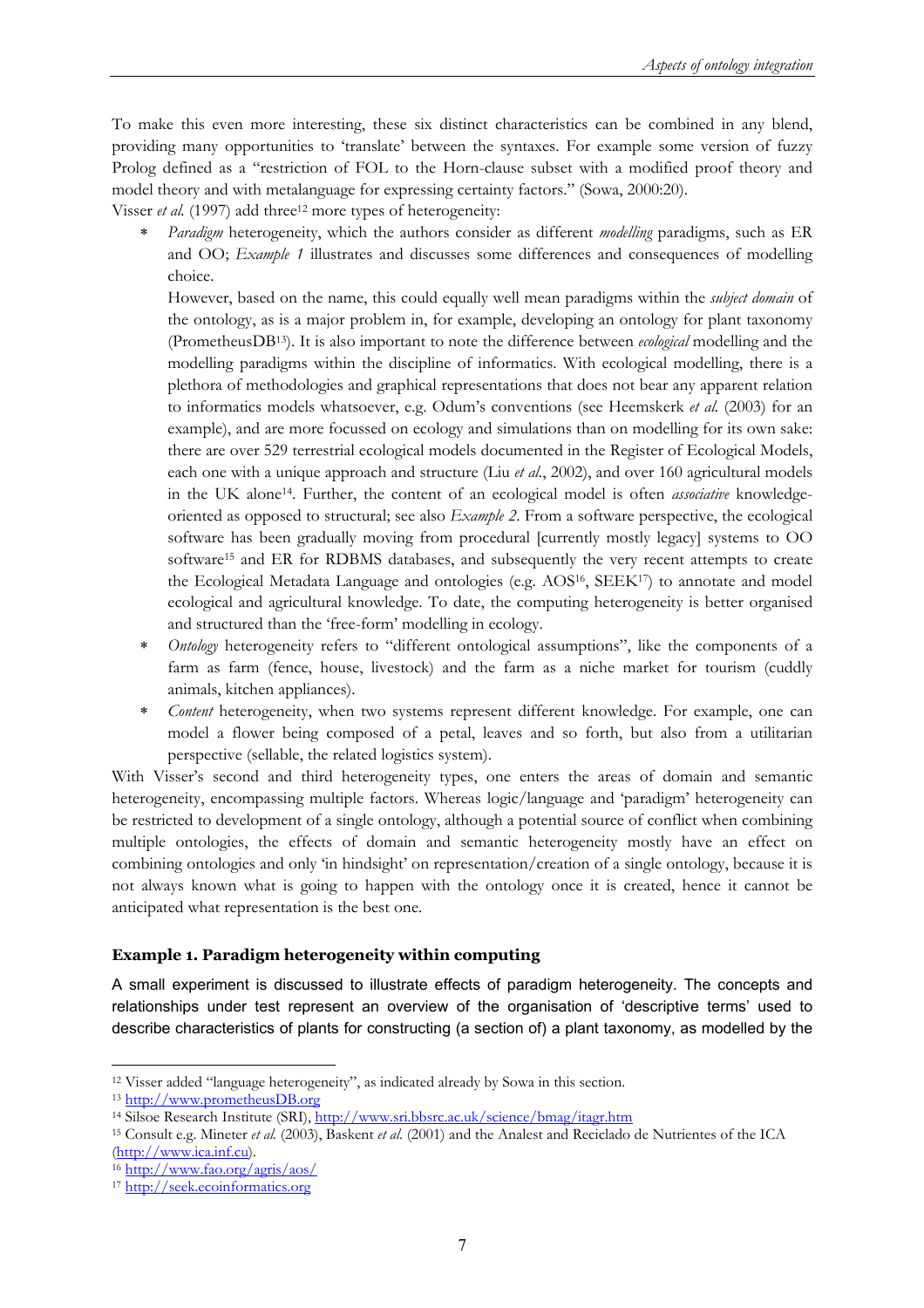To make this even more interesting, these six distinct characteristics can be combined in any blend, providing many opportunities to 'translate' between the syntaxes. For example some version of fuzzy Prolog defined as a "restriction of FOL to the Horn-clause subset with a modified proof theory and model theory and with metalanguage for expressing certainty factors." (Sowa, 2000:20).

Visser *et al.* (1997) add three[12] more types of heterogeneity:

* *Paradigm* heterogeneity, which the authors consider as different *modelling* paradigms, such as ER and OO; *Example 1* illustrates and discusses some differences and consequences of modelling choice.

  However, based on the name, this could equally well mean paradigms within the *subject domain* of the ontology, as is a major problem in, for example, developing an ontology for plant taxonomy (PrometheusDB[13]). It is also important to note the difference between *ecological* modelling and the modelling paradigms within the discipline of informatics. With ecological modelling, there is a plethora of methodologies and graphical representations that does not bear any apparent relation to informatics models whatsoever, e.g. Odum's conventions (see Heemskerk *et al.* (2003) for an example), and are more focussed on ecology and simulations than on modelling for its own sake: there are over 529 terrestrial ecological models documented in the Register of Ecological Models, each one with a unique approach and structure (Liu *et al.*, 2002), and over 160 agricultural models in the UK alone[14]. Further, the content of an ecological model is often *associative* knowledge-oriented as opposed to structural; see also *Example 2*. From a software perspective, the ecological software has been gradually moving from procedural [currently mostly legacy] systems to OO software[15] and ER for RDBMS databases, and subsequently the very recent attempts to create the Ecological Metadata Language and ontologies (e.g. AOS[16], SEEK[17]) to annotate and model ecological and agricultural knowledge. To date, the computing heterogeneity is better organised and structured than the 'free-form' modelling in ecology.
* *Ontology* heterogeneity refers to "different ontological assumptions", like the components of a farm as farm (fence, house, livestock) and the farm as a niche market for tourism (cuddly animals, kitchen appliances).
* *Content* heterogeneity, when two systems represent different knowledge. For example, one can model a flower being composed of a petal, leaves and so forth, but also from a utilitarian perspective (sellable, the related logistics system).

With Visser's second and third heterogeneity types, one enters the areas of domain and semantic heterogeneity, encompassing multiple factors. Whereas logic/language and 'paradigm' heterogeneity can be restricted to development of a single ontology, although a potential source of conflict when combining multiple ontologies, the effects of domain and semantic heterogeneity mostly have an effect on combining ontologies and only 'in hindsight' on representation/creation of a single ontology, because it is not always known what is going to happen with the ontology once it is created, hence it cannot be anticipated what representation is the best one.

**Example 1. Paradigm heterogeneity within computing**

A small experiment is discussed to illustrate effects of paradigm heterogeneity. The concepts and relationships under test represent an overview of the organisation of 'descriptive terms' used to describe characteristics of plants for constructing (a section of) a plant taxonomy, as modelled by the

---

[12] Visser added "language heterogeneity", as indicated already by Sowa in this section.

[13] http://www.prometheusDB.org

[14] Silsoe Research Institute (SRI), http://www.sri.bbsrc.ac.uk/science/bmag/itagr.htm

[15] Consult e.g. Mineter *et al.* (2003), Baskent *et al.* (2001) and the Analest and Reciclado de Nutrientes of the ICA (http://www.ica.inf.cu).

[16] http://www.fao.org/agris/aos/

[17] http://seek.ecoinformatics.org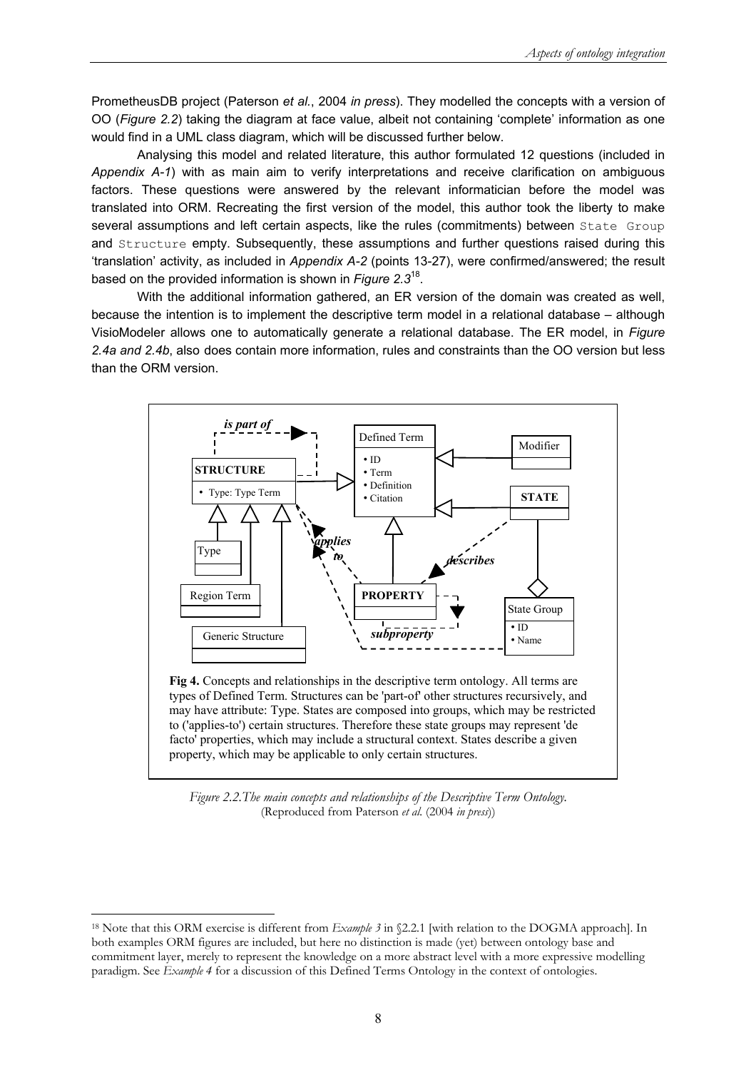PrometheusDB project (Paterson *et al.*, 2004 *in press*). They modelled the concepts with a version of OO (*Figure 2.2*) taking the diagram at face value, albeit not containing 'complete' information as one would find in a UML class diagram, which will be discussed further below.

Analysing this model and related literature, this author formulated 12 questions (included in *Appendix A-1*) with as main aim to verify interpretations and receive clarification on ambiguous factors. These questions were answered by the relevant informatician before the model was translated into ORM. Recreating the first version of the model, this author took the liberty to make several assumptions and left certain aspects, like the rules (commitments) between `State Group` and `Structure` empty. Subsequently, these assumptions and further questions raised during this 'translation' activity, as included in *Appendix A-2* (points 13-27), were confirmed/answered; the result based on the provided information is shown in *Figure 2.3*[18].

With the additional information gathered, an ER version of the domain was created as well, because the intention is to implement the descriptive term model in a relational database – although VisioModeler allows one to automatically generate a relational database. The ER model, in *Figure 2.4a and 2.4b*, also does contain more information, rules and constraints than the OO version but less than the ORM version.

**Fig 4.** Concepts and relationships in the descriptive term ontology. All terms are types of Defined Term. Structures can be 'part-of' other structures recursively, and may have attribute: Type. States are composed into groups, which may be restricted to ('applies-to') certain structures. Therefore these state groups may represent 'de facto' properties, which may include a structural context. States describe a given property, which may be applicable to only certain structures.

*Figure 2.2.The main concepts and relationships of the Descriptive Term Ontology.* (Reproduced from Paterson *et al.* (2004 *in press*))

[18] Note that this ORM exercise is different from *Example 3* in §2.2.1 [with relation to the DOGMA approach]. In both examples ORM figures are included, but here no distinction is made (yet) between ontology base and commitment layer, merely to represent the knowledge on a more abstract level with a more expressive modelling paradigm. See *Example 4* for a discussion of this Defined Terms Ontology in the context of ontologies.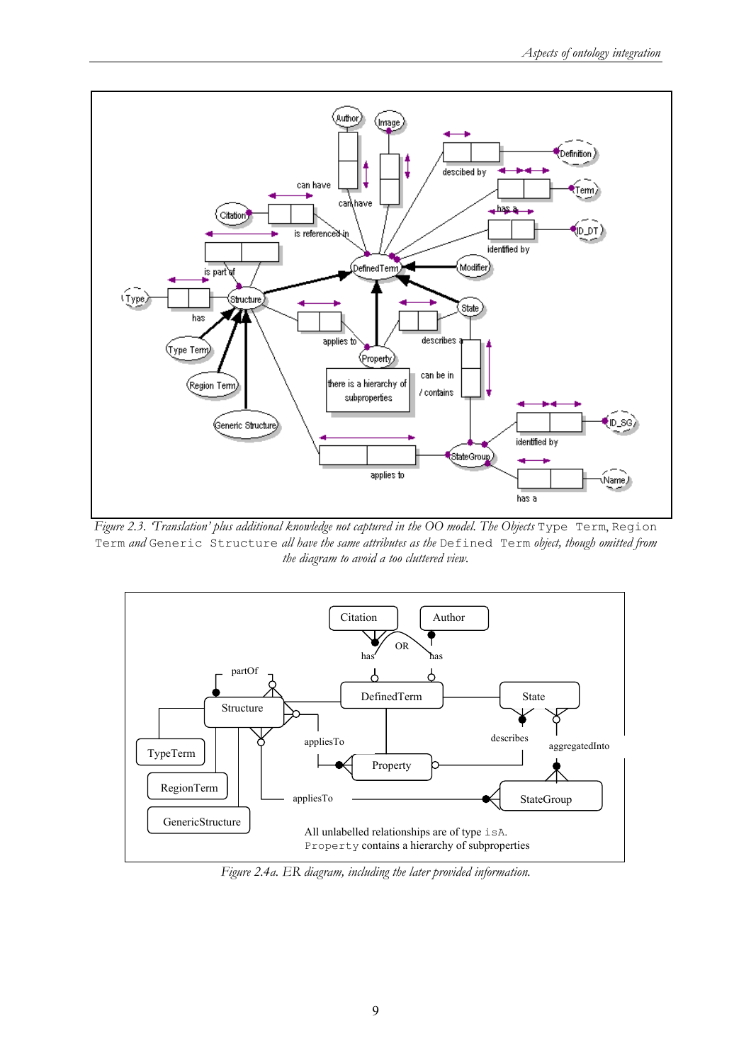*Figure 2.3. 'Translation' plus additional knowledge not captured in the OO model. The Objects* `Type Term`, `Region Term` *and* `Generic Structure` *all have the same attributes as the* `Defined Term` *object, though omitted from the diagram to avoid a too cluttered view.*

*Figure 2.4a. ER diagram, including the later provided information.*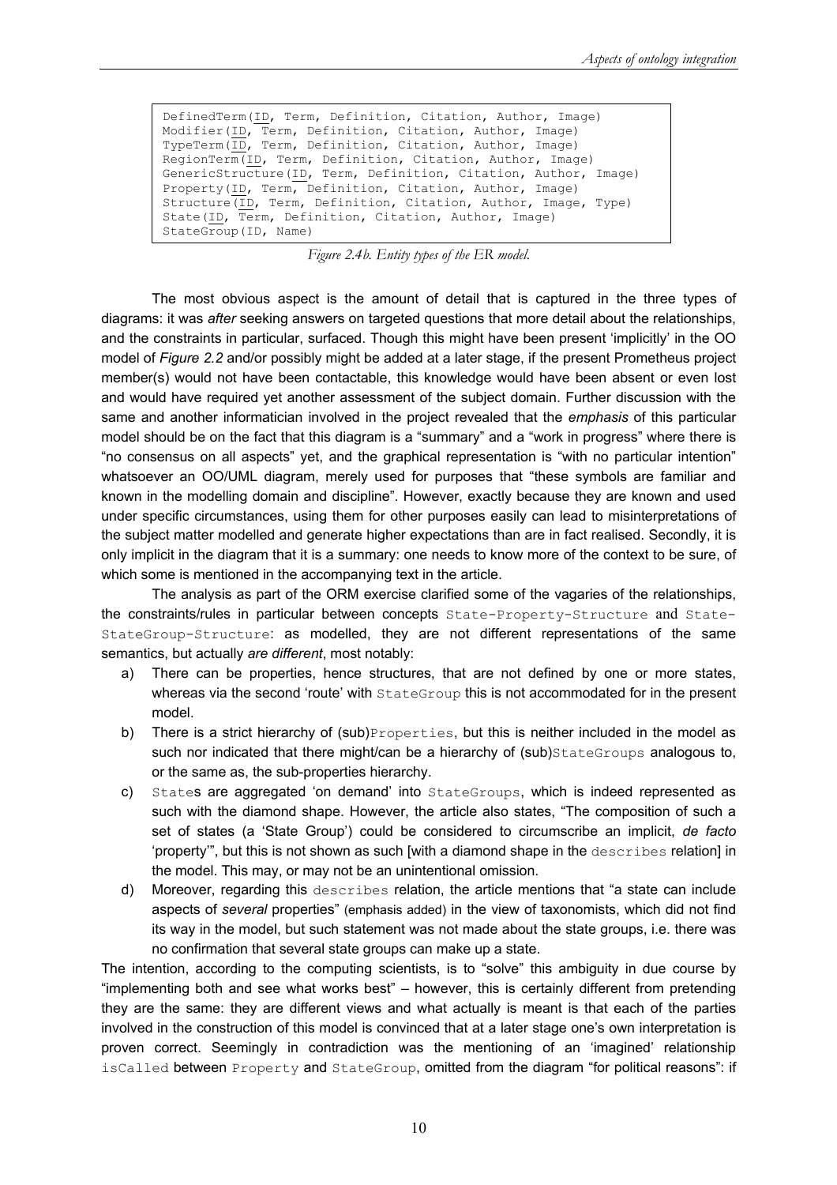```
DefinedTerm(ID, Term, Definition, Citation, Author, Image)
Modifier(ID, Term, Definition, Citation, Author, Image)
TypeTerm(ID, Term, Definition, Citation, Author, Image)
RegionTerm(ID, Term, Definition, Citation, Author, Image)
GenericStructure(ID, Term, Definition, Citation, Author, Image)
Property(ID, Term, Definition, Citation, Author, Image)
Structure(ID, Term, Definition, Citation, Author, Image, Type)
State(ID, Term, Definition, Citation, Author, Image)
StateGroup(ID, Name)
```

*Figure 2.4b. Entity types of the ER model.*

The most obvious aspect is the amount of detail that is captured in the three types of diagrams: it was *after* seeking answers on targeted questions that more detail about the relationships, and the constraints in particular, surfaced. Though this might have been present 'implicitly' in the OO model of *Figure 2.2* and/or possibly might be added at a later stage, if the present Prometheus project member(s) would not have been contactable, this knowledge would have been absent or even lost and would have required yet another assessment of the subject domain. Further discussion with the same and another informatician involved in the project revealed that the *emphasis* of this particular model should be on the fact that this diagram is a "summary" and a "work in progress" where there is "no consensus on all aspects" yet, and the graphical representation is "with no particular intention" whatsoever an OO/UML diagram, merely used for purposes that "these symbols are familiar and known in the modelling domain and discipline". However, exactly because they are known and used under specific circumstances, using them for other purposes easily can lead to misinterpretations of the subject matter modelled and generate higher expectations than are in fact realised. Secondly, it is only implicit in the diagram that it is a summary: one needs to know more of the context to be sure, of which some is mentioned in the accompanying text in the article.

The analysis as part of the ORM exercise clarified some of the vagaries of the relationships, the constraints/rules in particular between concepts `State-Property-Structure` and `State-StateGroup-Structure`: as modelled, they are not different representations of the same semantics, but actually *are different*, most notably:

a) There can be properties, hence structures, that are not defined by one or more states, whereas via the second 'route' with `StateGroup` this is not accommodated for in the present model.
b) There is a strict hierarchy of (sub)`Properties`, but this is neither included in the model as such nor indicated that there might/can be a hierarchy of (sub)`StateGroups` analogous to, or the same as, the sub-properties hierarchy.
c) `State`s are aggregated 'on demand' into `StateGroups`, which is indeed represented as such with the diamond shape. However, the article also states, "The composition of such a set of states (a 'State Group') could be considered to circumscribe an implicit, *de facto* 'property'", but this is not shown as such [with a diamond shape in the `describes` relation] in the model. This may, or may not be an unintentional omission.
d) Moreover, regarding this `describes` relation, the article mentions that "a state can include aspects of *several* properties" (emphasis added) in the view of taxonomists, which did not find its way in the model, but such statement was not made about the state groups, i.e. there was no confirmation that several state groups can make up a state.

The intention, according to the computing scientists, is to "solve" this ambiguity in due course by "implementing both and see what works best" – however, this is certainly different from pretending they are the same: they are different views and what actually is meant is that each of the parties involved in the construction of this model is convinced that at a later stage one's own interpretation is proven correct. Seemingly in contradiction was the mentioning of an 'imagined' relationship `isCalled` between `Property` and `StateGroup`, omitted from the diagram "for political reasons": if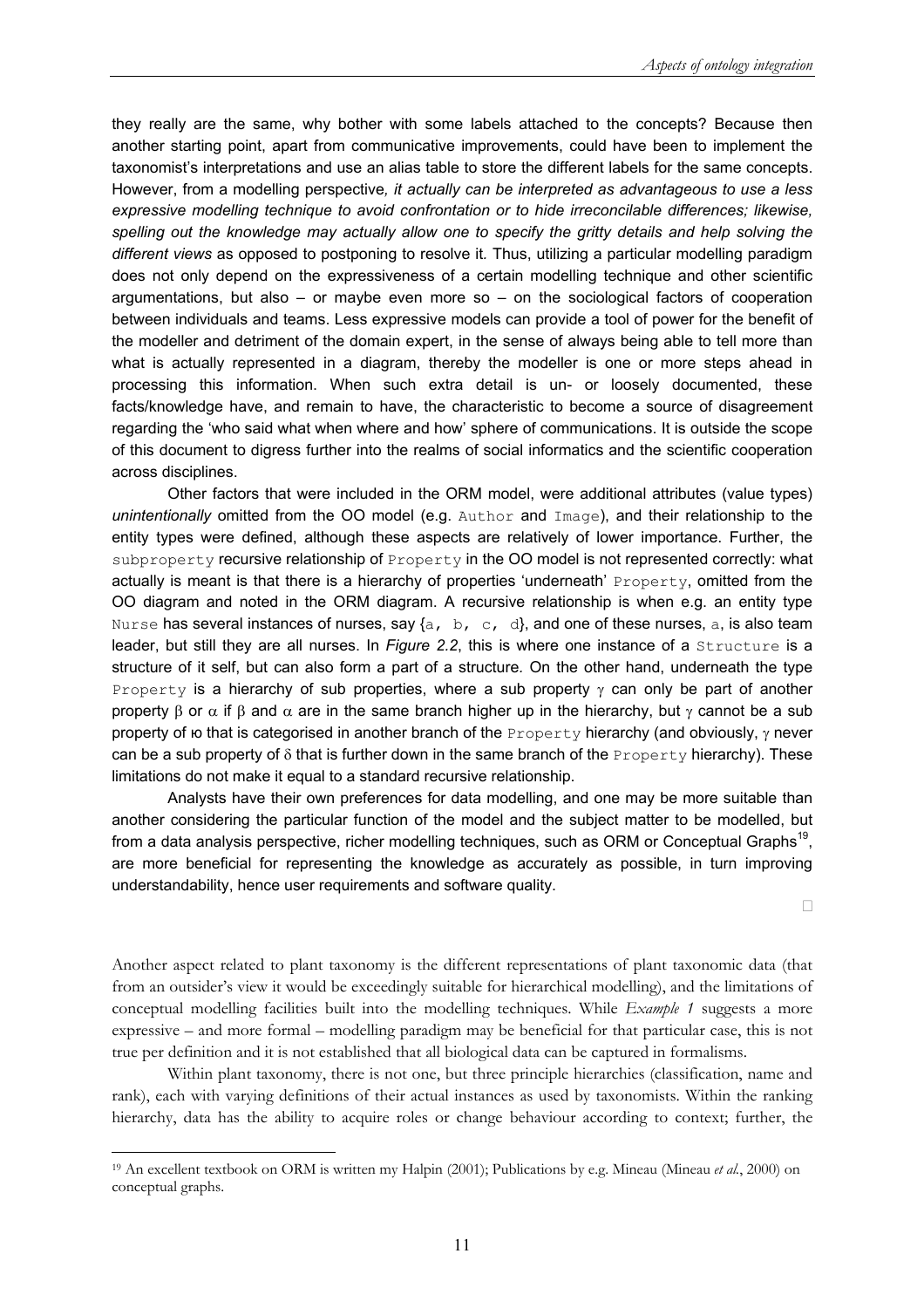they really are the same, why bother with some labels attached to the concepts? Because then another starting point, apart from communicative improvements, could have been to implement the taxonomist's interpretations and use an alias table to store the different labels for the same concepts. However, from a modelling perspective*, it actually can be interpreted as advantageous to use a less expressive modelling technique to avoid confrontation or to hide irreconcilable differences; likewise, spelling out the knowledge may actually allow one to specify the gritty details and help solving the different views* as opposed to postponing to resolve it. Thus, utilizing a particular modelling paradigm does not only depend on the expressiveness of a certain modelling technique and other scientific argumentations, but also – or maybe even more so – on the sociological factors of cooperation between individuals and teams. Less expressive models can provide a tool of power for the benefit of the modeller and detriment of the domain expert, in the sense of always being able to tell more than what is actually represented in a diagram, thereby the modeller is one or more steps ahead in processing this information. When such extra detail is un- or loosely documented, these facts/knowledge have, and remain to have, the characteristic to become a source of disagreement regarding the 'who said what when where and how' sphere of communications. It is outside the scope of this document to digress further into the realms of social informatics and the scientific cooperation across disciplines.

Other factors that were included in the ORM model, were additional attributes (value types) *unintentionally* omitted from the OO model (e.g. `Author` and `Image`), and their relationship to the entity types were defined, although these aspects are relatively of lower importance. Further, the `subproperty` recursive relationship of `Property` in the OO model is not represented correctly: what actually is meant is that there is a hierarchy of properties 'underneath' `Property`, omitted from the OO diagram and noted in the ORM diagram. A recursive relationship is when e.g. an entity type `Nurse` has several instances of nurses, say {`a, b, c, d`}, and one of these nurses, `a`, is also team leader, but still they are all nurses. In *Figure 2.2*, this is where one instance of a `Structure` is a structure of it self, but can also form a part of a structure. On the other hand, underneath the type `Property` is a hierarchy of sub properties, where a sub property $\gamma$ can only be part of another property $\beta$ or $\alpha$ if $\beta$ and $\alpha$ are in the same branch higher up in the hierarchy, but $\gamma$ cannot be a sub property of ю that is categorised in another branch of the `Property` hierarchy (and obviously, $\gamma$ never can be a sub property of $\delta$ that is further down in the same branch of the `Property` hierarchy). These limitations do not make it equal to a standard recursive relationship.

Analysts have their own preferences for data modelling, and one may be more suitable than another considering the particular function of the model and the subject matter to be modelled, but from a data analysis perspective, richer modelling techniques, such as ORM or Conceptual Graphs[19], are more beneficial for representing the knowledge as accurately as possible, in turn improving understandability, hence user requirements and software quality.

□

Another aspect related to plant taxonomy is the different representations of plant taxonomic data (that from an outsider's view it would be exceedingly suitable for hierarchical modelling), and the limitations of conceptual modelling facilities built into the modelling techniques. While *Example 1* suggests a more expressive – and more formal – modelling paradigm may be beneficial for that particular case, this is not true per definition and it is not established that all biological data can be captured in formalisms.

Within plant taxonomy, there is not one, but three principle hierarchies (classification, name and rank), each with varying definitions of their actual instances as used by taxonomists. Within the ranking hierarchy, data has the ability to acquire roles or change behaviour according to context; further, the

---

[19] An excellent textbook on ORM is written my Halpin (2001); Publications by e.g. Mineau (Mineau *et al.*, 2000) on conceptual graphs.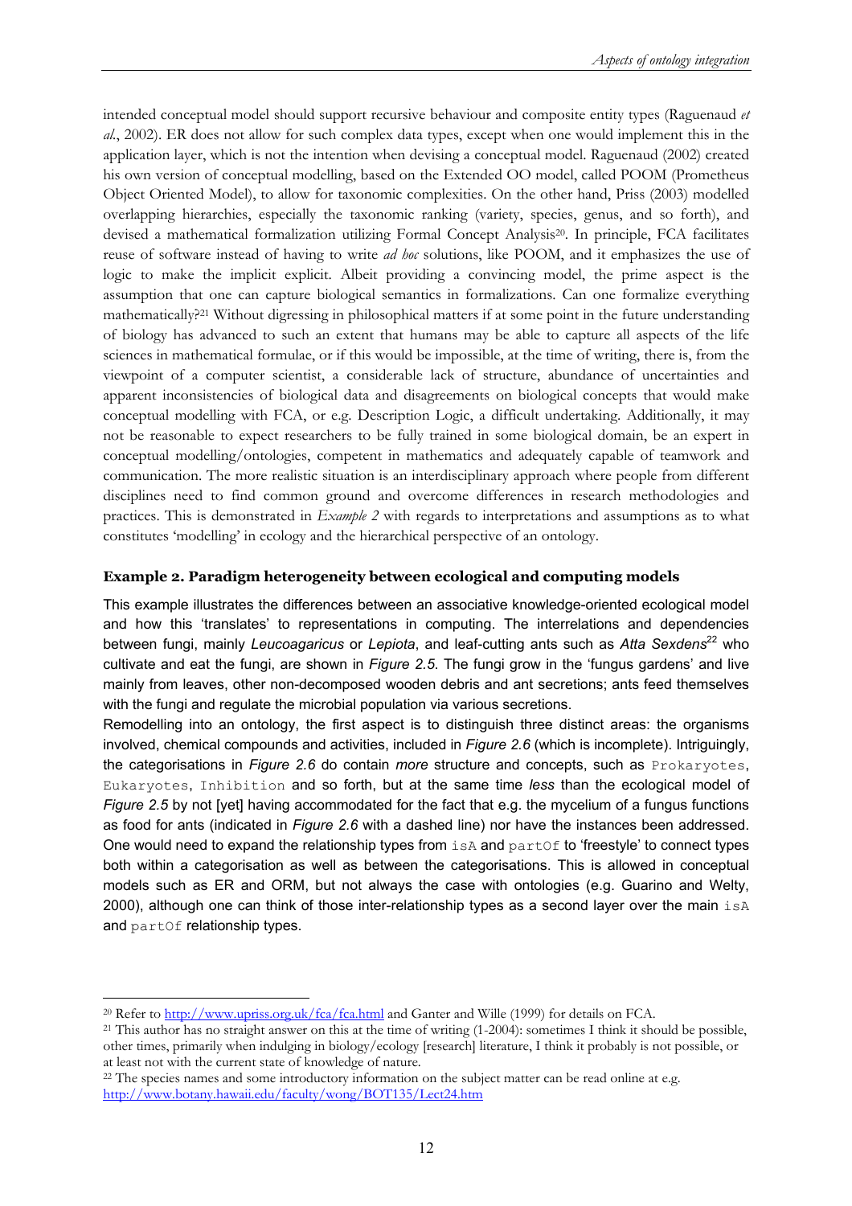intended conceptual model should support recursive behaviour and composite entity types (Raguenaud *et al.*, 2002). ER does not allow for such complex data types, except when one would implement this in the application layer, which is not the intention when devising a conceptual model. Raguenaud (2002) created his own version of conceptual modelling, based on the Extended OO model, called POOM (Prometheus Object Oriented Model), to allow for taxonomic complexities. On the other hand, Priss (2003) modelled overlapping hierarchies, especially the taxonomic ranking (variety, species, genus, and so forth), and devised a mathematical formalization utilizing Formal Concept Analysis[20]. In principle, FCA facilitates reuse of software instead of having to write *ad hoc* solutions, like POOM, and it emphasizes the use of logic to make the implicit explicit. Albeit providing a convincing model, the prime aspect is the assumption that one can capture biological semantics in formalizations. Can one formalize everything mathematically?[21] Without digressing in philosophical matters if at some point in the future understanding of biology has advanced to such an extent that humans may be able to capture all aspects of the life sciences in mathematical formulae, or if this would be impossible, at the time of writing, there is, from the viewpoint of a computer scientist, a considerable lack of structure, abundance of uncertainties and apparent inconsistencies of biological data and disagreements on biological concepts that would make conceptual modelling with FCA, or e.g. Description Logic, a difficult undertaking. Additionally, it may not be reasonable to expect researchers to be fully trained in some biological domain, be an expert in conceptual modelling/ontologies, competent in mathematics and adequately capable of teamwork and communication. The more realistic situation is an interdisciplinary approach where people from different disciplines need to find common ground and overcome differences in research methodologies and practices. This is demonstrated in *Example 2* with regards to interpretations and assumptions as to what constitutes 'modelling' in ecology and the hierarchical perspective of an ontology.

**Example 2. Paradigm heterogeneity between ecological and computing models**

This example illustrates the differences between an associative knowledge-oriented ecological model and how this 'translates' to representations in computing. The interrelations and dependencies between fungi, mainly *Leucoagaricus* or *Lepiota*, and leaf-cutting ants such as *Atta Sexdens*[22] who cultivate and eat the fungi, are shown in *Figure 2.5*. The fungi grow in the 'fungus gardens' and live mainly from leaves, other non-decomposed wooden debris and ant secretions; ants feed themselves with the fungi and regulate the microbial population via various secretions.

Remodelling into an ontology, the first aspect is to distinguish three distinct areas: the organisms involved, chemical compounds and activities, included in *Figure 2.6* (which is incomplete). Intriguingly, the categorisations in *Figure 2.6* do contain *more* structure and concepts, such as `Prokaryotes`, `Eukaryotes`, `Inhibition` and so forth, but at the same time *less* than the ecological model of *Figure 2.5* by not [yet] having accommodated for the fact that e.g. the mycelium of a fungus functions as food for ants (indicated in *Figure 2.6* with a dashed line) nor have the instances been addressed. One would need to expand the relationship types from `isA` and `partOf` to 'freestyle' to connect types both within a categorisation as well as between the categorisations. This is allowed in conceptual models such as ER and ORM, but not always the case with ontologies (e.g. Guarino and Welty, 2000), although one can think of those inter-relationship types as a second layer over the main `isA` and `partOf` relationship types.

---

[20] Refer to http://www.upriss.org.uk/fca/fca.html and Ganter and Wille (1999) for details on FCA.

[21] This author has no straight answer on this at the time of writing (1-2004): sometimes I think it should be possible, other times, primarily when indulging in biology/ecology [research] literature, I think it probably is not possible, or at least not with the current state of knowledge of nature.

[22] The species names and some introductory information on the subject matter can be read online at e.g. http://www.botany.hawaii.edu/faculty/wong/BOT135/Lect24.htm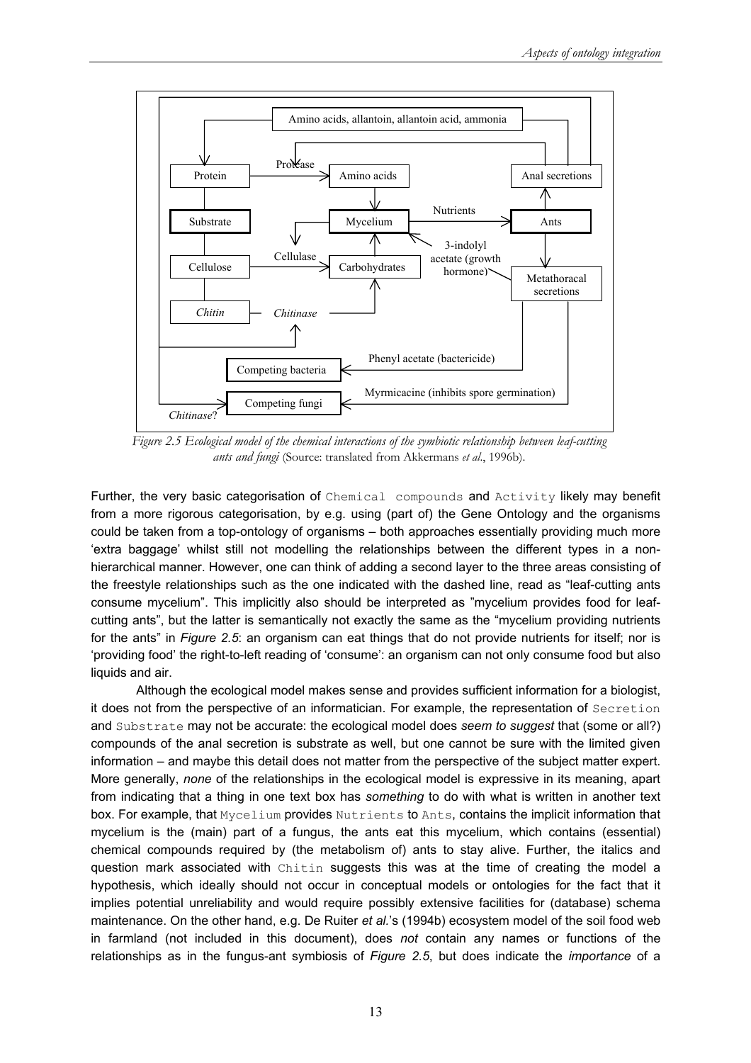*Figure 2.5 Ecological model of the chemical interactions of the symbiotic relationship between leaf-cutting ants and fungi* (Source: translated from Akkermans *et al*., 1996b).

Further, the very basic categorisation of `Chemical compounds` and `Activity` likely may benefit from a more rigorous categorisation, by e.g. using (part of) the Gene Ontology and the organisms could be taken from a top-ontology of organisms – both approaches essentially providing much more 'extra baggage' whilst still not modelling the relationships between the different types in a non-hierarchical manner. However, one can think of adding a second layer to the three areas consisting of the freestyle relationships such as the one indicated with the dashed line, read as "leaf-cutting ants consume mycelium". This implicitly also should be interpreted as "mycelium provides food for leaf-cutting ants", but the latter is semantically not exactly the same as the "mycelium providing nutrients for the ants" in *Figure 2.5*: an organism can eat things that do not provide nutrients for itself; nor is 'providing food' the right-to-left reading of 'consume': an organism can not only consume food but also liquids and air.

Although the ecological model makes sense and provides sufficient information for a biologist, it does not from the perspective of an informatician. For example, the representation of `Secretion` and `Substrate` may not be accurate: the ecological model does *seem to suggest* that (some or all?) compounds of the anal secretion is substrate as well, but one cannot be sure with the limited given information – and maybe this detail does not matter from the perspective of the subject matter expert. More generally, *none* of the relationships in the ecological model is expressive in its meaning, apart from indicating that a thing in one text box has *something* to do with what is written in another text box. For example, that `Mycelium` provides `Nutrients` to `Ants`, contains the implicit information that mycelium is the (main) part of a fungus, the ants eat this mycelium, which contains (essential) chemical compounds required by (the metabolism of) ants to stay alive. Further, the italics and question mark associated with `Chitin` suggests this was at the time of creating the model a hypothesis, which ideally should not occur in conceptual models or ontologies for the fact that it implies potential unreliability and would require possibly extensive facilities for (database) schema maintenance. On the other hand, e.g. De Ruiter *et al.*'s (1994b) ecosystem model of the soil food web in farmland (not included in this document), does *not* contain any names or functions of the relationships as in the fungus-ant symbiosis of *Figure 2.5*, but does indicate the *importance* of a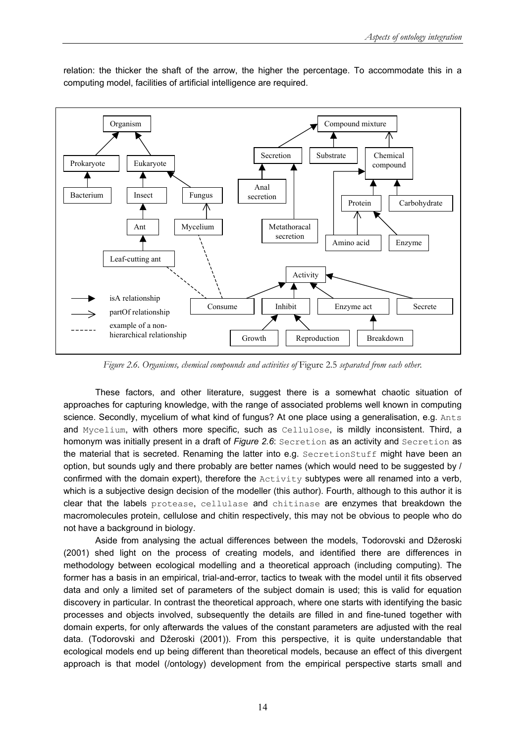relation: the thicker the shaft of the arrow, the higher the percentage. To accommodate this in a computing model, facilities of artificial intelligence are required.

*Figure 2.6. Organisms, chemical compounds and activities of* Figure 2.5 *separated from each other.*

These factors, and other literature, suggest there is a somewhat chaotic situation of approaches for capturing knowledge, with the range of associated problems well known in computing science. Secondly, mycelium of what kind of fungus? At one place using a generalisation, e.g. `Ants` and `Mycelium`, with others more specific, such as `Cellulose`, is mildly inconsistent. Third, a homonym was initially present in a draft of ***Figure 2.6***: `Secretion` as an activity and `Secretion` as the material that is secreted. Renaming the latter into e.g. `SecretionStuff` might have been an option, but sounds ugly and there probably are better names (which would need to be suggested by / confirmed with the domain expert), therefore the `Activity` subtypes were all renamed into a verb, which is a subjective design decision of the modeller (this author). Fourth, although to this author it is clear that the labels `protease`, `cellulase` and `chitinase` are enzymes that breakdown the macromolecules protein, cellulose and chitin respectively, this may not be obvious to people who do not have a background in biology.

Aside from analysing the actual differences between the models, Todorovski and Džeroski (2001) shed light on the process of creating models, and identified there are differences in methodology between ecological modelling and a theoretical approach (including computing). The former has a basis in an empirical, trial-and-error, tactics to tweak with the model until it fits observed data and only a limited set of parameters of the subject domain is used; this is valid for equation discovery in particular. In contrast the theoretical approach, where one starts with identifying the basic processes and objects involved, subsequently the details are filled in and fine-tuned together with domain experts, for only afterwards the values of the constant parameters are adjusted with the real data. (Todorovski and Džeroski (2001)). From this perspective, it is quite understandable that ecological models end up being different than theoretical models, because an effect of this divergent approach is that model (/ontology) development from the empirical perspective starts small and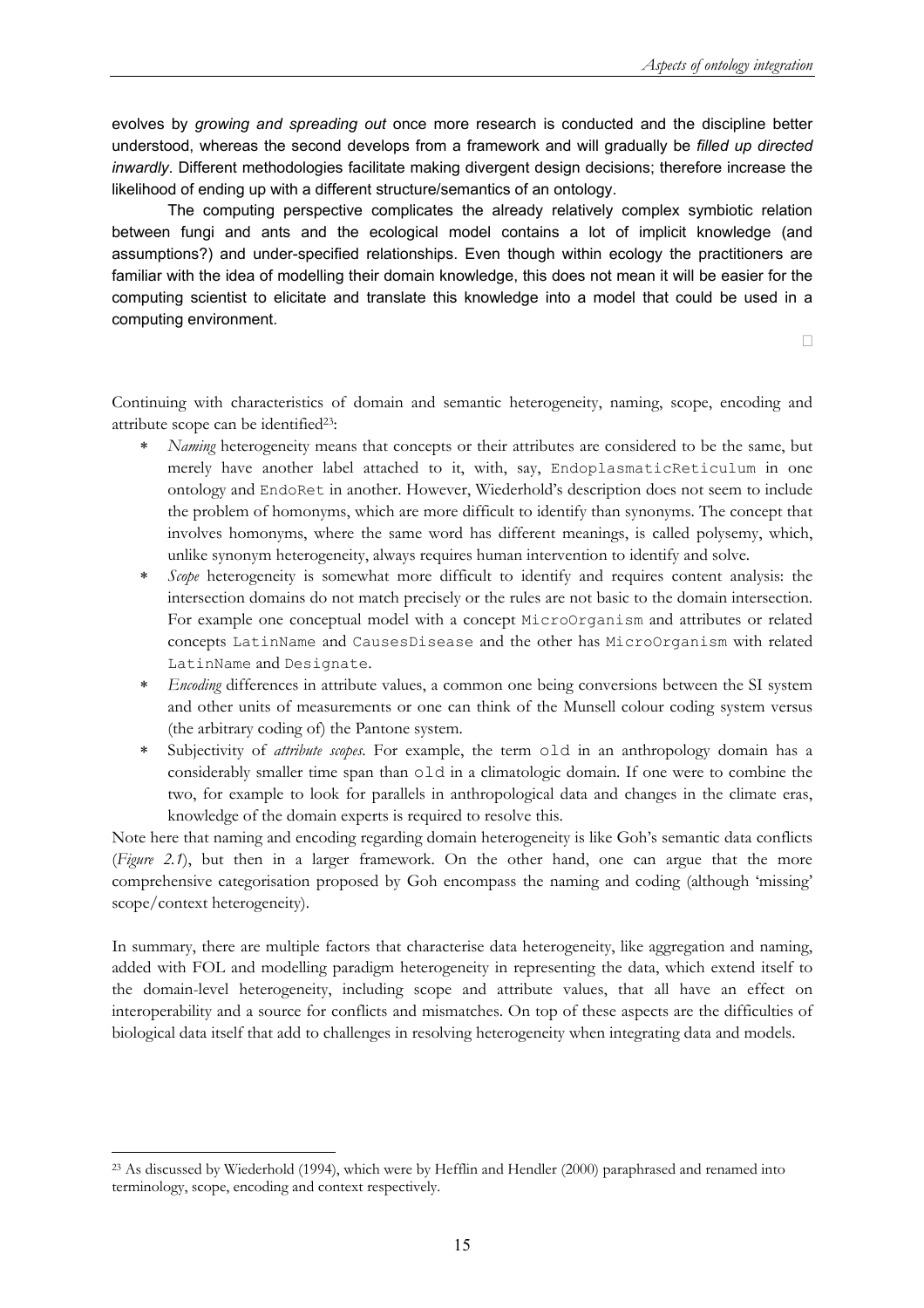evolves by *growing and spreading out* once more research is conducted and the discipline better understood, whereas the second develops from a framework and will gradually be *filled up directed inwardly*. Different methodologies facilitate making divergent design decisions; therefore increase the likelihood of ending up with a different structure/semantics of an ontology.

The computing perspective complicates the already relatively complex symbiotic relation between fungi and ants and the ecological model contains a lot of implicit knowledge (and assumptions?) and under-specified relationships. Even though within ecology the practitioners are familiar with the idea of modelling their domain knowledge, this does not mean it will be easier for the computing scientist to elicitate and translate this knowledge into a model that could be used in a computing environment.

□

Continuing with characteristics of domain and semantic heterogeneity, naming, scope, encoding and attribute scope can be identified[23]:

* *Naming* heterogeneity means that concepts or their attributes are considered to be the same, but merely have another label attached to it, with, say, `EndoplasmaticReticulum` in one ontology and `EndoRet` in another. However, Wiederhold's description does not seem to include the problem of homonyms, which are more difficult to identify than synonyms. The concept that involves homonyms, where the same word has different meanings, is called polysemy, which, unlike synonym heterogeneity, always requires human intervention to identify and solve.
* *Scope* heterogeneity is somewhat more difficult to identify and requires content analysis: the intersection domains do not match precisely or the rules are not basic to the domain intersection. For example one conceptual model with a concept `MicroOrganism` and attributes or related concepts `LatinName` and `CausesDisease` and the other has `MicroOrganism` with related `LatinName` and `Designate`.
* *Encoding* differences in attribute values, a common one being conversions between the SI system and other units of measurements or one can think of the Munsell colour coding system versus (the arbitrary coding of) the Pantone system.
* Subjectivity of *attribute scopes*. For example, the term `old` in an anthropology domain has a considerably smaller time span than `old` in a climatologic domain. If one were to combine the two, for example to look for parallels in anthropological data and changes in the climate eras, knowledge of the domain experts is required to resolve this.

Note here that naming and encoding regarding domain heterogeneity is like Goh's semantic data conflicts (*Figure 2.1*), but then in a larger framework. On the other hand, one can argue that the more comprehensive categorisation proposed by Goh encompass the naming and coding (although 'missing' scope/context heterogeneity).

In summary, there are multiple factors that characterise data heterogeneity, like aggregation and naming, added with FOL and modelling paradigm heterogeneity in representing the data, which extend itself to the domain-level heterogeneity, including scope and attribute values, that all have an effect on interoperability and a source for conflicts and mismatches. On top of these aspects are the difficulties of biological data itself that add to challenges in resolving heterogeneity when integrating data and models.

[23] As discussed by Wiederhold (1994), which were by Hefflin and Hendler (2000) paraphrased and renamed into terminology, scope, encoding and context respectively.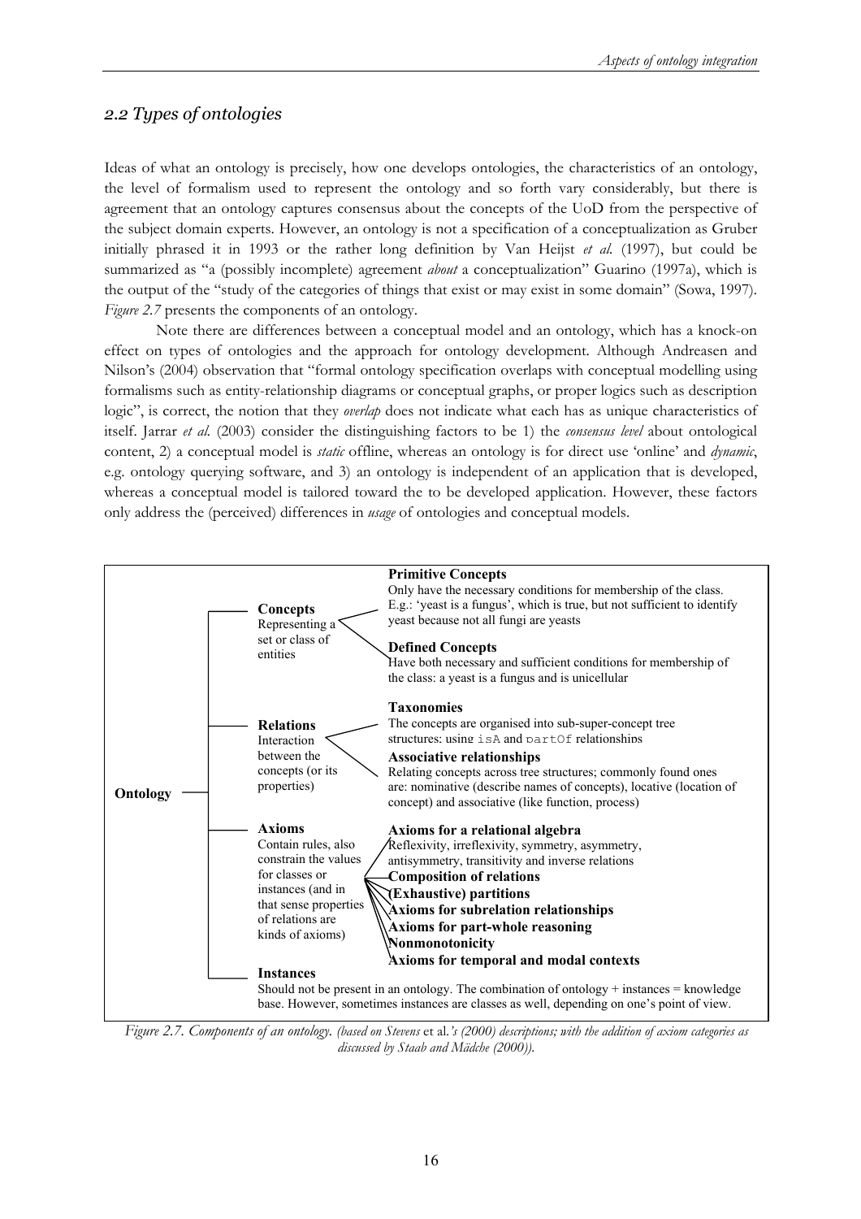## 2.2 Types of ontologies

Ideas of what an ontology is precisely, how one develops ontologies, the characteristics of an ontology, the level of formalism used to represent the ontology and so forth vary considerably, but there is agreement that an ontology captures consensus about the concepts of the UoD from the perspective of the subject domain experts. However, an ontology is not a specification of a conceptualization as Gruber initially phrased it in 1993 or the rather long definition by Van Heijst *et al.* (1997), but could be summarized as "a (possibly incomplete) agreement *about* a conceptualization" Guarino (1997a), which is the output of the "study of the categories of things that exist or may exist in some domain" (Sowa, 1997). *Figure 2.7* presents the components of an ontology.

Note there are differences between a conceptual model and an ontology, which has a knock-on effect on types of ontologies and the approach for ontology development. Although Andreasen and Nilson's (2004) observation that "formal ontology specification overlaps with conceptual modelling using formalisms such as entity-relationship diagrams or conceptual graphs, or proper logics such as description logic", is correct, the notion that they *overlap* does not indicate what each has as unique characteristics of itself. Jarrar *et al.* (2003) consider the distinguishing factors to be 1) the *consensus level* about ontological content, 2) a conceptual model is *static* offline, whereas an ontology is for direct use 'online' and *dynamic*, e.g. ontology querying software, and 3) an ontology is independent of an application that is developed, whereas a conceptual model is tailored toward the to be developed application. However, these factors only address the (perceived) differences in *usage* of ontologies and conceptual models.

**Ontology**

- **Concepts** — Representing a set or class of entities
  - **Primitive Concepts** — Only have the necessary conditions for membership of the class. E.g.: 'yeast is a fungus', which is true, but not sufficient to identify yeast because not all fungi are yeasts
  - **Defined Concepts** — Have both necessary and sufficient conditions for membership of the class: a yeast is a fungus and is unicellular
- **Relations** — Interaction between the concepts (or its properties)
  - **Taxonomies** — The concepts are organised into sub-super-concept tree structures: using `isA` and `partOf` relationships
  - **Associative relationships** — Relating concepts across tree structures; commonly found ones are: nominative (describe names of concepts), locative (location of concept) and associative (like function, process)
- **Axioms** — Contain rules, also constrain the values for classes or instances (and in that sense properties of relations are kinds of axioms)
  - **Axioms for a relational algebra** — Reflexivity, irreflexivity, symmetry, asymmetry, antisymmetry, transitivity and inverse relations
  - **Composition of relations**
  - **(Exhaustive) partitions**
  - **Axioms for subrelation relationships**
  - **Axioms for part-whole reasoning**
  - **Nonmonotonicity**
  - **Axioms for temporal and modal contexts**
- **Instances** — Should not be present in an ontology. The combination of ontology + instances = knowledge base. However, sometimes instances are classes as well, depending on one's point of view.

*Figure 2.7. Components of an ontology. (based on Stevens* et al.*'s (2000) descriptions; with the addition of axiom categories as discussed by Staab and Mädche (2000)).*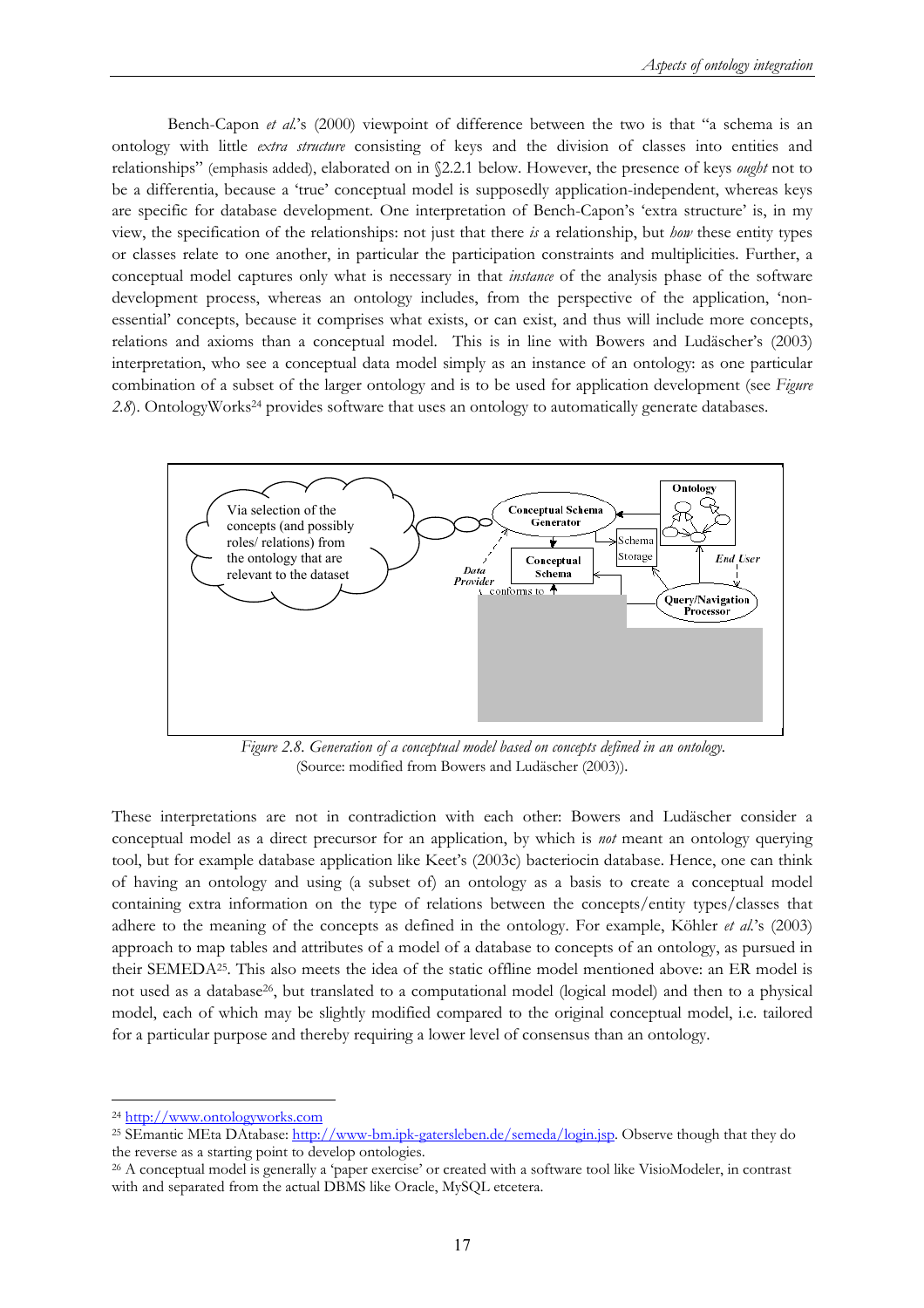Bench-Capon *et al.*'s (2000) viewpoint of difference between the two is that "a schema is an ontology with little *extra structure* consisting of keys and the division of classes into entities and relationships" (emphasis added), elaborated on in §2.2.1 below. However, the presence of keys *ought* not to be a differentia, because a 'true' conceptual model is supposedly application-independent, whereas keys are specific for database development. One interpretation of Bench-Capon's 'extra structure' is, in my view, the specification of the relationships: not just that there *is* a relationship, but *how* these entity types or classes relate to one another, in particular the participation constraints and multiplicities. Further, a conceptual model captures only what is necessary in that *instance* of the analysis phase of the software development process, whereas an ontology includes, from the perspective of the application, 'non-essential' concepts, because it comprises what exists, or can exist, and thus will include more concepts, relations and axioms than a conceptual model. This is in line with Bowers and Ludäscher's (2003) interpretation, who see a conceptual data model simply as an instance of an ontology: as one particular combination of a subset of the larger ontology and is to be used for application development (see *Figure 2.8*). OntologyWorks[24] provides software that uses an ontology to automatically generate databases.

*Figure 2.8. Generation of a conceptual model based on concepts defined in an ontology.* (Source: modified from Bowers and Ludäscher (2003)).

These interpretations are not in contradiction with each other: Bowers and Ludäscher consider a conceptual model as a direct precursor for an application, by which is *not* meant an ontology querying tool, but for example database application like Keet's (2003c) bacteriocin database. Hence, one can think of having an ontology and using (a subset of) an ontology as a basis to create a conceptual model containing extra information on the type of relations between the concepts/entity types/classes that adhere to the meaning of the concepts as defined in the ontology. For example, Köhler *et al.*'s (2003) approach to map tables and attributes of a model of a database to concepts of an ontology, as pursued in their SEMEDA[25]. This also meets the idea of the static offline model mentioned above: an ER model is not used as a database[26], but translated to a computational model (logical model) and then to a physical model, each of which may be slightly modified compared to the original conceptual model, i.e. tailored for a particular purpose and thereby requiring a lower level of consensus than an ontology.

---

[24] http://www.ontologyworks.com

[25] SEmantic MEta DAtabase: http://www-bm.ipk-gatersleben.de/semeda/login.jsp. Observe though that they do the reverse as a starting point to develop ontologies.

[26] A conceptual model is generally a 'paper exercise' or created with a software tool like VisioModeler, in contrast with and separated from the actual DBMS like Oracle, MySQL etcetera.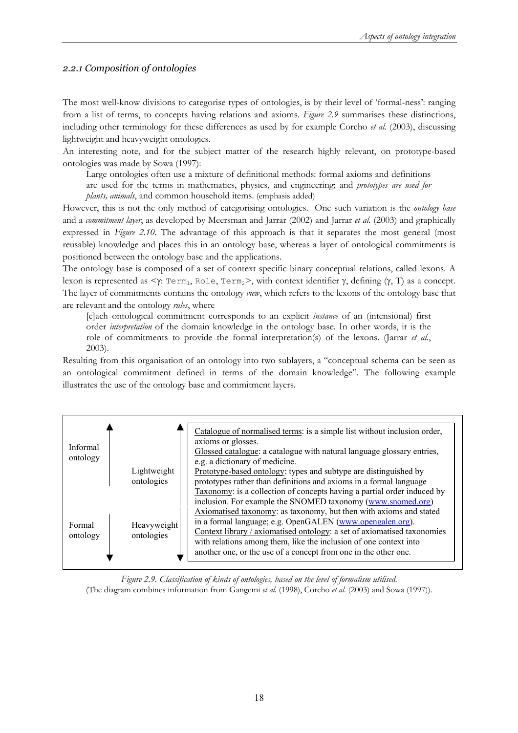### *2.2.1 Composition of ontologies*

The most well-know divisions to categorise types of ontologies, is by their level of 'formal-ness': ranging from a list of terms, to concepts having relations and axioms. *Figure 2.9* summarises these distinctions, including other terminology for these differences as used by for example Corcho *et al.* (2003), discussing lightweight and heavyweight ontologies.

An interesting note, and for the subject matter of the research highly relevant, on prototype-based ontologies was made by Sowa (1997):

> Large ontologies often use a mixture of definitional methods: formal axioms and definitions are used for the terms in mathematics, physics, and engineering; and *prototypes are used for plants, animals*, and common household items. (emphasis added)

However, this is not the only method of categorising ontologies. One such variation is the *ontology base* and a *commitment layer*, as developed by Meersman and Jarrar (2002) and Jarrar *et al.* (2003) and graphically expressed in *Figure 2.10*. The advantage of this approach is that it separates the most general (most reusable) knowledge and places this in an ontology base, whereas a layer of ontological commitments is positioned between the ontology base and the applications.

The ontology base is composed of a set of context specific binary conceptual relations, called lexons. A lexon is represented as <γ: $\text{Term}_1$, Role, $\text{Term}_2$>, with context identifier γ, defining (γ, T) as a concept. The layer of commitments contains the ontology *view*, which refers to the lexons of the ontology base that are relevant and the ontology *rules*, where

> [e]ach ontological commitment corresponds to an explicit *instance* of an (intensional) first order *interpretation* of the domain knowledge in the ontology base. In other words, it is the role of commitments to provide the formal interpretation(s) of the lexons. (Jarrar *et al.*, 2003).

Resulting from this organisation of an ontology into two sublayers, a "conceptual schema can be seen as an ontological commitment defined in terms of the domain knowledge". The following example illustrates the use of the ontology base and commitment layers.

| | | |
|---|---|---|
| Informal ontology ↑ | Lightweight ontologies ↑ | Catalogue of normalised terms: is a simple list without inclusion order, axioms or glosses.<br>Glossed catalogue: a catalogue with natural language glossary entries, e.g. a dictionary of medicine.<br>Prototype-based ontology: types and subtype are distinguished by prototypes rather than definitions and axioms in a formal language<br>Taxonomy: is a collection of concepts having a partial order induced by inclusion. For example the SNOMED taxonomy (www.snomed.org) |
| Formal ontology ↓ | Heavyweight ontologies ↓ | Axiomatised taxonomy: as taxonomy, but then with axioms and stated in a formal language; e.g. OpenGALEN (www.opengalen.org).<br>Context library / axiomatised ontology: a set of axiomatised taxonomies with relations among them, like the inclusion of one context into another one, or the use of a concept from one in the other one. |

*Figure 2.9. Classification of kinds of ontologies, based on the level of formalism utilised.*
(The diagram combines information from Gangemi *et al.* (1998), Corcho *et al.* (2003) and Sowa (1997)).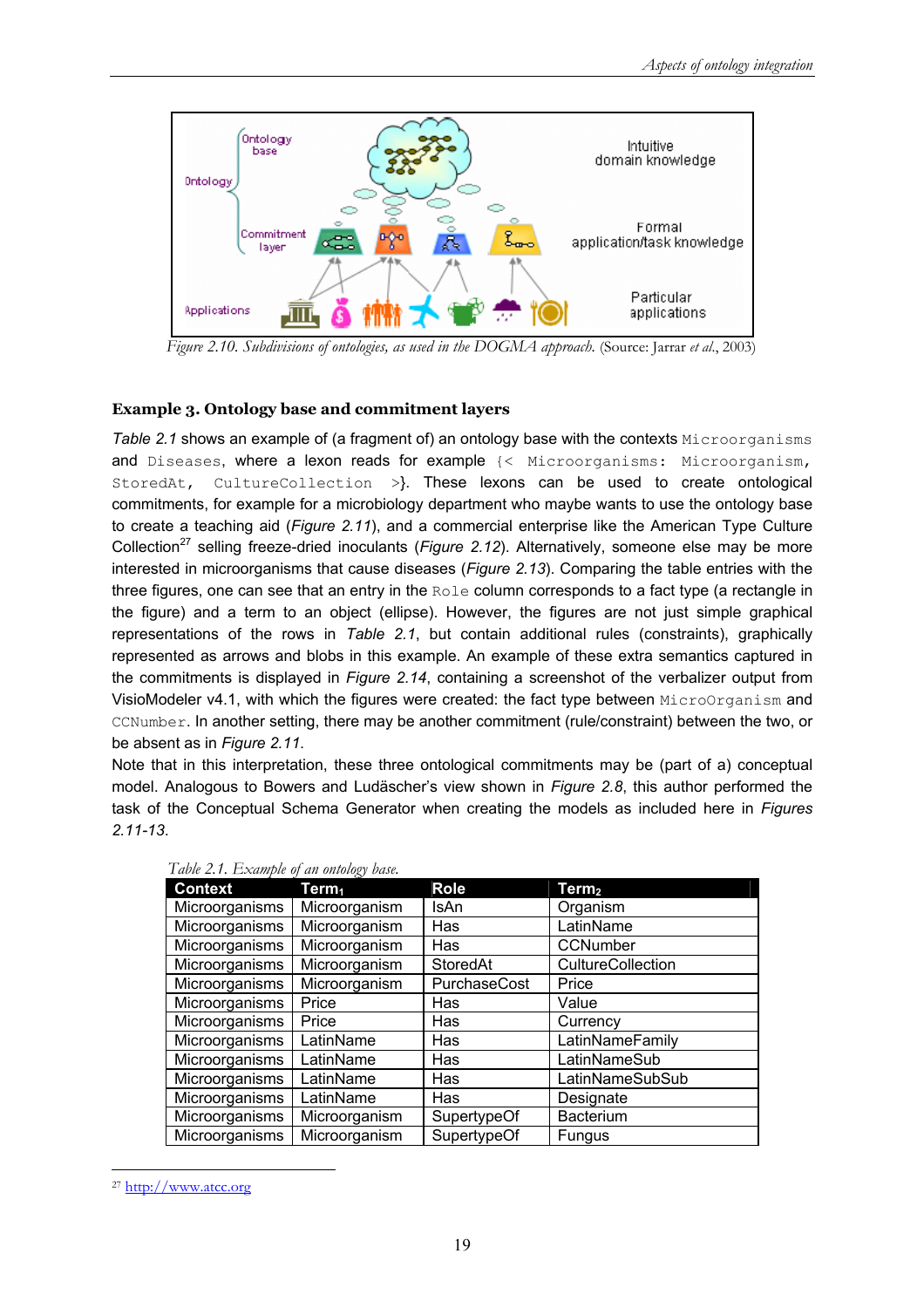Figure 2.10. Subdivisions of ontologies, as used in the DOGMA approach. (Source: Jarrar *et al.*, 2003)

### Example 3. Ontology base and commitment layers

*Table 2.1* shows an example of (a fragment of) an ontology base with the contexts `Microorganisms` and `Diseases`, where a lexon reads for example `{< Microorganisms: Microorganism, StoredAt, CultureCollection >}`. These lexons can be used to create ontological commitments, for example for a microbiology department who maybe wants to use the ontology base to create a teaching aid (*Figure 2.11*), and a commercial enterprise like the American Type Culture Collection[27] selling freeze-dried inoculants (*Figure 2.12*). Alternatively, someone else may be more interested in microorganisms that cause diseases (*Figure 2.13*). Comparing the table entries with the three figures, one can see that an entry in the `Role` column corresponds to a fact type (a rectangle in the figure) and a term to an object (ellipse). However, the figures are not just simple graphical representations of the rows in *Table 2.1*, but contain additional rules (constraints), graphically represented as arrows and blobs in this example. An example of these extra semantics captured in the commitments is displayed in *Figure 2.14*, containing a screenshot of the verbalizer output from VisioModeler v4.1, with which the figures were created: the fact type between `MicroOrganism` and `CCNumber`. In another setting, there may be another commitment (rule/constraint) between the two, or be absent as in *Figure 2.11*.

Note that in this interpretation, these three ontological commitments may be (part of a) conceptual model. Analogous to Bowers and Ludäscher's view shown in *Figure 2.8*, this author performed the task of the Conceptual Schema Generator when creating the models as included here in *Figures 2.11-13*.

Table 2.1. Example of an ontology base.

| Context | $Term_1$ | Role | $Term_2$ |
|---|---|---|---|
| Microorganisms | Microorganism | IsAn | Organism |
| Microorganisms | Microorganism | Has | LatinName |
| Microorganisms | Microorganism | Has | CCNumber |
| Microorganisms | Microorganism | StoredAt | CultureCollection |
| Microorganisms | Microorganism | PurchaseCost | Price |
| Microorganisms | Price | Has | Value |
| Microorganisms | Price | Has | Currency |
| Microorganisms | LatinName | Has | LatinNameFamily |
| Microorganisms | LatinName | Has | LatinNameSub |
| Microorganisms | LatinName | Has | LatinNameSubSub |
| Microorganisms | LatinName | Has | Designate |
| Microorganisms | Microorganism | SupertypeOf | Bacterium |
| Microorganisms | Microorganism | SupertypeOf | Fungus |

[27] http://www.atcc.org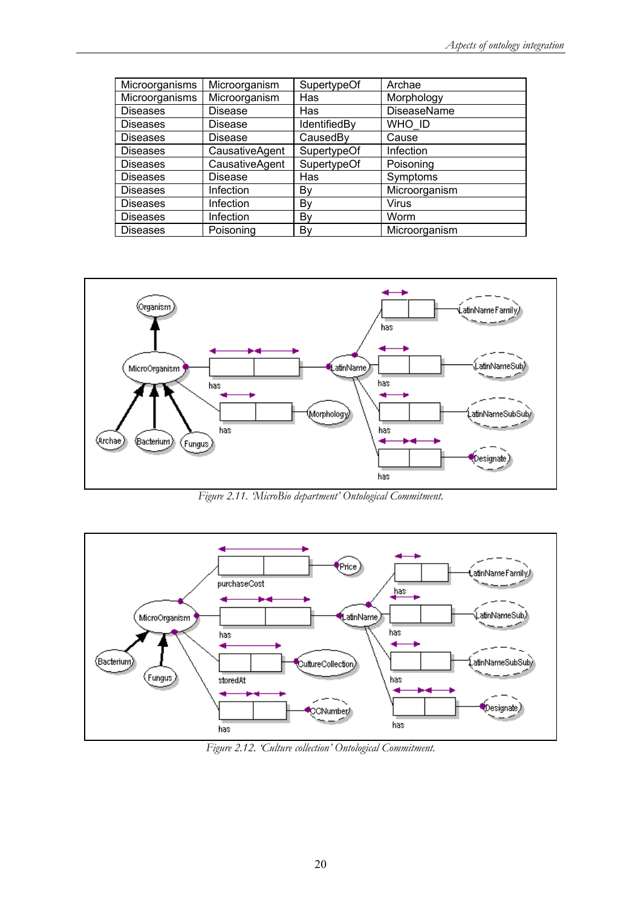| Microorganisms | Microorganism | SupertypeOf | Archae |
|---|---|---|---|
| Microorganisms | Microorganism | Has | Morphology |
| Diseases | Disease | Has | DiseaseName |
| Diseases | Disease | IdentifiedBy | WHO_ID |
| Diseases | Disease | CausedBy | Cause |
| Diseases | CausativeAgent | SupertypeOf | Infection |
| Diseases | CausativeAgent | SupertypeOf | Poisoning |
| Diseases | Disease | Has | Symptoms |
| Diseases | Infection | By | Microorganism |
| Diseases | Infection | By | Virus |
| Diseases | Infection | By | Worm |
| Diseases | Poisoning | By | Microorganism |

*Figure 2.11. 'MicroBio department' Ontological Commitment.*

*Figure 2.12. 'Culture collection' Ontological Commitment.*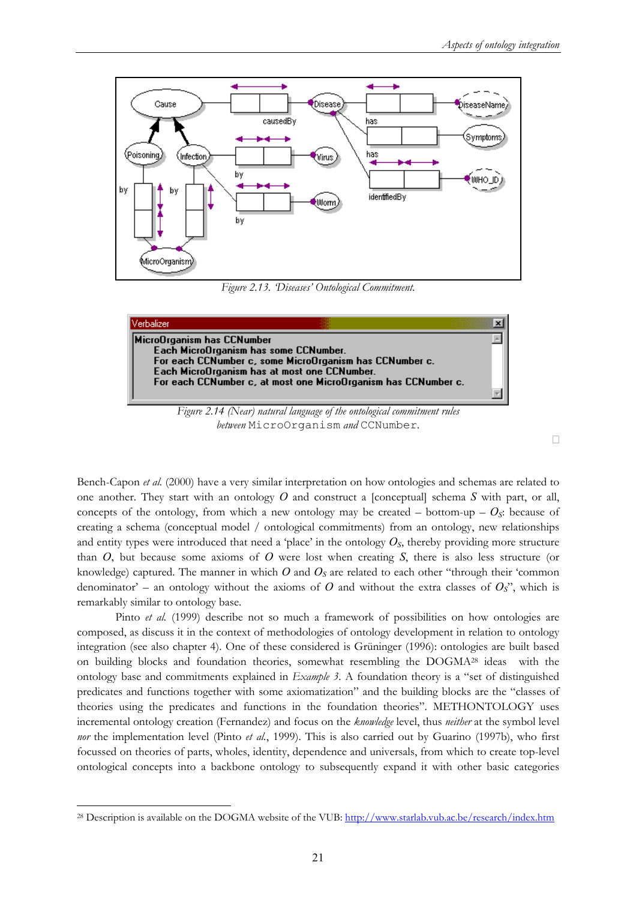Figure 2.13. 'Diseases' Ontological Commitment.

```
MicroOrganism has CCNumber
    Each MicroOrganism has some CCNumber.
    For each CCNumber c, some MicroOrganism has CCNumber c.
    Each MicroOrganism has at most one CCNumber.
    For each CCNumber c, at most one MicroOrganism has CCNumber c.
```

*Figure 2.14 (Near) natural language of the ontological commitment rules between* `MicroOrganism` *and* `CCNumber`.

Bench-Capon *et al.* (2000) have a very similar interpretation on how ontologies and schemas are related to one another. They start with an ontology $O$ and construct a [conceptual] schema $S$ with part, or all, concepts of the ontology, from which a new ontology may be created – bottom-up – $O_S$: because of creating a schema (conceptual model / ontological commitments) from an ontology, new relationships and entity types were introduced that need a 'place' in the ontology $O_S$, thereby providing more structure than $O$, but because some axioms of $O$ were lost when creating $S$, there is also less structure (or knowledge) captured. The manner in which $O$ and $O_S$ are related to each other "through their 'common denominator' – an ontology without the axioms of $O$ and without the extra classes of $O_S$", which is remarkably similar to ontology base.

Pinto *et al.* (1999) describe not so much a framework of possibilities on how ontologies are composed, as discuss it in the context of methodologies of ontology development in relation to ontology integration (see also chapter 4). One of these considered is Grüninger (1996): ontologies are built based on building blocks and foundation theories, somewhat resembling the DOGMA[28] ideas with the ontology base and commitments explained in *Example 3*. A foundation theory is a "set of distinguished predicates and functions together with some axiomatization" and the building blocks are the "classes of theories using the predicates and functions in the foundation theories". METHONTOLOGY uses incremental ontology creation (Fernandez) and focus on the *knowledge* level, thus *neither* at the symbol level *nor* the implementation level (Pinto *et al.*, 1999). This is also carried out by Guarino (1997b), who first focussed on theories of parts, wholes, identity, dependence and universals, from which to create top-level ontological concepts into a backbone ontology to subsequently expand it with other basic categories

[28] Description is available on the DOGMA website of the VUB: http://www.starlab.vub.ac.be/research/index.htm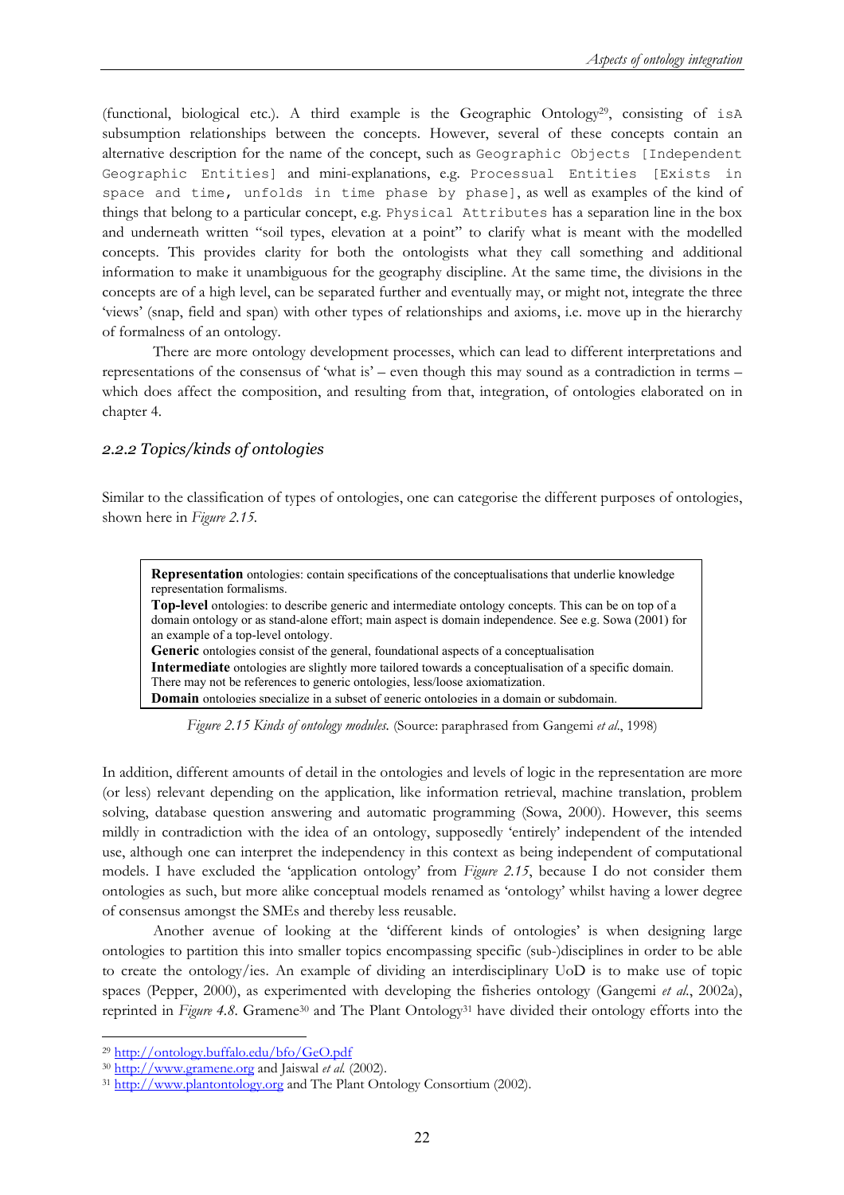(functional, biological etc.). A third example is the Geographic Ontology[29], consisting of `isA` subsumption relationships between the concepts. However, several of these concepts contain an alternative description for the name of the concept, such as `Geographic Objects [Independent Geographic Entities]` and mini-explanations, e.g. `Processual Entities [Exists in space and time, unfolds in time phase by phase]`, as well as examples of the kind of things that belong to a particular concept, e.g. `Physical Attributes` has a separation line in the box and underneath written "soil types, elevation at a point" to clarify what is meant with the modelled concepts. This provides clarity for both the ontologists what they call something and additional information to make it unambiguous for the geography discipline. At the same time, the divisions in the concepts are of a high level, can be separated further and eventually may, or might not, integrate the three 'views' (snap, field and span) with other types of relationships and axioms, i.e. move up in the hierarchy of formalness of an ontology.

There are more ontology development processes, which can lead to different interpretations and representations of the consensus of 'what is' – even though this may sound as a contradiction in terms – which does affect the composition, and resulting from that, integration, of ontologies elaborated on in chapter 4.

### *2.2.2 Topics/kinds of ontologies*

Similar to the classification of types of ontologies, one can categorise the different purposes of ontologies, shown here in *Figure 2.15*.

> **Representation** ontologies: contain specifications of the conceptualisations that underlie knowledge representation formalisms.
> **Top-level** ontologies: to describe generic and intermediate ontology concepts. This can be on top of a domain ontology or as stand-alone effort; main aspect is domain independence. See e.g. Sowa (2001) for an example of a top-level ontology.
> **Generic** ontologies consist of the general, foundational aspects of a conceptualisation
> **Intermediate** ontologies are slightly more tailored towards a conceptualisation of a specific domain. There may not be references to generic ontologies, less/loose axiomatization.
> **Domain** ontologies specialize in a subset of generic ontologies in a domain or subdomain.

*Figure 2.15 Kinds of ontology modules.* (Source: paraphrased from Gangemi *et al*., 1998)

In addition, different amounts of detail in the ontologies and levels of logic in the representation are more (or less) relevant depending on the application, like information retrieval, machine translation, problem solving, database question answering and automatic programming (Sowa, 2000). However, this seems mildly in contradiction with the idea of an ontology, supposedly 'entirely' independent of the intended use, although one can interpret the independency in this context as being independent of computational models. I have excluded the 'application ontology' from *Figure 2.15*, because I do not consider them ontologies as such, but more alike conceptual models renamed as 'ontology' whilst having a lower degree of consensus amongst the SMEs and thereby less reusable.

Another avenue of looking at the 'different kinds of ontologies' is when designing large ontologies to partition this into smaller topics encompassing specific (sub-)disciplines in order to be able to create the ontology/ies. An example of dividing an interdisciplinary UoD is to make use of topic spaces (Pepper, 2000), as experimented with developing the fisheries ontology (Gangemi *et al*., 2002a), reprinted in *Figure 4.8*. Gramene[30] and The Plant Ontology[31] have divided their ontology efforts into the

---

[29] http://ontology.buffalo.edu/bfo/GeO.pdf

[30] http://www.gramene.org and Jaiswal *et al.* (2002).

[31] http://www.plantontology.org and The Plant Ontology Consortium (2002).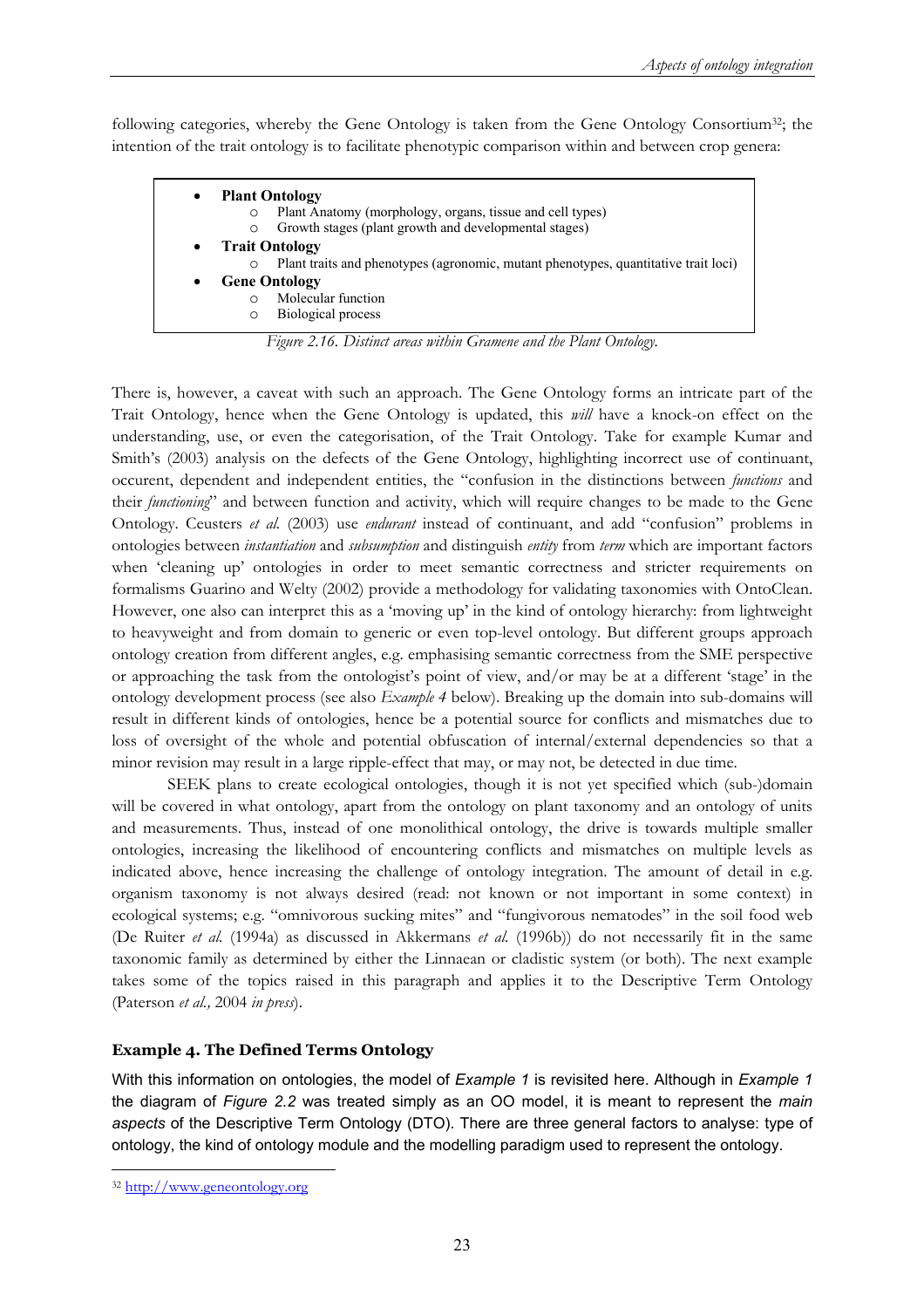following categories, whereby the Gene Ontology is taken from the Gene Ontology Consortium[32]; the intention of the trait ontology is to facilitate phenotypic comparison within and between crop genera:

- **Plant Ontology**
  - Plant Anatomy (morphology, organs, tissue and cell types)
  - Growth stages (plant growth and developmental stages)
- **Trait Ontology**
  - Plant traits and phenotypes (agronomic, mutant phenotypes, quantitative trait loci)
- **Gene Ontology**
  - Molecular function
  - Biological process

*Figure 2.16. Distinct areas within Gramene and the Plant Ontology.*

There is, however, a caveat with such an approach. The Gene Ontology forms an intricate part of the Trait Ontology, hence when the Gene Ontology is updated, this *will* have a knock-on effect on the understanding, use, or even the categorisation, of the Trait Ontology. Take for example Kumar and Smith's (2003) analysis on the defects of the Gene Ontology, highlighting incorrect use of continuant, occurent, dependent and independent entities, the "confusion in the distinctions between *functions* and their *functioning*" and between function and activity, which will require changes to be made to the Gene Ontology. Ceusters *et al.* (2003) use *endurant* instead of continuant, and add "confusion" problems in ontologies between *instantiation* and *subsumption* and distinguish *entity* from *term* which are important factors when 'cleaning up' ontologies in order to meet semantic correctness and stricter requirements on formalisms Guarino and Welty (2002) provide a methodology for validating taxonomies with OntoClean. However, one also can interpret this as a 'moving up' in the kind of ontology hierarchy: from lightweight to heavyweight and from domain to generic or even top-level ontology. But different groups approach ontology creation from different angles, e.g. emphasising semantic correctness from the SME perspective or approaching the task from the ontologist's point of view, and/or may be at a different 'stage' in the ontology development process (see also *Example 4* below). Breaking up the domain into sub-domains will result in different kinds of ontologies, hence be a potential source for conflicts and mismatches due to loss of oversight of the whole and potential obfuscation of internal/external dependencies so that a minor revision may result in a large ripple-effect that may, or may not, be detected in due time.

SEEK plans to create ecological ontologies, though it is not yet specified which (sub-)domain will be covered in what ontology, apart from the ontology on plant taxonomy and an ontology of units and measurements. Thus, instead of one monolithical ontology, the drive is towards multiple smaller ontologies, increasing the likelihood of encountering conflicts and mismatches on multiple levels as indicated above, hence increasing the challenge of ontology integration. The amount of detail in e.g. organism taxonomy is not always desired (read: not known or not important in some context) in ecological systems; e.g. "omnivorous sucking mites" and "fungivorous nematodes" in the soil food web (De Ruiter *et al.* (1994a) as discussed in Akkermans *et al.* (1996b)) do not necessarily fit in the same taxonomic family as determined by either the Linnaean or cladistic system (or both). The next example takes some of the topics raised in this paragraph and applies it to the Descriptive Term Ontology (Paterson *et al.,* 2004 *in press*).

### Example 4. The Defined Terms Ontology

With this information on ontologies, the model of *Example 1* is revisited here. Although in *Example 1* the diagram of *Figure 2.2* was treated simply as an OO model, it is meant to represent the *main aspects* of the Descriptive Term Ontology (DTO). There are three general factors to analyse: type of ontology, the kind of ontology module and the modelling paradigm used to represent the ontology.

[32] http://www.geneontology.org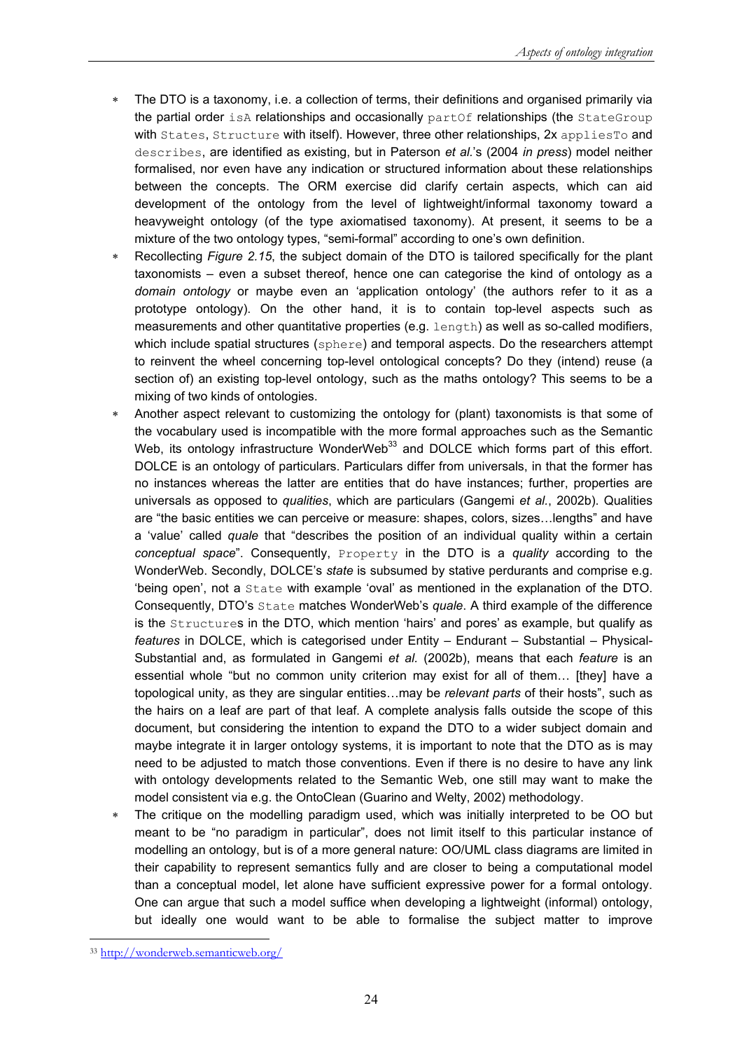- The DTO is a taxonomy, i.e. a collection of terms, their definitions and organised primarily via the partial order `isA` relationships and occasionally `partOf` relationships (the `StateGroup` with `States`, `Structure` with itself). However, three other relationships, 2x `appliesTo` and `describes`, are identified as existing, but in Paterson *et al.*'s (2004 *in press*) model neither formalised, nor even have any indication or structured information about these relationships between the concepts. The ORM exercise did clarify certain aspects, which can aid development of the ontology from the level of lightweight/informal taxonomy toward a heavyweight ontology (of the type axiomatised taxonomy). At present, it seems to be a mixture of the two ontology types, "semi-formal" according to one's own definition.
- Recollecting *Figure 2.15*, the subject domain of the DTO is tailored specifically for the plant taxonomists – even a subset thereof, hence one can categorise the kind of ontology as a *domain ontology* or maybe even an 'application ontology' (the authors refer to it as a prototype ontology). On the other hand, it is to contain top-level aspects such as measurements and other quantitative properties (e.g. `length`) as well as so-called modifiers, which include spatial structures (`sphere`) and temporal aspects. Do the researchers attempt to reinvent the wheel concerning top-level ontological concepts? Do they (intend) reuse (a section of) an existing top-level ontology, such as the maths ontology? This seems to be a mixing of two kinds of ontologies.
- Another aspect relevant to customizing the ontology for (plant) taxonomists is that some of the vocabulary used is incompatible with the more formal approaches such as the Semantic Web, its ontology infrastructure WonderWeb[33] and DOLCE which forms part of this effort. DOLCE is an ontology of particulars. Particulars differ from universals, in that the former has no instances whereas the latter are entities that do have instances; further, properties are universals as opposed to *qualities*, which are particulars (Gangemi *et al.*, 2002b). Qualities are "the basic entities we can perceive or measure: shapes, colors, sizes…lengths" and have a 'value' called *quale* that "describes the position of an individual quality within a certain *conceptual space*". Consequently, `Property` in the DTO is a *quality* according to the WonderWeb. Secondly, DOLCE's *state* is subsumed by stative perdurants and comprise e.g. 'being open', not a `State` with example 'oval' as mentioned in the explanation of the DTO. Consequently, DTO's `State` matches WonderWeb's *quale*. A third example of the difference is the `Structure`s in the DTO, which mention 'hairs' and pores' as example, but qualify as *features* in DOLCE, which is categorised under Entity – Endurant – Substantial – Physical-Substantial and, as formulated in Gangemi *et al.* (2002b), means that each *feature* is an essential whole "but no common unity criterion may exist for all of them… [they] have a topological unity, as they are singular entities…may be *relevant parts* of their hosts", such as the hairs on a leaf are part of that leaf. A complete analysis falls outside the scope of this document, but considering the intention to expand the DTO to a wider subject domain and maybe integrate it in larger ontology systems, it is important to note that the DTO as is may need to be adjusted to match those conventions. Even if there is no desire to have any link with ontology developments related to the Semantic Web, one still may want to make the model consistent via e.g. the OntoClean (Guarino and Welty, 2002) methodology.
- The critique on the modelling paradigm used, which was initially interpreted to be OO but meant to be "no paradigm in particular", does not limit itself to this particular instance of modelling an ontology, but is of a more general nature: OO/UML class diagrams are limited in their capability to represent semantics fully and are closer to being a computational model than a conceptual model, let alone have sufficient expressive power for a formal ontology. One can argue that such a model suffice when developing a lightweight (informal) ontology, but ideally one would want to be able to formalise the subject matter to improve

[33] http://wonderweb.semanticweb.org/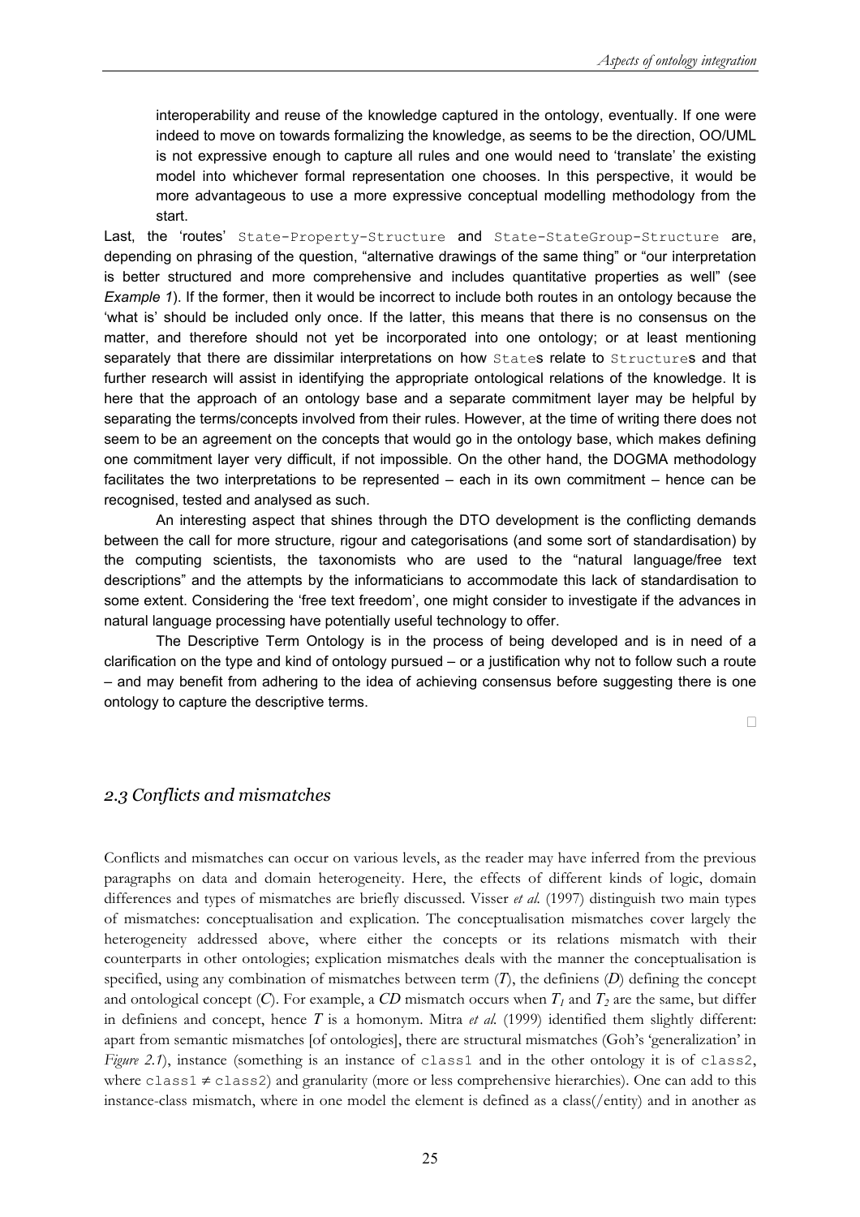interoperability and reuse of the knowledge captured in the ontology, eventually. If one were indeed to move on towards formalizing the knowledge, as seems to be the direction, OO/UML is not expressive enough to capture all rules and one would need to 'translate' the existing model into whichever formal representation one chooses. In this perspective, it would be more advantageous to use a more expressive conceptual modelling methodology from the start.

Last, the 'routes' `State-Property-Structure` and `State-StateGroup-Structure` are, depending on phrasing of the question, "alternative drawings of the same thing" or "our interpretation is better structured and more comprehensive and includes quantitative properties as well" (see *Example 1*). If the former, then it would be incorrect to include both routes in an ontology because the 'what is' should be included only once. If the latter, this means that there is no consensus on the matter, and therefore should not yet be incorporated into one ontology; or at least mentioning separately that there are dissimilar interpretations on how `State`s relate to `Structure`s and that further research will assist in identifying the appropriate ontological relations of the knowledge. It is here that the approach of an ontology base and a separate commitment layer may be helpful by separating the terms/concepts involved from their rules. However, at the time of writing there does not seem to be an agreement on the concepts that would go in the ontology base, which makes defining one commitment layer very difficult, if not impossible. On the other hand, the DOGMA methodology facilitates the two interpretations to be represented – each in its own commitment – hence can be recognised, tested and analysed as such.

An interesting aspect that shines through the DTO development is the conflicting demands between the call for more structure, rigour and categorisations (and some sort of standardisation) by the computing scientists, the taxonomists who are used to the "natural language/free text descriptions" and the attempts by the informaticians to accommodate this lack of standardisation to some extent. Considering the 'free text freedom', one might consider to investigate if the advances in natural language processing have potentially useful technology to offer.

The Descriptive Term Ontology is in the process of being developed and is in need of a clarification on the type and kind of ontology pursued – or a justification why not to follow such a route – and may benefit from adhering to the idea of achieving consensus before suggesting there is one ontology to capture the descriptive terms.

□

### *2.3 Conflicts and mismatches*

Conflicts and mismatches can occur on various levels, as the reader may have inferred from the previous paragraphs on data and domain heterogeneity. Here, the effects of different kinds of logic, domain differences and types of mismatches are briefly discussed. Visser *et al.* (1997) distinguish two main types of mismatches: conceptualisation and explication. The conceptualisation mismatches cover largely the heterogeneity addressed above, where either the concepts or its relations mismatch with their counterparts in other ontologies; explication mismatches deals with the manner the conceptualisation is specified, using any combination of mismatches between term (***T***), the definiens (***D***) defining the concept and ontological concept (***C***). For example, a ***CD*** mismatch occurs when $T_1$ and $T_2$ are the same, but differ in definiens and concept, hence ***T*** is a homonym. Mitra *et al.* (1999) identified them slightly different: apart from semantic mismatches [of ontologies], there are structural mismatches (Goh's 'generalization' in *Figure 2.1*), instance (something is an instance of `class1` and in the other ontology it is of `class2`, where `class1` ≠ `class2`) and granularity (more or less comprehensive hierarchies). One can add to this instance-class mismatch, where in one model the element is defined as a class(/entity) and in another as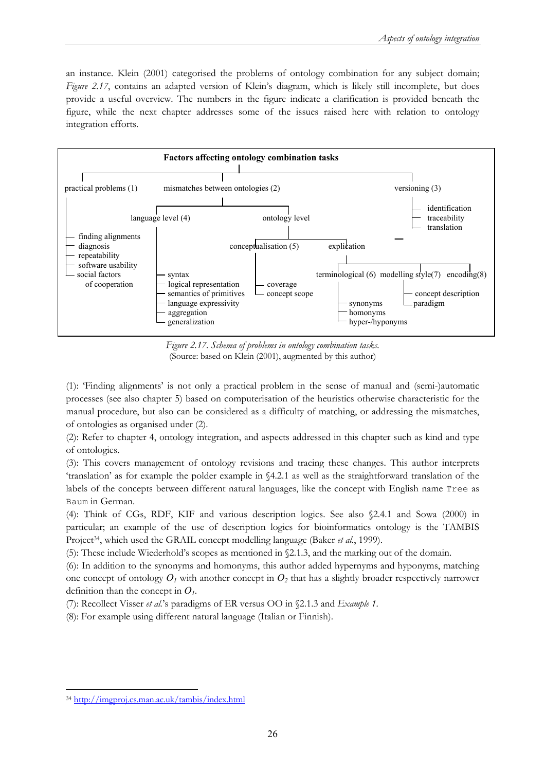an instance. Klein (2001) categorised the problems of ontology combination for any subject domain; *Figure 2.17*, contains an adapted version of Klein's diagram, which is likely still incomplete, but does provide a useful overview. The numbers in the figure indicate a clarification is provided beneath the figure, while the next chapter addresses some of the issues raised here with relation to ontology integration efforts.

**Factors affecting ontology combination tasks**

- practical problems (1)
  - finding alignments
  - diagnosis
  - repeatability
  - software usability
  - social factors of cooperation
- mismatches between ontologies (2)
  - language level (4)
    - syntax
    - logical representation
    - semantics of primitives
    - language expressivity
    - aggregation
    - generalization
  - ontology level
    - conceptualisation (5)
      - coverage
      - concept scope
    - explication
      - terminological (6)
        - synonyms
        - homonyms
        - hyper-/hyponyms
      - modelling style(7)
        - concept description
        - paradigm
      - encoding(8)
- versioning (3)
  - identification
  - traceability
  - translation

*Figure 2.17. Schema of problems in ontology combination tasks.*
(Source: based on Klein (2001), augmented by this author)

(1): 'Finding alignments' is not only a practical problem in the sense of manual and (semi-)automatic processes (see also chapter 5) based on computerisation of the heuristics otherwise characteristic for the manual procedure, but also can be considered as a difficulty of matching, or addressing the mismatches, of ontologies as organised under (2).

(2): Refer to chapter 4, ontology integration, and aspects addressed in this chapter such as kind and type of ontologies.

(3): This covers management of ontology revisions and tracing these changes. This author interprets 'translation' as for example the polder example in §4.2.1 as well as the straightforward translation of the labels of the concepts between different natural languages, like the concept with English name `Tree` as `Baum` in German.

(4): Think of CGs, RDF, KIF and various description logics. See also §2.4.1 and Sowa (2000) in particular; an example of the use of description logics for bioinformatics ontology is the TAMBIS Project[34], which used the GRAIL concept modelling language (Baker *et al.*, 1999).

(5): These include Wiederhold's scopes as mentioned in §2.1.3, and the marking out of the domain.

(6): In addition to the synonyms and homonyms, this author added hypernyms and hyponyms, matching one concept of ontology $O_1$ with another concept in $O_2$ that has a slightly broader respectively narrower definition than the concept in $O_1$.

(7): Recollect Visser *et al.*'s paradigms of ER versus OO in §2.1.3 and *Example 1*.

(8): For example using different natural language (Italian or Finnish).

[34] http://imgproj.cs.man.ac.uk/tambis/index.html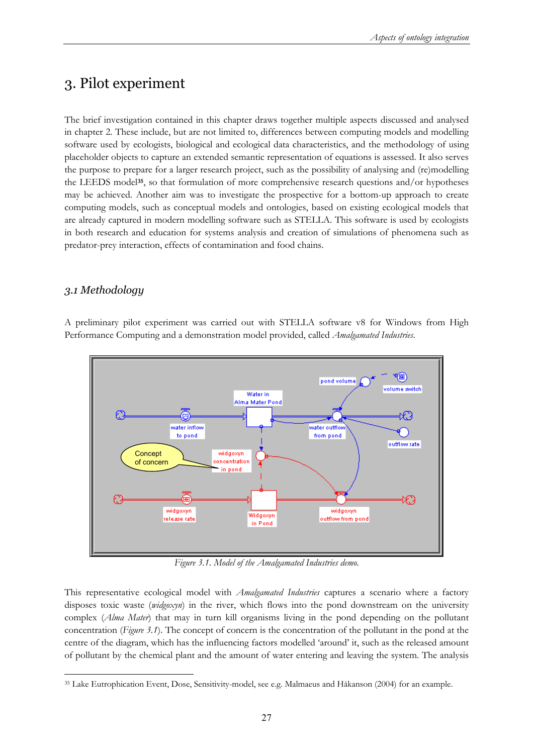# 3. Pilot experiment

The brief investigation contained in this chapter draws together multiple aspects discussed and analysed in chapter 2. These include, but are not limited to, differences between computing models and modelling software used by ecologists, biological and ecological data characteristics, and the methodology of using placeholder objects to capture an extended semantic representation of equations is assessed. It also serves the purpose to prepare for a larger research project, such as the possibility of analysing and (re)modelling the LEEDS model[35], so that formulation of more comprehensive research questions and/or hypotheses may be achieved. Another aim was to investigate the prospective for a bottom-up approach to create computing models, such as conceptual models and ontologies, based on existing ecological models that are already captured in modern modelling software such as STELLA. This software is used by ecologists in both research and education for systems analysis and creation of simulations of phenomena such as predator-prey interaction, effects of contamination and food chains.

## *3.1 Methodology*

A preliminary pilot experiment was carried out with STELLA software v8 for Windows from High Performance Computing and a demonstration model provided, called *Amalgamated Industries*.

*Figure 3.1. Model of the Amalgamated Industries demo.*

This representative ecological model with *Amalgamated Industries* captures a scenario where a factory disposes toxic waste (*widgoxyn*) in the river, which flows into the pond downstream on the university complex (*Alma Mater*) that may in turn kill organisms living in the pond depending on the pollutant concentration (*Figure 3.1*). The concept of concern is the concentration of the pollutant in the pond at the centre of the diagram, which has the influencing factors modelled 'around' it, such as the released amount of pollutant by the chemical plant and the amount of water entering and leaving the system. The analysis

[35] Lake Eutrophication Event, Dose, Sensitivity-model, see e.g. Malmaeus and Håkanson (2004) for an example.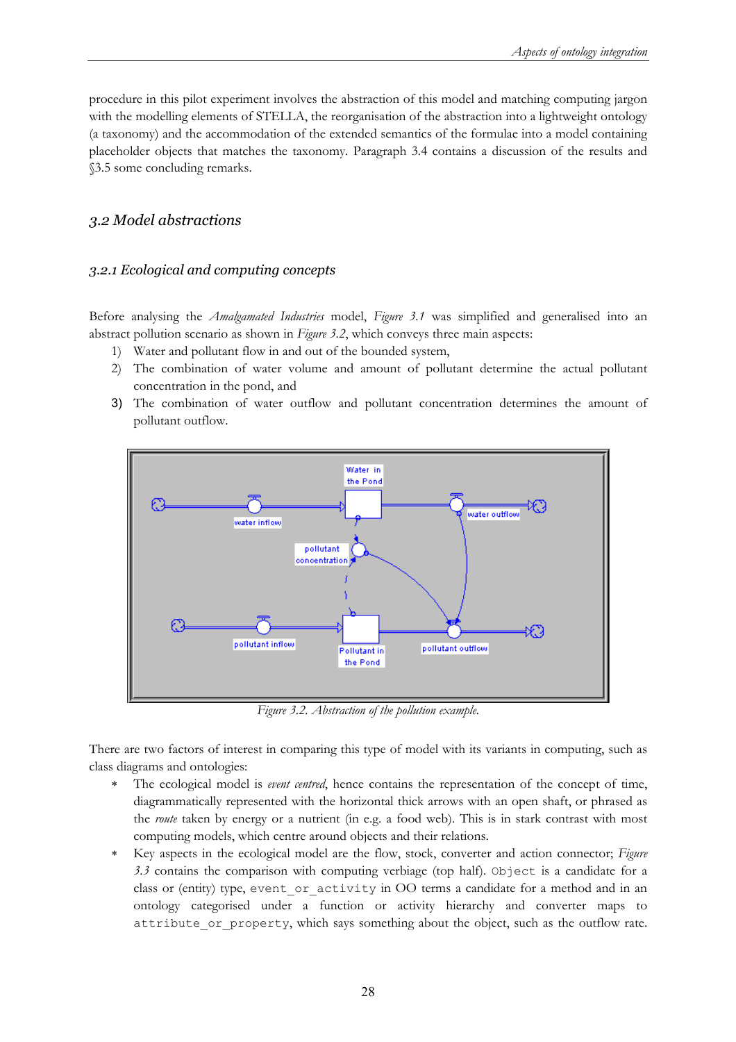procedure in this pilot experiment involves the abstraction of this model and matching computing jargon with the modelling elements of STELLA, the reorganisation of the abstraction into a lightweight ontology (a taxonomy) and the accommodation of the extended semantics of the formulae into a model containing placeholder objects that matches the taxonomy. Paragraph 3.4 contains a discussion of the results and §3.5 some concluding remarks.

## 3.2 Model abstractions

### 3.2.1 Ecological and computing concepts

Before analysing the *Amalgamated Industries* model, *Figure 3.1* was simplified and generalised into an abstract pollution scenario as shown in *Figure 3.2*, which conveys three main aspects:

1) Water and pollutant flow in and out of the bounded system,
2) The combination of water volume and amount of pollutant determine the actual pollutant concentration in the pond, and
3) The combination of water outflow and pollutant concentration determines the amount of pollutant outflow.

*Figure 3.2. Abstraction of the pollution example.*

There are two factors of interest in comparing this type of model with its variants in computing, such as class diagrams and ontologies:

* The ecological model is *event centred*, hence contains the representation of the concept of time, diagrammatically represented with the horizontal thick arrows with an open shaft, or phrased as the *route* taken by energy or a nutrient (in e.g. a food web). This is in stark contrast with most computing models, which centre around objects and their relations.
* Key aspects in the ecological model are the flow, stock, converter and action connector; *Figure 3.3* contains the comparison with computing verbiage (top half). `Object` is a candidate for a class or (entity) type, `event_or_activity` in OO terms a candidate for a method and in an ontology categorised under a function or activity hierarchy and converter maps to `attribute_or_property`, which says something about the object, such as the outflow rate.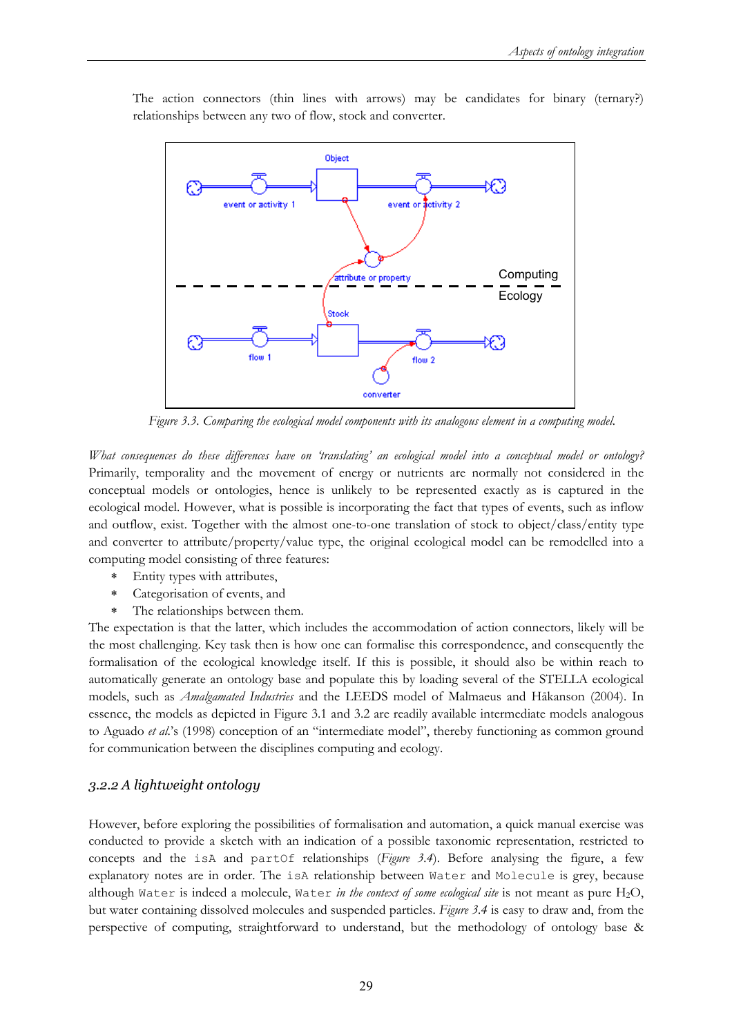The action connectors (thin lines with arrows) may be candidates for binary (ternary?) relationships between any two of flow, stock and converter.

*Figure 3.3. Comparing the ecological model components with its analogous element in a computing model.*

*What consequences do these differences have on 'translating' an ecological model into a conceptual model or ontology?* Primarily, temporality and the movement of energy or nutrients are normally not considered in the conceptual models or ontologies, hence is unlikely to be represented exactly as is captured in the ecological model. However, what is possible is incorporating the fact that types of events, such as inflow and outflow, exist. Together with the almost one-to-one translation of stock to object/class/entity type and converter to attribute/property/value type, the original ecological model can be remodelled into a computing model consisting of three features:

* Entity types with attributes,
* Categorisation of events, and
* The relationships between them.

The expectation is that the latter, which includes the accommodation of action connectors, likely will be the most challenging. Key task then is how one can formalise this correspondence, and consequently the formalisation of the ecological knowledge itself. If this is possible, it should also be within reach to automatically generate an ontology base and populate this by loading several of the STELLA ecological models, such as *Amalgamated Industries* and the LEEDS model of Malmaeus and Håkanson (2004). In essence, the models as depicted in Figure 3.1 and 3.2 are readily available intermediate models analogous to Aguado *et al.*'s (1998) conception of an "intermediate model", thereby functioning as common ground for communication between the disciplines computing and ecology.

### *3.2.2 A lightweight ontology*

However, before exploring the possibilities of formalisation and automation, a quick manual exercise was conducted to provide a sketch with an indication of a possible taxonomic representation, restricted to concepts and the `isA` and `partOf` relationships (*Figure 3.4*). Before analysing the figure, a few explanatory notes are in order. The `isA` relationship between `Water` and `Molecule` is grey, because although `Water` is indeed a molecule, `Water` *in the context of some ecological site* is not meant as pure $H_2O$, but water containing dissolved molecules and suspended particles. *Figure 3.4* is easy to draw and, from the perspective of computing, straightforward to understand, but the methodology of ontology base &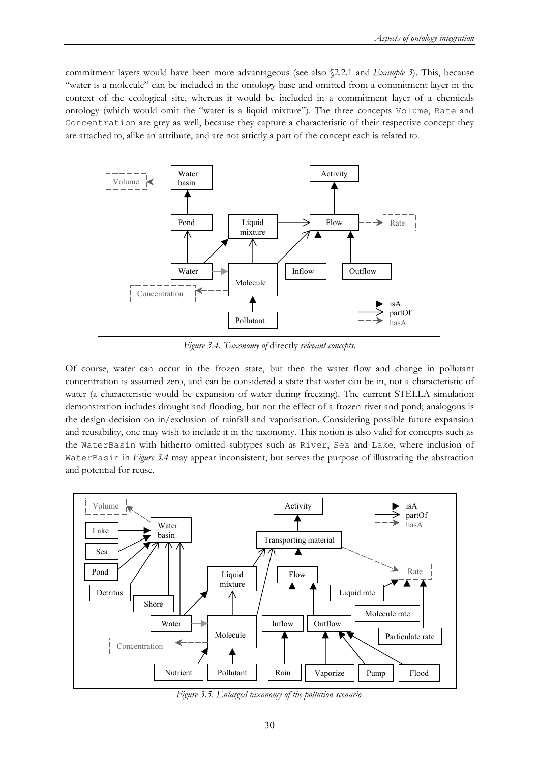commitment layers would have been more advantageous (see also §2.2.1 and *Example 3*). This, because "water is a molecule" can be included in the ontology base and omitted from a commitment layer in the context of the ecological site, whereas it would be included in a commitment layer of a chemicals ontology (which would omit the "water is a liquid mixture"). The three concepts `Volume`, `Rate` and `Concentration` are grey as well, because they capture a characteristic of their respective concept they are attached to, alike an attribute, and are not strictly a part of the concept each is related to.

*Figure 3.4. Taxonomy of* directly *relevant concepts.*

Of course, water can occur in the frozen state, but then the water flow and change in pollutant concentration is assumed zero, and can be considered a state that water can be in, not a characteristic of water (a characteristic would be expansion of water during freezing). The current STELLA simulation demonstration includes drought and flooding, but not the effect of a frozen river and pond; analogous is the design decision on in/exclusion of rainfall and vaporisation. Considering possible future expansion and reusability, one may wish to include it in the taxonomy. This notion is also valid for concepts such as the `WaterBasin` with hitherto omitted subtypes such as `River`, `Sea` and `Lake`, where inclusion of `WaterBasin` in *Figure 3.4* may appear inconsistent, but serves the purpose of illustrating the abstraction and potential for reuse.

*Figure 3.5. Enlarged taxonomy of the pollution scenario*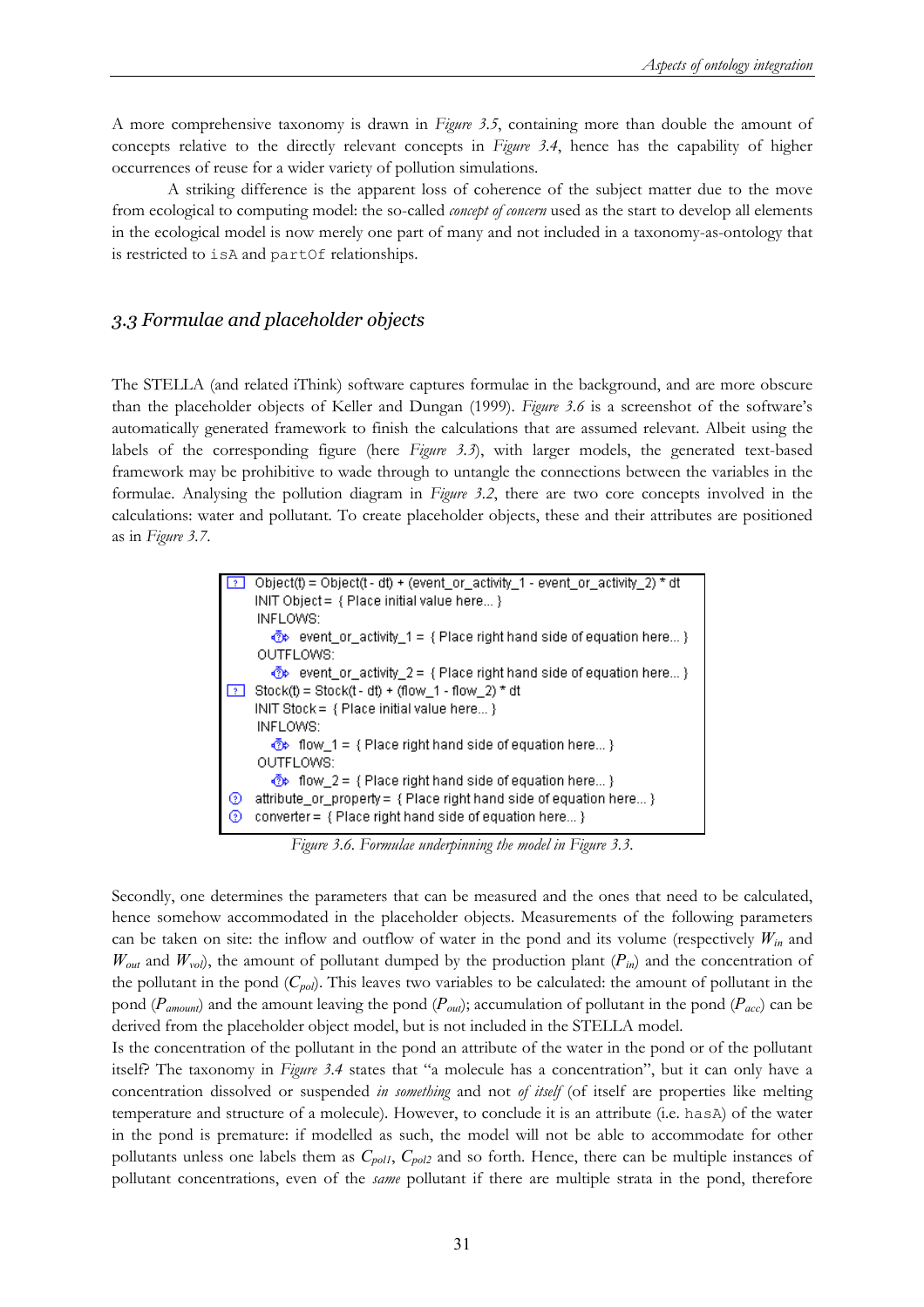A more comprehensive taxonomy is drawn in *Figure 3.5*, containing more than double the amount of concepts relative to the directly relevant concepts in *Figure 3.4*, hence has the capability of higher occurrences of reuse for a wider variety of pollution simulations.

A striking difference is the apparent loss of coherence of the subject matter due to the move from ecological to computing model: the so-called *concept of concern* used as the start to develop all elements in the ecological model is now merely one part of many and not included in a taxonomy-as-ontology that is restricted to `isA` and `partOf` relationships.

### 3.3 Formulae and placeholder objects

The STELLA (and related iThink) software captures formulae in the background, and are more obscure than the placeholder objects of Keller and Dungan (1999). *Figure 3.6* is a screenshot of the software's automatically generated framework to finish the calculations that are assumed relevant. Albeit using the labels of the corresponding figure (here *Figure 3.3*), with larger models, the generated text-based framework may be prohibitive to wade through to untangle the connections between the variables in the formulae. Analysing the pollution diagram in *Figure 3.2*, there are two core concepts involved in the calculations: water and pollutant. To create placeholder objects, these and their attributes are positioned as in *Figure 3.7*.

```
Object(t) = Object(t - dt) + (event_or_activity_1 - event_or_activity_2) * dt
INIT Object = { Place initial value here... }
INFLOWS:
    event_or_activity_1 = { Place right hand side of equation here... }
OUTFLOWS:
    event_or_activity_2 = { Place right hand side of equation here... }
Stock(t) = Stock(t - dt) + (flow_1 - flow_2) * dt
INIT Stock = { Place initial value here... }
INFLOWS:
    flow_1 = { Place right hand side of equation here... }
OUTFLOWS:
    flow_2 = { Place right hand side of equation here... }
attribute_or_property = { Place right hand side of equation here... }
converter = { Place right hand side of equation here... }
```

*Figure 3.6. Formulae underpinning the model in Figure 3.3.*

Secondly, one determines the parameters that can be measured and the ones that need to be calculated, hence somehow accommodated in the placeholder objects. Measurements of the following parameters can be taken on site: the inflow and outflow of water in the pond and its volume (respectively $W_{in}$ and $W_{out}$ and $W_{vol}$), the amount of pollutant dumped by the production plant ($P_{in}$) and the concentration of the pollutant in the pond ($C_{pol}$). This leaves two variables to be calculated: the amount of pollutant in the pond ($P_{amount}$) and the amount leaving the pond ($P_{out}$); accumulation of pollutant in the pond ($P_{acc}$) can be derived from the placeholder object model, but is not included in the STELLA model.

Is the concentration of the pollutant in the pond an attribute of the water in the pond or of the pollutant itself? The taxonomy in *Figure 3.4* states that "a molecule has a concentration", but it can only have a concentration dissolved or suspended *in something* and not *of itself* (of itself are properties like melting temperature and structure of a molecule). However, to conclude it is an attribute (i.e. `hasA`) of the water in the pond is premature: if modelled as such, the model will not be able to accommodate for other pollutants unless one labels them as $C_{pol1}$, $C_{pol2}$ and so forth. Hence, there can be multiple instances of pollutant concentrations, even of the *same* pollutant if there are multiple strata in the pond, therefore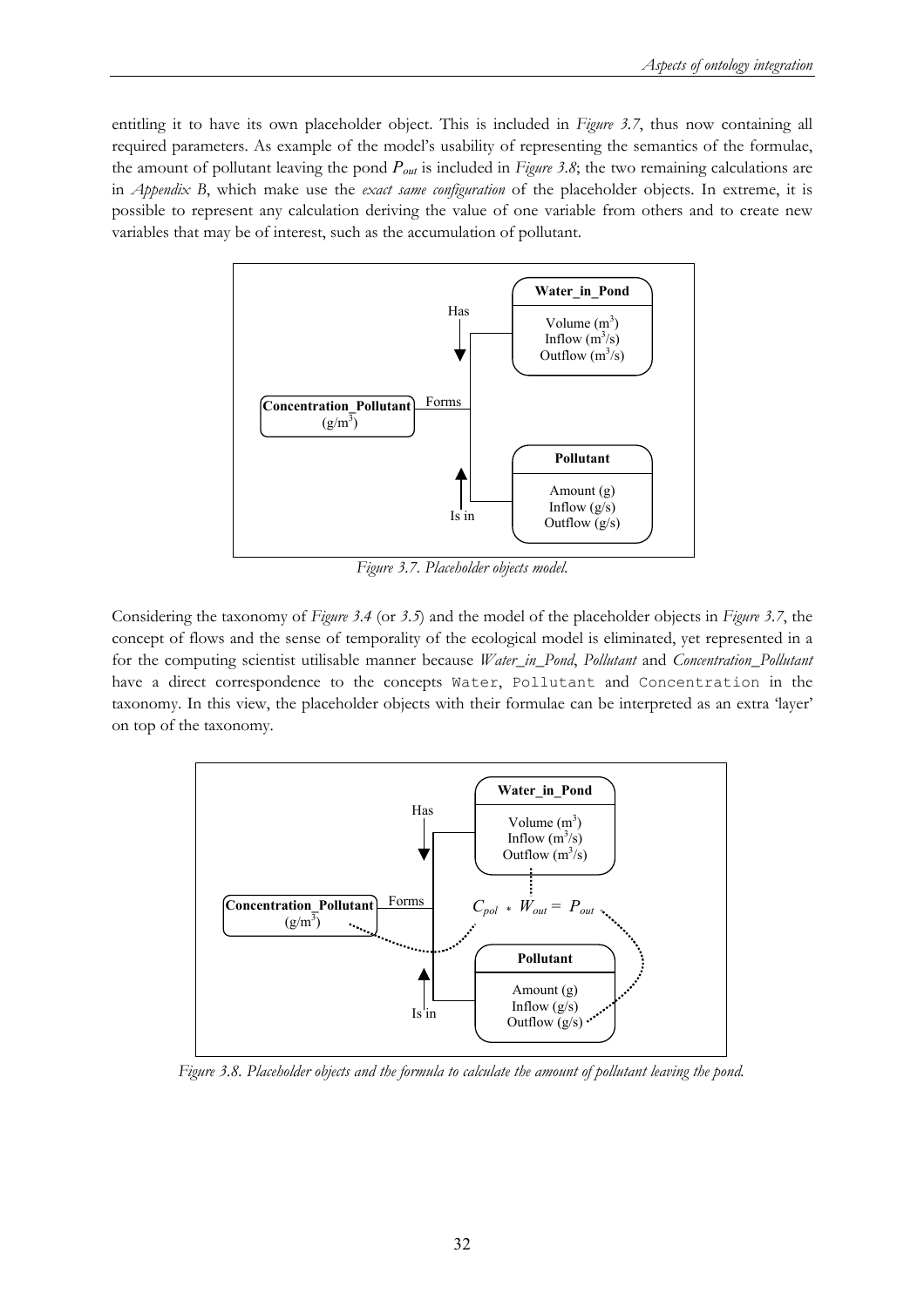entitling it to have its own placeholder object. This is included in *Figure 3.7*, thus now containing all required parameters. As example of the model's usability of representing the semantics of the formulae, the amount of pollutant leaving the pond $P_{out}$ is included in *Figure 3.8*; the two remaining calculations are in *Appendix B*, which make use the *exact same configuration* of the placeholder objects. In extreme, it is possible to represent any calculation deriving the value of one variable from others and to create new variables that may be of interest, such as the accumulation of pollutant.

*Figure 3.7. Placeholder objects model.*

Considering the taxonomy of *Figure 3.4* (or *3.5*) and the model of the placeholder objects in *Figure 3.7*, the concept of flows and the sense of temporality of the ecological model is eliminated, yet represented in a for the computing scientist utilisable manner because *Water_in_Pond*, *Pollutant* and *Concentration_Pollutant* have a direct correspondence to the concepts `Water`, `Pollutant` and `Concentration` in the taxonomy. In this view, the placeholder objects with their formulae can be interpreted as an extra 'layer' on top of the taxonomy.

*Figure 3.8. Placeholder objects and the formula to calculate the amount of pollutant leaving the pond.*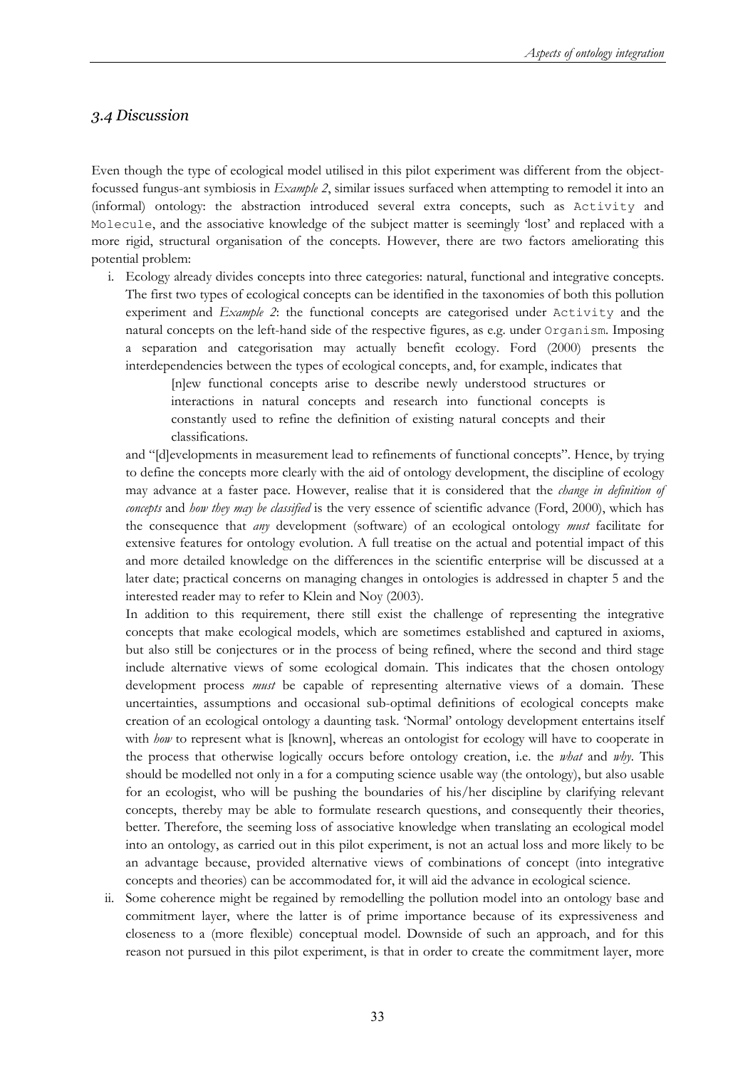### *3.4 Discussion*

Even though the type of ecological model utilised in this pilot experiment was different from the object-focussed fungus-ant symbiosis in *Example 2*, similar issues surfaced when attempting to remodel it into an (informal) ontology: the abstraction introduced several extra concepts, such as `Activity` and `Molecule`, and the associative knowledge of the subject matter is seemingly 'lost' and replaced with a more rigid, structural organisation of the concepts. However, there are two factors ameliorating this potential problem:

i. Ecology already divides concepts into three categories: natural, functional and integrative concepts. The first two types of ecological concepts can be identified in the taxonomies of both this pollution experiment and *Example 2*: the functional concepts are categorised under `Activity` and the natural concepts on the left-hand side of the respective figures, as e.g. under `Organism`. Imposing a separation and categorisation may actually benefit ecology. Ford (2000) presents the interdependencies between the types of ecological concepts, and, for example, indicates that

   > [n]ew functional concepts arise to describe newly understood structures or interactions in natural concepts and research into functional concepts is constantly used to refine the definition of existing natural concepts and their classifications.

   and "[d]evelopments in measurement lead to refinements of functional concepts". Hence, by trying to define the concepts more clearly with the aid of ontology development, the discipline of ecology may advance at a faster pace. However, realise that it is considered that the *change in definition of concepts* and *how they may be classified* is the very essence of scientific advance (Ford, 2000), which has the consequence that *any* development (software) of an ecological ontology *must* facilitate for extensive features for ontology evolution. A full treatise on the actual and potential impact of this and more detailed knowledge on the differences in the scientific enterprise will be discussed at a later date; practical concerns on managing changes in ontologies is addressed in chapter 5 and the interested reader may to refer to Klein and Noy (2003).

   In addition to this requirement, there still exist the challenge of representing the integrative concepts that make ecological models, which are sometimes established and captured in axioms, but also still be conjectures or in the process of being refined, where the second and third stage include alternative views of some ecological domain. This indicates that the chosen ontology development process *must* be capable of representing alternative views of a domain. These uncertainties, assumptions and occasional sub-optimal definitions of ecological concepts make creation of an ecological ontology a daunting task. 'Normal' ontology development entertains itself with *how* to represent what is [known], whereas an ontologist for ecology will have to cooperate in the process that otherwise logically occurs before ontology creation, i.e. the *what* and *why*. This should be modelled not only in a for a computing science usable way (the ontology), but also usable for an ecologist, who will be pushing the boundaries of his/her discipline by clarifying relevant concepts, thereby may be able to formulate research questions, and consequently their theories, better. Therefore, the seeming loss of associative knowledge when translating an ecological model into an ontology, as carried out in this pilot experiment, is not an actual loss and more likely to be an advantage because, provided alternative views of combinations of concept (into integrative concepts and theories) can be accommodated for, it will aid the advance in ecological science.

ii. Some coherence might be regained by remodelling the pollution model into an ontology base and commitment layer, where the latter is of prime importance because of its expressiveness and closeness to a (more flexible) conceptual model. Downside of such an approach, and for this reason not pursued in this pilot experiment, is that in order to create the commitment layer, more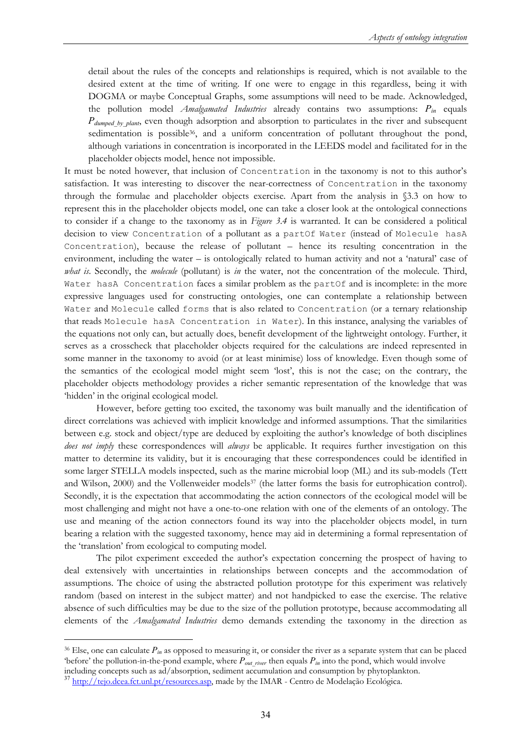detail about the rules of the concepts and relationships is required, which is not available to the desired extent at the time of writing. If one were to engage in this regardless, being it with DOGMA or maybe Conceptual Graphs, some assumptions will need to be made. Acknowledged, the pollution model *Amalgamated Industries* already contains two assumptions: $P_{in}$ equals $P_{dumped\_by\_plant}$, even though adsorption and absorption to particulates in the river and subsequent sedimentation is possible[36], and a uniform concentration of pollutant throughout the pond, although variations in concentration is incorporated in the LEEDS model and facilitated for in the placeholder objects model, hence not impossible.

It must be noted however, that inclusion of `Concentration` in the taxonomy is not to this author's satisfaction. It was interesting to discover the near-correctness of `Concentration` in the taxonomy through the formulae and placeholder objects exercise. Apart from the analysis in §3.3 on how to represent this in the placeholder objects model, one can take a closer look at the ontological connections to consider if a change to the taxonomy as in *Figure 3.4* is warranted. It can be considered a political decision to view `Concentration` of a pollutant as a `partOf Water` (instead of `Molecule hasA Concentration`), because the release of pollutant – hence its resulting concentration in the environment, including the water – is ontologically related to human activity and not a 'natural' case of *what is*. Secondly, the *molecule* (pollutant) is *in* the water, not the concentration of the molecule. Third, `Water hasA Concentration` faces a similar problem as the `partOf` and is incomplete: in the more expressive languages used for constructing ontologies, one can contemplate a relationship between `Water` and `Molecule` called `forms` that is also related to `Concentration` (or a ternary relationship that reads `Molecule hasA Concentration in Water`). In this instance, analysing the variables of the equations not only can, but actually does, benefit development of the lightweight ontology. Further, it serves as a crosscheck that placeholder objects required for the calculations are indeed represented in some manner in the taxonomy to avoid (or at least minimise) loss of knowledge. Even though some of the semantics of the ecological model might seem 'lost', this is not the case; on the contrary, the placeholder objects methodology provides a richer semantic representation of the knowledge that was 'hidden' in the original ecological model.

However, before getting too excited, the taxonomy was built manually and the identification of direct correlations was achieved with implicit knowledge and informed assumptions. That the similarities between e.g. stock and object/type are deduced by exploiting the author's knowledge of both disciplines *does not imply* these correspondences will *always* be applicable. It requires further investigation on this matter to determine its validity, but it is encouraging that these correspondences could be identified in some larger STELLA models inspected, such as the marine microbial loop (ML) and its sub-models (Tett and Wilson, 2000) and the Vollenweider models[37] (the latter forms the basis for eutrophication control). Secondly, it is the expectation that accommodating the action connectors of the ecological model will be most challenging and might not have a one-to-one relation with one of the elements of an ontology. The use and meaning of the action connectors found its way into the placeholder objects model, in turn bearing a relation with the suggested taxonomy, hence may aid in determining a formal representation of the 'translation' from ecological to computing model.

The pilot experiment exceeded the author's expectation concerning the prospect of having to deal extensively with uncertainties in relationships between concepts and the accommodation of assumptions. The choice of using the abstracted pollution prototype for this experiment was relatively random (based on interest in the subject matter) and not handpicked to ease the exercise. The relative absence of such difficulties may be due to the size of the pollution prototype, because accommodating all elements of the *Amalgamated Industries* demo demands extending the taxonomy in the direction as

---

[36] Else, one can calculate $P_{in}$ as opposed to measuring it, or consider the river as a separate system that can be placed 'before' the pollution-in-the-pond example, where $P_{out\_river}$ then equals $P_{in}$ into the pond, which would involve including concepts such as ad/absorption, sediment accumulation and consumption by phytoplankton.

[37] http://tejo.dcea.fct.unl.pt/resources.asp, made by the IMAR - Centro de Modelação Ecológica.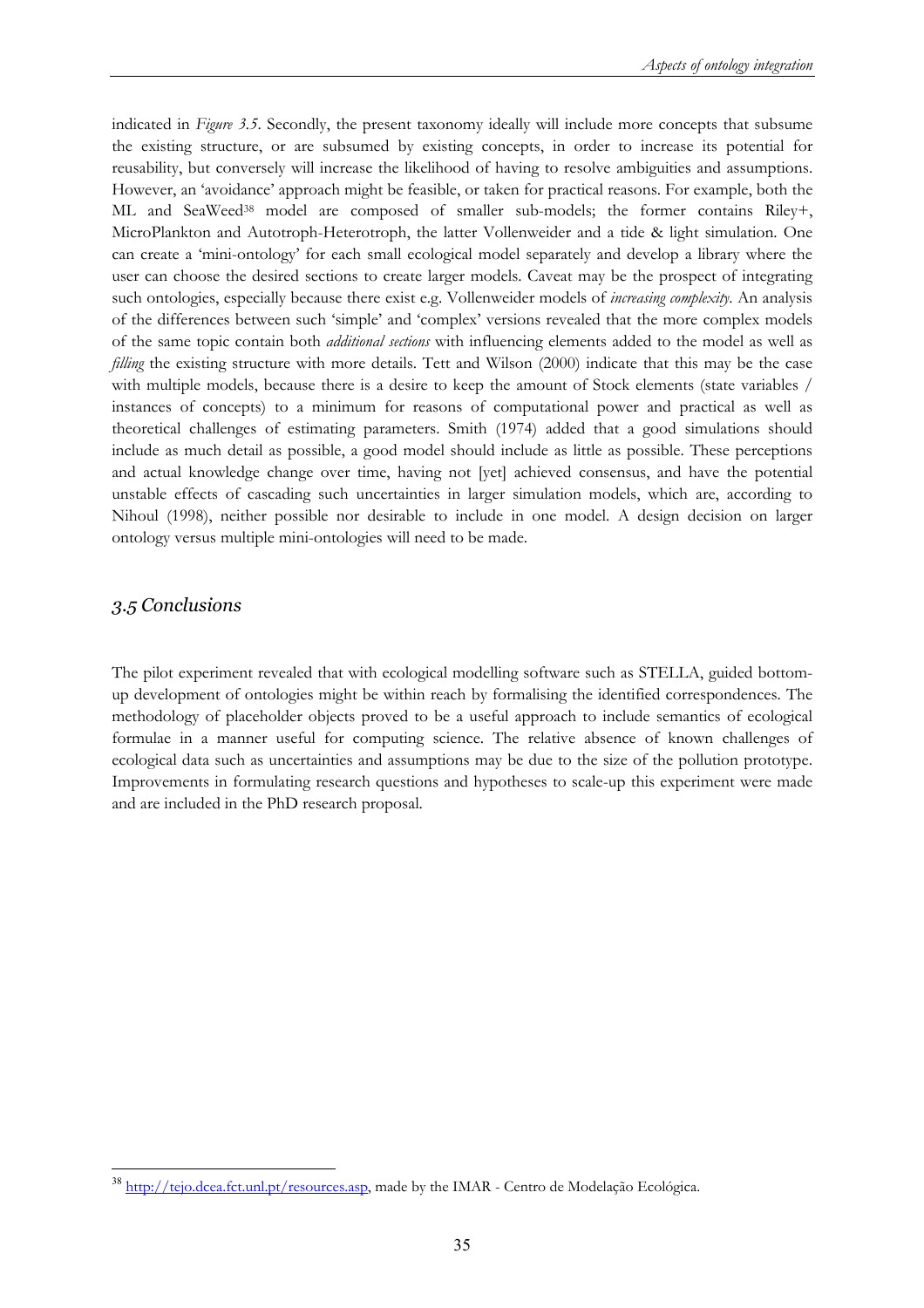indicated in *Figure 3.5*. Secondly, the present taxonomy ideally will include more concepts that subsume the existing structure, or are subsumed by existing concepts, in order to increase its potential for reusability, but conversely will increase the likelihood of having to resolve ambiguities and assumptions. However, an 'avoidance' approach might be feasible, or taken for practical reasons. For example, both the ML and SeaWeed[38] model are composed of smaller sub-models; the former contains Riley+, MicroPlankton and Autotroph-Heterotroph, the latter Vollenweider and a tide & light simulation. One can create a 'mini-ontology' for each small ecological model separately and develop a library where the user can choose the desired sections to create larger models. Caveat may be the prospect of integrating such ontologies, especially because there exist e.g. Vollenweider models of *increasing complexity*. An analysis of the differences between such 'simple' and 'complex' versions revealed that the more complex models of the same topic contain both *additional sections* with influencing elements added to the model as well as *filling* the existing structure with more details. Tett and Wilson (2000) indicate that this may be the case with multiple models, because there is a desire to keep the amount of Stock elements (state variables / instances of concepts) to a minimum for reasons of computational power and practical as well as theoretical challenges of estimating parameters. Smith (1974) added that a good simulations should include as much detail as possible, a good model should include as little as possible. These perceptions and actual knowledge change over time, having not [yet] achieved consensus, and have the potential unstable effects of cascading such uncertainties in larger simulation models, which are, according to Nihoul (1998), neither possible nor desirable to include in one model. A design decision on larger ontology versus multiple mini-ontologies will need to be made.

## 3.5 Conclusions

The pilot experiment revealed that with ecological modelling software such as STELLA, guided bottom-up development of ontologies might be within reach by formalising the identified correspondences. The methodology of placeholder objects proved to be a useful approach to include semantics of ecological formulae in a manner useful for computing science. The relative absence of known challenges of ecological data such as uncertainties and assumptions may be due to the size of the pollution prototype. Improvements in formulating research questions and hypotheses to scale-up this experiment were made and are included in the PhD research proposal.

[38] http://tejo.dcea.fct.unl.pt/resources.asp, made by the IMAR - Centro de Modelação Ecológica.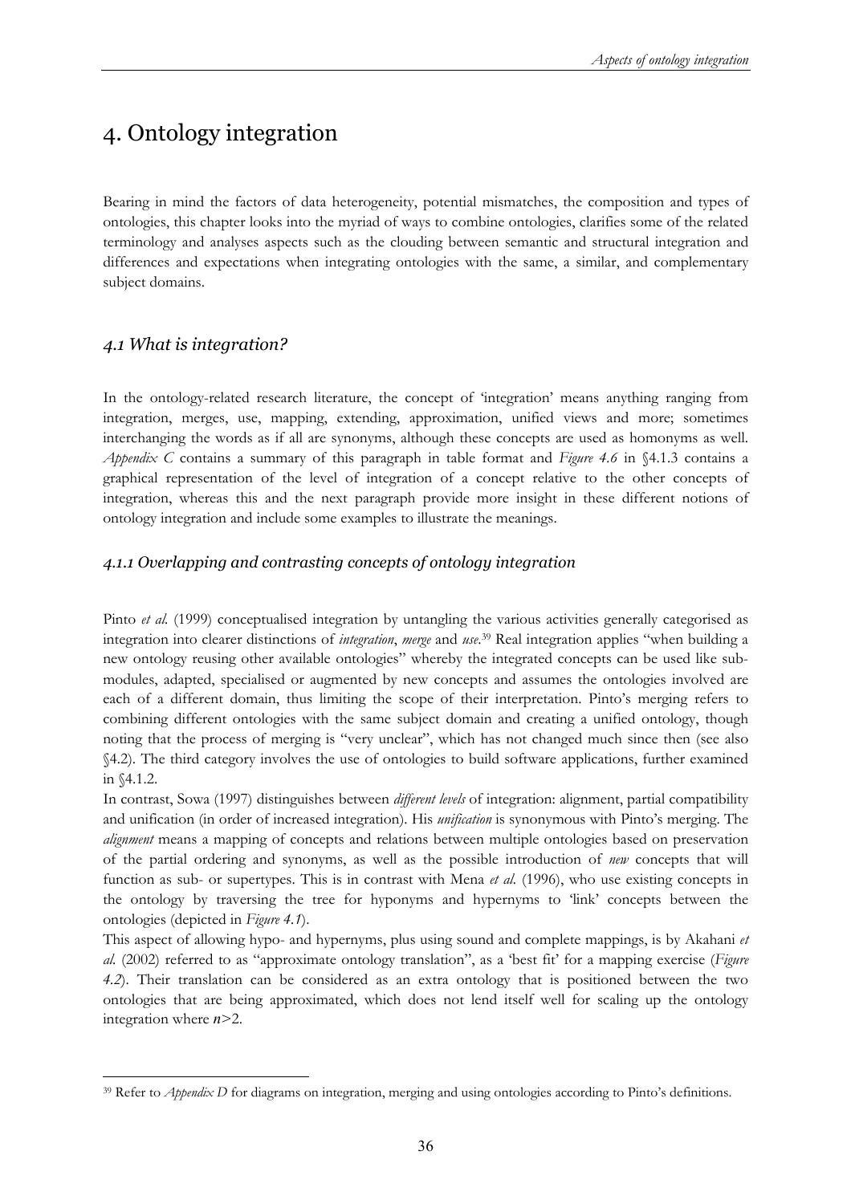# 4. Ontology integration

Bearing in mind the factors of data heterogeneity, potential mismatches, the composition and types of ontologies, this chapter looks into the myriad of ways to combine ontologies, clarifies some of the related terminology and analyses aspects such as the clouding between semantic and structural integration and differences and expectations when integrating ontologies with the same, a similar, and complementary subject domains.

## *4.1 What is integration?*

In the ontology-related research literature, the concept of 'integration' means anything ranging from integration, merges, use, mapping, extending, approximation, unified views and more; sometimes interchanging the words as if all are synonyms, although these concepts are used as homonyms as well. *Appendix C* contains a summary of this paragraph in table format and *Figure 4.6* in §4.1.3 contains a graphical representation of the level of integration of a concept relative to the other concepts of integration, whereas this and the next paragraph provide more insight in these different notions of ontology integration and include some examples to illustrate the meanings.

### *4.1.1 Overlapping and contrasting concepts of ontology integration*

Pinto *et al.* (1999) conceptualised integration by untangling the various activities generally categorised as integration into clearer distinctions of *integration*, *merge* and *use*.[39] Real integration applies "when building a new ontology reusing other available ontologies" whereby the integrated concepts can be used like sub-modules, adapted, specialised or augmented by new concepts and assumes the ontologies involved are each of a different domain, thus limiting the scope of their interpretation. Pinto's merging refers to combining different ontologies with the same subject domain and creating a unified ontology, though noting that the process of merging is "very unclear", which has not changed much since then (see also §4.2). The third category involves the use of ontologies to build software applications, further examined in §4.1.2.

In contrast, Sowa (1997) distinguishes between *different levels* of integration: alignment, partial compatibility and unification (in order of increased integration). His *unification* is synonymous with Pinto's merging. The *alignment* means a mapping of concepts and relations between multiple ontologies based on preservation of the partial ordering and synonyms, as well as the possible introduction of *new* concepts that will function as sub- or supertypes. This is in contrast with Mena *et al.* (1996), who use existing concepts in the ontology by traversing the tree for hyponyms and hypernyms to 'link' concepts between the ontologies (depicted in *Figure 4.1*).

This aspect of allowing hypo- and hypernyms, plus using sound and complete mappings, is by Akahani *et al.* (2002) referred to as "approximate ontology translation", as a 'best fit' for a mapping exercise (*Figure 4.2*). Their translation can be considered as an extra ontology that is positioned between the two ontologies that are being approximated, which does not lend itself well for scaling up the ontology integration where $n>2$.

---

[39] Refer to *Appendix D* for diagrams on integration, merging and using ontologies according to Pinto's definitions.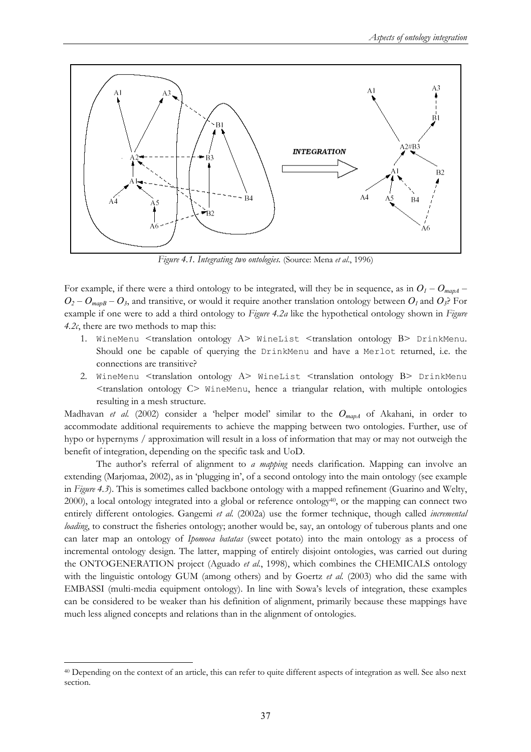*Figure 4.1. Integrating two ontologies.* (Source: Mena *et al*., 1996)

For example, if there were a third ontology to be integrated, will they be in sequence, as in $O_1 – O_{mapA} – O_2 – O_{mapB} – O_3$, and transitive, or would it require another translation ontology between $O_1$ and $O_3$? For example if one were to add a third ontology to *Figure 4.2a* like the hypothetical ontology shown in *Figure 4.2c*, there are two methods to map this:

1. `WineMenu` <translation ontology A> `WineList` <translation ontology B> `DrinkMenu`. Should one be capable of querying the `DrinkMenu` and have a `Merlot` returned, i.e. the connections are transitive?
2. `WineMenu` <translation ontology A> `WineList` <translation ontology B> `DrinkMenu` <translation ontology C> `WineMenu`, hence a triangular relation, with multiple ontologies resulting in a mesh structure.

Madhavan *et al.* (2002) consider a 'helper model' similar to the $O_{mapA}$ of Akahani, in order to accommodate additional requirements to achieve the mapping between two ontologies. Further, use of hypo or hypernyms / approximation will result in a loss of information that may or may not outweigh the benefit of integration, depending on the specific task and UoD.

The author's referral of alignment to *a mapping* needs clarification. Mapping can involve an extending (Marjomaa, 2002), as in 'plugging in', of a second ontology into the main ontology (see example in *Figure 4.3*). This is sometimes called backbone ontology with a mapped refinement (Guarino and Welty, 2000), a local ontology integrated into a global or reference ontology[40], or the mapping can connect two entirely different ontologies. Gangemi *et al.* (2002a) use the former technique, though called *incremental loading*, to construct the fisheries ontology; another would be, say, an ontology of tuberous plants and one can later map an ontology of *Ipomoea batatas* (sweet potato) into the main ontology as a process of incremental ontology design. The latter, mapping of entirely disjoint ontologies, was carried out during the ONTOGENERATION project (Aguado *et al.*, 1998), which combines the CHEMICALS ontology with the linguistic ontology GUM (among others) and by Goertz *et al.* (2003) who did the same with EMBASSI (multi-media equipment ontology). In line with Sowa's levels of integration, these examples can be considered to be weaker than his definition of alignment, primarily because these mappings have much less aligned concepts and relations than in the alignment of ontologies.

[40] Depending on the context of an article, this can refer to quite different aspects of integration as well. See also next section.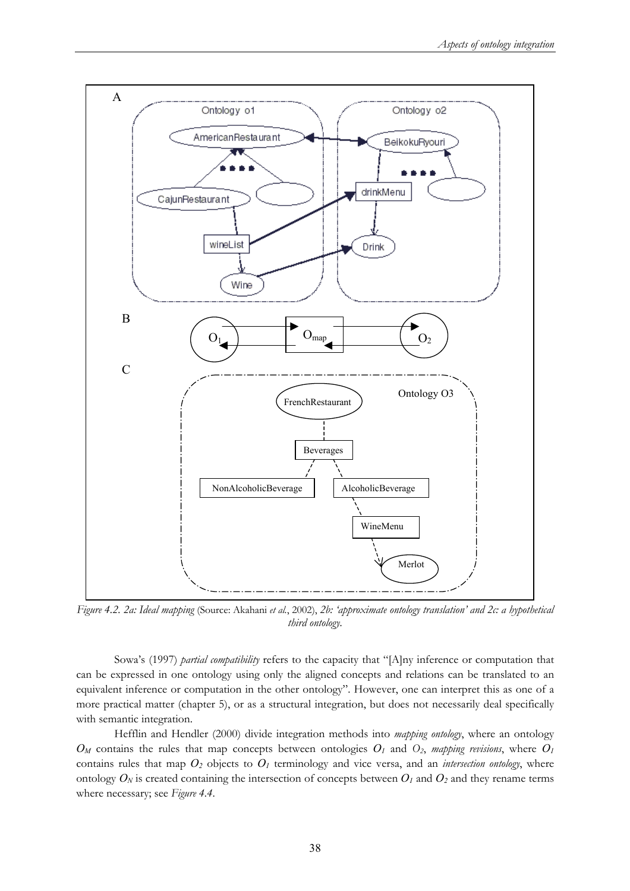*Figure 4.2. 2a: Ideal mapping* (Source: Akahani *et al.*, 2002), *2b: 'approximate ontology translation' and 2c: a hypothetical third ontology.*

Sowa's (1997) *partial compatibility* refers to the capacity that "[A]ny inference or computation that can be expressed in one ontology using only the aligned concepts and relations can be translated to an equivalent inference or computation in the other ontology". However, one can interpret this as one of a more practical matter (chapter 5), or as a structural integration, but does not necessarily deal specifically with semantic integration.

Hefflin and Hendler (2000) divide integration methods into *mapping ontology*, where an ontology $O_M$ contains the rules that map concepts between ontologies $O_1$ and $O_2$, *mapping revisions*, where $O_1$ contains rules that map $O_2$ objects to $O_1$ terminology and vice versa, and an *intersection ontology*, where ontology $O_N$ is created containing the intersection of concepts between $O_1$ and $O_2$ and they rename terms where necessary; see *Figure 4.4*.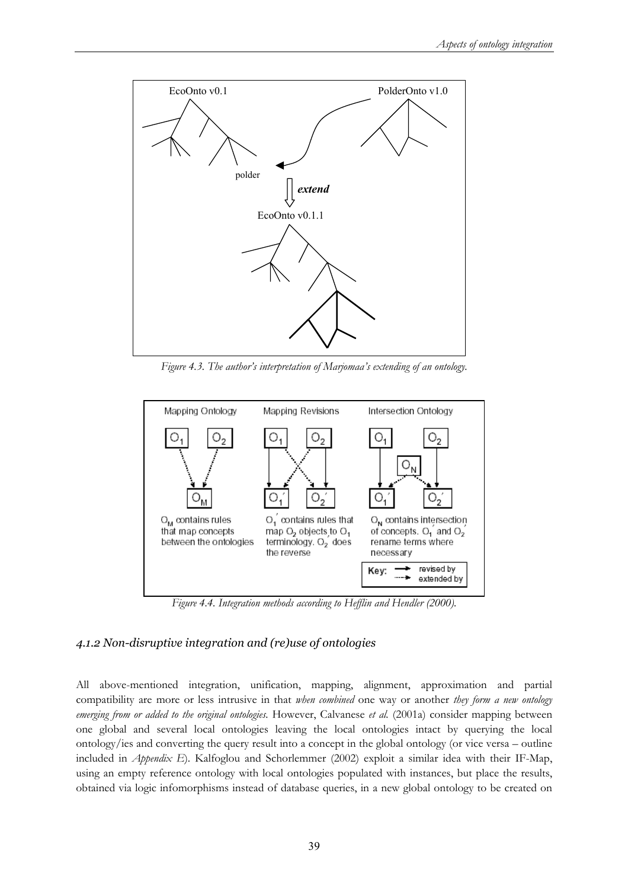*Figure 4.3. The author's interpretation of Marjomaa's extending of an ontology.*

*Figure 4.4. Integration methods according to Hefflin and Hendler (2000).*

### *4.1.2 Non-disruptive integration and (re)use of ontologies*

All above-mentioned integration, unification, mapping, alignment, approximation and partial compatibility are more or less intrusive in that *when combined* one way or another *they form a new ontology emerging from or added to the original ontologies.* However, Calvanese *et al.* (2001a) consider mapping between one global and several local ontologies leaving the local ontologies intact by querying the local ontology/ies and converting the query result into a concept in the global ontology (or vice versa – outline included in *Appendix E*). Kalfoglou and Schorlemmer (2002) exploit a similar idea with their IF-Map, using an empty reference ontology with local ontologies populated with instances, but place the results, obtained via logic infomorphisms instead of database queries, in a new global ontology to be created on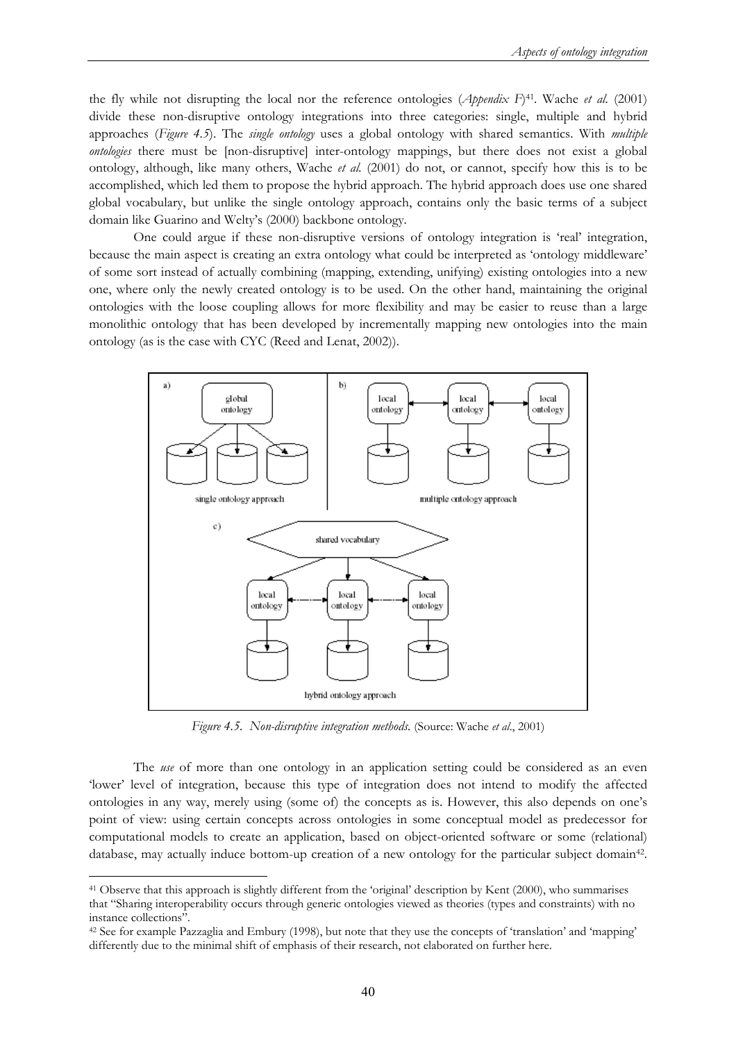the fly while not disrupting the local nor the reference ontologies (*Appendix F*)[41]. Wache *et al.* (2001) divide these non-disruptive ontology integrations into three categories: single, multiple and hybrid approaches (*Figure 4.5*). The *single ontology* uses a global ontology with shared semantics. With *multiple ontologies* there must be [non-disruptive] inter-ontology mappings, but there does not exist a global ontology, although, like many others, Wache *et al.* (2001) do not, or cannot, specify how this is to be accomplished, which led them to propose the hybrid approach. The hybrid approach does use one shared global vocabulary, but unlike the single ontology approach, contains only the basic terms of a subject domain like Guarino and Welty's (2000) backbone ontology.

One could argue if these non-disruptive versions of ontology integration is 'real' integration, because the main aspect is creating an extra ontology what could be interpreted as 'ontology middleware' of some sort instead of actually combining (mapping, extending, unifying) existing ontologies into a new one, where only the newly created ontology is to be used. On the other hand, maintaining the original ontologies with the loose coupling allows for more flexibility and may be easier to reuse than a large monolithic ontology that has been developed by incrementally mapping new ontologies into the main ontology (as is the case with CYC (Reed and Lenat, 2002)).

*Figure 4.5. Non-disruptive integration methods.* (Source: Wache *et al.*, 2001)

The *use* of more than one ontology in an application setting could be considered as an even 'lower' level of integration, because this type of integration does not intend to modify the affected ontologies in any way, merely using (some of) the concepts as is. However, this also depends on one's point of view: using certain concepts across ontologies in some conceptual model as predecessor for computational models to create an application, based on object-oriented software or some (relational) database, may actually induce bottom-up creation of a new ontology for the particular subject domain[42].

---

[41] Observe that this approach is slightly different from the 'original' description by Kent (2000), who summarises that "Sharing interoperability occurs through generic ontologies viewed as theories (types and constraints) with no instance collections".

[42] See for example Pazzaglia and Embury (1998), but note that they use the concepts of 'translation' and 'mapping' differently due to the minimal shift of emphasis of their research, not elaborated on further here.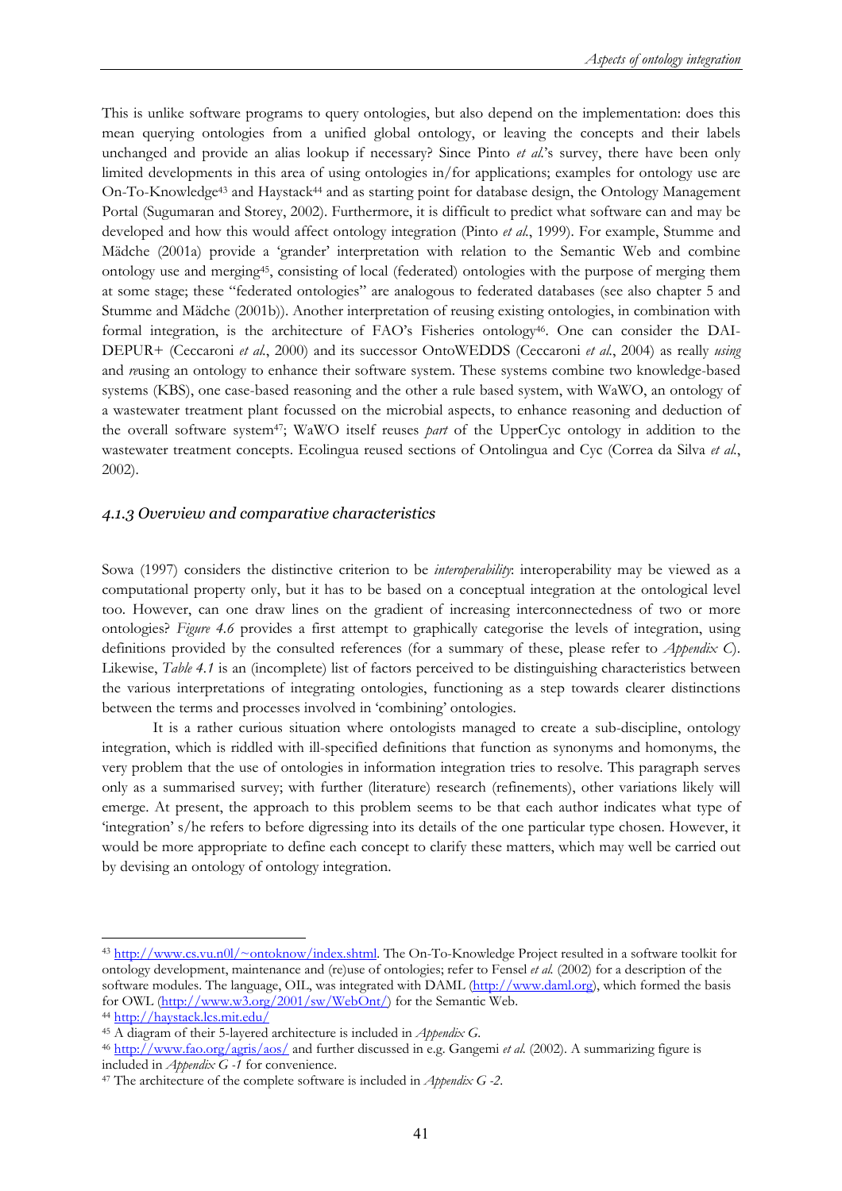This is unlike software programs to query ontologies, but also depend on the implementation: does this mean querying ontologies from a unified global ontology, or leaving the concepts and their labels unchanged and provide an alias lookup if necessary? Since Pinto *et al.*'s survey, there have been only limited developments in this area of using ontologies in/for applications; examples for ontology use are On-To-Knowledge[43] and Haystack[44] and as starting point for database design, the Ontology Management Portal (Sugumaran and Storey, 2002). Furthermore, it is difficult to predict what software can and may be developed and how this would affect ontology integration (Pinto *et al.*, 1999). For example, Stumme and Mädche (2001a) provide a 'grander' interpretation with relation to the Semantic Web and combine ontology use and merging[45], consisting of local (federated) ontologies with the purpose of merging them at some stage; these "federated ontologies" are analogous to federated databases (see also chapter 5 and Stumme and Mädche (2001b)). Another interpretation of reusing existing ontologies, in combination with formal integration, is the architecture of FAO's Fisheries ontology[46]. One can consider the DAI-DEPUR+ (Ceccaroni *et al.*, 2000) and its successor OntoWEDDS (Ceccaroni *et al.*, 2004) as really *using* and *re*using an ontology to enhance their software system. These systems combine two knowledge-based systems (KBS), one case-based reasoning and the other a rule based system, with WaWO, an ontology of a wastewater treatment plant focussed on the microbial aspects, to enhance reasoning and deduction of the overall software system[47]; WaWO itself reuses *part* of the UpperCyc ontology in addition to the wastewater treatment concepts. Ecolingua reused sections of Ontolingua and Cyc (Correa da Silva *et al.*, 2002).

### *4.1.3 Overview and comparative characteristics*

Sowa (1997) considers the distinctive criterion to be *interoperability*: interoperability may be viewed as a computational property only, but it has to be based on a conceptual integration at the ontological level too. However, can one draw lines on the gradient of increasing interconnectedness of two or more ontologies? *Figure 4.6* provides a first attempt to graphically categorise the levels of integration, using definitions provided by the consulted references (for a summary of these, please refer to *Appendix C*). Likewise, *Table 4.1* is an (incomplete) list of factors perceived to be distinguishing characteristics between the various interpretations of integrating ontologies, functioning as a step towards clearer distinctions between the terms and processes involved in 'combining' ontologies.

It is a rather curious situation where ontologists managed to create a sub-discipline, ontology integration, which is riddled with ill-specified definitions that function as synonyms and homonyms, the very problem that the use of ontologies in information integration tries to resolve. This paragraph serves only as a summarised survey; with further (literature) research (refinements), other variations likely will emerge. At present, the approach to this problem seems to be that each author indicates what type of 'integration' s/he refers to before digressing into its details of the one particular type chosen. However, it would be more appropriate to define each concept to clarify these matters, which may well be carried out by devising an ontology of ontology integration.

---

[43] http://www.cs.vu.n0l/~ontoknow/index.shtml. The On-To-Knowledge Project resulted in a software toolkit for ontology development, maintenance and (re)use of ontologies; refer to Fensel *et al.* (2002) for a description of the software modules. The language, OIL, was integrated with DAML (http://www.daml.org), which formed the basis for OWL (http://www.w3.org/2001/sw/WebOnt/) for the Semantic Web.

[44] http://haystack.lcs.mit.edu/

[45] A diagram of their 5-layered architecture is included in *Appendix G*.

[46] http://www.fao.org/agris/aos/ and further discussed in e.g. Gangemi *et al.* (2002). A summarizing figure is included in *Appendix G -1* for convenience.

[47] The architecture of the complete software is included in *Appendix G -2*.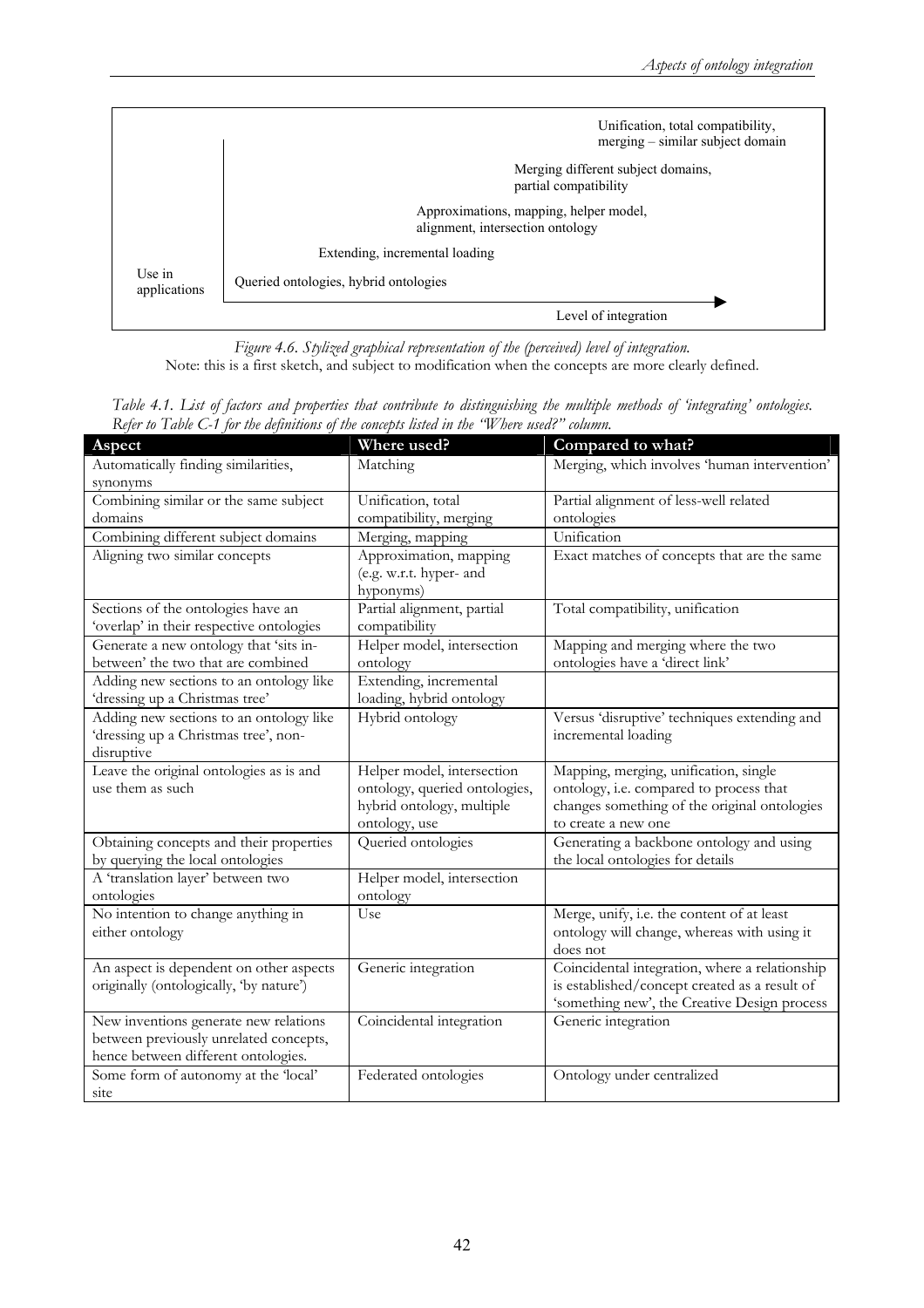Use in applications

Queried ontologies, hybrid ontologies

Extending, incremental loading

Approximations, mapping, helper model, alignment, intersection ontology

Merging different subject domains, partial compatibility

Unification, total compatibility, merging – similar subject domain

Level of integration

*Figure 4.6. Stylized graphical representation of the (perceived) level of integration.*
Note: this is a first sketch, and subject to modification when the concepts are more clearly defined.

*Table 4.1. List of factors and properties that contribute to distinguishing the multiple methods of 'integrating' ontologies. Refer to Table C-1 for the definitions of the concepts listed in the "Where used?" column.*

| Aspect | Where used? | Compared to what? |
|---|---|---|
| Automatically finding similarities, synonyms | Matching | Merging, which involves 'human intervention' |
| Combining similar or the same subject domains | Unification, total compatibility, merging | Partial alignment of less-well related ontologies |
| Combining different subject domains | Merging, mapping | Unification |
| Aligning two similar concepts | Approximation, mapping (e.g. w.r.t. hyper- and hyponyms) | Exact matches of concepts that are the same |
| Sections of the ontologies have an 'overlap' in their respective ontologies | Partial alignment, partial compatibility | Total compatibility, unification |
| Generate a new ontology that 'sits in-between' the two that are combined | Helper model, intersection ontology | Mapping and merging where the two ontologies have a 'direct link' |
| Adding new sections to an ontology like 'dressing up a Christmas tree' | Extending, incremental loading, hybrid ontology | |
| Adding new sections to an ontology like 'dressing up a Christmas tree', non-disruptive | Hybrid ontology | Versus 'disruptive' techniques extending and incremental loading |
| Leave the original ontologies as is and use them as such | Helper model, intersection ontology, queried ontologies, hybrid ontology, multiple ontology, use | Mapping, merging, unification, single ontology, i.e. compared to process that changes something of the original ontologies to create a new one |
| Obtaining concepts and their properties by querying the local ontologies | Queried ontologies | Generating a backbone ontology and using the local ontologies for details |
| A 'translation layer' between two ontologies | Helper model, intersection ontology | |
| No intention to change anything in either ontology | Use | Merge, unify, i.e. the content of at least ontology will change, whereas with using it does not |
| An aspect is dependent on other aspects originally (ontologically, 'by nature') | Generic integration | Coincidental integration, where a relationship is established/concept created as a result of 'something new', the Creative Design process |
| New inventions generate new relations between previously unrelated concepts, hence between different ontologies. | Coincidental integration | Generic integration |
| Some form of autonomy at the 'local' site | Federated ontologies | Ontology under centralized |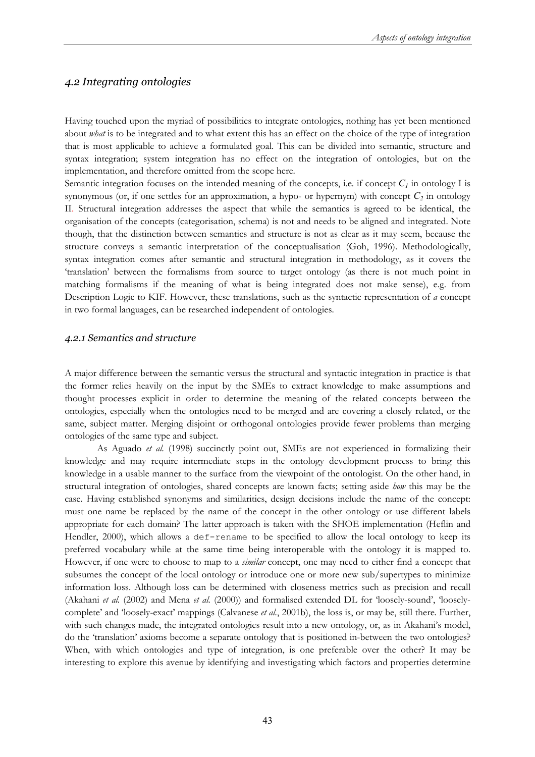## *4.2 Integrating ontologies*

Having touched upon the myriad of possibilities to integrate ontologies, nothing has yet been mentioned about *what* is to be integrated and to what extent this has an effect on the choice of the type of integration that is most applicable to achieve a formulated goal. This can be divided into semantic, structure and syntax integration; system integration has no effect on the integration of ontologies, but on the implementation, and therefore omitted from the scope here.

Semantic integration focuses on the intended meaning of the concepts, i.e. if concept $C_1$ in ontology I is synonymous (or, if one settles for an approximation, a hypo- or hypernym) with concept $C_2$ in ontology II. Structural integration addresses the aspect that while the semantics is agreed to be identical, the organisation of the concepts (categorisation, schema) is not and needs to be aligned and integrated. Note though, that the distinction between semantics and structure is not as clear as it may seem, because the structure conveys a semantic interpretation of the conceptualisation (Goh, 1996). Methodologically, syntax integration comes after semantic and structural integration in methodology, as it covers the 'translation' between the formalisms from source to target ontology (as there is not much point in matching formalisms if the meaning of what is being integrated does not make sense), e.g. from Description Logic to KIF. However, these translations, such as the syntactic representation of *a* concept in two formal languages, can be researched independent of ontologies.

### *4.2.1 Semantics and structure*

A major difference between the semantic versus the structural and syntactic integration in practice is that the former relies heavily on the input by the SMEs to extract knowledge to make assumptions and thought processes explicit in order to determine the meaning of the related concepts between the ontologies, especially when the ontologies need to be merged and are covering a closely related, or the same, subject matter. Merging disjoint or orthogonal ontologies provide fewer problems than merging ontologies of the same type and subject.

As Aguado *et al.* (1998) succinctly point out, SMEs are not experienced in formalizing their knowledge and may require intermediate steps in the ontology development process to bring this knowledge in a usable manner to the surface from the viewpoint of the ontologist. On the other hand, in structural integration of ontologies, shared concepts are known facts; setting aside *how* this may be the case. Having established synonyms and similarities, design decisions include the name of the concept: must one name be replaced by the name of the concept in the other ontology or use different labels appropriate for each domain? The latter approach is taken with the SHOE implementation (Heflin and Hendler, 2000), which allows a `def-rename` to be specified to allow the local ontology to keep its preferred vocabulary while at the same time being interoperable with the ontology it is mapped to. However, if one were to choose to map to a *similar* concept, one may need to either find a concept that subsumes the concept of the local ontology or introduce one or more new sub/supertypes to minimize information loss. Although loss can be determined with closeness metrics such as precision and recall (Akahani *et al.* (2002) and Mena *et al.* (2000)) and formalised extended DL for 'loosely-sound', 'loosely-complete' and 'loosely-exact' mappings (Calvanese *et al.*, 2001b), the loss is, or may be, still there. Further, with such changes made, the integrated ontologies result into a new ontology, or, as in Akahani's model, do the 'translation' axioms become a separate ontology that is positioned in-between the two ontologies? When, with which ontologies and type of integration, is one preferable over the other? It may be interesting to explore this avenue by identifying and investigating which factors and properties determine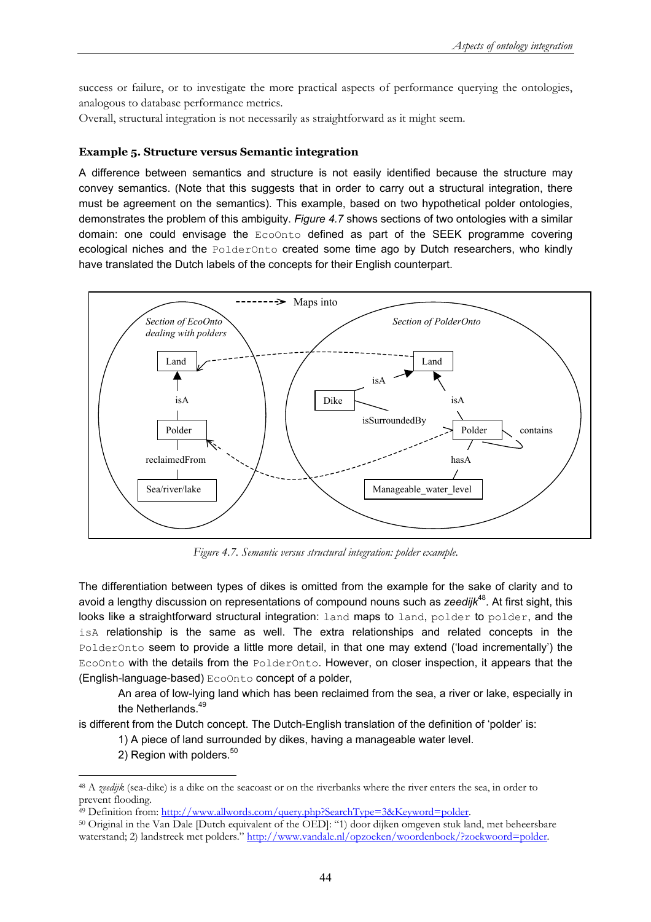success or failure, or to investigate the more practical aspects of performance querying the ontologies, analogous to database performance metrics.
Overall, structural integration is not necessarily as straightforward as it might seem.

**Example 5. Structure versus Semantic integration**

A difference between semantics and structure is not easily identified because the structure may convey semantics. (Note that this suggests that in order to carry out a structural integration, there must be agreement on the semantics). This example, based on two hypothetical polder ontologies, demonstrates the problem of this ambiguity. *Figure 4.7* shows sections of two ontologies with a similar domain: one could envisage the `EcoOnto` defined as part of the SEEK programme covering ecological niches and the `PolderOnto` created some time ago by Dutch researchers, who kindly have translated the Dutch labels of the concepts for their English counterpart.

*Figure 4.7. Semantic versus structural integration: polder example.*

The differentiation between types of dikes is omitted from the example for the sake of clarity and to avoid a lengthy discussion on representations of compound nouns such as *zeedijk*[48]. At first sight, this looks like a straightforward structural integration: `land` maps to `land`, `polder` to `polder`, and the `isA` relationship is the same as well. The extra relationships and related concepts in the `PolderOnto` seem to provide a little more detail, in that one may extend ('load incrementally') the `EcoOnto` with the details from the `PolderOnto`. However, on closer inspection, it appears that the (English-language-based) `EcoOnto` concept of a polder,

> An area of low-lying land which has been reclaimed from the sea, a river or lake, especially in the Netherlands.[49]

is different from the Dutch concept. The Dutch-English translation of the definition of 'polder' is:

> 1) A piece of land surrounded by dikes, having a manageable water level.
> 2) Region with polders.[50]

---

[48] A *zeedijk* (sea-dike) is a dike on the seacoast or on the riverbanks where the river enters the sea, in order to prevent flooding.

[49] Definition from: http://www.allwords.com/query.php?SearchType=3&Keyword=polder.

[50] Original in the Van Dale [Dutch equivalent of the OED]: "1) door dijken omgeven stuk land, met beheersbare waterstand; 2) landstreek met polders." http://www.vandale.nl/opzoeken/woordenboek/?zoekwoord=polder.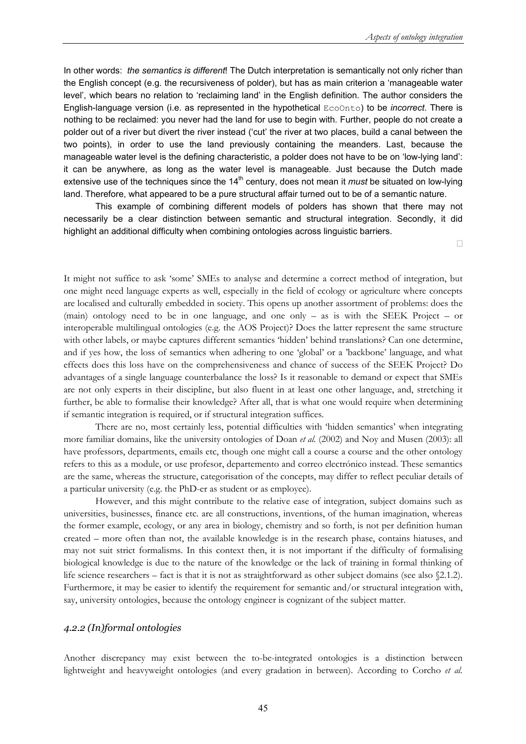In other words: *the semantics is different*! The Dutch interpretation is semantically not only richer than the English concept (e.g. the recursiveness of polder), but has as main criterion a 'manageable water level', which bears no relation to 'reclaiming land' in the English definition. The author considers the English-language version (i.e. as represented in the hypothetical `EcoOnto`) to be *incorrect*. There is nothing to be reclaimed: you never had the land for use to begin with. Further, people do not create a polder out of a river but divert the river instead ('cut' the river at two places, build a canal between the two points), in order to use the land previously containing the meanders. Last, because the manageable water level is the defining characteristic, a polder does not have to be on 'low-lying land': it can be anywhere, as long as the water level is manageable. Just because the Dutch made extensive use of the techniques since the 14th century, does not mean it *must* be situated on low-lying land. Therefore, what appeared to be a pure structural affair turned out to be of a semantic nature.

This example of combining different models of polders has shown that there may not necessarily be a clear distinction between semantic and structural integration. Secondly, it did highlight an additional difficulty when combining ontologies across linguistic barriers.

□

It might not suffice to ask 'some' SMEs to analyse and determine a correct method of integration, but one might need language experts as well, especially in the field of ecology or agriculture where concepts are localised and culturally embedded in society. This opens up another assortment of problems: does the (main) ontology need to be in one language, and one only – as is with the SEEK Project – or interoperable multilingual ontologies (e.g. the AOS Project)? Does the latter represent the same structure with other labels, or maybe captures different semantics 'hidden' behind translations? Can one determine, and if yes how, the loss of semantics when adhering to one 'global' or a 'backbone' language, and what effects does this loss have on the comprehensiveness and chance of success of the SEEK Project? Do advantages of a single language counterbalance the loss? Is it reasonable to demand or expect that SMEs are not only experts in their discipline, but also fluent in at least one other language, and, stretching it further, be able to formalise their knowledge? After all, that is what one would require when determining if semantic integration is required, or if structural integration suffices.

There are no, most certainly less, potential difficulties with 'hidden semantics' when integrating more familiar domains, like the university ontologies of Doan *et al.* (2002) and Noy and Musen (2003): all have professors, departments, emails etc, though one might call a course a course and the other ontology refers to this as a module, or use profesor, departemento and correo electrónico instead. These semantics are the same, whereas the structure, categorisation of the concepts, may differ to reflect peculiar details of a particular university (e.g. the PhD-er as student or as employee).

However, and this might contribute to the relative ease of integration, subject domains such as universities, businesses, finance etc. are all constructions, inventions, of the human imagination, whereas the former example, ecology, or any area in biology, chemistry and so forth, is not per definition human created – more often than not, the available knowledge is in the research phase, contains hiatuses, and may not suit strict formalisms. In this context then, it is not important if the difficulty of formalising biological knowledge is due to the nature of the knowledge or the lack of training in formal thinking of life science researchers – fact is that it is not as straightforward as other subject domains (see also §2.1.2). Furthermore, it may be easier to identify the requirement for semantic and/or structural integration with, say, university ontologies, because the ontology engineer is cognizant of the subject matter.

### *4.2.2 (In)formal ontologies*

Another discrepancy may exist between the to-be-integrated ontologies is a distinction between lightweight and heavyweight ontologies (and every gradation in between). According to Corcho *et al.*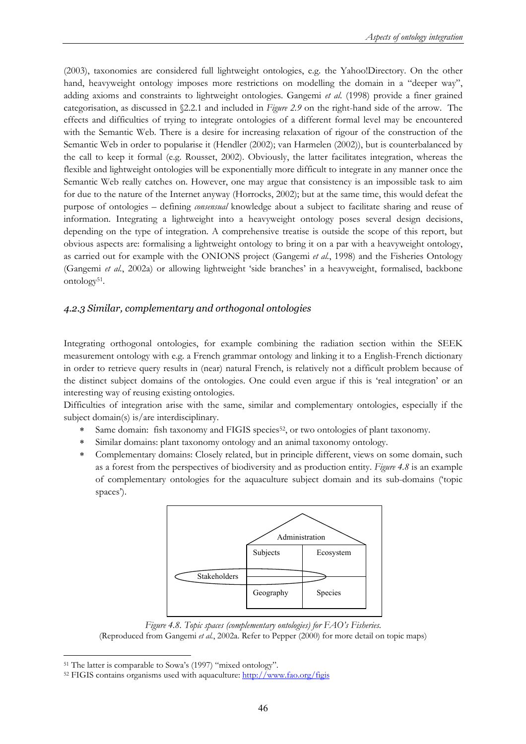(2003), taxonomies are considered full lightweight ontologies, e.g. the Yahoo!Directory. On the other hand, heavyweight ontology imposes more restrictions on modelling the domain in a "deeper way", adding axioms and constraints to lightweight ontologies. Gangemi *et al.* (1998) provide a finer grained categorisation, as discussed in §2.2.1 and included in *Figure 2.9* on the right-hand side of the arrow. The effects and difficulties of trying to integrate ontologies of a different formal level may be encountered with the Semantic Web. There is a desire for increasing relaxation of rigour of the construction of the Semantic Web in order to popularise it (Hendler (2002); van Harmelen (2002)), but is counterbalanced by the call to keep it formal (e.g. Rousset, 2002). Obviously, the latter facilitates integration, whereas the flexible and lightweight ontologies will be exponentially more difficult to integrate in any manner once the Semantic Web really catches on. However, one may argue that consistency is an impossible task to aim for due to the nature of the Internet anyway (Horrocks, 2002); but at the same time, this would defeat the purpose of ontologies – defining *consensual* knowledge about a subject to facilitate sharing and reuse of information. Integrating a lightweight into a heavyweight ontology poses several design decisions, depending on the type of integration. A comprehensive treatise is outside the scope of this report, but obvious aspects are: formalising a lightweight ontology to bring it on a par with a heavyweight ontology, as carried out for example with the ONIONS project (Gangemi *et al.*, 1998) and the Fisheries Ontology (Gangemi *et al.*, 2002a) or allowing lightweight 'side branches' in a heavyweight, formalised, backbone ontology[51].

### *4.2.3 Similar, complementary and orthogonal ontologies*

Integrating orthogonal ontologies, for example combining the radiation section within the SEEK measurement ontology with e.g. a French grammar ontology and linking it to a English-French dictionary in order to retrieve query results in (near) natural French, is relatively not a difficult problem because of the distinct subject domains of the ontologies. One could even argue if this is 'real integration' or an interesting way of reusing existing ontologies.

Difficulties of integration arise with the same, similar and complementary ontologies, especially if the subject domain(s) is/are interdisciplinary.

- Same domain: fish taxonomy and FIGIS species[52], or two ontologies of plant taxonomy.
- Similar domains: plant taxonomy ontology and an animal taxonomy ontology.
- Complementary domains: Closely related, but in principle different, views on some domain, such as a forest from the perspectives of biodiversity and as production entity. *Figure 4.8* is an example of complementary ontologies for the aquaculture subject domain and its sub-domains ('topic spaces').

*Figure 4.8. Topic spaces (complementary ontologies) for FAO's Fisheries.*
(Reproduced from Gangemi *et al.*, 2002a. Refer to Pepper (2000) for more detail on topic maps)

[51] The latter is comparable to Sowa's (1997) "mixed ontology".

[52] FIGIS contains organisms used with aquaculture: http://www.fao.org/figis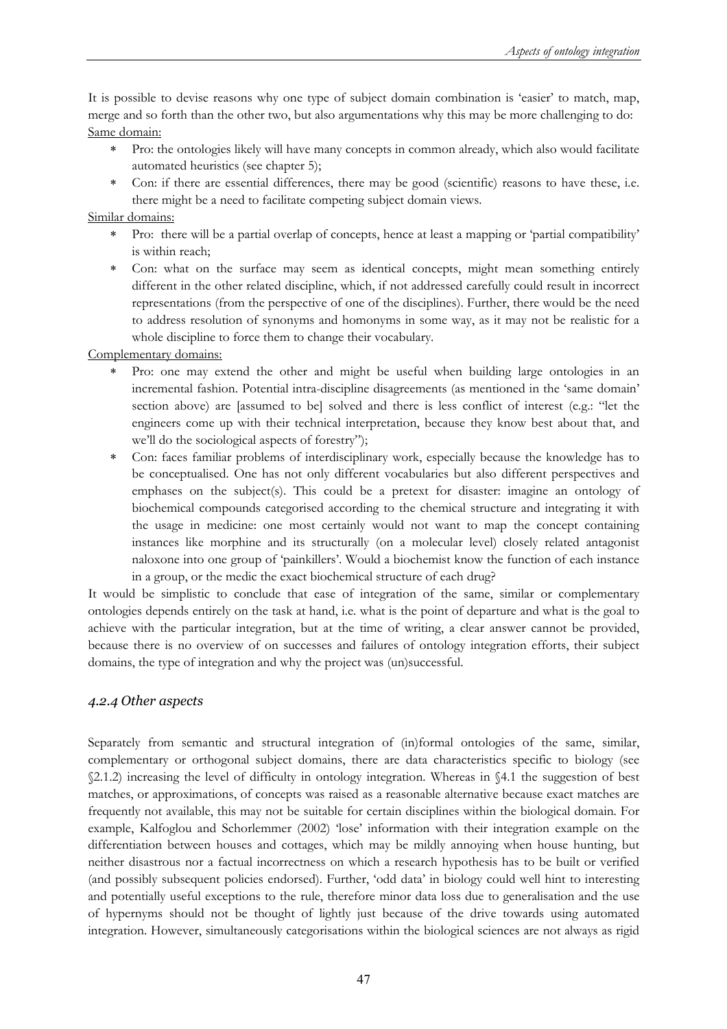It is possible to devise reasons why one type of subject domain combination is 'easier' to match, map, merge and so forth than the other two, but also argumentations why this may be more challenging to do:

Same domain:

* Pro: the ontologies likely will have many concepts in common already, which also would facilitate automated heuristics (see chapter 5);
* Con: if there are essential differences, there may be good (scientific) reasons to have these, i.e. there might be a need to facilitate competing subject domain views.

Similar domains:

* Pro: there will be a partial overlap of concepts, hence at least a mapping or 'partial compatibility' is within reach;
* Con: what on the surface may seem as identical concepts, might mean something entirely different in the other related discipline, which, if not addressed carefully could result in incorrect representations (from the perspective of one of the disciplines). Further, there would be the need to address resolution of synonyms and homonyms in some way, as it may not be realistic for a whole discipline to force them to change their vocabulary.

Complementary domains:

* Pro: one may extend the other and might be useful when building large ontologies in an incremental fashion. Potential intra-discipline disagreements (as mentioned in the 'same domain' section above) are [assumed to be] solved and there is less conflict of interest (e.g.: "let the engineers come up with their technical interpretation, because they know best about that, and we'll do the sociological aspects of forestry");
* Con: faces familiar problems of interdisciplinary work, especially because the knowledge has to be conceptualised. One has not only different vocabularies but also different perspectives and emphases on the subject(s). This could be a pretext for disaster: imagine an ontology of biochemical compounds categorised according to the chemical structure and integrating it with the usage in medicine: one most certainly would not want to map the concept containing instances like morphine and its structurally (on a molecular level) closely related antagonist naloxone into one group of 'painkillers'. Would a biochemist know the function of each instance in a group, or the medic the exact biochemical structure of each drug?

It would be simplistic to conclude that ease of integration of the same, similar or complementary ontologies depends entirely on the task at hand, i.e. what is the point of departure and what is the goal to achieve with the particular integration, but at the time of writing, a clear answer cannot be provided, because there is no overview of on successes and failures of ontology integration efforts, their subject domains, the type of integration and why the project was (un)successful.

### *4.2.4 Other aspects*

Separately from semantic and structural integration of (in)formal ontologies of the same, similar, complementary or orthogonal subject domains, there are data characteristics specific to biology (see §2.1.2) increasing the level of difficulty in ontology integration. Whereas in §4.1 the suggestion of best matches, or approximations, of concepts was raised as a reasonable alternative because exact matches are frequently not available, this may not be suitable for certain disciplines within the biological domain. For example, Kalfoglou and Schorlemmer (2002) 'lose' information with their integration example on the differentiation between houses and cottages, which may be mildly annoying when house hunting, but neither disastrous nor a factual incorrectness on which a research hypothesis has to be built or verified (and possibly subsequent policies endorsed). Further, 'odd data' in biology could well hint to interesting and potentially useful exceptions to the rule, therefore minor data loss due to generalisation and the use of hypernyms should not be thought of lightly just because of the drive towards using automated integration. However, simultaneously categorisations within the biological sciences are not always as rigid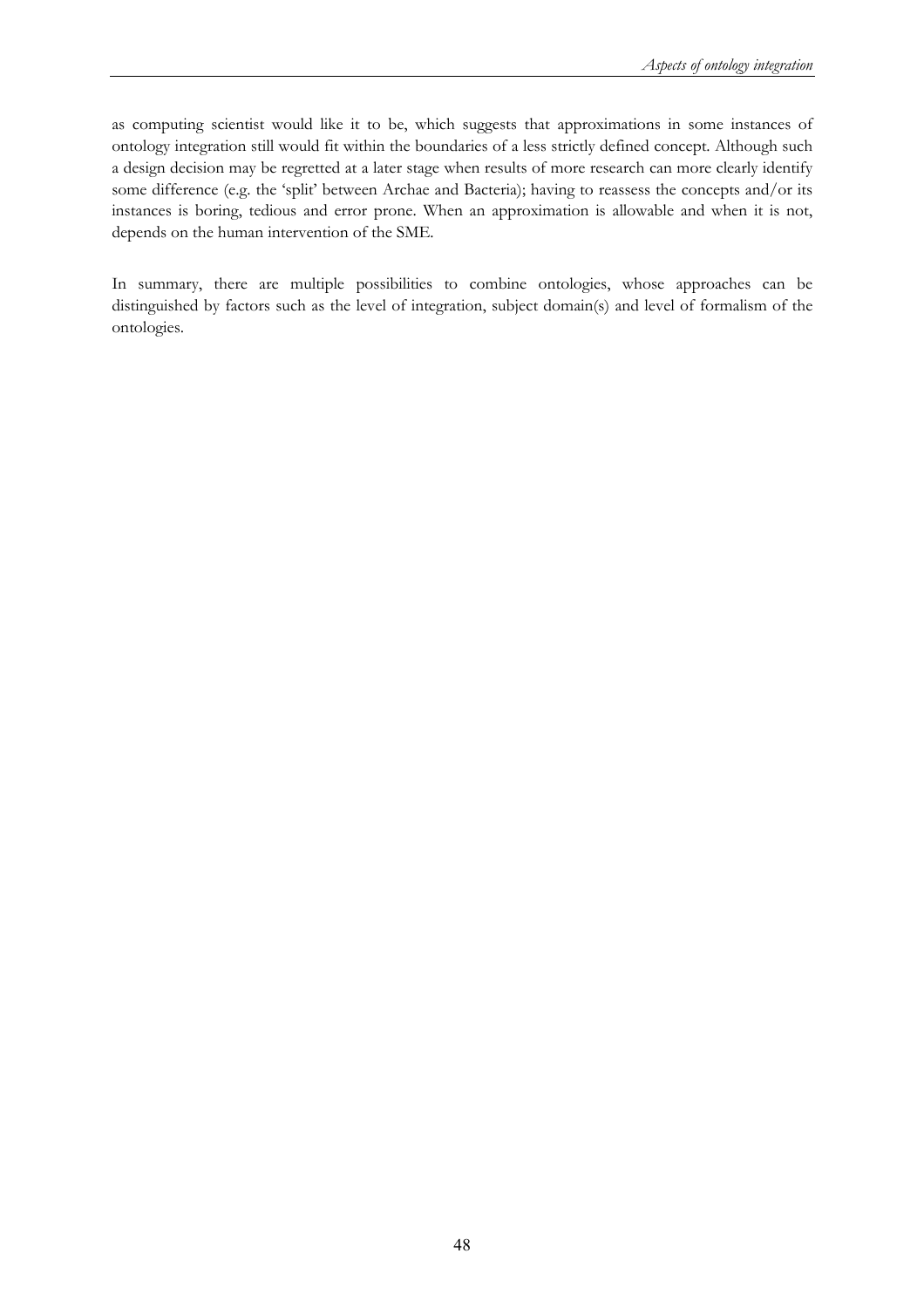as computing scientist would like it to be, which suggests that approximations in some instances of ontology integration still would fit within the boundaries of a less strictly defined concept. Although such a design decision may be regretted at a later stage when results of more research can more clearly identify some difference (e.g. the 'split' between Archae and Bacteria); having to reassess the concepts and/or its instances is boring, tedious and error prone. When an approximation is allowable and when it is not, depends on the human intervention of the SME.

In summary, there are multiple possibilities to combine ontologies, whose approaches can be distinguished by factors such as the level of integration, subject domain(s) and level of formalism of the ontologies.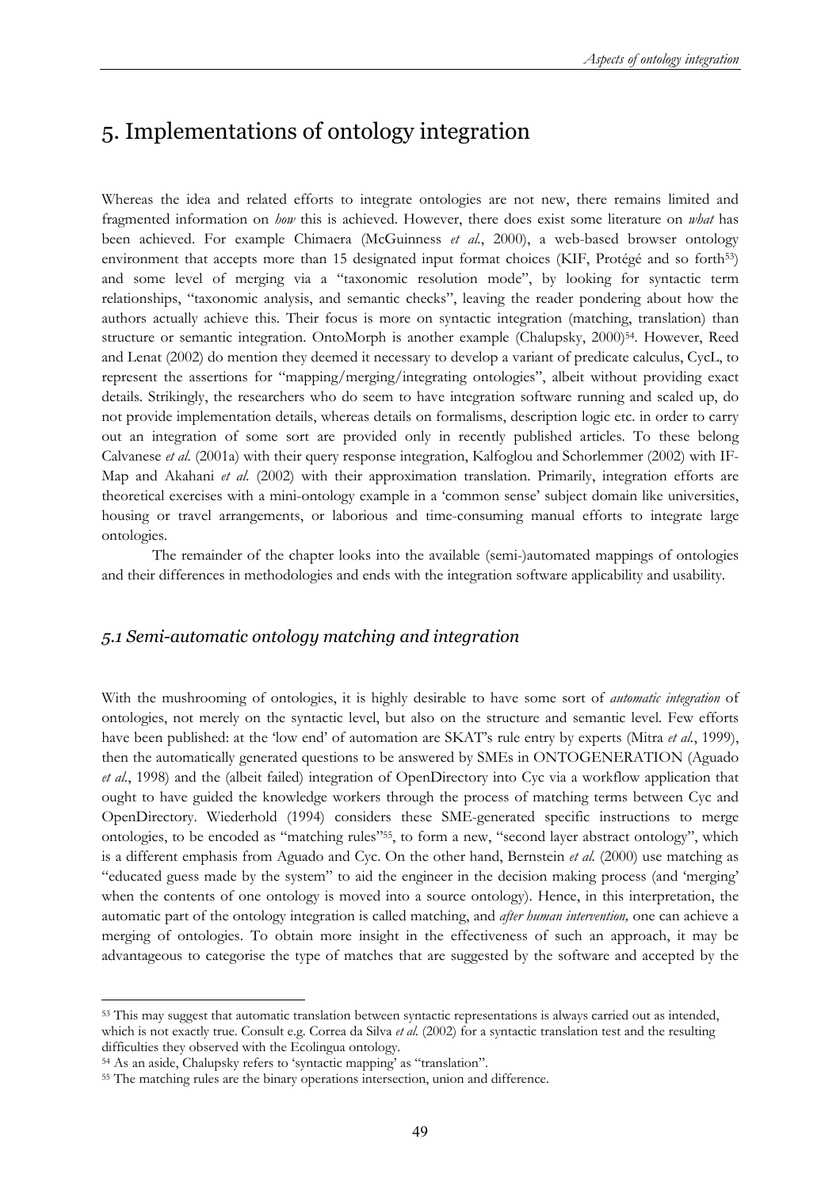# 5. Implementations of ontology integration

Whereas the idea and related efforts to integrate ontologies are not new, there remains limited and fragmented information on *how* this is achieved. However, there does exist some literature on *what* has been achieved. For example Chimaera (McGuinness *et al.*, 2000), a web-based browser ontology environment that accepts more than 15 designated input format choices (KIF, Protégé and so forth[53]) and some level of merging via a "taxonomic resolution mode", by looking for syntactic term relationships, "taxonomic analysis, and semantic checks", leaving the reader pondering about how the authors actually achieve this. Their focus is more on syntactic integration (matching, translation) than structure or semantic integration. OntoMorph is another example (Chalupsky, 2000)[54]. However, Reed and Lenat (2002) do mention they deemed it necessary to develop a variant of predicate calculus, CycL, to represent the assertions for "mapping/merging/integrating ontologies", albeit without providing exact details. Strikingly, the researchers who do seem to have integration software running and scaled up, do not provide implementation details, whereas details on formalisms, description logic etc. in order to carry out an integration of some sort are provided only in recently published articles. To these belong Calvanese *et al.* (2001a) with their query response integration, Kalfoglou and Schorlemmer (2002) with IF-Map and Akahani *et al.* (2002) with their approximation translation. Primarily, integration efforts are theoretical exercises with a mini-ontology example in a 'common sense' subject domain like universities, housing or travel arrangements, or laborious and time-consuming manual efforts to integrate large ontologies.

The remainder of the chapter looks into the available (semi-)automated mappings of ontologies and their differences in methodologies and ends with the integration software applicability and usability.

## *5.1 Semi-automatic ontology matching and integration*

With the mushrooming of ontologies, it is highly desirable to have some sort of *automatic integration* of ontologies, not merely on the syntactic level, but also on the structure and semantic level. Few efforts have been published: at the 'low end' of automation are SKAT's rule entry by experts (Mitra *et al.*, 1999), then the automatically generated questions to be answered by SMEs in ONTOGENERATION (Aguado *et al.*, 1998) and the (albeit failed) integration of OpenDirectory into Cyc via a workflow application that ought to have guided the knowledge workers through the process of matching terms between Cyc and OpenDirectory. Wiederhold (1994) considers these SME-generated specific instructions to merge ontologies, to be encoded as "matching rules"[55], to form a new, "second layer abstract ontology", which is a different emphasis from Aguado and Cyc. On the other hand, Bernstein *et al.* (2000) use matching as "educated guess made by the system" to aid the engineer in the decision making process (and 'merging' when the contents of one ontology is moved into a source ontology). Hence, in this interpretation, the automatic part of the ontology integration is called matching, and *after human intervention,* one can achieve a merging of ontologies. To obtain more insight in the effectiveness of such an approach, it may be advantageous to categorise the type of matches that are suggested by the software and accepted by the

---

[53] This may suggest that automatic translation between syntactic representations is always carried out as intended, which is not exactly true. Consult e.g. Correa da Silva *et al.* (2002) for a syntactic translation test and the resulting difficulties they observed with the Ecolingua ontology.

[54] As an aside, Chalupsky refers to 'syntactic mapping' as "translation".

[55] The matching rules are the binary operations intersection, union and difference.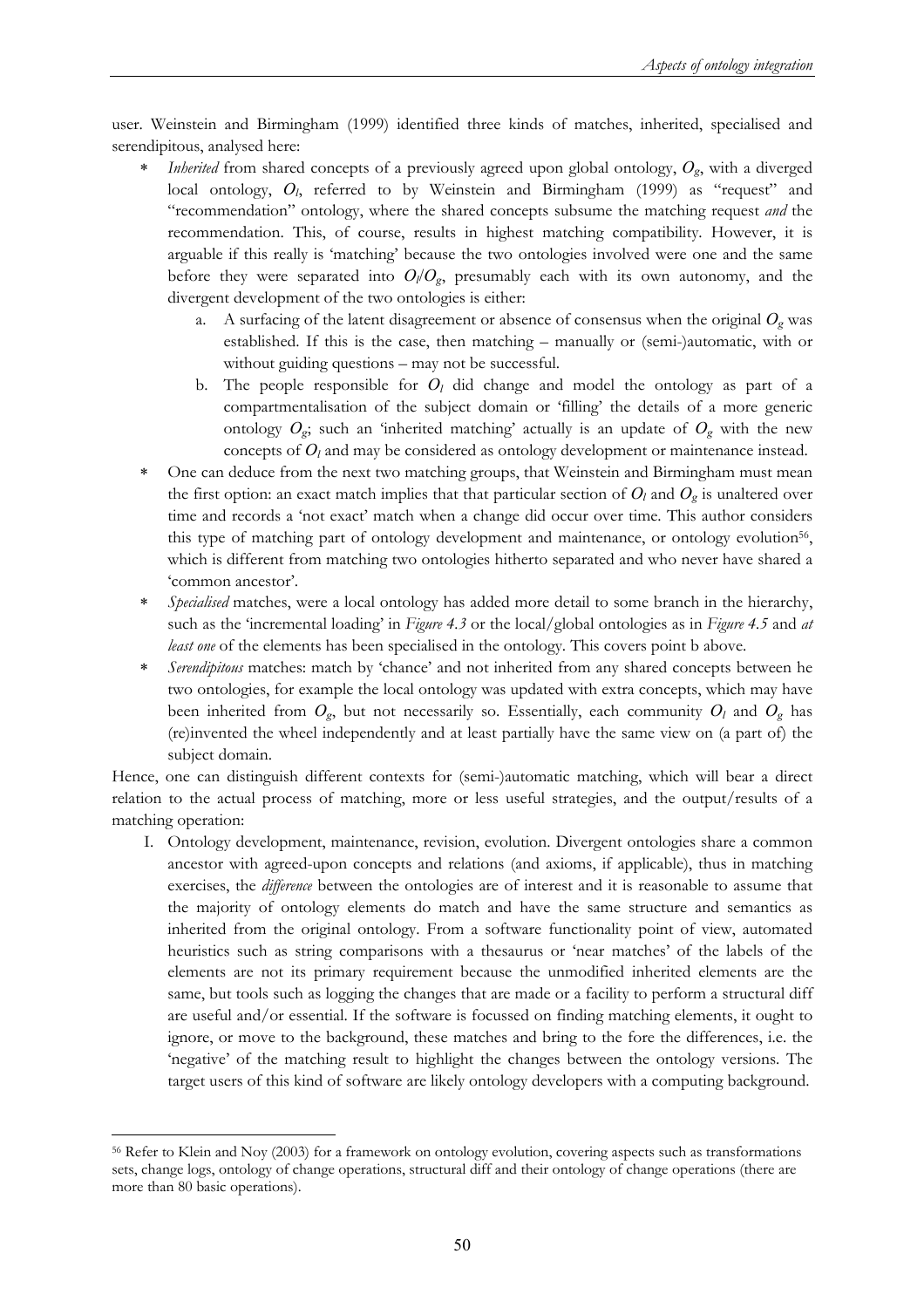user. Weinstein and Birmingham (1999) identified three kinds of matches, inherited, specialised and serendipitous, analysed here:

* *Inherited* from shared concepts of a previously agreed upon global ontology, $O_g$, with a diverged local ontology, $O_l$, referred to by Weinstein and Birmingham (1999) as "request" and "recommendation" ontology, where the shared concepts subsume the matching request *and* the recommendation. This, of course, results in highest matching compatibility. However, it is arguable if this really is 'matching' because the two ontologies involved were one and the same before they were separated into $O_l/O_g$, presumably each with its own autonomy, and the divergent development of the two ontologies is either:
    a. A surfacing of the latent disagreement or absence of consensus when the original $O_g$ was established. If this is the case, then matching – manually or (semi-)automatic, with or without guiding questions – may not be successful.
    b. The people responsible for $O_l$ did change and model the ontology as part of a compartmentalisation of the subject domain or 'filling' the details of a more generic ontology $O_g$; such an 'inherited matching' actually is an update of $O_g$ with the new concepts of $O_l$ and may be considered as ontology development or maintenance instead.
* One can deduce from the next two matching groups, that Weinstein and Birmingham must mean the first option: an exact match implies that that particular section of $O_l$ and $O_g$ is unaltered over time and records a 'not exact' match when a change did occur over time. This author considers this type of matching part of ontology development and maintenance, or ontology evolution[56], which is different from matching two ontologies hitherto separated and who never have shared a 'common ancestor'.
* *Specialised* matches, were a local ontology has added more detail to some branch in the hierarchy, such as the 'incremental loading' in *Figure 4.3* or the local/global ontologies as in *Figure 4.5* and *at least one* of the elements has been specialised in the ontology. This covers point b above.
* *Serendipitous* matches: match by 'chance' and not inherited from any shared concepts between he two ontologies, for example the local ontology was updated with extra concepts, which may have been inherited from $O_g$, but not necessarily so. Essentially, each community $O_l$ and $O_g$ has (re)invented the wheel independently and at least partially have the same view on (a part of) the subject domain.

Hence, one can distinguish different contexts for (semi-)automatic matching, which will bear a direct relation to the actual process of matching, more or less useful strategies, and the output/results of a matching operation:

I. Ontology development, maintenance, revision, evolution. Divergent ontologies share a common ancestor with agreed-upon concepts and relations (and axioms, if applicable), thus in matching exercises, the *difference* between the ontologies are of interest and it is reasonable to assume that the majority of ontology elements do match and have the same structure and semantics as inherited from the original ontology. From a software functionality point of view, automated heuristics such as string comparisons with a thesaurus or 'near matches' of the labels of the elements are not its primary requirement because the unmodified inherited elements are the same, but tools such as logging the changes that are made or a facility to perform a structural diff are useful and/or essential. If the software is focussed on finding matching elements, it ought to ignore, or move to the background, these matches and bring to the fore the differences, i.e. the 'negative' of the matching result to highlight the changes between the ontology versions. The target users of this kind of software are likely ontology developers with a computing background.

[56] Refer to Klein and Noy (2003) for a framework on ontology evolution, covering aspects such as transformations sets, change logs, ontology of change operations, structural diff and their ontology of change operations (there are more than 80 basic operations).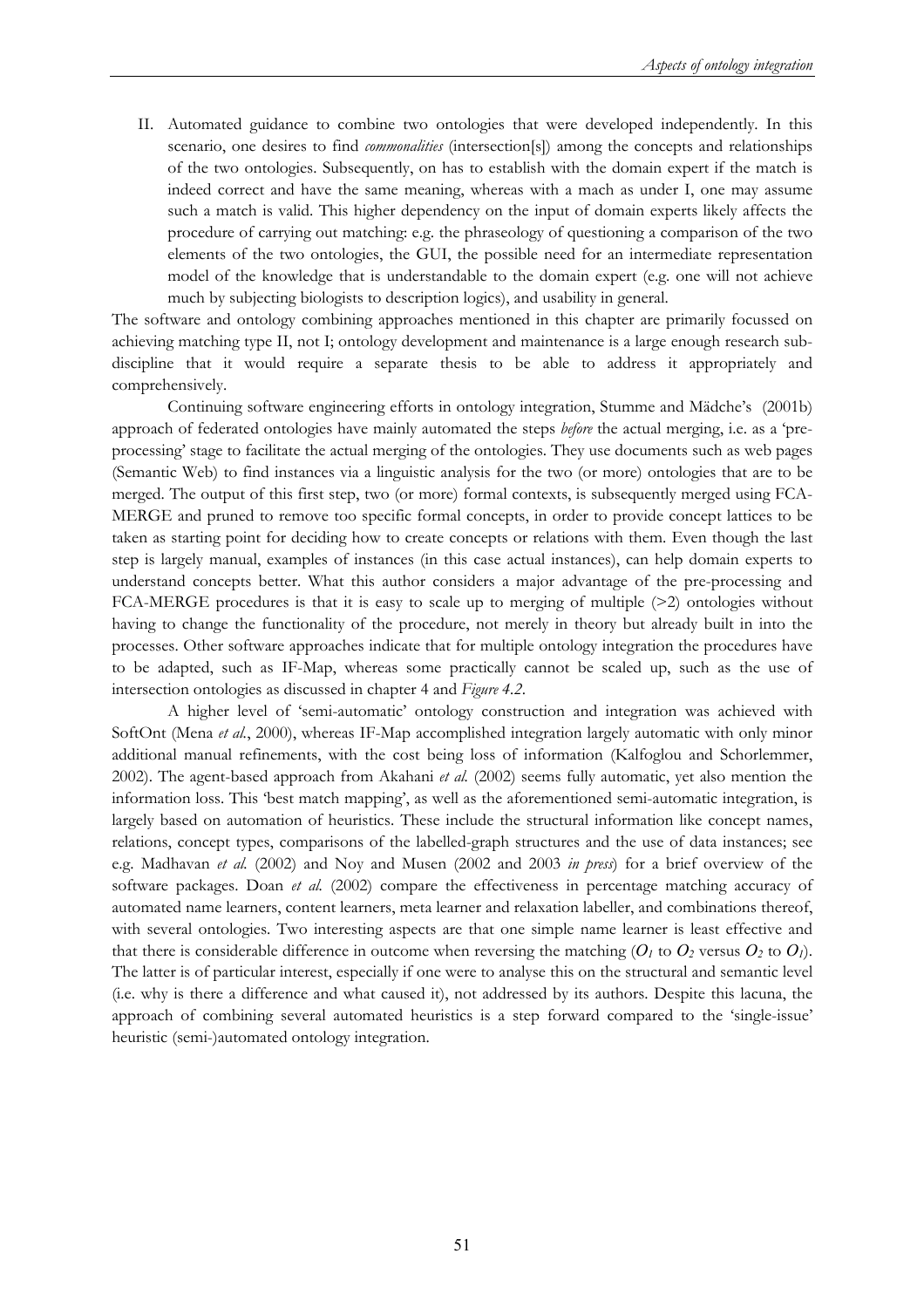II. Automated guidance to combine two ontologies that were developed independently. In this scenario, one desires to find *commonalities* (intersection[s]) among the concepts and relationships of the two ontologies. Subsequently, on has to establish with the domain expert if the match is indeed correct and have the same meaning, whereas with a mach as under I, one may assume such a match is valid. This higher dependency on the input of domain experts likely affects the procedure of carrying out matching: e.g. the phraseology of questioning a comparison of the two elements of the two ontologies, the GUI, the possible need for an intermediate representation model of the knowledge that is understandable to the domain expert (e.g. one will not achieve much by subjecting biologists to description logics), and usability in general.

The software and ontology combining approaches mentioned in this chapter are primarily focussed on achieving matching type II, not I; ontology development and maintenance is a large enough research sub-discipline that it would require a separate thesis to be able to address it appropriately and comprehensively.

Continuing software engineering efforts in ontology integration, Stumme and Mädche's (2001b) approach of federated ontologies have mainly automated the steps *before* the actual merging, i.e. as a 'pre-processing' stage to facilitate the actual merging of the ontologies. They use documents such as web pages (Semantic Web) to find instances via a linguistic analysis for the two (or more) ontologies that are to be merged. The output of this first step, two (or more) formal contexts, is subsequently merged using FCA-MERGE and pruned to remove too specific formal concepts, in order to provide concept lattices to be taken as starting point for deciding how to create concepts or relations with them. Even though the last step is largely manual, examples of instances (in this case actual instances), can help domain experts to understand concepts better. What this author considers a major advantage of the pre-processing and FCA-MERGE procedures is that it is easy to scale up to merging of multiple (>2) ontologies without having to change the functionality of the procedure, not merely in theory but already built in into the processes. Other software approaches indicate that for multiple ontology integration the procedures have to be adapted, such as IF-Map, whereas some practically cannot be scaled up, such as the use of intersection ontologies as discussed in chapter 4 and *Figure 4.2*.

A higher level of 'semi-automatic' ontology construction and integration was achieved with SoftOnt (Mena *et al.*, 2000), whereas IF-Map accomplished integration largely automatic with only minor additional manual refinements, with the cost being loss of information (Kalfoglou and Schorlemmer, 2002). The agent-based approach from Akahani *et al.* (2002) seems fully automatic, yet also mention the information loss. This 'best match mapping', as well as the aforementioned semi-automatic integration, is largely based on automation of heuristics. These include the structural information like concept names, relations, concept types, comparisons of the labelled-graph structures and the use of data instances; see e.g. Madhavan *et al.* (2002) and Noy and Musen (2002 and 2003 *in press*) for a brief overview of the software packages. Doan *et al.* (2002) compare the effectiveness in percentage matching accuracy of automated name learners, content learners, meta learner and relaxation labeller, and combinations thereof, with several ontologies. Two interesting aspects are that one simple name learner is least effective and that there is considerable difference in outcome when reversing the matching ($O_1$ to $O_2$ versus $O_2$ to $O_1$). The latter is of particular interest, especially if one were to analyse this on the structural and semantic level (i.e. why is there a difference and what caused it), not addressed by its authors. Despite this lacuna, the approach of combining several automated heuristics is a step forward compared to the 'single-issue' heuristic (semi-)automated ontology integration.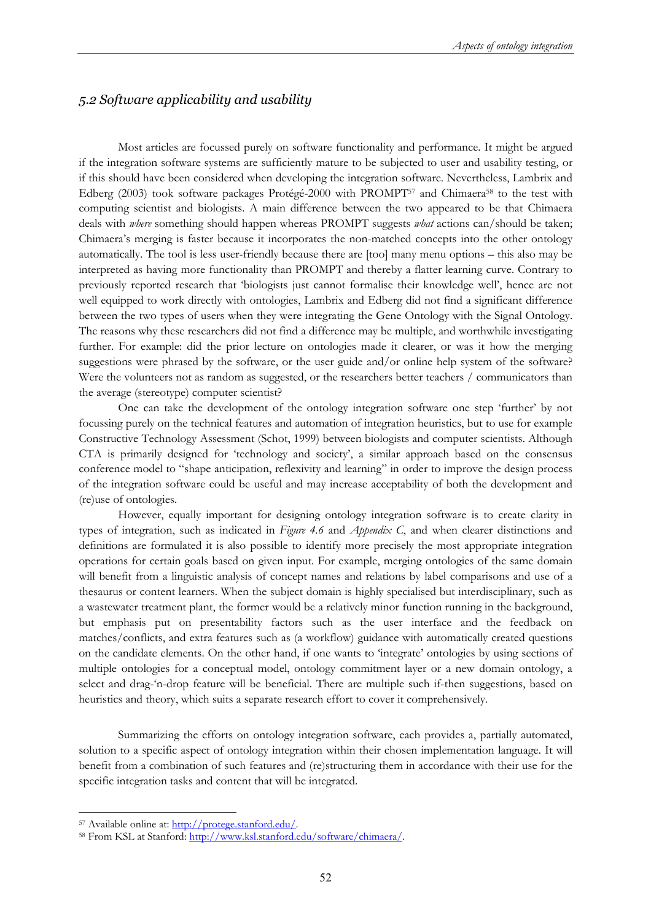## *5.2 Software applicability and usability*

Most articles are focussed purely on software functionality and performance. It might be argued if the integration software systems are sufficiently mature to be subjected to user and usability testing, or if this should have been considered when developing the integration software. Nevertheless, Lambrix and Edberg (2003) took software packages Protégé-2000 with PROMPT[57] and Chimaera[58] to the test with computing scientist and biologists. A main difference between the two appeared to be that Chimaera deals with *where* something should happen whereas PROMPT suggests *what* actions can/should be taken; Chimaera's merging is faster because it incorporates the non-matched concepts into the other ontology automatically. The tool is less user-friendly because there are [too] many menu options – this also may be interpreted as having more functionality than PROMPT and thereby a flatter learning curve. Contrary to previously reported research that 'biologists just cannot formalise their knowledge well', hence are not well equipped to work directly with ontologies, Lambrix and Edberg did not find a significant difference between the two types of users when they were integrating the Gene Ontology with the Signal Ontology. The reasons why these researchers did not find a difference may be multiple, and worthwhile investigating further. For example: did the prior lecture on ontologies made it clearer, or was it how the merging suggestions were phrased by the software, or the user guide and/or online help system of the software? Were the volunteers not as random as suggested, or the researchers better teachers / communicators than the average (stereotype) computer scientist?

One can take the development of the ontology integration software one step 'further' by not focussing purely on the technical features and automation of integration heuristics, but to use for example Constructive Technology Assessment (Schot, 1999) between biologists and computer scientists. Although CTA is primarily designed for 'technology and society', a similar approach based on the consensus conference model to "shape anticipation, reflexivity and learning" in order to improve the design process of the integration software could be useful and may increase acceptability of both the development and (re)use of ontologies.

However, equally important for designing ontology integration software is to create clarity in types of integration, such as indicated in *Figure 4.6* and *Appendix C*, and when clearer distinctions and definitions are formulated it is also possible to identify more precisely the most appropriate integration operations for certain goals based on given input. For example, merging ontologies of the same domain will benefit from a linguistic analysis of concept names and relations by label comparisons and use of a thesaurus or content learners. When the subject domain is highly specialised but interdisciplinary, such as a wastewater treatment plant, the former would be a relatively minor function running in the background, but emphasis put on presentability factors such as the user interface and the feedback on matches/conflicts, and extra features such as (a workflow) guidance with automatically created questions on the candidate elements. On the other hand, if one wants to 'integrate' ontologies by using sections of multiple ontologies for a conceptual model, ontology commitment layer or a new domain ontology, a select and drag-'n-drop feature will be beneficial. There are multiple such if-then suggestions, based on heuristics and theory, which suits a separate research effort to cover it comprehensively.

Summarizing the efforts on ontology integration software, each provides a, partially automated, solution to a specific aspect of ontology integration within their chosen implementation language. It will benefit from a combination of such features and (re)structuring them in accordance with their use for the specific integration tasks and content that will be integrated.

[57] Available online at: http://protege.stanford.edu/.

[58] From KSL at Stanford: http://www.ksl.stanford.edu/software/chimaera/.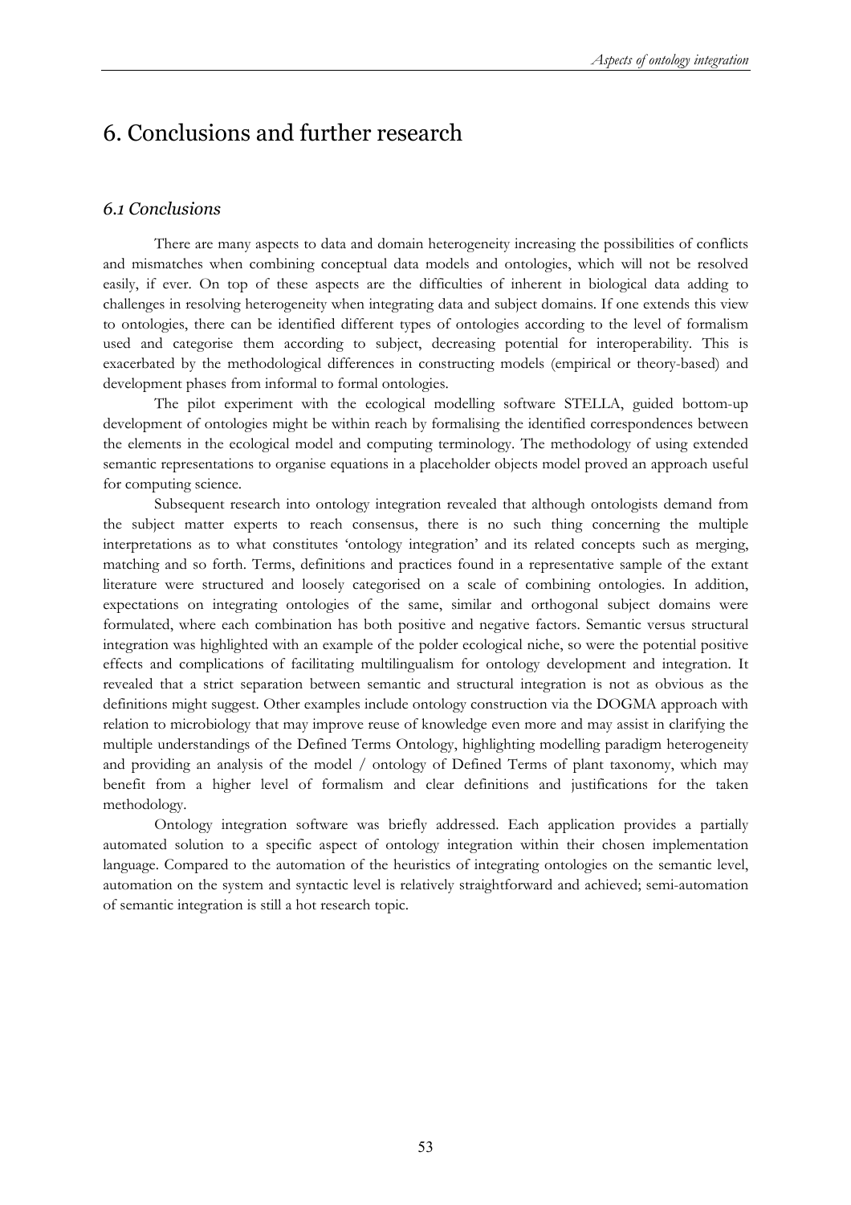# 6. Conclusions and further research

## *6.1 Conclusions*

There are many aspects to data and domain heterogeneity increasing the possibilities of conflicts and mismatches when combining conceptual data models and ontologies, which will not be resolved easily, if ever. On top of these aspects are the difficulties of inherent in biological data adding to challenges in resolving heterogeneity when integrating data and subject domains. If one extends this view to ontologies, there can be identified different types of ontologies according to the level of formalism used and categorise them according to subject, decreasing potential for interoperability. This is exacerbated by the methodological differences in constructing models (empirical or theory-based) and development phases from informal to formal ontologies.

The pilot experiment with the ecological modelling software STELLA, guided bottom-up development of ontologies might be within reach by formalising the identified correspondences between the elements in the ecological model and computing terminology. The methodology of using extended semantic representations to organise equations in a placeholder objects model proved an approach useful for computing science.

Subsequent research into ontology integration revealed that although ontologists demand from the subject matter experts to reach consensus, there is no such thing concerning the multiple interpretations as to what constitutes 'ontology integration' and its related concepts such as merging, matching and so forth. Terms, definitions and practices found in a representative sample of the extant literature were structured and loosely categorised on a scale of combining ontologies. In addition, expectations on integrating ontologies of the same, similar and orthogonal subject domains were formulated, where each combination has both positive and negative factors. Semantic versus structural integration was highlighted with an example of the polder ecological niche, so were the potential positive effects and complications of facilitating multilingualism for ontology development and integration. It revealed that a strict separation between semantic and structural integration is not as obvious as the definitions might suggest. Other examples include ontology construction via the DOGMA approach with relation to microbiology that may improve reuse of knowledge even more and may assist in clarifying the multiple understandings of the Defined Terms Ontology, highlighting modelling paradigm heterogeneity and providing an analysis of the model / ontology of Defined Terms of plant taxonomy, which may benefit from a higher level of formalism and clear definitions and justifications for the taken methodology.

Ontology integration software was briefly addressed. Each application provides a partially automated solution to a specific aspect of ontology integration within their chosen implementation language. Compared to the automation of the heuristics of integrating ontologies on the semantic level, automation on the system and syntactic level is relatively straightforward and achieved; semi-automation of semantic integration is still a hot research topic.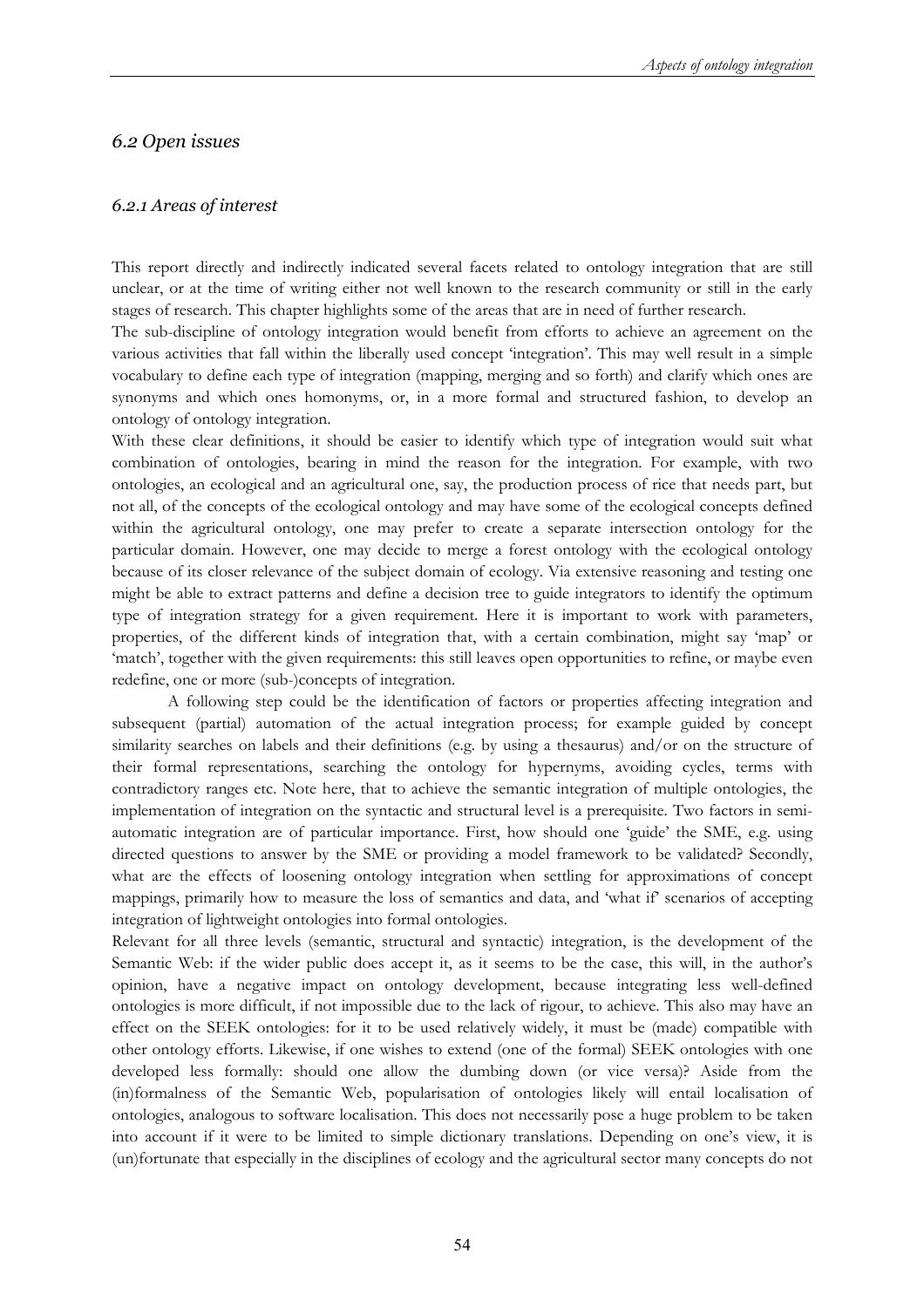## *6.2 Open issues*

### *6.2.1 Areas of interest*

This report directly and indirectly indicated several facets related to ontology integration that are still unclear, or at the time of writing either not well known to the research community or still in the early stages of research. This chapter highlights some of the areas that are in need of further research.

The sub-discipline of ontology integration would benefit from efforts to achieve an agreement on the various activities that fall within the liberally used concept 'integration'. This may well result in a simple vocabulary to define each type of integration (mapping, merging and so forth) and clarify which ones are synonyms and which ones homonyms, or, in a more formal and structured fashion, to develop an ontology of ontology integration.

With these clear definitions, it should be easier to identify which type of integration would suit what combination of ontologies, bearing in mind the reason for the integration. For example, with two ontologies, an ecological and an agricultural one, say, the production process of rice that needs part, but not all, of the concepts of the ecological ontology and may have some of the ecological concepts defined within the agricultural ontology, one may prefer to create a separate intersection ontology for the particular domain. However, one may decide to merge a forest ontology with the ecological ontology because of its closer relevance of the subject domain of ecology. Via extensive reasoning and testing one might be able to extract patterns and define a decision tree to guide integrators to identify the optimum type of integration strategy for a given requirement. Here it is important to work with parameters, properties, of the different kinds of integration that, with a certain combination, might say 'map' or 'match', together with the given requirements: this still leaves open opportunities to refine, or maybe even redefine, one or more (sub-)concepts of integration.

A following step could be the identification of factors or properties affecting integration and subsequent (partial) automation of the actual integration process; for example guided by concept similarity searches on labels and their definitions (e.g. by using a thesaurus) and/or on the structure of their formal representations, searching the ontology for hypernyms, avoiding cycles, terms with contradictory ranges etc. Note here, that to achieve the semantic integration of multiple ontologies, the implementation of integration on the syntactic and structural level is a prerequisite. Two factors in semi-automatic integration are of particular importance. First, how should one 'guide' the SME, e.g. using directed questions to answer by the SME or providing a model framework to be validated? Secondly, what are the effects of loosening ontology integration when settling for approximations of concept mappings, primarily how to measure the loss of semantics and data, and 'what if' scenarios of accepting integration of lightweight ontologies into formal ontologies.

Relevant for all three levels (semantic, structural and syntactic) integration, is the development of the Semantic Web: if the wider public does accept it, as it seems to be the case, this will, in the author's opinion, have a negative impact on ontology development, because integrating less well-defined ontologies is more difficult, if not impossible due to the lack of rigour, to achieve. This also may have an effect on the SEEK ontologies: for it to be used relatively widely, it must be (made) compatible with other ontology efforts. Likewise, if one wishes to extend (one of the formal) SEEK ontologies with one developed less formally: should one allow the dumbing down (or vice versa)? Aside from the (in)formalness of the Semantic Web, popularisation of ontologies likely will entail localisation of ontologies, analogous to software localisation. This does not necessarily pose a huge problem to be taken into account if it were to be limited to simple dictionary translations. Depending on one's view, it is (un)fortunate that especially in the disciplines of ecology and the agricultural sector many concepts do not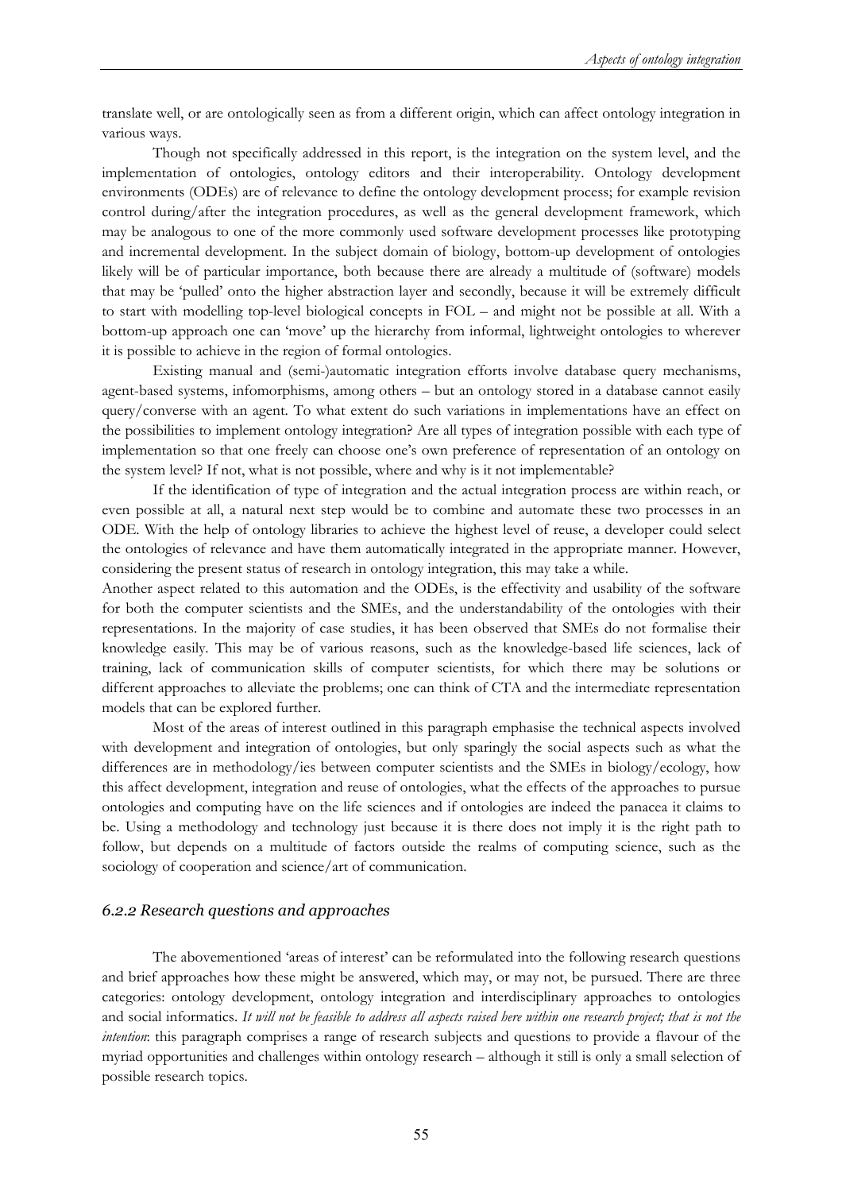translate well, or are ontologically seen as from a different origin, which can affect ontology integration in various ways.

Though not specifically addressed in this report, is the integration on the system level, and the implementation of ontologies, ontology editors and their interoperability. Ontology development environments (ODEs) are of relevance to define the ontology development process; for example revision control during/after the integration procedures, as well as the general development framework, which may be analogous to one of the more commonly used software development processes like prototyping and incremental development. In the subject domain of biology, bottom-up development of ontologies likely will be of particular importance, both because there are already a multitude of (software) models that may be 'pulled' onto the higher abstraction layer and secondly, because it will be extremely difficult to start with modelling top-level biological concepts in FOL – and might not be possible at all. With a bottom-up approach one can 'move' up the hierarchy from informal, lightweight ontologies to wherever it is possible to achieve in the region of formal ontologies.

Existing manual and (semi-)automatic integration efforts involve database query mechanisms, agent-based systems, infomorphisms, among others – but an ontology stored in a database cannot easily query/converse with an agent. To what extent do such variations in implementations have an effect on the possibilities to implement ontology integration? Are all types of integration possible with each type of implementation so that one freely can choose one's own preference of representation of an ontology on the system level? If not, what is not possible, where and why is it not implementable?

If the identification of type of integration and the actual integration process are within reach, or even possible at all, a natural next step would be to combine and automate these two processes in an ODE. With the help of ontology libraries to achieve the highest level of reuse, a developer could select the ontologies of relevance and have them automatically integrated in the appropriate manner. However, considering the present status of research in ontology integration, this may take a while.

Another aspect related to this automation and the ODEs, is the effectivity and usability of the software for both the computer scientists and the SMEs, and the understandability of the ontologies with their representations. In the majority of case studies, it has been observed that SMEs do not formalise their knowledge easily. This may be of various reasons, such as the knowledge-based life sciences, lack of training, lack of communication skills of computer scientists, for which there may be solutions or different approaches to alleviate the problems; one can think of CTA and the intermediate representation models that can be explored further.

Most of the areas of interest outlined in this paragraph emphasise the technical aspects involved with development and integration of ontologies, but only sparingly the social aspects such as what the differences are in methodology/ies between computer scientists and the SMEs in biology/ecology, how this affect development, integration and reuse of ontologies, what the effects of the approaches to pursue ontologies and computing have on the life sciences and if ontologies are indeed the panacea it claims to be. Using a methodology and technology just because it is there does not imply it is the right path to follow, but depends on a multitude of factors outside the realms of computing science, such as the sociology of cooperation and science/art of communication.

### *6.2.2 Research questions and approaches*

The abovementioned 'areas of interest' can be reformulated into the following research questions and brief approaches how these might be answered, which may, or may not, be pursued. There are three categories: ontology development, ontology integration and interdisciplinary approaches to ontologies and social informatics. *It will not be feasible to address all aspects raised here within one research project; that is not the intention*: this paragraph comprises a range of research subjects and questions to provide a flavour of the myriad opportunities and challenges within ontology research – although it still is only a small selection of possible research topics.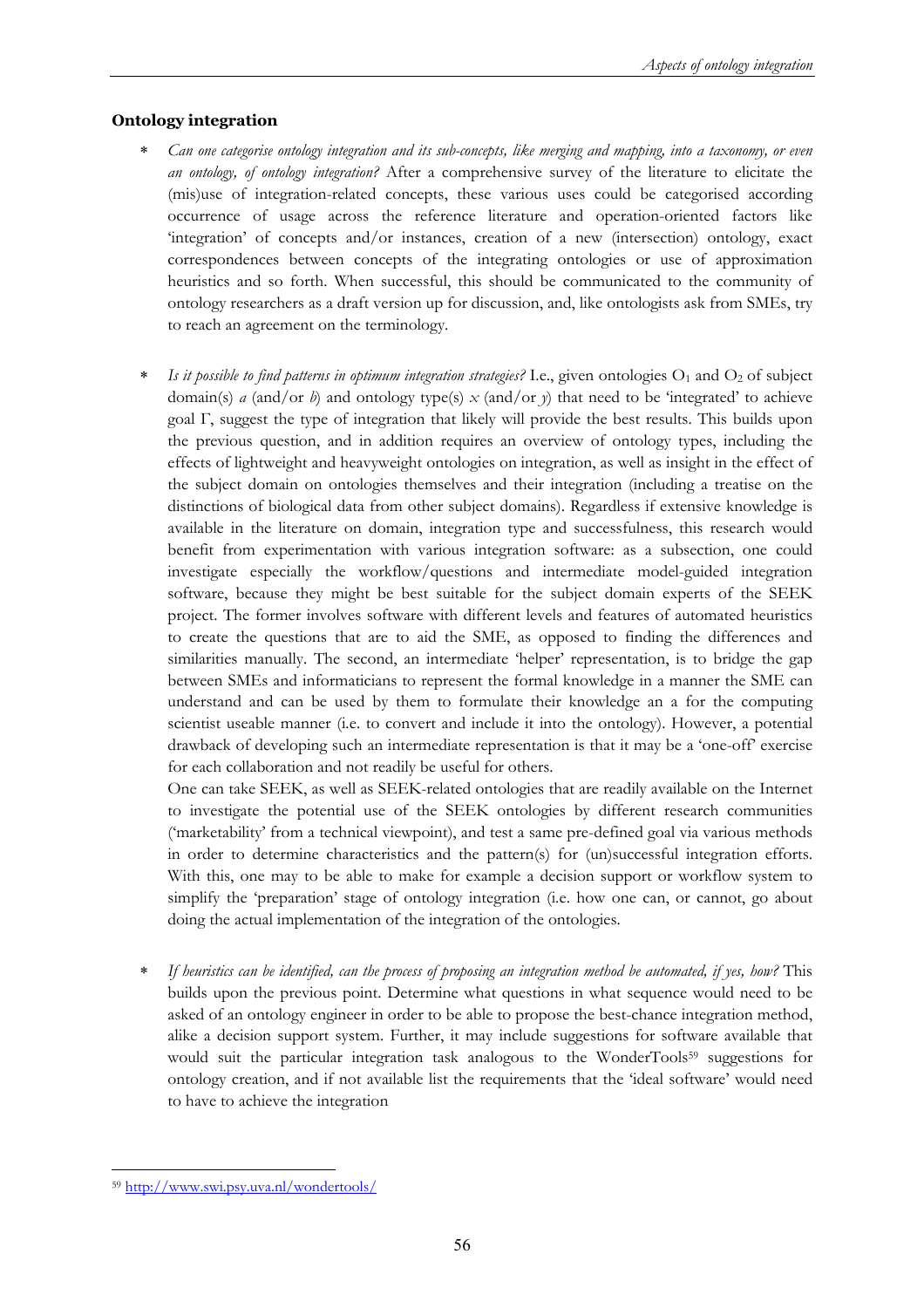## Ontology integration

* *Can one categorise ontology integration and its sub-concepts, like merging and mapping, into a taxonomy, or even an ontology, of ontology integration?* After a comprehensive survey of the literature to elicitate the (mis)use of integration-related concepts, these various uses could be categorised according occurrence of usage across the reference literature and operation-oriented factors like 'integration' of concepts and/or instances, creation of a new (intersection) ontology, exact correspondences between concepts of the integrating ontologies or use of approximation heuristics and so forth. When successful, this should be communicated to the community of ontology researchers as a draft version up for discussion, and, like ontologists ask from SMEs, try to reach an agreement on the terminology.

* *Is it possible to find patterns in optimum integration strategies?* I.e., given ontologies $O_1$ and $O_2$ of subject domain(s) *a* (and/or *b*) and ontology type(s) *x* (and/or *y*) that need to be 'integrated' to achieve goal Γ, suggest the type of integration that likely will provide the best results. This builds upon the previous question, and in addition requires an overview of ontology types, including the effects of lightweight and heavyweight ontologies on integration, as well as insight in the effect of the subject domain on ontologies themselves and their integration (including a treatise on the distinctions of biological data from other subject domains). Regardless if extensive knowledge is available in the literature on domain, integration type and successfulness, this research would benefit from experimentation with various integration software: as a subsection, one could investigate especially the workflow/questions and intermediate model-guided integration software, because they might be best suitable for the subject domain experts of the SEEK project. The former involves software with different levels and features of automated heuristics to create the questions that are to aid the SME, as opposed to finding the differences and similarities manually. The second, an intermediate 'helper' representation, is to bridge the gap between SMEs and informaticians to represent the formal knowledge in a manner the SME can understand and can be used by them to formulate their knowledge an a for the computing scientist useable manner (i.e. to convert and include it into the ontology). However, a potential drawback of developing such an intermediate representation is that it may be a 'one-off' exercise for each collaboration and not readily be useful for others.
  One can take SEEK, as well as SEEK-related ontologies that are readily available on the Internet to investigate the potential use of the SEEK ontologies by different research communities ('marketability' from a technical viewpoint), and test a same pre-defined goal via various methods in order to determine characteristics and the pattern(s) for (un)successful integration efforts. With this, one may to be able to make for example a decision support or workflow system to simplify the 'preparation' stage of ontology integration (i.e. how one can, or cannot, go about doing the actual implementation of the integration of the ontologies.

* *If heuristics can be identified, can the process of proposing an integration method be automated, if yes, how?* This builds upon the previous point. Determine what questions in what sequence would need to be asked of an ontology engineer in order to be able to propose the best-chance integration method, alike a decision support system. Further, it may include suggestions for software available that would suit the particular integration task analogous to the WonderTools[59] suggestions for ontology creation, and if not available list the requirements that the 'ideal software' would need to have to achieve the integration

[59] http://www.swi.psy.uva.nl/wondertools/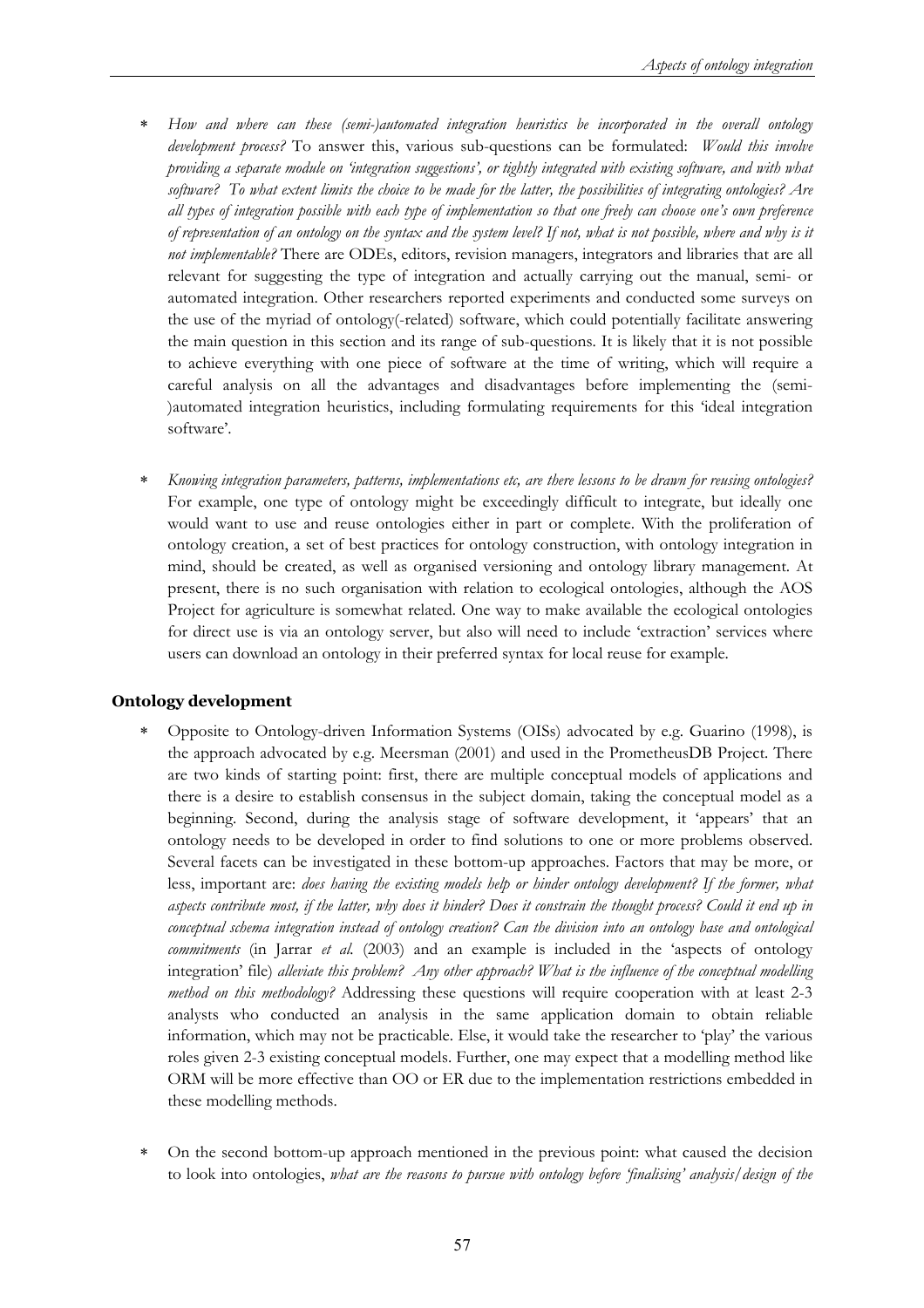- *How and where can these (semi-)automated integration heuristics be incorporated in the overall ontology development process?* To answer this, various sub-questions can be formulated: *Would this involve providing a separate module on 'integration suggestions', or tightly integrated with existing software, and with what software? To what extent limits the choice to be made for the latter, the possibilities of integrating ontologies? Are all types of integration possible with each type of implementation so that one freely can choose one's own preference of representation of an ontology on the syntax and the system level? If not, what is not possible, where and why is it not implementable?* There are ODEs, editors, revision managers, integrators and libraries that are all relevant for suggesting the type of integration and actually carrying out the manual, semi- or automated integration. Other researchers reported experiments and conducted some surveys on the use of the myriad of ontology(-related) software, which could potentially facilitate answering the main question in this section and its range of sub-questions. It is likely that it is not possible to achieve everything with one piece of software at the time of writing, which will require a careful analysis on all the advantages and disadvantages before implementing the (semi-)automated integration heuristics, including formulating requirements for this 'ideal integration software'.

- *Knowing integration parameters, patterns, implementations etc, are there lessons to be drawn for reusing ontologies?* For example, one type of ontology might be exceedingly difficult to integrate, but ideally one would want to use and reuse ontologies either in part or complete. With the proliferation of ontology creation, a set of best practices for ontology construction, with ontology integration in mind, should be created, as well as organised versioning and ontology library management. At present, there is no such organisation with relation to ecological ontologies, although the AOS Project for agriculture is somewhat related. One way to make available the ecological ontologies for direct use is via an ontology server, but also will need to include 'extraction' services where users can download an ontology in their preferred syntax for local reuse for example.

### Ontology development

- Opposite to Ontology-driven Information Systems (OISs) advocated by e.g. Guarino (1998), is the approach advocated by e.g. Meersman (2001) and used in the PrometheusDB Project. There are two kinds of starting point: first, there are multiple conceptual models of applications and there is a desire to establish consensus in the subject domain, taking the conceptual model as a beginning. Second, during the analysis stage of software development, it 'appears' that an ontology needs to be developed in order to find solutions to one or more problems observed. Several facets can be investigated in these bottom-up approaches. Factors that may be more, or less, important are: *does having the existing models help or hinder ontology development? If the former, what aspects contribute most, if the latter, why does it hinder? Does it constrain the thought process? Could it end up in conceptual schema integration instead of ontology creation? Can the division into an ontology base and ontological commitments* (in Jarrar *et al.* (2003) and an example is included in the 'aspects of ontology integration' file) *alleviate this problem? Any other approach? What is the influence of the conceptual modelling method on this methodology?* Addressing these questions will require cooperation with at least 2-3 analysts who conducted an analysis in the same application domain to obtain reliable information, which may not be practicable. Else, it would take the researcher to 'play' the various roles given 2-3 existing conceptual models. Further, one may expect that a modelling method like ORM will be more effective than OO or ER due to the implementation restrictions embedded in these modelling methods.

- On the second bottom-up approach mentioned in the previous point: what caused the decision to look into ontologies, *what are the reasons to pursue with ontology before 'finalising' analysis/design of the*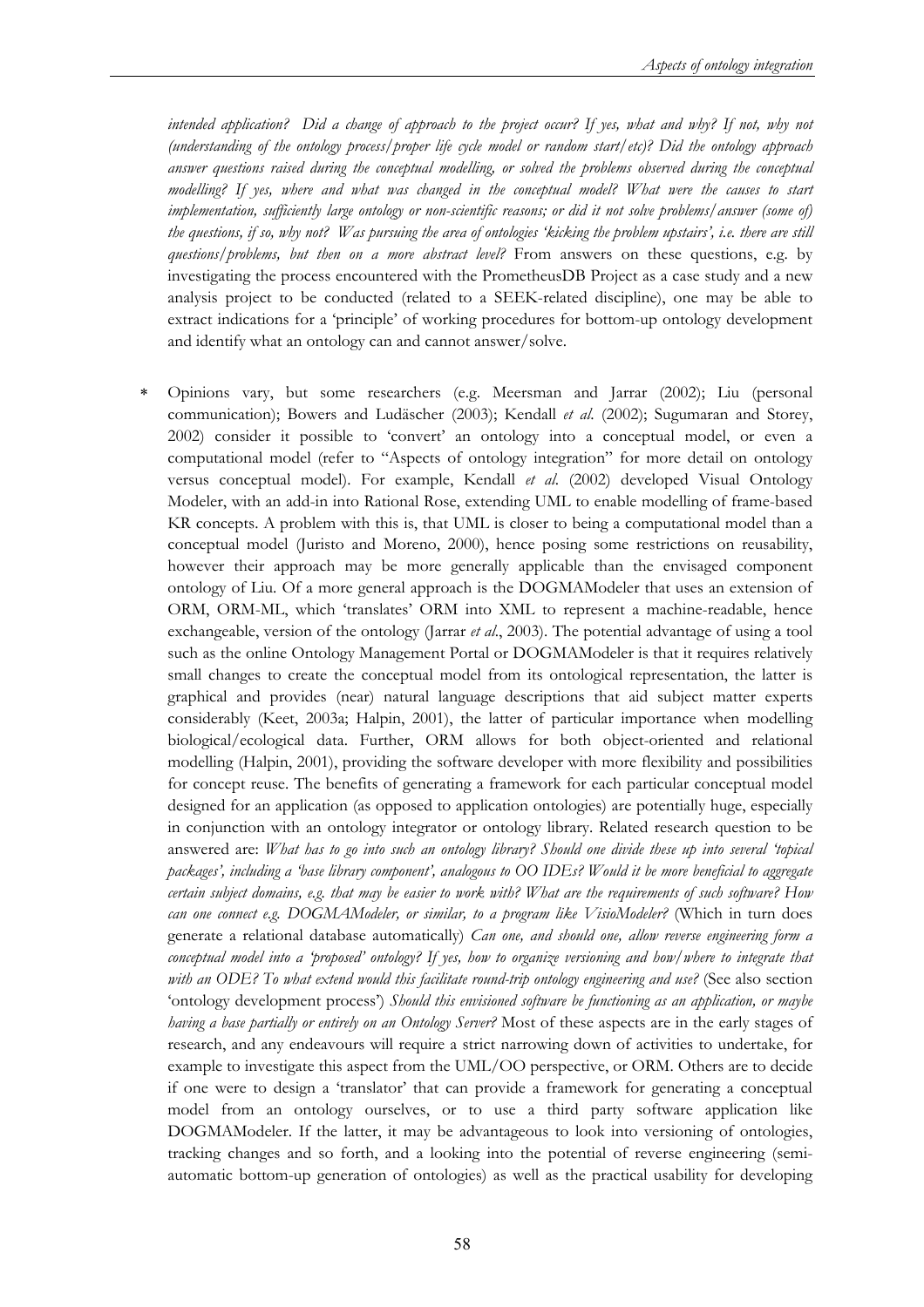*intended application? Did a change of approach to the project occur? If yes, what and why? If not, why not (understanding of the ontology process/proper life cycle model or random start/etc)? Did the ontology approach answer questions raised during the conceptual modelling, or solved the problems observed during the conceptual modelling? If yes, where and what was changed in the conceptual model? What were the causes to start implementation, sufficiently large ontology or non-scientific reasons; or did it not solve problems/answer (some of) the questions, if so, why not? Was pursuing the area of ontologies 'kicking the problem upstairs', i.e. there are still questions/problems, but then on a more abstract level?* From answers on these questions, e.g. by investigating the process encountered with the PrometheusDB Project as a case study and a new analysis project to be conducted (related to a SEEK-related discipline), one may be able to extract indications for a 'principle' of working procedures for bottom-up ontology development and identify what an ontology can and cannot answer/solve.

* Opinions vary, but some researchers (e.g. Meersman and Jarrar (2002); Liu (personal communication); Bowers and Ludäscher (2003); Kendall *et al.* (2002); Sugumaran and Storey, 2002) consider it possible to 'convert' an ontology into a conceptual model, or even a computational model (refer to "Aspects of ontology integration" for more detail on ontology versus conceptual model). For example, Kendall *et al.* (2002) developed Visual Ontology Modeler, with an add-in into Rational Rose, extending UML to enable modelling of frame-based KR concepts. A problem with this is, that UML is closer to being a computational model than a conceptual model (Juristo and Moreno, 2000), hence posing some restrictions on reusability, however their approach may be more generally applicable than the envisaged component ontology of Liu. Of a more general approach is the DOGMAModeler that uses an extension of ORM, ORM-ML, which 'translates' ORM into XML to represent a machine-readable, hence exchangeable, version of the ontology (Jarrar *et al.*, 2003). The potential advantage of using a tool such as the online Ontology Management Portal or DOGMAModeler is that it requires relatively small changes to create the conceptual model from its ontological representation, the latter is graphical and provides (near) natural language descriptions that aid subject matter experts considerably (Keet, 2003a; Halpin, 2001), the latter of particular importance when modelling biological/ecological data. Further, ORM allows for both object-oriented and relational modelling (Halpin, 2001), providing the software developer with more flexibility and possibilities for concept reuse. The benefits of generating a framework for each particular conceptual model designed for an application (as opposed to application ontologies) are potentially huge, especially in conjunction with an ontology integrator or ontology library. Related research question to be answered are: *What has to go into such an ontology library? Should one divide these up into several 'topical packages', including a 'base library component', analogous to OO IDEs? Would it be more beneficial to aggregate certain subject domains, e.g. that may be easier to work with? What are the requirements of such software? How can one connect e.g. DOGMAModeler, or similar, to a program like VisioModeler?* (Which in turn does generate a relational database automatically) *Can one, and should one, allow reverse engineering form a conceptual model into a 'proposed' ontology? If yes, how to organize versioning and how/where to integrate that with an ODE? To what extend would this facilitate round-trip ontology engineering and use?* (See also section 'ontology development process') *Should this envisioned software be functioning as an application, or maybe having a base partially or entirely on an Ontology Server?* Most of these aspects are in the early stages of research, and any endeavours will require a strict narrowing down of activities to undertake, for example to investigate this aspect from the UML/OO perspective, or ORM. Others are to decide if one were to design a 'translator' that can provide a framework for generating a conceptual model from an ontology ourselves, or to use a third party software application like DOGMAModeler. If the latter, it may be advantageous to look into versioning of ontologies, tracking changes and so forth, and a looking into the potential of reverse engineering (semi-automatic bottom-up generation of ontologies) as well as the practical usability for developing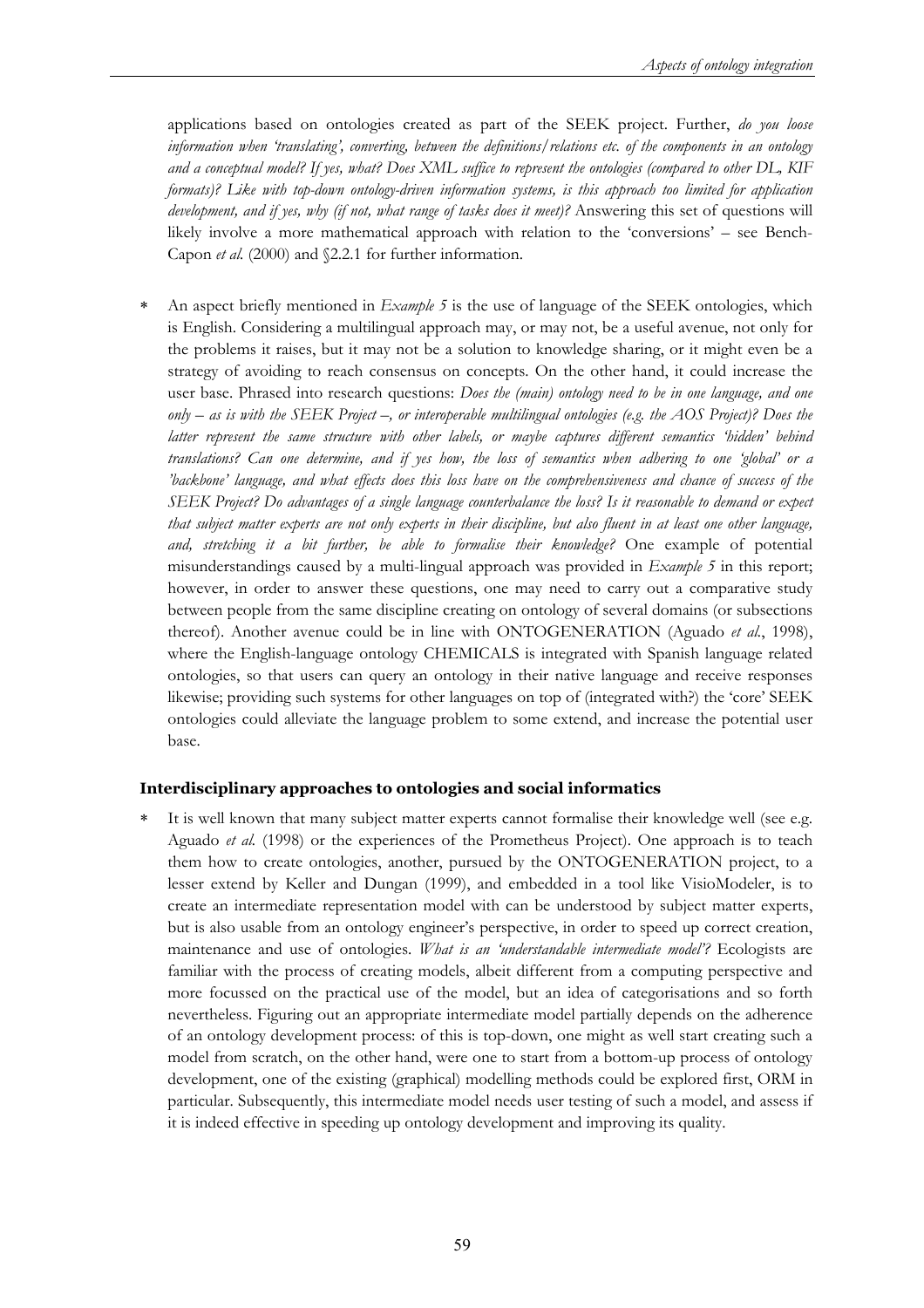applications based on ontologies created as part of the SEEK project. Further, *do you loose information when 'translating', converting, between the definitions/relations etc. of the components in an ontology and a conceptual model? If yes, what? Does XML suffice to represent the ontologies (compared to other DL, KIF formats)? Like with top-down ontology-driven information systems, is this approach too limited for application development, and if yes, why (if not, what range of tasks does it meet)?* Answering this set of questions will likely involve a more mathematical approach with relation to the 'conversions' – see Bench-Capon *et al.* (2000) and §2.2.1 for further information.

* An aspect briefly mentioned in *Example 5* is the use of language of the SEEK ontologies, which is English. Considering a multilingual approach may, or may not, be a useful avenue, not only for the problems it raises, but it may not be a solution to knowledge sharing, or it might even be a strategy of avoiding to reach consensus on concepts. On the other hand, it could increase the user base. Phrased into research questions: *Does the (main) ontology need to be in one language, and one only – as is with the SEEK Project –, or interoperable multilingual ontologies (e.g. the AOS Project)? Does the latter represent the same structure with other labels, or maybe captures different semantics 'hidden' behind translations? Can one determine, and if yes how, the loss of semantics when adhering to one 'global' or a 'backbone' language, and what effects does this loss have on the comprehensiveness and chance of success of the SEEK Project? Do advantages of a single language counterbalance the loss? Is it reasonable to demand or expect that subject matter experts are not only experts in their discipline, but also fluent in at least one other language, and, stretching it a bit further, be able to formalise their knowledge?* One example of potential misunderstandings caused by a multi-lingual approach was provided in *Example 5* in this report; however, in order to answer these questions, one may need to carry out a comparative study between people from the same discipline creating on ontology of several domains (or subsections thereof). Another avenue could be in line with ONTOGENERATION (Aguado *et al.*, 1998), where the English-language ontology CHEMICALS is integrated with Spanish language related ontologies, so that users can query an ontology in their native language and receive responses likewise; providing such systems for other languages on top of (integrated with?) the 'core' SEEK ontologies could alleviate the language problem to some extend, and increase the potential user base.

**Interdisciplinary approaches to ontologies and social informatics**

* It is well known that many subject matter experts cannot formalise their knowledge well (see e.g. Aguado *et al.* (1998) or the experiences of the Prometheus Project). One approach is to teach them how to create ontologies, another, pursued by the ONTOGENERATION project, to a lesser extend by Keller and Dungan (1999), and embedded in a tool like VisioModeler, is to create an intermediate representation model with can be understood by subject matter experts, but is also usable from an ontology engineer's perspective, in order to speed up correct creation, maintenance and use of ontologies. *What is an 'understandable intermediate model'?* Ecologists are familiar with the process of creating models, albeit different from a computing perspective and more focussed on the practical use of the model, but an idea of categorisations and so forth nevertheless. Figuring out an appropriate intermediate model partially depends on the adherence of an ontology development process: of this is top-down, one might as well start creating such a model from scratch, on the other hand, were one to start from a bottom-up process of ontology development, one of the existing (graphical) modelling methods could be explored first, ORM in particular. Subsequently, this intermediate model needs user testing of such a model, and assess if it is indeed effective in speeding up ontology development and improving its quality.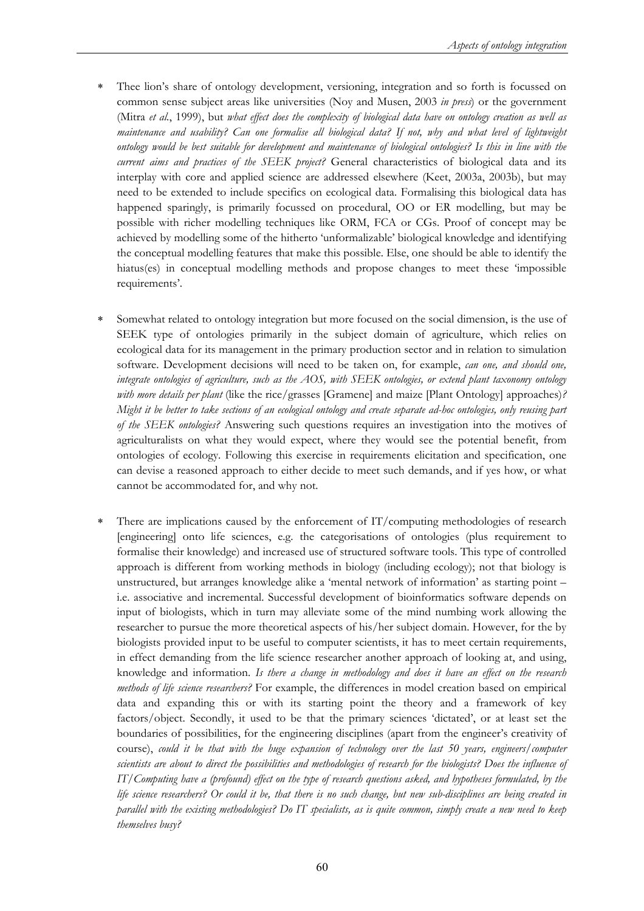- Thee lion's share of ontology development, versioning, integration and so forth is focussed on common sense subject areas like universities (Noy and Musen, 2003 *in press*) or the government (Mitra *et al.*, 1999), but *what effect does the complexity of biological data have on ontology creation as well as maintenance and usability? Can one formalise all biological data? If not, why and what level of lightweight ontology would be best suitable for development and maintenance of biological ontologies? Is this in line with the current aims and practices of the SEEK project?* General characteristics of biological data and its interplay with core and applied science are addressed elsewhere (Keet, 2003a, 2003b), but may need to be extended to include specifics on ecological data. Formalising this biological data has happened sparingly, is primarily focussed on procedural, OO or ER modelling, but may be possible with richer modelling techniques like ORM, FCA or CGs. Proof of concept may be achieved by modelling some of the hitherto 'unformalizable' biological knowledge and identifying the conceptual modelling features that make this possible. Else, one should be able to identify the hiatus(es) in conceptual modelling methods and propose changes to meet these 'impossible requirements'.

- Somewhat related to ontology integration but more focused on the social dimension, is the use of SEEK type of ontologies primarily in the subject domain of agriculture, which relies on ecological data for its management in the primary production sector and in relation to simulation software. Development decisions will need to be taken on, for example, *can one, and should one, integrate ontologies of agriculture, such as the AOS, with SEEK ontologies, or extend plant taxonomy ontology with more details per plant* (like the rice/grasses [Gramene] and maize [Plant Ontology] approaches)*? Might it be better to take sections of an ecological ontology and create separate ad-hoc ontologies, only reusing part of the SEEK ontologies?* Answering such questions requires an investigation into the motives of agriculturalists on what they would expect, where they would see the potential benefit, from ontologies of ecology. Following this exercise in requirements elicitation and specification, one can devise a reasoned approach to either decide to meet such demands, and if yes how, or what cannot be accommodated for, and why not.

- There are implications caused by the enforcement of IT/computing methodologies of research [engineering] onto life sciences, e.g. the categorisations of ontologies (plus requirement to formalise their knowledge) and increased use of structured software tools. This type of controlled approach is different from working methods in biology (including ecology); not that biology is unstructured, but arranges knowledge alike a 'mental network of information' as starting point – i.e. associative and incremental. Successful development of bioinformatics software depends on input of biologists, which in turn may alleviate some of the mind numbing work allowing the researcher to pursue the more theoretical aspects of his/her subject domain. However, for the by biologists provided input to be useful to computer scientists, it has to meet certain requirements, in effect demanding from the life science researcher another approach of looking at, and using, knowledge and information. *Is there a change in methodology and does it have an effect on the research methods of life science researchers?* For example, the differences in model creation based on empirical data and expanding this or with its starting point the theory and a framework of key factors/object. Secondly, it used to be that the primary sciences 'dictated', or at least set the boundaries of possibilities, for the engineering disciplines (apart from the engineer's creativity of course), *could it be that with the huge expansion of technology over the last 50 years, engineers/computer scientists are about to direct the possibilities and methodologies of research for the biologists? Does the influence of IT/Computing have a (profound) effect on the type of research questions asked, and hypotheses formulated, by the life science researchers? Or could it be, that there is no such change, but new sub-disciplines are being created in parallel with the existing methodologies? Do IT specialists, as is quite common, simply create a new need to keep themselves busy?*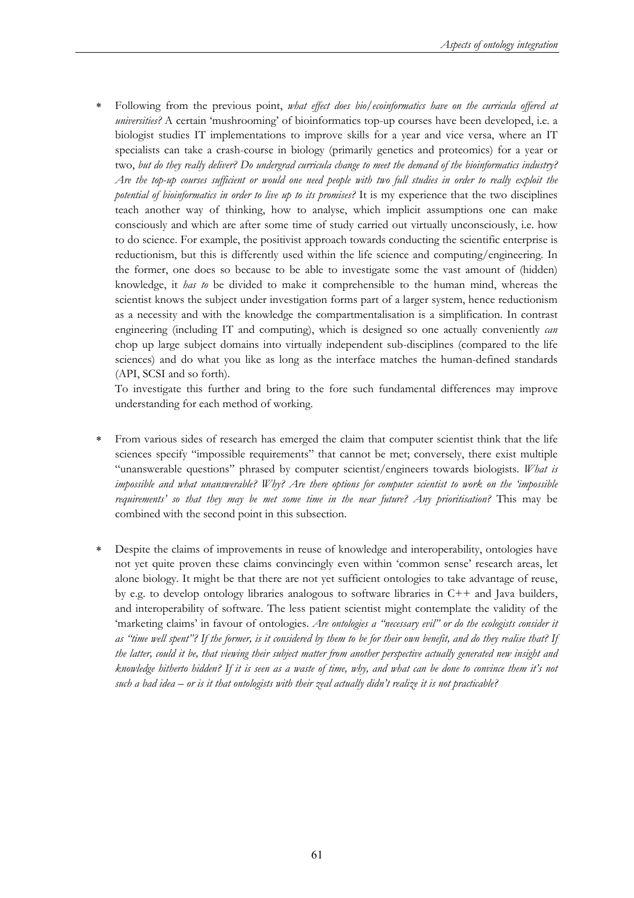* Following from the previous point, *what effect does bio/ecoinformatics have on the curricula offered at universities?* A certain 'mushrooming' of bioinformatics top-up courses have been developed, i.e. a biologist studies IT implementations to improve skills for a year and vice versa, where an IT specialists can take a crash-course in biology (primarily genetics and proteomics) for a year or two, *but do they really deliver? Do undergrad curricula change to meet the demand of the bioinformatics industry? Are the top-up courses sufficient or would one need people with two full studies in order to really exploit the potential of bioinformatics in order to live up to its promises?* It is my experience that the two disciplines teach another way of thinking, how to analyse, which implicit assumptions one can make consciously and which are after some time of study carried out virtually unconsciously, i.e. how to do science. For example, the positivist approach towards conducting the scientific enterprise is reductionism, but this is differently used within the life science and computing/engineering. In the former, one does so because to be able to investigate some the vast amount of (hidden) knowledge, it *has to* be divided to make it comprehensible to the human mind, whereas the scientist knows the subject under investigation forms part of a larger system, hence reductionism as a necessity and with the knowledge the compartmentalisation is a simplification. In contrast engineering (including IT and computing), which is designed so one actually conveniently *can* chop up large subject domains into virtually independent sub-disciplines (compared to the life sciences) and do what you like as long as the interface matches the human-defined standards (API, SCSI and so forth).

  To investigate this further and bring to the fore such fundamental differences may improve understanding for each method of working.

* From various sides of research has emerged the claim that computer scientist think that the life sciences specify "impossible requirements" that cannot be met; conversely, there exist multiple "unanswerable questions" phrased by computer scientist/engineers towards biologists. *What is impossible and what unanswerable? Why? Are there options for computer scientist to work on the 'impossible requirements' so that they may be met some time in the near future? Any prioritisation?* This may be combined with the second point in this subsection.

* Despite the claims of improvements in reuse of knowledge and interoperability, ontologies have not yet quite proven these claims convincingly even within 'common sense' research areas, let alone biology. It might be that there are not yet sufficient ontologies to take advantage of reuse, by e.g. to develop ontology libraries analogous to software libraries in C++ and Java builders, and interoperability of software. The less patient scientist might contemplate the validity of the 'marketing claims' in favour of ontologies. *Are ontologies a "necessary evil" or do the ecologists consider it as "time well spent"? If the former, is it considered by them to be for their own benefit, and do they realise that? If the latter, could it be, that viewing their subject matter from another perspective actually generated new insight and knowledge hitherto hidden? If it is seen as a waste of time, why, and what can be done to convince them it's not such a bad idea – or is it that ontologists with their zeal actually didn't realize it is not practicable?*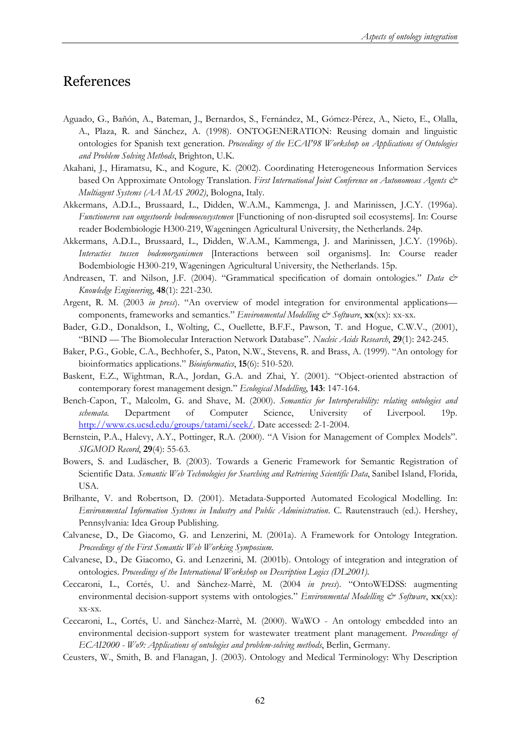# References

Aguado, G., Bañón, A., Bateman, J., Bernardos, S., Fernández, M., Gómez-Pérez, A., Nieto, E., Olalla, A., Plaza, R. and Sánchez, A. (1998). ONTOGENERATION: Reusing domain and linguistic ontologies for Spanish text generation. *Proceedings of the ECAI'98 Workshop on Applications of Ontologies and Problem Solving Methods*, Brighton, U.K.

Akahani, J., Hiramatsu, K., and Kogure, K. (2002). Coordinating Heterogeneous Information Services based On Approximate Ontology Translation. *First International Joint Conference on Autonomous Agents & Multiagent Systems (AAMAS 2002)*, Bologna, Italy.

Akkermans, A.D.L., Brussaard, L., Didden, W.A.M., Kammenga, J. and Marinissen, J.C.Y. (1996a). *Functioneren van ongestoorde bodemoecosystemen* [Functioning of non-disrupted soil ecosystems]. In: Course reader Bodembiologie H300-219, Wageningen Agricultural University, the Netherlands. 24p.

Akkermans, A.D.L., Brussaard, L., Didden, W.A.M., Kammenga, J. and Marinissen, J.C.Y. (1996b). *Interacties tussen bodemorganismen* [Interactions between soil organisms]. In: Course reader Bodembiologie H300-219, Wageningen Agricultural University, the Netherlands. 15p.

Andreasen, T. and Nilson, J.F. (2004). "Grammatical specification of domain ontologies." *Data & Knowledge Engineering*, **48**(1): 221-230.

Argent, R. M. (2003 *in press*). "An overview of model integration for environmental applications—components, frameworks and semantics." *Environmental Modelling & Software*, **xx**(xx): xx-xx.

Bader, G.D., Donaldson, I., Wolting, C., Ouellette, B.F.F., Pawson, T. and Hogue, C.W.V., (2001), "BIND — The Biomolecular Interaction Network Database". *Nucleic Acids Research*, **29**(1): 242-245.

Baker, P.G., Goble, C.A., Bechhofer, S., Paton, N.W., Stevens, R. and Brass, A. (1999). "An ontology for bioinformatics applications." *Bioinformatics*, **15**(6): 510-520.

Baskent, E.Z., Wightman, R.A., Jordan, G.A. and Zhai, Y. (2001). "Object-oriented abstraction of contemporary forest management design." *Ecological Modelling*, **143**: 147-164.

Bench-Capon, T., Malcolm, G. and Shave, M. (2000). *Semantics for Interoperability: relating ontologies and schemata*. Department of Computer Science, University of Liverpool. 19p. http://www.cs.ucsd.edu/groups/tatami/seek/. Date accessed: 2-1-2004.

Bernstein, P.A., Halevy, A.Y., Pottinger, R.A. (2000). "A Vision for Management of Complex Models". *SIGMOD Record*, **29**(4): 55-63.

Bowers, S. and Ludäscher, B. (2003). Towards a Generic Framework for Semantic Registration of Scientific Data. *Semantic Web Technologies for Searching and Retrieving Scientific Data*, Sanibel Island, Florida, USA.

Brilhante, V. and Robertson, D. (2001). Metadata-Supported Automated Ecological Modelling. In: *Environmental Information Systems in Industry and Public Administration*. C. Rautenstrauch (ed.). Hershey, Pennsylvania: Idea Group Publishing.

Calvanese, D., De Giacomo, G. and Lenzerini, M. (2001a). A Framework for Ontology Integration. *Proceedings of the First Semantic Web Working Symposium.*

Calvanese, D., De Giacomo, G. and Lenzerini, M. (2001b). Ontology of integration and integration of ontologies. *Proceedings of the International Workshop on Description Logics (DL2001).*

Ceccaroni, L., Cortés, U. and Sànchez-Marrè, M. (2004 *in press*). "OntoWEDSS: augmenting environmental decision-support systems with ontologies." *Environmental Modelling & Software*, **xx**(xx): xx-xx.

Ceccaroni, L., Cortés, U. and Sànchez-Marrè, M. (2000). WaWO - An ontology embedded into an environmental decision-support system for wastewater treatment plant management. *Proceedings of ECAI2000 - W09: Applications of ontologies and problem-solving methods*, Berlin, Germany.

Ceusters, W., Smith, B. and Flanagan, J. (2003). Ontology and Medical Terminology: Why Description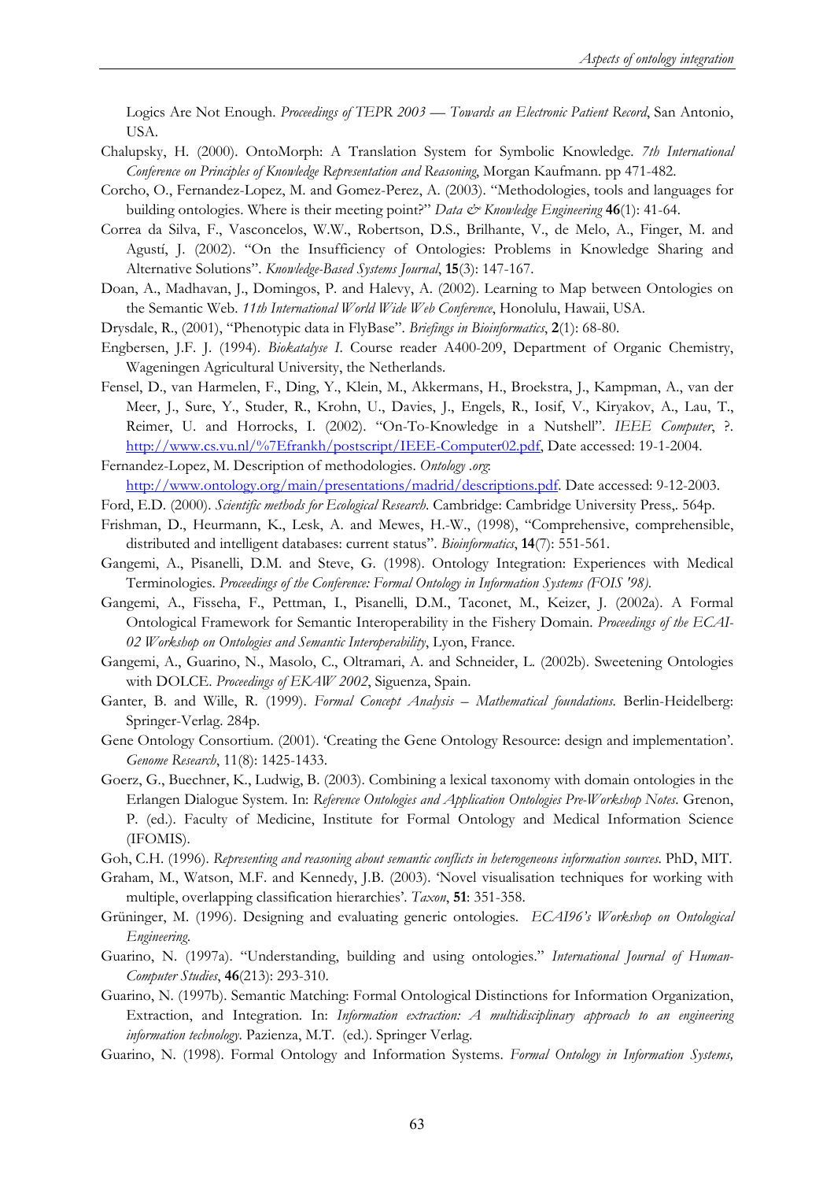Logics Are Not Enough. *Proceedings of TEPR 2003 — Towards an Electronic Patient Record*, San Antonio, USA.

Chalupsky, H. (2000). OntoMorph: A Translation System for Symbolic Knowledge. *7th International Conference on Principles of Knowledge Representation and Reasoning*, Morgan Kaufmann. pp 471-482.

Corcho, O., Fernandez-Lopez, M. and Gomez-Perez, A. (2003). "Methodologies, tools and languages for building ontologies. Where is their meeting point?" *Data & Knowledge Engineering* **46**(1): 41-64.

Correa da Silva, F., Vasconcelos, W.W., Robertson, D.S., Brilhante, V., de Melo, A., Finger, M. and Agustí, J. (2002). "On the Insufficiency of Ontologies: Problems in Knowledge Sharing and Alternative Solutions". *Knowledge-Based Systems Journal*, **15**(3): 147-167.

Doan, A., Madhavan, J., Domingos, P. and Halevy, A. (2002). Learning to Map between Ontologies on the Semantic Web. *11th International World Wide Web Conference*, Honolulu, Hawaii, USA.

Drysdale, R., (2001), "Phenotypic data in FlyBase". *Briefings in Bioinformatics*, **2**(1): 68-80.

Engbersen, J.F. J. (1994). *Biokatalyse I*. Course reader A400-209, Department of Organic Chemistry, Wageningen Agricultural University, the Netherlands.

Fensel, D., van Harmelen, F., Ding, Y., Klein, M., Akkermans, H., Broekstra, J., Kampman, A., van der Meer, J., Sure, Y., Studer, R., Krohn, U., Davies, J., Engels, R., Iosif, V., Kiryakov, A., Lau, T., Reimer, U. and Horrocks, I. (2002). "On-To-Knowledge in a Nutshell". *IEEE Computer*, ?. http://www.cs.vu.nl/%7Efrankh/postscript/IEEE-Computer02.pdf, Date accessed: 19-1-2004.

Fernandez-Lopez, M. Description of methodologies. *Ontology .org*: http://www.ontology.org/main/presentations/madrid/descriptions.pdf. Date accessed: 9-12-2003.

Ford, E.D. (2000). *Scientific methods for Ecological Research*. Cambridge: Cambridge University Press,. 564p.

Frishman, D., Heurmann, K., Lesk, A. and Mewes, H.-W., (1998), "Comprehensive, comprehensible, distributed and intelligent databases: current status". *Bioinformatics*, **14**(7): 551-561.

Gangemi, A., Pisanelli, D.M. and Steve, G. (1998). Ontology Integration: Experiences with Medical Terminologies. *Proceedings of the Conference: Formal Ontology in Information Systems (FOIS '98).*

Gangemi, A., Fisseha, F., Pettman, I., Pisanelli, D.M., Taconet, M., Keizer, J. (2002a). A Formal Ontological Framework for Semantic Interoperability in the Fishery Domain. *Proceedings of the ECAI-02 Workshop on Ontologies and Semantic Interoperability*, Lyon, France.

Gangemi, A., Guarino, N., Masolo, C., Oltramari, A. and Schneider, L. (2002b). Sweetening Ontologies with DOLCE. *Proceedings of EKAW 2002*, Siguenza, Spain.

Ganter, B. and Wille, R. (1999). *Formal Concept Analysis – Mathematical foundations*. Berlin-Heidelberg: Springer-Verlag. 284p.

Gene Ontology Consortium. (2001). 'Creating the Gene Ontology Resource: design and implementation'. *Genome Research*, 11(8): 1425-1433.

Goerz, G., Buechner, K., Ludwig, B. (2003). Combining a lexical taxonomy with domain ontologies in the Erlangen Dialogue System. In: *Reference Ontologies and Application Ontologies Pre-Workshop Notes*. Grenon, P. (ed.). Faculty of Medicine, Institute for Formal Ontology and Medical Information Science (IFOMIS).

Goh, C.H. (1996). *Representing and reasoning about semantic conflicts in heterogeneous information sources*. PhD, MIT.

Graham, M., Watson, M.F. and Kennedy, J.B. (2003). 'Novel visualisation techniques for working with multiple, overlapping classification hierarchies'. *Taxon*, **51**: 351-358.

Grüninger, M. (1996). Designing and evaluating generic ontologies. *ECAI96's Workshop on Ontological Engineering*.

Guarino, N. (1997a). "Understanding, building and using ontologies." *International Journal of Human-Computer Studies*, **46**(213): 293-310.

Guarino, N. (1997b). Semantic Matching: Formal Ontological Distinctions for Information Organization, Extraction, and Integration. In: *Information extraction: A multidisciplinary approach to an engineering information technology*. Pazienza, M.T. (ed.). Springer Verlag.

Guarino, N. (1998). Formal Ontology and Information Systems. *Formal Ontology in Information Systems,*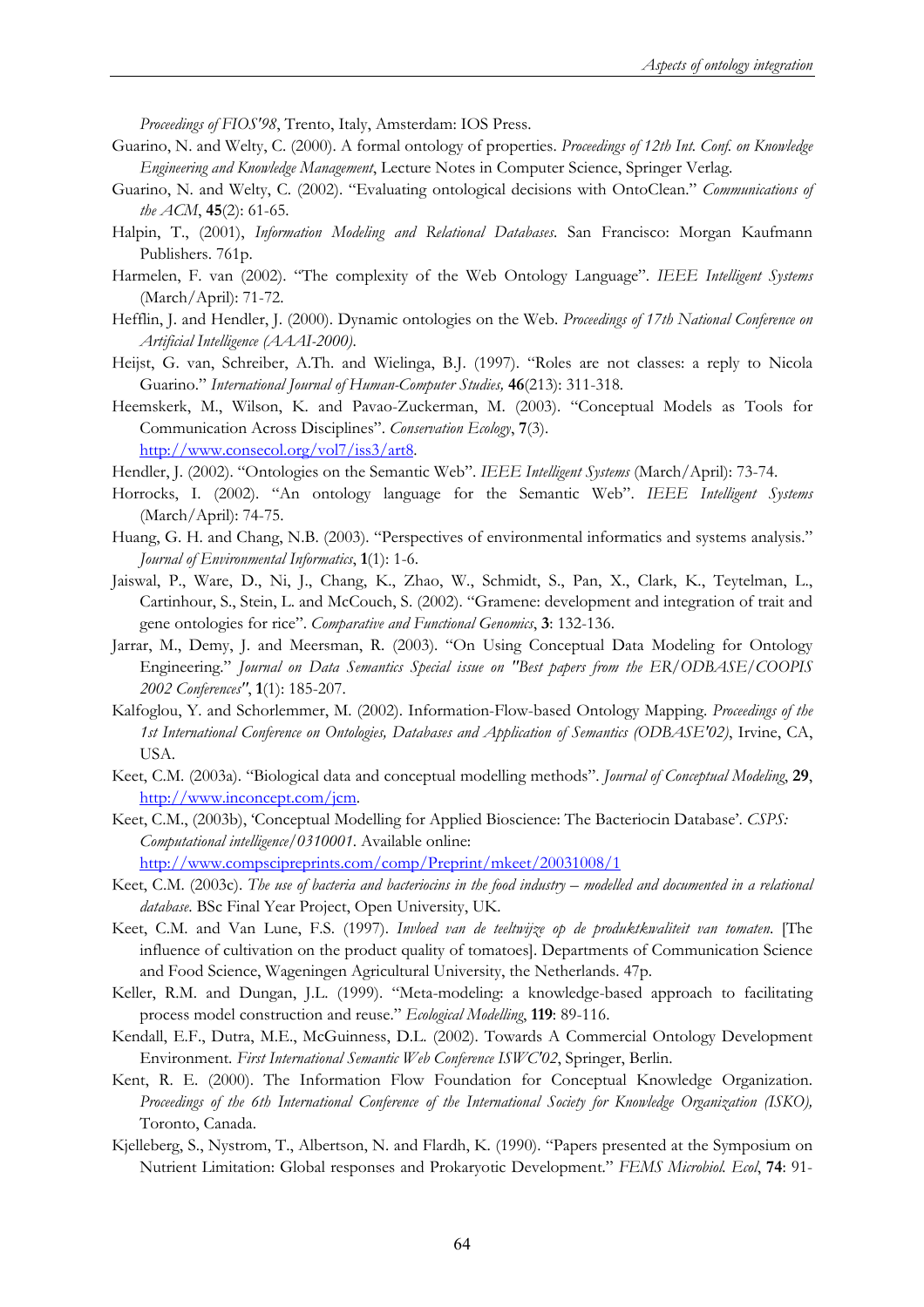*Proceedings of FIOS'98*, Trento, Italy, Amsterdam: IOS Press.

Guarino, N. and Welty, C. (2000). A formal ontology of properties. *Proceedings of 12th Int. Conf. on Knowledge Engineering and Knowledge Management*, Lecture Notes in Computer Science, Springer Verlag.

Guarino, N. and Welty, C. (2002). "Evaluating ontological decisions with OntoClean." *Communications of the ACM*, **45**(2): 61-65.

Halpin, T., (2001), *Information Modeling and Relational Databases*. San Francisco: Morgan Kaufmann Publishers. 761p.

Harmelen, F. van (2002). "The complexity of the Web Ontology Language". *IEEE Intelligent Systems* (March/April): 71-72.

Hefflin, J. and Hendler, J. (2000). Dynamic ontologies on the Web. *Proceedings of 17th National Conference on Artificial Intelligence (AAAI-2000).*

Heijst, G. van, Schreiber, A.Th. and Wielinga, B.J. (1997). "Roles are not classes: a reply to Nicola Guarino." *International Journal of Human-Computer Studies,* **46**(213): 311-318.

Heemskerk, M., Wilson, K. and Pavao-Zuckerman, M. (2003). "Conceptual Models as Tools for Communication Across Disciplines". *Conservation Ecology*, **7**(3). http://www.consecol.org/vol7/iss3/art8.

Hendler, J. (2002). "Ontologies on the Semantic Web". *IEEE Intelligent Systems* (March/April): 73-74.

Horrocks, I. (2002). "An ontology language for the Semantic Web". *IEEE Intelligent Systems* (March/April): 74-75.

Huang, G. H. and Chang, N.B. (2003). "Perspectives of environmental informatics and systems analysis." *Journal of Environmental Informatics*, **1**(1): 1-6.

Jaiswal, P., Ware, D., Ni, J., Chang, K., Zhao, W., Schmidt, S., Pan, X., Clark, K., Teytelman, L., Cartinhour, S., Stein, L. and McCouch, S. (2002). "Gramene: development and integration of trait and gene ontologies for rice". *Comparative and Functional Genomics*, **3**: 132-136.

Jarrar, M., Demy, J. and Meersman, R. (2003). "On Using Conceptual Data Modeling for Ontology Engineering." *Journal on Data Semantics Special issue on "Best papers from the ER/ODBASE/COOPIS 2002 Conferences"*, **1**(1): 185-207.

Kalfoglou, Y. and Schorlemmer, M. (2002). Information-Flow-based Ontology Mapping. *Proceedings of the 1st International Conference on Ontologies, Databases and Application of Semantics (ODBASE'02)*, Irvine, CA, USA.

Keet, C.M. (2003a). "Biological data and conceptual modelling methods". *Journal of Conceptual Modeling*, **29**, http://www.inconcept.com/jcm.

Keet, C.M., (2003b), 'Conceptual Modelling for Applied Bioscience: The Bacteriocin Database'. *CSPS: Computational intelligence/0310001*. Available online: http://www.compscipreprints.com/comp/Preprint/mkeet/20031008/1

Keet, C.M. (2003c). *The use of bacteria and bacteriocins in the food industry – modelled and documented in a relational database*. BSc Final Year Project, Open University, UK.

Keet, C.M. and Van Lune, F.S. (1997). *Invloed van de teeltwijze op de produktkwaliteit van tomaten*. [The influence of cultivation on the product quality of tomatoes]. Departments of Communication Science and Food Science, Wageningen Agricultural University, the Netherlands. 47p.

Keller, R.M. and Dungan, J.L. (1999). "Meta-modeling: a knowledge-based approach to facilitating process model construction and reuse." *Ecological Modelling*, **119**: 89-116.

Kendall, E.F., Dutra, M.E., McGuinness, D.L. (2002). Towards A Commercial Ontology Development Environment. *First International Semantic Web Conference ISWC'02*, Springer, Berlin.

Kent, R. E. (2000). The Information Flow Foundation for Conceptual Knowledge Organization. *Proceedings of the 6th International Conference of the International Society for Knowledge Organization (ISKO),* Toronto, Canada.

Kjelleberg, S., Nystrom, T., Albertson, N. and Flardh, K. (1990). "Papers presented at the Symposium on Nutrient Limitation: Global responses and Prokaryotic Development." *FEMS Microbiol. Ecol*, **74**: 91-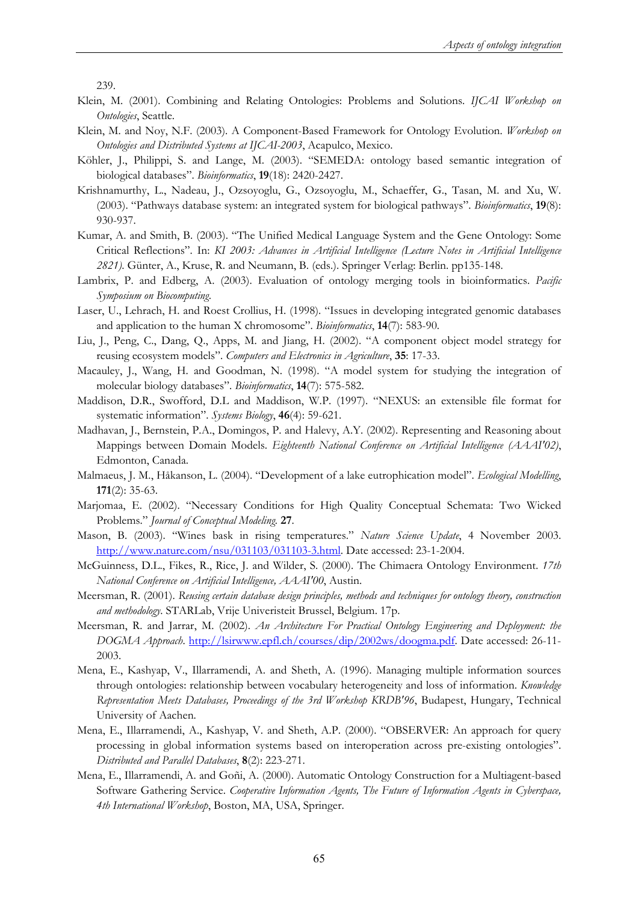239.

Klein, M. (2001). Combining and Relating Ontologies: Problems and Solutions. *IJCAI Workshop on Ontologies*, Seattle.

Klein, M. and Noy, N.F. (2003). A Component-Based Framework for Ontology Evolution. *Workshop on Ontologies and Distributed Systems at IJCAI-2003*, Acapulco, Mexico.

Köhler, J., Philippi, S. and Lange, M. (2003). "SEMEDA: ontology based semantic integration of biological databases". *Bioinformatics*, **19**(18): 2420-2427.

Krishnamurthy, L., Nadeau, J., Ozsoyoglu, G., Ozsoyoglu, M., Schaeffer, G., Tasan, M. and Xu, W. (2003). "Pathways database system: an integrated system for biological pathways". *Bioinformatics*, **19**(8): 930-937.

Kumar, A. and Smith, B. (2003). "The Unified Medical Language System and the Gene Ontology: Some Critical Reflections". In: *KI 2003: Advances in Artificial Intelligence (Lecture Notes in Artificial Intelligence 2821)*. Günter, A., Kruse, R. and Neumann, B. (eds.). Springer Verlag: Berlin. pp135-148.

Lambrix, P. and Edberg, A. (2003). Evaluation of ontology merging tools in bioinformatics. *Pacific Symposium on Biocomputing*.

Laser, U., Lehrach, H. and Roest Crollius, H. (1998). "Issues in developing integrated genomic databases and application to the human X chromosome". *Bioinformatics*, **14**(7): 583-90.

Liu, J., Peng, C., Dang, Q., Apps, M. and Jiang, H. (2002). "A component object model strategy for reusing ecosystem models". *Computers and Electronics in Agriculture*, **35**: 17-33.

Macauley, J., Wang, H. and Goodman, N. (1998). "A model system for studying the integration of molecular biology databases". *Bioinformatics*, **14**(7): 575-582.

Maddison, D.R., Swofford, D.L and Maddison, W.P. (1997). "NEXUS: an extensible file format for systematic information". *Systems Biology*, **46**(4): 59-621.

Madhavan, J., Bernstein, P.A., Domingos, P. and Halevy, A.Y. (2002). Representing and Reasoning about Mappings between Domain Models. *Eighteenth National Conference on Artificial Intelligence (AAAI'02)*, Edmonton, Canada.

Malmaeus, J. M., Håkanson, L. (2004). "Development of a lake eutrophication model". *Ecological Modelling*, **171**(2): 35-63.

Marjomaa, E. (2002). "Necessary Conditions for High Quality Conceptual Schemata: Two Wicked Problems." *Journal of Conceptual Modeling*. **27**.

Mason, B. (2003). "Wines bask in rising temperatures." *Nature Science Update*, 4 November 2003. http://www.nature.com/nsu/031103/031103-3.html. Date accessed: 23-1-2004.

McGuinness, D.L., Fikes, R., Rice, J. and Wilder, S. (2000). The Chimaera Ontology Environment. *17th National Conference on Artificial Intelligence, AAAI'00*, Austin.

Meersman, R. (2001). *Reusing certain database design principles, methods and techniques for ontology theory, construction and methodology*. STARLab, Vrije Univeristeit Brussel, Belgium. 17p.

Meersman, R. and Jarrar, M. (2002). *An Architecture For Practical Ontology Engineering and Deployment: the DOGMA Approach*. http://lsirwww.epfl.ch/courses/dip/2002ws/doogma.pdf. Date accessed: 26-11-2003.

Mena, E., Kashyap, V., Illarramendi, A. and Sheth, A. (1996). Managing multiple information sources through ontologies: relationship between vocabulary heterogeneity and loss of information. *Knowledge Representation Meets Databases, Proceedings of the 3rd Workshop KRDB'96*, Budapest, Hungary, Technical University of Aachen.

Mena, E., Illarramendi, A., Kashyap, V. and Sheth, A.P. (2000). "OBSERVER: An approach for query processing in global information systems based on interoperation across pre-existing ontologies". *Distributed and Parallel Databases*, **8**(2): 223-271.

Mena, E., Illarramendi, A. and Goñi, A. (2000). Automatic Ontology Construction for a Multiagent-based Software Gathering Service. *Cooperative Information Agents, The Future of Information Agents in Cyberspace, 4th International Workshop*, Boston, MA, USA, Springer.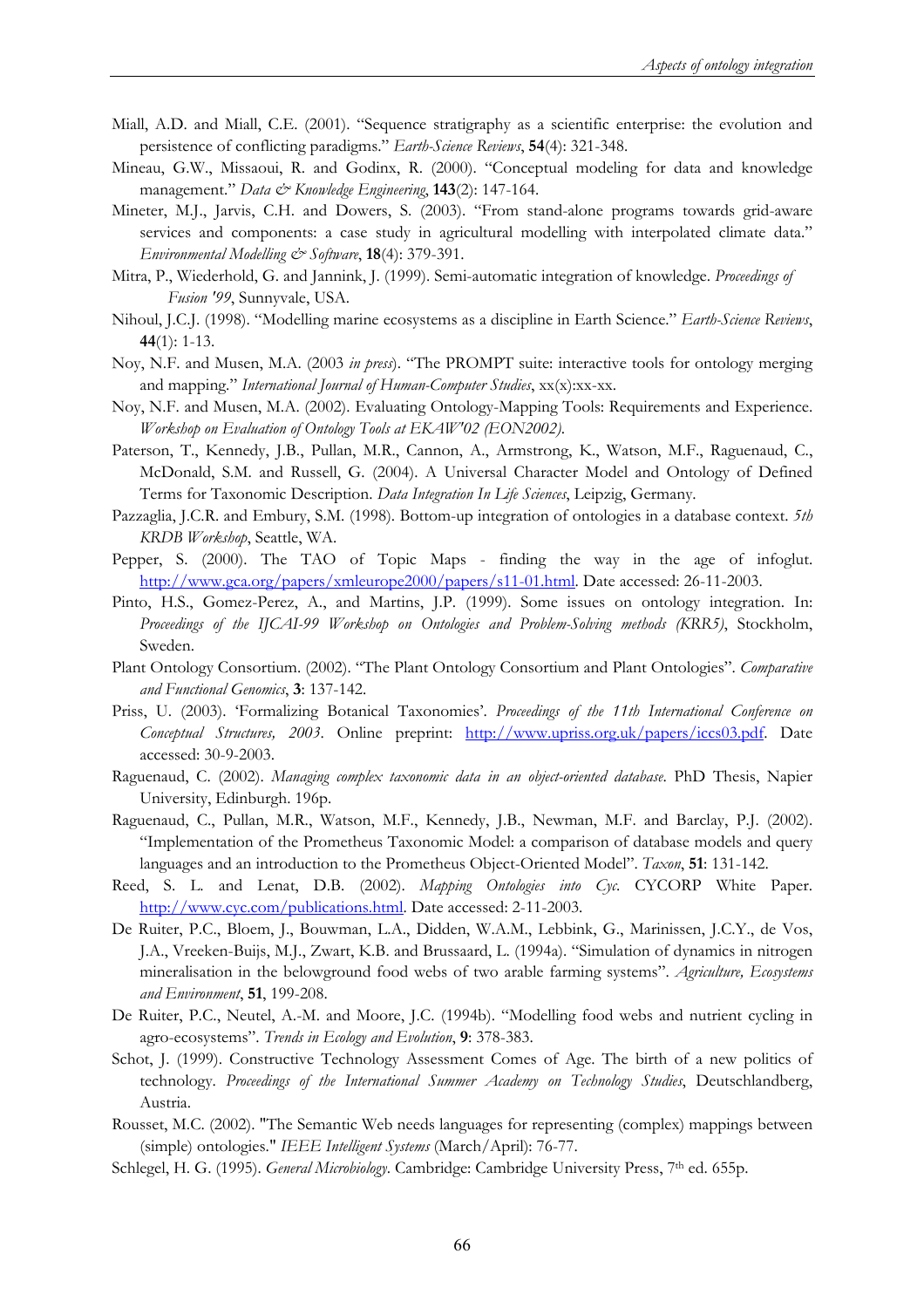Miall, A.D. and Miall, C.E. (2001). "Sequence stratigraphy as a scientific enterprise: the evolution and persistence of conflicting paradigms." *Earth-Science Reviews*, **54**(4): 321-348.

Mineau, G.W., Missaoui, R. and Godinx, R. (2000). "Conceptual modeling for data and knowledge management." *Data & Knowledge Engineering*, **143**(2): 147-164.

Mineter, M.J., Jarvis, C.H. and Dowers, S. (2003). "From stand-alone programs towards grid-aware services and components: a case study in agricultural modelling with interpolated climate data." *Environmental Modelling & Software*, **18**(4): 379-391.

Mitra, P., Wiederhold, G. and Jannink, J. (1999). Semi-automatic integration of knowledge. *Proceedings of Fusion '99*, Sunnyvale, USA.

Nihoul, J.C.J. (1998). "Modelling marine ecosystems as a discipline in Earth Science." *Earth-Science Reviews*, **44**(1): 1-13.

Noy, N.F. and Musen, M.A. (2003 *in press*). "The PROMPT suite: interactive tools for ontology merging and mapping." *International Journal of Human-Computer Studies*, xx(x):xx-xx.

Noy, N.F. and Musen, M.A. (2002). Evaluating Ontology-Mapping Tools: Requirements and Experience. *Workshop on Evaluation of Ontology Tools at EKAW'02 (EON2002)*.

Paterson, T., Kennedy, J.B., Pullan, M.R., Cannon, A., Armstrong, K., Watson, M.F., Raguenaud, C., McDonald, S.M. and Russell, G. (2004). A Universal Character Model and Ontology of Defined Terms for Taxonomic Description. *Data Integration In Life Sciences*, Leipzig, Germany.

Pazzaglia, J.C.R. and Embury, S.M. (1998). Bottom-up integration of ontologies in a database context. *5th KRDB Workshop*, Seattle, WA.

Pepper, S. (2000). The TAO of Topic Maps - finding the way in the age of infoglut. http://www.gca.org/papers/xmleurope2000/papers/s11-01.html. Date accessed: 26-11-2003.

Pinto, H.S., Gomez-Perez, A., and Martins, J.P. (1999). Some issues on ontology integration. In: *Proceedings of the IJCAI-99 Workshop on Ontologies and Problem-Solving methods (KRR5)*, Stockholm, Sweden.

Plant Ontology Consortium. (2002). "The Plant Ontology Consortium and Plant Ontologies". *Comparative and Functional Genomics*, **3**: 137-142.

Priss, U. (2003). 'Formalizing Botanical Taxonomies'. *Proceedings of the 11th International Conference on Conceptual Structures, 2003*. Online preprint: http://www.upriss.org.uk/papers/iccs03.pdf. Date accessed: 30-9-2003.

Raguenaud, C. (2002). *Managing complex taxonomic data in an object-oriented database*. PhD Thesis, Napier University, Edinburgh. 196p.

Raguenaud, C., Pullan, M.R., Watson, M.F., Kennedy, J.B., Newman, M.F. and Barclay, P.J. (2002). "Implementation of the Prometheus Taxonomic Model: a comparison of database models and query languages and an introduction to the Prometheus Object-Oriented Model". *Taxon*, **51**: 131-142.

Reed, S. L. and Lenat, D.B. (2002). *Mapping Ontologies into Cyc*. CYCORP White Paper. http://www.cyc.com/publications.html. Date accessed: 2-11-2003.

De Ruiter, P.C., Bloem, J., Bouwman, L.A., Didden, W.A.M., Lebbink, G., Marinissen, J.C.Y., de Vos, J.A., Vreeken-Buijs, M.J., Zwart, K.B. and Brussaard, L. (1994a). "Simulation of dynamics in nitrogen mineralisation in the belowground food webs of two arable farming systems". *Agriculture, Ecosystems and Environment*, **51**, 199-208.

De Ruiter, P.C., Neutel, A.-M. and Moore, J.C. (1994b). "Modelling food webs and nutrient cycling in agro-ecosystems". *Trends in Ecology and Evolution*, **9**: 378-383.

Schot, J. (1999). Constructive Technology Assessment Comes of Age. The birth of a new politics of technology. *Proceedings of the International Summer Academy on Technology Studies*, Deutschlandberg, Austria.

Rousset, M.C. (2002). "The Semantic Web needs languages for representing (complex) mappings between (simple) ontologies." *IEEE Intelligent Systems* (March/April): 76-77.

Schlegel, H. G. (1995). *General Microbiology*. Cambridge: Cambridge University Press, 7th ed. 655p.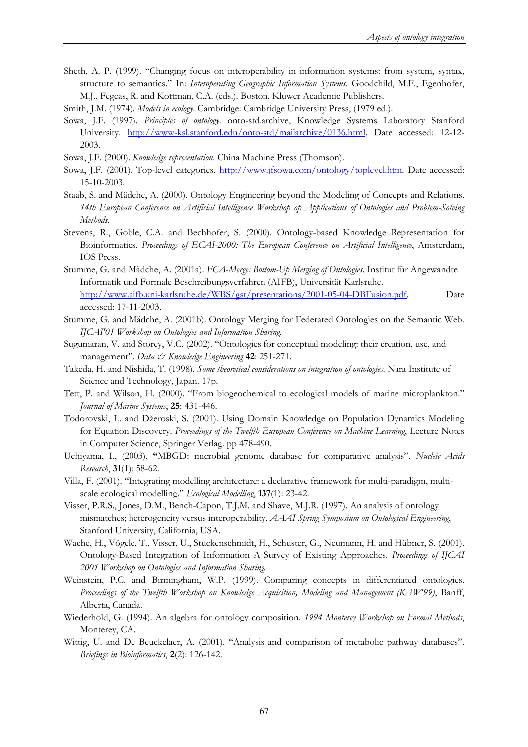Sheth, A. P. (1999). "Changing focus on interoperability in information systems: from system, syntax, structure to semantics." In: *Interoperating Geographic Information Systems*. Goodchild, M.F., Egenhofer, M.J., Fegeas, R. and Kottman, C.A. (eds.). Boston, Kluwer Academic Publishers.

Smith, J.M. (1974). *Models in ecology*. Cambridge: Cambridge University Press, (1979 ed.).

Sowa, J.F. (1997). *Principles of ontology*. onto-std.archive, Knowledge Systems Laboratory Stanford University. http://www-ksl.stanford.edu/onto-std/mailarchive/0136.html. Date accessed: 12-12-2003.

Sowa, J.F. (2000). *Knowledge representation*. China Machine Press (Thomson).

Sowa, J.F. (2001). Top-level categories. http://www.jfsowa.com/ontology/toplevel.htm. Date accessed: 15-10-2003.

Staab, S. and Mädche, A. (2000). Ontology Engineering beyond the Modeling of Concepts and Relations. *14th European Conference on Artificial Intelligence Workshop op Applications of Ontologies and Problem-Solving Methods.*

Stevens, R., Goble, C.A. and Bechhofer, S. (2000). Ontology-based Knowledge Representation for Bioinformatics. *Proceedings of ECAI-2000: The European Conference on Artificial Intelligence*, Amsterdam, IOS Press.

Stumme, G. and Mädche, A. (2001a). *FCA-Merge: Bottom-Up Merging of Ontologies.* Institut für Angewandte Informatik und Formale Beschreibungsverfahren (AIFB), Universität Karlsruhe. http://www.aifb.uni-karlsruhe.de/WBS/gst/presentations/2001-05-04-DBFusion.pdf. Date accessed: 17-11-2003.

Stumme, G. and Mädche, A. (2001b). Ontology Merging for Federated Ontologies on the Semantic Web. *IJCAI'01 Workshop on Ontologies and Information Sharing.*

Sugumaran, V. and Storey, V.C. (2002). "Ontologies for conceptual modeling: their creation, use, and management". *Data & Knowledge Engineering* **42**: 251-271.

Takeda, H. and Nishida, T. (1998). *Some theoretical considerations on integration of ontologies*. Nara Institute of Science and Technology, Japan. 17p.

Tett, P. and Wilson, H. (2000). "From biogeochemical to ecological models of marine microplankton." *Journal of Marine Systems*, **25**: 431-446.

Todorovski, L. and Džeroski, S. (2001). Using Domain Knowledge on Population Dynamics Modeling for Equation Discovery. *Proceedings of the Twelfth European Conference on Machine Learning*, Lecture Notes in Computer Science, Springer Verlag. pp 478-490.

Uchiyama, I., (2003), **"**MBGD: microbial genome database for comparative analysis". *Nucleic Acids Research*, **31**(1): 58-62.

Villa, F. (2001). "Integrating modelling architecture: a declarative framework for multi-paradigm, multi-scale ecological modelling." *Ecological Modelling*, **137**(1): 23-42.

Visser, P.R.S., Jones, D.M., Bench-Capon, T.J.M. and Shave, M.J.R. (1997). An analysis of ontology mismatches; heterogeneity versus interoperability. *AAAI Spring Symposium on Ontological Engineering*, Stanford University, California, USA.

Wache, H., Vögele, T., Visser, U., Stuckenschmidt, H., Schuster, G., Neumann, H. and Hübner, S. (2001). Ontology-Based Integration of Information A Survey of Existing Approaches. *Proceedings of IJCAI 2001 Workshop on Ontologies and Information Sharing.*

Weinstein, P.C. and Birmingham, W.P. (1999). Comparing concepts in differentiated ontologies. *Proceedings of the Twelfth Workshop on Knowledge Acquisition, Modeling and Management (KAW'99)*, Banff, Alberta, Canada.

Wiederhold, G. (1994). An algebra for ontology composition. *1994 Monterey Workshop on Formal Methods*, Monterey, CA.

Wittig, U. and De Beuckelaer, A. (2001). "Analysis and comparison of metabolic pathway databases". *Briefings in Bioinformatics*, **2**(2): 126-142.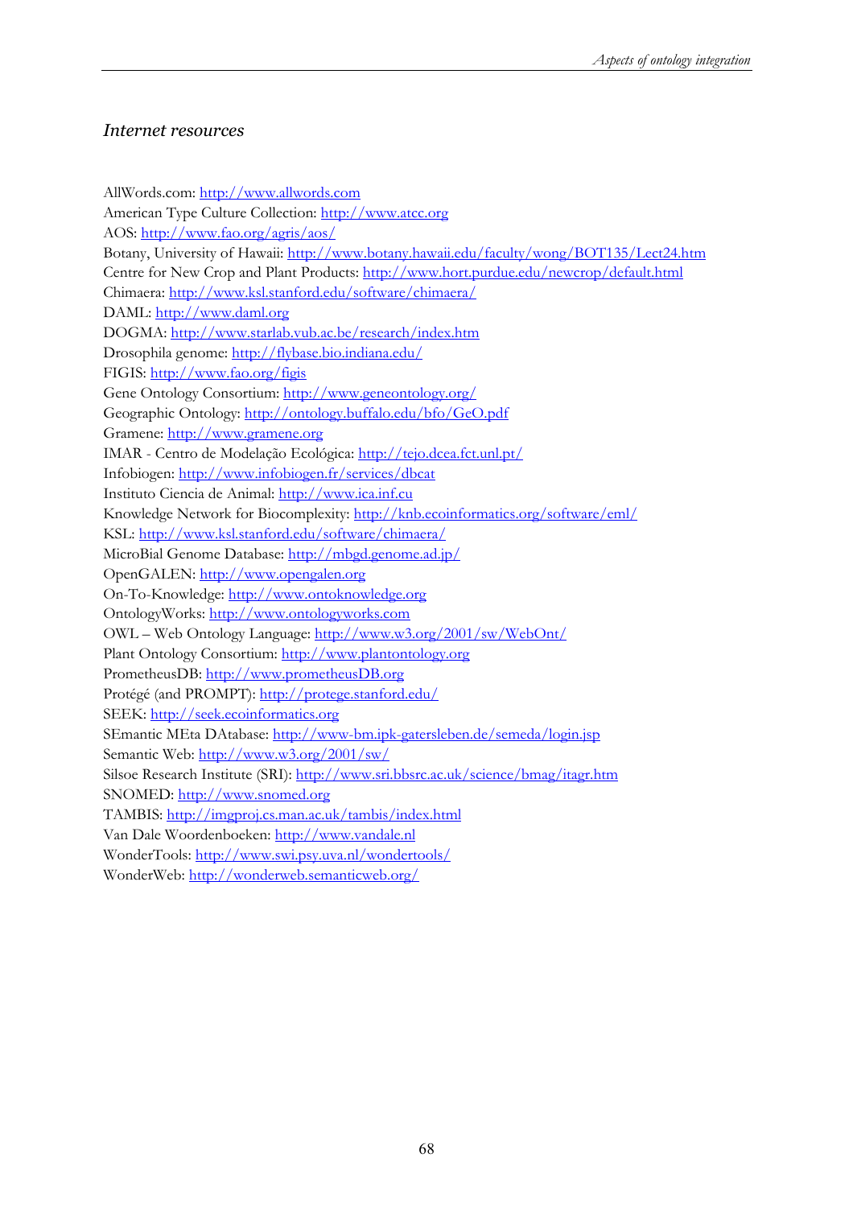### *Internet resources*

AllWords.com: http://www.allwords.com
American Type Culture Collection: http://www.atcc.org
AOS: http://www.fao.org/agris/aos/
Botany, University of Hawaii: http://www.botany.hawaii.edu/faculty/wong/BOT135/Lect24.htm
Centre for New Crop and Plant Products: http://www.hort.purdue.edu/newcrop/default.html
Chimaera: http://www.ksl.stanford.edu/software/chimaera/
DAML: http://www.daml.org
DOGMA: http://www.starlab.vub.ac.be/research/index.htm
Drosophila genome: http://flybase.bio.indiana.edu/
FIGIS: http://www.fao.org/figis
Gene Ontology Consortium: http://www.geneontology.org/
Geographic Ontology: http://ontology.buffalo.edu/bfo/GeO.pdf
Gramene: http://www.gramene.org
IMAR - Centro de Modelação Ecológica: http://tejo.dcea.fct.unl.pt/
Infobiogen: http://www.infobiogen.fr/services/dbcat
Instituto Ciencia de Animal: http://www.ica.inf.cu
Knowledge Network for Biocomplexity: http://knb.ecoinformatics.org/software/eml/
KSL: http://www.ksl.stanford.edu/software/chimaera/
MicroBial Genome Database: http://mbgd.genome.ad.jp/
OpenGALEN: http://www.opengalen.org
On-To-Knowledge: http://www.ontoknowledge.org
OntologyWorks: http://www.ontologyworks.com
OWL – Web Ontology Language: http://www.w3.org/2001/sw/WebOnt/
Plant Ontology Consortium: http://www.plantontology.org
PrometheusDB: http://www.prometheusDB.org
Protégé (and PROMPT): http://protege.stanford.edu/
SEEK: http://seek.ecoinformatics.org
SEmantic MEta DAtabase: http://www-bm.ipk-gatersleben.de/semeda/login.jsp
Semantic Web: http://www.w3.org/2001/sw/
Silsoe Research Institute (SRI): http://www.sri.bbsrc.ac.uk/science/bmag/itagr.htm
SNOMED: http://www.snomed.org
TAMBIS: http://imgproj.cs.man.ac.uk/tambis/index.html
Van Dale Woordenboeken: http://www.vandale.nl
WonderTools: http://www.swi.psy.uva.nl/wondertools/
WonderWeb: http://wonderweb.semanticweb.org/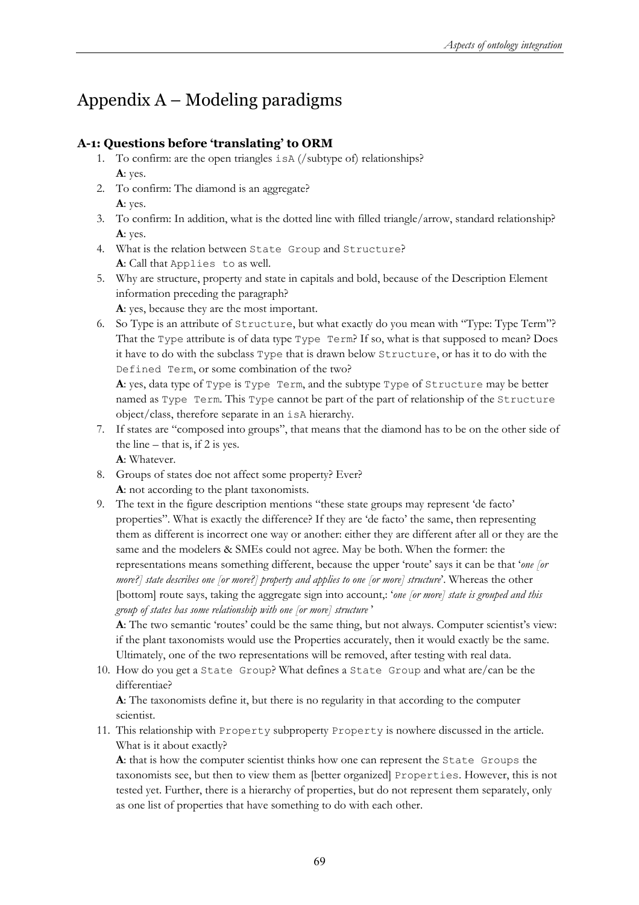# Appendix A – Modeling paradigms

### A-1: Questions before 'translating' to ORM

1. To confirm: are the open triangles `isA` (/subtype of) relationships?
   **A**: yes.
2. To confirm: The diamond is an aggregate?
   **A**: yes.
3. To confirm: In addition, what is the dotted line with filled triangle/arrow, standard relationship?
   **A**: yes.
4. What is the relation between `State Group` and `Structure`?
   **A**: Call that `Applies to` as well.
5. Why are structure, property and state in capitals and bold, because of the Description Element information preceding the paragraph?
   **A**: yes, because they are the most important.
6. So Type is an attribute of `Structure`, but what exactly do you mean with "Type: Type Term"? That the `Type` attribute is of data type `Type Term`? If so, what is that supposed to mean? Does it have to do with the subclass `Type` that is drawn below `Structure`, or has it to do with the `Defined Term`, or some combination of the two?
   **A**: yes, data type of `Type` is `Type Term`, and the subtype `Type` of `Structure` may be better named as `Type Term`. This `Type` cannot be part of the part of relationship of the `Structure` object/class, therefore separate in an `isA` hierarchy.
7. If states are "composed into groups", that means that the diamond has to be on the other side of the line – that is, if 2 is yes.
   **A**: Whatever.
8. Groups of states doe not affect some property? Ever?
   **A**: not according to the plant taxonomists.
9. The text in the figure description mentions "these state groups may represent 'de facto' properties". What is exactly the difference? If they are 'de facto' the same, then representing them as different is incorrect one way or another: either they are different after all or they are the same and the modelers & SMEs could not agree. May be both. When the former: the representations means something different, because the upper 'route' says it can be that '*one [or more?] state describes one [or more?] property and applies to one [or more] structure*'. Whereas the other [bottom] route says, taking the aggregate sign into account,: '*one [or more] state is grouped and this group of states has some relationship with one [or more] structure*'
   **A**: The two semantic 'routes' could be the same thing, but not always. Computer scientist's view: if the plant taxonomists would use the Properties accurately, then it would exactly be the same. Ultimately, one of the two representations will be removed, after testing with real data.
10. How do you get a `State Group`? What defines a `State Group` and what are/can be the differentiae?
    **A**: The taxonomists define it, but there is no regularity in that according to the computer scientist.
11. This relationship with `Property` subproperty `Property` is nowhere discussed in the article. What is it about exactly?
    **A**: that is how the computer scientist thinks how one can represent the `State Groups` the taxonomists see, but then to view them as [better organized] `Properties`. However, this is not tested yet. Further, there is a hierarchy of properties, but do not represent them separately, only as one list of properties that have something to do with each other.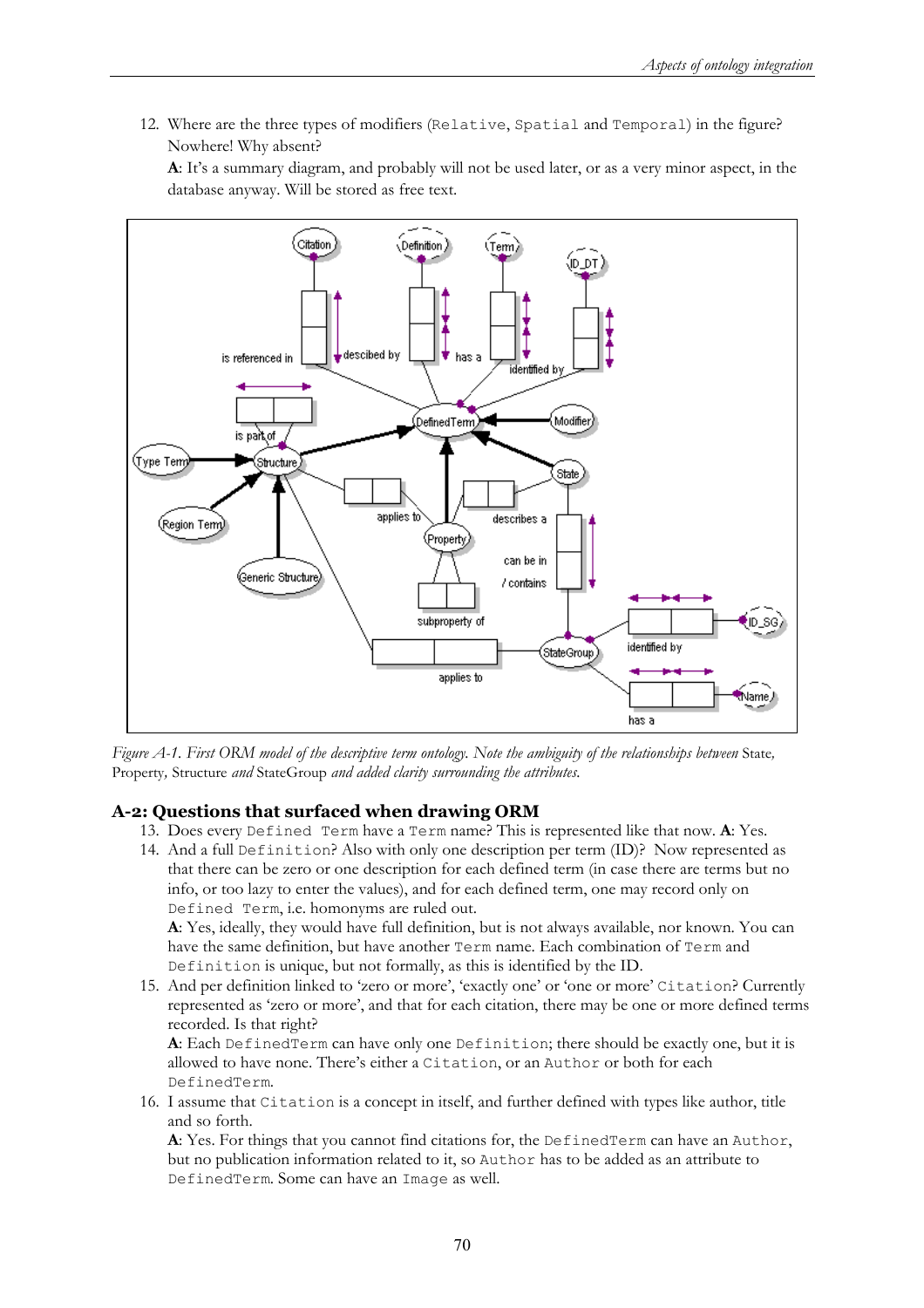12. Where are the three types of modifiers (`Relative`, `Spatial` and `Temporal`) in the figure? Nowhere! Why absent?

    **A**: It's a summary diagram, and probably will not be used later, or as a very minor aspect, in the database anyway. Will be stored as free text.

*Figure A-1. First ORM model of the descriptive term ontology. Note the ambiguity of the relationships between* State*,* Property*,* Structure *and* StateGroup *and added clarity surrounding the attributes.*

## A-2: Questions that surfaced when drawing ORM

13. Does every `Defined Term` have a `Term` name? This is represented like that now. **A**: Yes.
14. And a full `Definition`? Also with only one description per term (ID)? Now represented as that there can be zero or one description for each defined term (in case there are terms but no info, or too lazy to enter the values), and for each defined term, one may record only on `Defined Term`, i.e. homonyms are ruled out.

    **A**: Yes, ideally, they would have full definition, but is not always available, nor known. You can have the same definition, but have another `Term` name. Each combination of `Term` and `Definition` is unique, but not formally, as this is identified by the ID.
15. And per definition linked to 'zero or more', 'exactly one' or 'one or more' `Citation`? Currently represented as 'zero or more', and that for each citation, there may be one or more defined terms recorded. Is that right?

    **A**: Each `DefinedTerm` can have only one `Definition`; there should be exactly one, but it is allowed to have none. There's either a `Citation`, or an `Author` or both for each `DefinedTerm`.
16. I assume that `Citation` is a concept in itself, and further defined with types like author, title and so forth.

    **A**: Yes. For things that you cannot find citations for, the `DefinedTerm` can have an `Author`, but no publication information related to it, so `Author` has to be added as an attribute to `DefinedTerm`. Some can have an `Image` as well.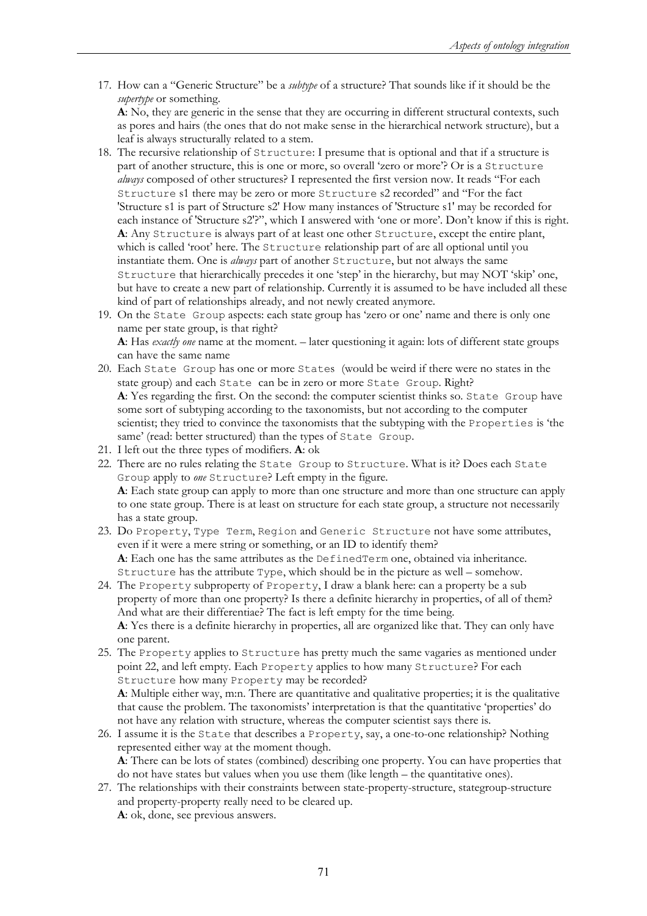17. How can a "Generic Structure" be a *subtype* of a structure? That sounds like if it should be the *supertype* or something.
**A**: No, they are generic in the sense that they are occurring in different structural contexts, such as pores and hairs (the ones that do not make sense in the hierarchical network structure), but a leaf is always structurally related to a stem.
18. The recursive relationship of `Structure`: I presume that is optional and that if a structure is part of another structure, this is one or more, so overall 'zero or more'? Or is a `Structure` *always* composed of other structures? I represented the first version now. It reads "For each `Structure` s1 there may be zero or more `Structure` s2 recorded" and "For the fact 'Structure s1 is part of Structure s2' How many instances of 'Structure s1' may be recorded for each instance of 'Structure s2'?", which I answered with 'one or more'. Don't know if this is right.
**A**: Any `Structure` is always part of at least one other `Structure`, except the entire plant, which is called 'root' here. The `Structure` relationship part of are all optional until you instantiate them. One is *always* part of another `Structure`, but not always the same `Structure` that hierarchically precedes it one 'step' in the hierarchy, but may NOT 'skip' one, but have to create a new part of relationship. Currently it is assumed to be have included all these kind of part of relationships already, and not newly created anymore.
19. On the `State Group` aspects: each state group has 'zero or one' name and there is only one name per state group, is that right?
**A**: Has *exactly one* name at the moment. – later questioning it again: lots of different state groups can have the same name
20. Each `State Group` has one or more `States` (would be weird if there were no states in the state group) and each `State` can be in zero or more `State Group`. Right?
**A**: Yes regarding the first. On the second: the computer scientist thinks so. `State Group` have some sort of subtyping according to the taxonomists, but not according to the computer scientist; they tried to convince the taxonomists that the subtyping with the `Properties` is 'the same' (read: better structured) than the types of `State Group`.
21. I left out the three types of modifiers. **A**: ok
22. There are no rules relating the `State Group` to `Structure`. What is it? Does each `State Group` apply to *one* `Structure`? Left empty in the figure.
**A**: Each state group can apply to more than one structure and more than one structure can apply to one state group. There is at least on structure for each state group, a structure not necessarily has a state group.
23. Do `Property`, `Type Term`, `Region` and `Generic Structure` not have some attributes, even if it were a mere string or something, or an ID to identify them?
**A**: Each one has the same attributes as the `DefinedTerm` one, obtained via inheritance. `Structure` has the attribute `Type`, which should be in the picture as well – somehow.
24. The `Property` subproperty of `Property`, I draw a blank here: can a property be a sub property of more than one property? Is there a definite hierarchy in properties, of all of them? And what are their differentiae? The fact is left empty for the time being.
**A**: Yes there is a definite hierarchy in properties, all are organized like that. They can only have one parent.
25. The `Property` applies to `Structure` has pretty much the same vagaries as mentioned under point 22, and left empty. Each `Property` applies to how many `Structure`? For each `Structure` how many `Property` may be recorded?
**A**: Multiple either way, m:n. There are quantitative and qualitative properties; it is the qualitative that cause the problem. The taxonomists' interpretation is that the quantitative 'properties' do not have any relation with structure, whereas the computer scientist says there is.
26. I assume it is the `State` that describes a `Property`, say, a one-to-one relationship? Nothing represented either way at the moment though.
**A**: There can be lots of states (combined) describing one property. You can have properties that do not have states but values when you use them (like length – the quantitative ones).
27. The relationships with their constraints between state-property-structure, stategroup-structure and property-property really need to be cleared up.
**A**: ok, done, see previous answers.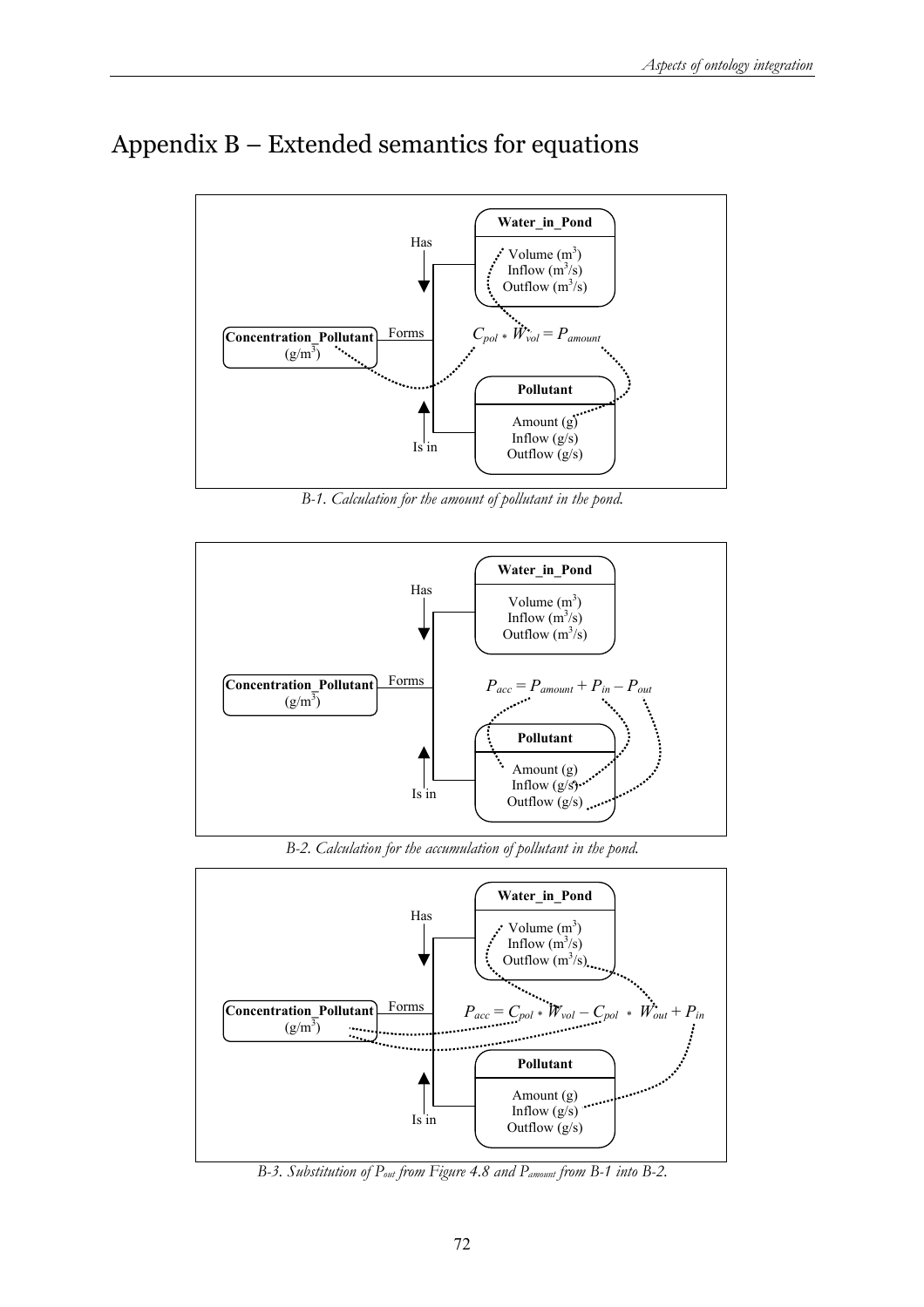# Appendix B – Extended semantics for equations

Water_in_Pond

Volume ($m^3$)
Inflow ($m^3/s$)
Outflow ($m^3/s$)

Has

Concentration_Pollutant ($g/m^3$)

Forms

$C_{pol} * W_{vol} = P_{amount}$

Pollutant

Amount (g)
Inflow (g/s)
Outflow (g/s)

Is in

*B-1. Calculation for the amount of pollutant in the pond.*

Water_in_Pond

Volume ($m^3$)
Inflow ($m^3/s$)
Outflow ($m^3/s$)

Has

Concentration_Pollutant ($g/m^3$)

Forms

$P_{acc} = P_{amount} + P_{in} – P_{out}$

Pollutant

Amount (g)
Inflow (g/s)
Outflow (g/s)

Is in

*B-2. Calculation for the accumulation of pollutant in the pond.*

Water_in_Pond

Volume ($m^3$)
Inflow ($m^3/s$)
Outflow ($m^3/s$)

Has

Concentration_Pollutant ($g/m^3$)

Forms

$P_{acc} = C_{pol} * W_{vol} – C_{pol} * W_{out} + P_{in}$

Pollutant

Amount (g)
Inflow (g/s)
Outflow (g/s)

Is in

*B-3. Substitution of $P_{out}$ from Figure 4.8 and $P_{amount}$ from B-1 into B-2.*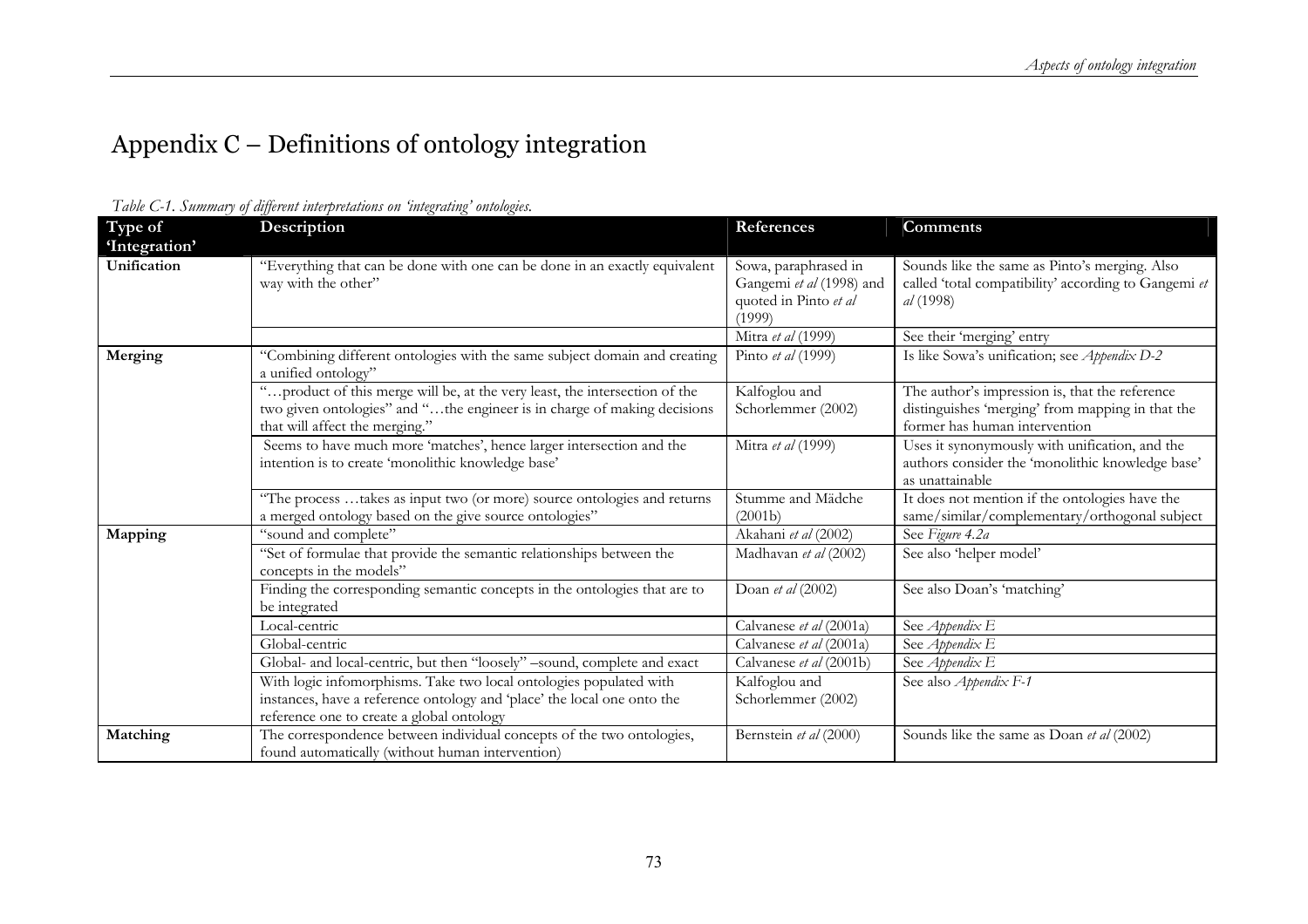# Appendix C – Definitions of ontology integration

*Table C-1. Summary of different interpretations on 'integrating' ontologies.*

| Type of 'Integration' | Description | References | Comments |
|---|---|---|---|
| **Unification** | "Everything that can be done with one can be done in an exactly equivalent way with the other" | Sowa, paraphrased in Gangemi *et al* (1998) and quoted in Pinto *et al* (1999) | Sounds like the same as Pinto's merging. Also called 'total compatibility' according to Gangemi *et al* (1998) |
| | | Mitra *et al* (1999) | See their 'merging' entry |
| **Merging** | "Combining different ontologies with the same subject domain and creating a unified ontology" | Pinto *et al* (1999) | Is like Sowa's unification; see *Appendix D-2* |
| | "…product of this merge will be, at the very least, the intersection of the two given ontologies" and "…the engineer is in charge of making decisions that will affect the merging." | Kalfoglou and Schorlemmer (2002) | The author's impression is, that the reference distinguishes 'merging' from mapping in that the former has human intervention |
| | Seems to have much more 'matches', hence larger intersection and the intention is to create 'monolithic knowledge base' | Mitra *et al* (1999) | Uses it synonymously with unification, and the authors consider the 'monolithic knowledge base' as unattainable |
| | "The process …takes as input two (or more) source ontologies and returns a merged ontology based on the give source ontologies" | Stumme and Mädche (2001b) | It does not mention if the ontologies have the same/similar/complementary/orthogonal subject |
| **Mapping** | "sound and complete" | Akahani *et al* (2002) | See *Figure 4.2a* |
| | "Set of formulae that provide the semantic relationships between the concepts in the models" | Madhavan *et al* (2002) | See also 'helper model' |
| | Finding the corresponding semantic concepts in the ontologies that are to be integrated | Doan *et al* (2002) | See also Doan's 'matching' |
| | Local-centric | Calvanese *et al* (2001a) | See *Appendix E* |
| | Global-centric | Calvanese *et al* (2001a) | See *Appendix E* |
| | Global- and local-centric, but then "loosely" –sound, complete and exact | Calvanese *et al* (2001b) | See *Appendix E* |
| | With logic infomorphisms. Take two local ontologies populated with instances, have a reference ontology and 'place' the local one onto the reference one to create a global ontology | Kalfoglou and Schorlemmer (2002) | See also *Appendix F-1* |
| **Matching** | The correspondence between individual concepts of the two ontologies, found automatically (without human intervention) | Bernstein *et al* (2000) | Sounds like the same as Doan *et al* (2002) |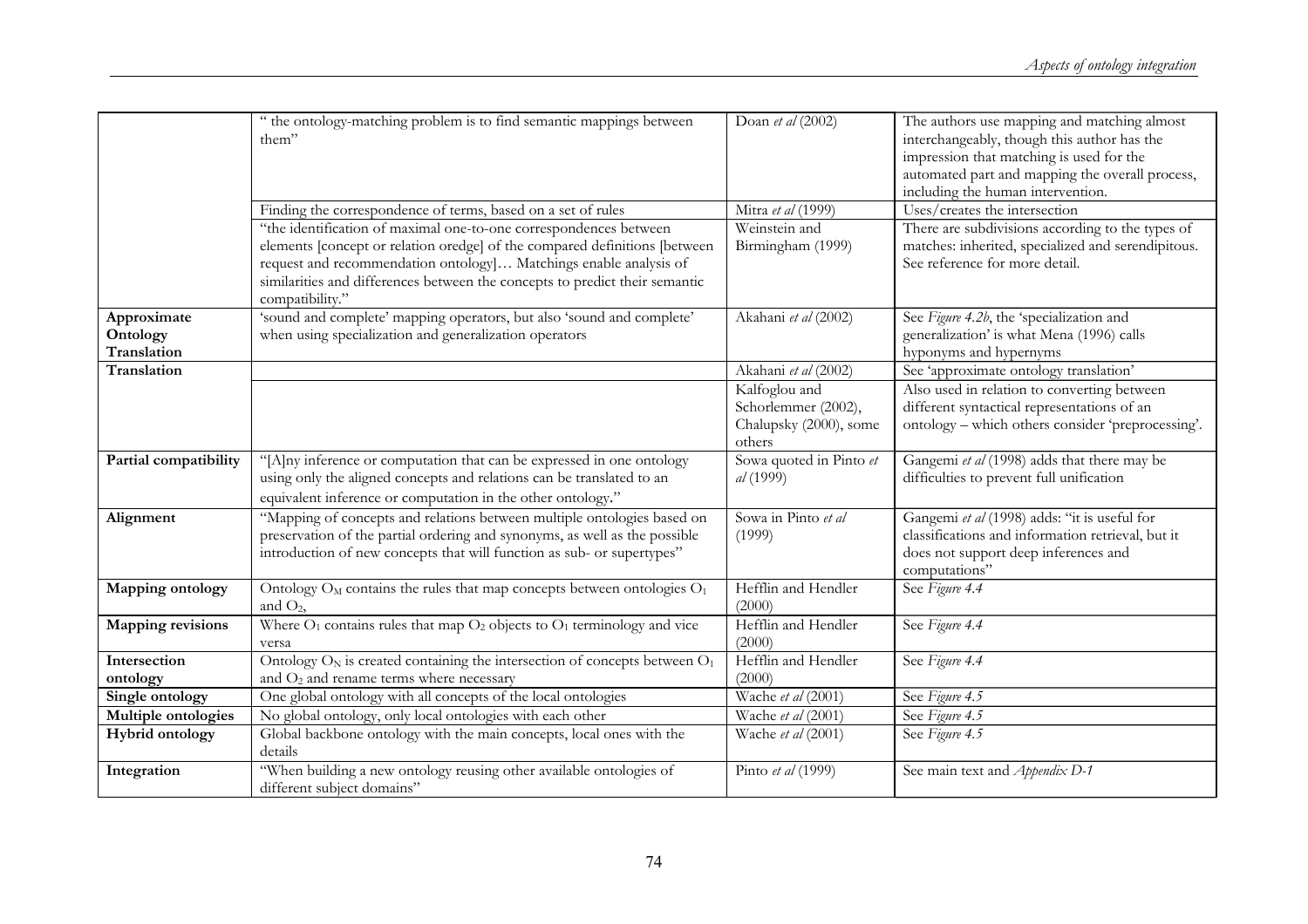| | | | |
|---|---|---|---|
| | " the ontology-matching problem is to find semantic mappings between them" | Doan *et al* (2002) | The authors use mapping and matching almost interchangeably, though this author has the impression that matching is used for the automated part and mapping the overall process, including the human intervention. |
| | Finding the correspondence of terms, based on a set of rules | Mitra *et al* (1999) | Uses/creates the intersection |
| | "the identification of maximal one-to-one correspondences between elements [concept or relation oredge] of the compared definitions [between request and recommendation ontology]… Matchings enable analysis of similarities and differences between the concepts to predict their semantic compatibility." | Weinstein and Birmingham (1999) | There are subdivisions according to the types of matches: inherited, specialized and serendipitous. See reference for more detail. |
| **Approximate Ontology Translation** | 'sound and complete' mapping operators, but also 'sound and complete' when using specialization and generalization operators | Akahani *et al* (2002) | See *Figure 4.2b*, the 'specialization and generalization' is what Mena (1996) calls hyponyms and hypernyms |
| **Translation** | | Akahani *et al* (2002) | See 'approximate ontology translation' |
| | | Kalfoglou and Schorlemmer (2002), Chalupsky (2000), some others | Also used in relation to converting between different syntactical representations of an ontology – which others consider 'preprocessing'. |
| **Partial compatibility** | "[A]ny inference or computation that can be expressed in one ontology using only the aligned concepts and relations can be translated to an equivalent inference or computation in the other ontology." | Sowa quoted in Pinto *et al* (1999) | Gangemi *et al* (1998) adds that there may be difficulties to prevent full unification |
| **Alignment** | "Mapping of concepts and relations between multiple ontologies based on preservation of the partial ordering and synonyms, as well as the possible introduction of new concepts that will function as sub- or supertypes" | Sowa in Pinto *et al* (1999) | Gangemi *et al* (1998) adds: "it is useful for classifications and information retrieval, but it does not support deep inferences and computations" |
| **Mapping ontology** | Ontology $O_M$ contains the rules that map concepts between ontologies $O_1$ and $O_2$, | Hefflin and Hendler (2000) | See *Figure 4.4* |
| **Mapping revisions** | Where $O_1$ contains rules that map $O_2$ objects to $O_1$ terminology and vice versa | Hefflin and Hendler (2000) | See *Figure 4.4* |
| **Intersection ontology** | Ontology $O_N$ is created containing the intersection of concepts between $O_1$ and $O_2$ and rename terms where necessary | Hefflin and Hendler (2000) | See *Figure 4.4* |
| **Single ontology** | One global ontology with all concepts of the local ontologies | Wache *et al* (2001) | See *Figure 4.5* |
| **Multiple ontologies** | No global ontology, only local ontologies with each other | Wache *et al* (2001) | See *Figure 4.5* |
| **Hybrid ontology** | Global backbone ontology with the main concepts, local ones with the details | Wache *et al* (2001) | See *Figure 4.5* |
| **Integration** | "When building a new ontology reusing other available ontologies of different subject domains" | Pinto *et al* (1999) | See main text and *Appendix D-1* |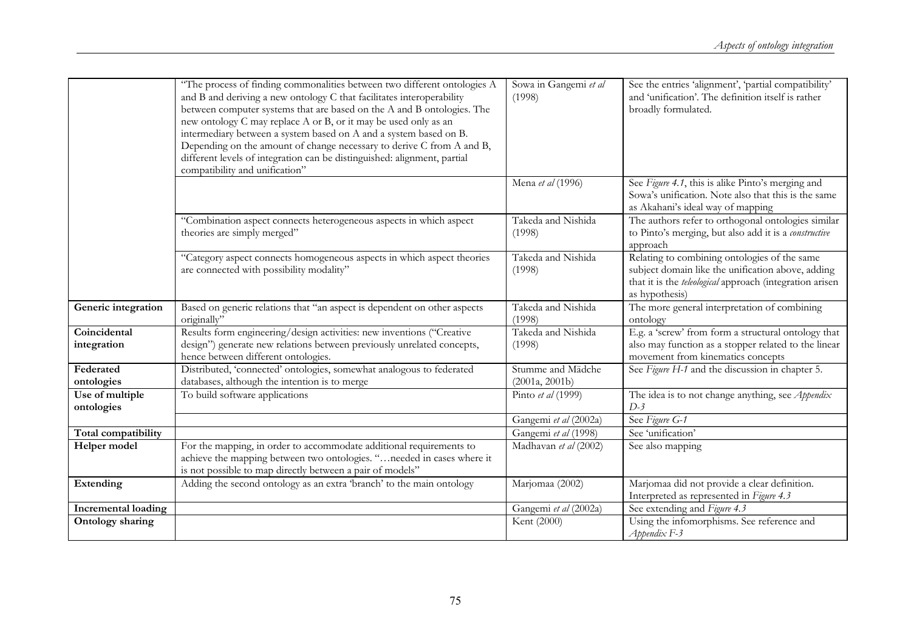| | | | |
|---|---|---|---|
| | "The process of finding commonalities between two different ontologies A and B and deriving a new ontology C that facilitates interoperability between computer systems that are based on the A and B ontologies. The new ontology C may replace A or B, or it may be used only as an intermediary between a system based on A and a system based on B. Depending on the amount of change necessary to derive C from A and B, different levels of integration can be distinguished: alignment, partial compatibility and unification" | Sowa in Gangemi *et al* (1998) | See the entries 'alignment', 'partial compatibility' and 'unification'. The definition itself is rather broadly formulated. |
| | | Mena *et al* (1996) | See *Figure 4.1*, this is alike Pinto's merging and Sowa's unification. Note also that this is the same as Akahani's ideal way of mapping |
| | "Combination aspect connects heterogeneous aspects in which aspect theories are simply merged" | Takeda and Nishida (1998) | The authors refer to orthogonal ontologies similar to Pinto's merging, but also add it is a *constructive* approach |
| | "Category aspect connects homogeneous aspects in which aspect theories are connected with possibility modality" | Takeda and Nishida (1998) | Relating to combining ontologies of the same subject domain like the unification above, adding that it is the *teleological* approach (integration arisen as hypothesis) |
| **Generic integration** | Based on generic relations that "an aspect is dependent on other aspects originally" | Takeda and Nishida (1998) | The more general interpretation of combining ontology |
| **Coincidental integration** | Results form engineering/design activities: new inventions ("Creative design") generate new relations between previously unrelated concepts, hence between different ontologies. | Takeda and Nishida (1998) | E.g. a 'screw' from form a structural ontology that also may function as a stopper related to the linear movement from kinematics concepts |
| **Federated ontologies** | Distributed, 'connected' ontologies, somewhat analogous to federated databases, although the intention is to merge | Stumme and Mädche (2001a, 2001b) | See *Figure H-1* and the discussion in chapter 5. |
| **Use of multiple ontologies** | To build software applications | Pinto *et al* (1999) | The idea is to not change anything, see *Appendix D-3* |
| | | Gangemi *et al* (2002a) | See *Figure G-1* |
| **Total compatibility** | | Gangemi *et al* (1998) | See 'unification' |
| **Helper model** | For the mapping, in order to accommodate additional requirements to achieve the mapping between two ontologies. "…needed in cases where it is not possible to map directly between a pair of models" | Madhavan *et al* (2002) | See also mapping |
| **Extending** | Adding the second ontology as an extra 'branch' to the main ontology | Marjomaa (2002) | Marjomaa did not provide a clear definition. Interpreted as represented in *Figure 4.3* |
| **Incremental loading** | | Gangemi *et al* (2002a) | See extending and *Figure 4.3* |
| **Ontology sharing** | | Kent (2000) | Using the infomorphisms. See reference and *Appendix F-3* |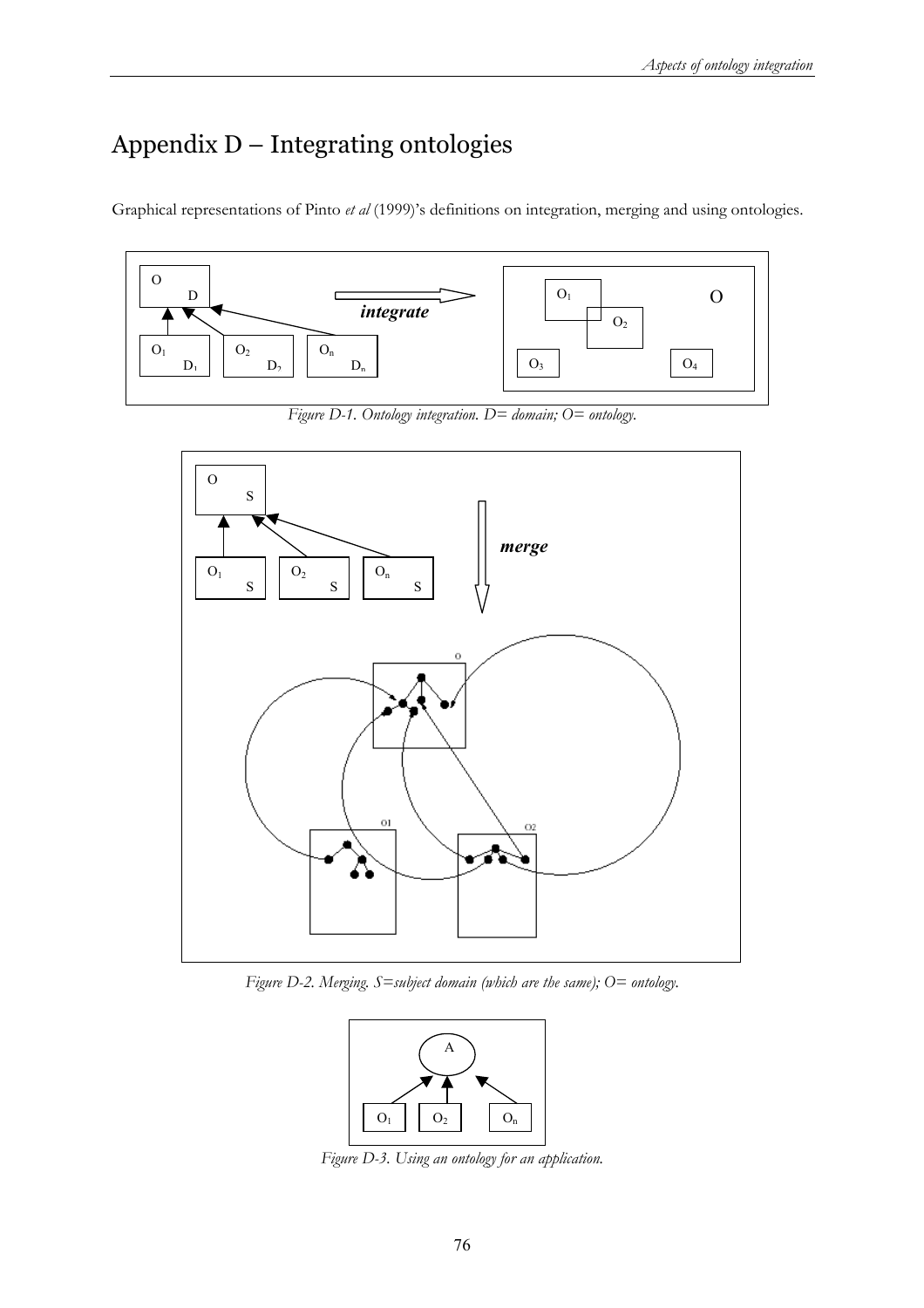# Appendix D – Integrating ontologies

Graphical representations of Pinto *et al* (1999)'s definitions on integration, merging and using ontologies.

*Figure D-1. Ontology integration. D= domain; O= ontology.*

*Figure D-2. Merging. S=subject domain (which are the same); O= ontology.*

*Figure D-3. Using an ontology for an application.*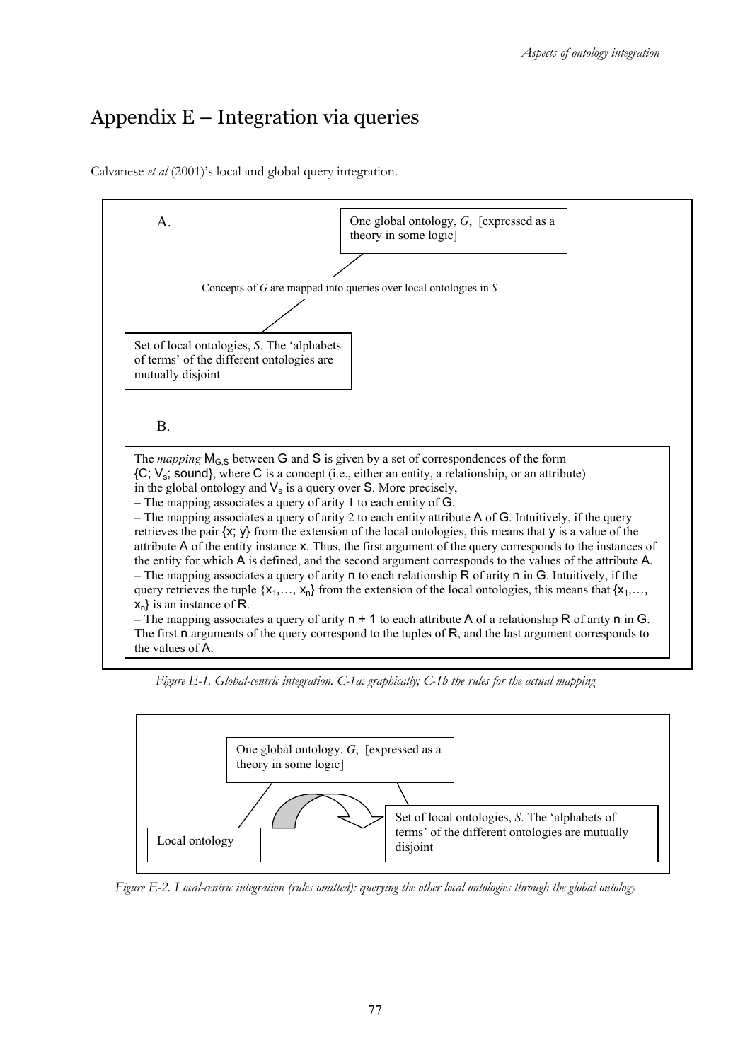# Appendix E – Integration via queries

Calvanese *et al* (2001)'s local and global query integration.

A.

One global ontology, *G*, [expressed as a theory in some logic]

Concepts of *G* are mapped into queries over local ontologies in *S*

Set of local ontologies, *S*. The 'alphabets of terms' of the different ontologies are mutually disjoint

B.

The *mapping* $M_{G,S}$ between G and S is given by a set of correspondences of the form {C; $V_s$; sound}, where C is a concept (i.e., either an entity, a relationship, or an attribute) in the global ontology and $V_s$ is a query over S. More precisely,

– The mapping associates a query of arity 1 to each entity of G.

– The mapping associates a query of arity 2 to each entity attribute A of G. Intuitively, if the query retrieves the pair {x; y} from the extension of the local ontologies, this means that y is a value of the attribute A of the entity instance x. Thus, the first argument of the query corresponds to the instances of the entity for which A is defined, and the second argument corresponds to the values of the attribute A.

– The mapping associates a query of arity n to each relationship R of arity n in G. Intuitively, if the query retrieves the tuple {$x_1$,…, $x_n$} from the extension of the local ontologies, this means that {$x_1$,…, $x_n$} is an instance of R.

– The mapping associates a query of arity n + 1 to each attribute A of a relationship R of arity n in G. The first n arguments of the query correspond to the tuples of R, and the last argument corresponds to the values of A.

*Figure E-1. Global-centric integration. C-1a: graphically; C-1b the rules for the actual mapping*

One global ontology, *G*, [expressed as a theory in some logic]

Local ontology

Set of local ontologies, *S*. The 'alphabets of terms' of the different ontologies are mutually disjoint

*Figure E-2. Local-centric integration (rules omitted): querying the other local ontologies through the global ontology*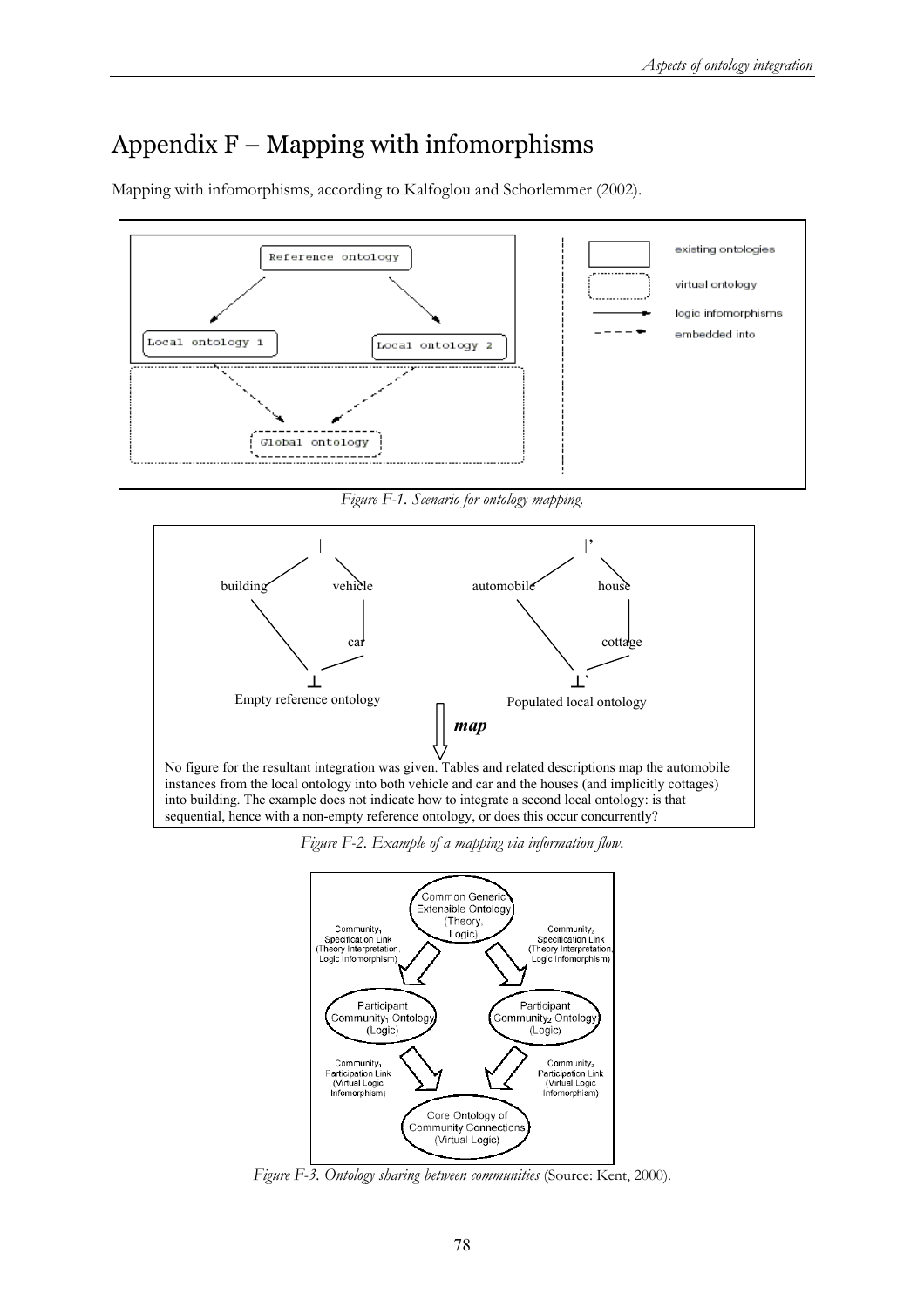# Appendix F – Mapping with infomorphisms

Mapping with infomorphisms, according to Kalfoglou and Schorlemmer (2002).

*Figure F-1. Scenario for ontology mapping.*

No figure for the resultant integration was given. Tables and related descriptions map the automobile instances from the local ontology into both vehicle and car and the houses (and implicitly cottages) into building. The example does not indicate how to integrate a second local ontology: is that sequential, hence with a non-empty reference ontology, or does this occur concurrently?

*Figure F-2. Example of a mapping via information flow.*

*Figure F-3. Ontology sharing between communities* (Source: Kent, 2000).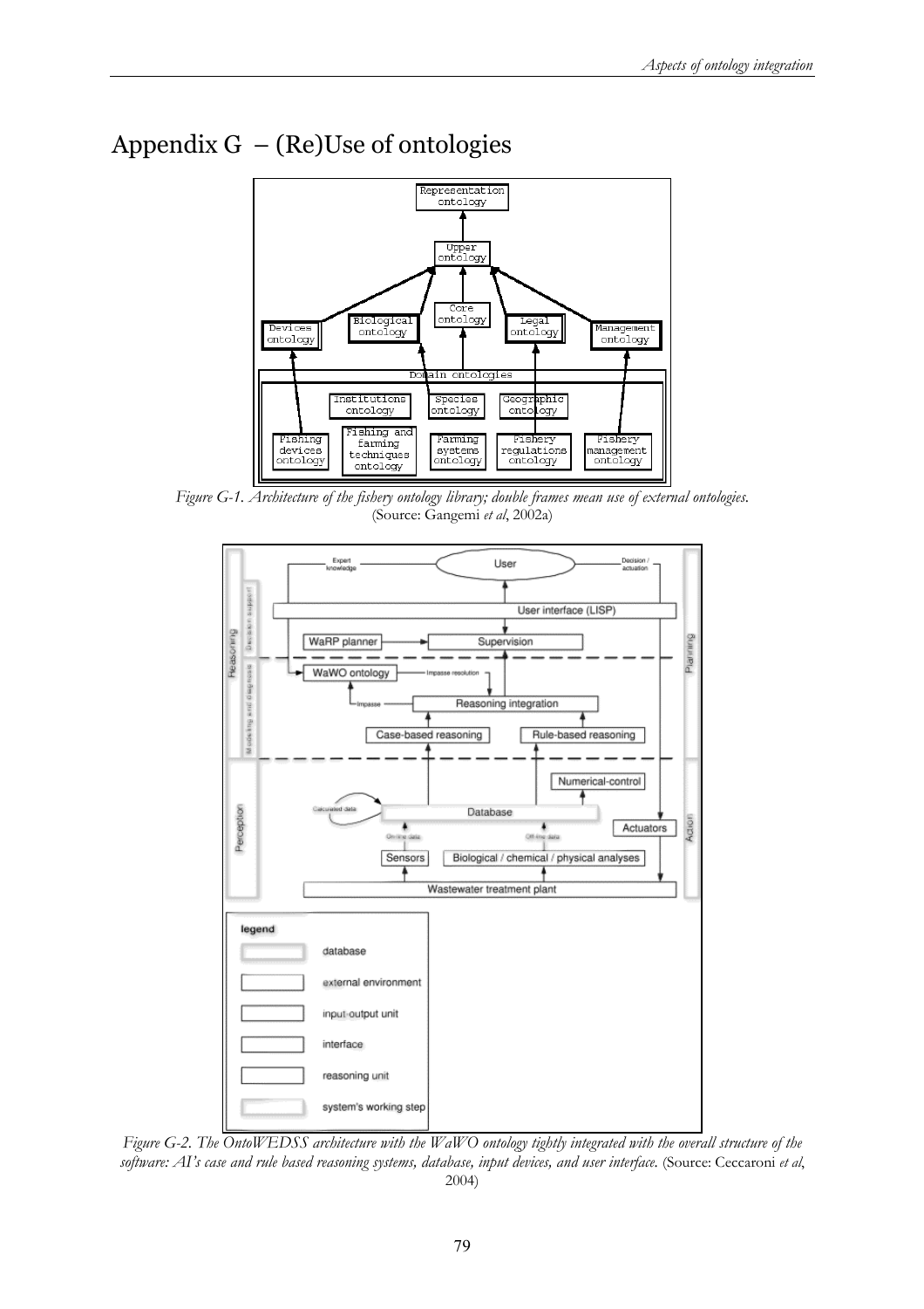# Appendix G – (Re)Use of ontologies

*Figure G-1. Architecture of the fishery ontology library; double frames mean use of external ontologies.* (Source: Gangemi *et al*, 2002a)

*Figure G-2. The OntoWEDSS architecture with the WaWO ontology tightly integrated with the overall structure of the software: AI's case and rule based reasoning systems, database, input devices, and user interface.* (Source: Ceccaroni *et al*, 2004)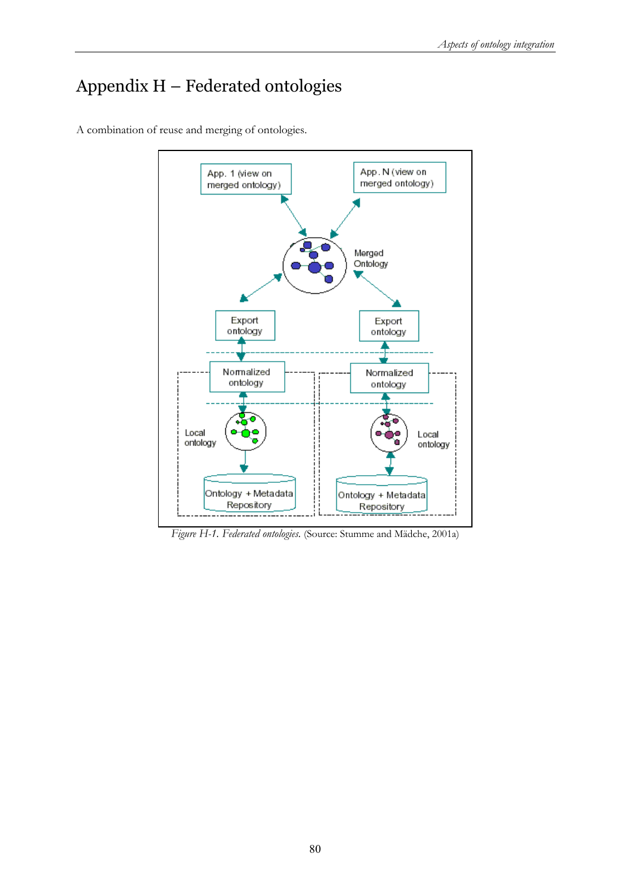# Appendix H – Federated ontologies

A combination of reuse and merging of ontologies.

App. 1 (view on merged ontology)

App. N (view on merged ontology)

Merged Ontology

Export ontology

Export ontology

Normalized ontology

Normalized ontology

Local ontology

Local ontology

Ontology + Metadata Repository

Ontology + Metadata Repository

*Figure H-1. Federated ontologies.* (Source: Stumme and Mädche, 2001a)